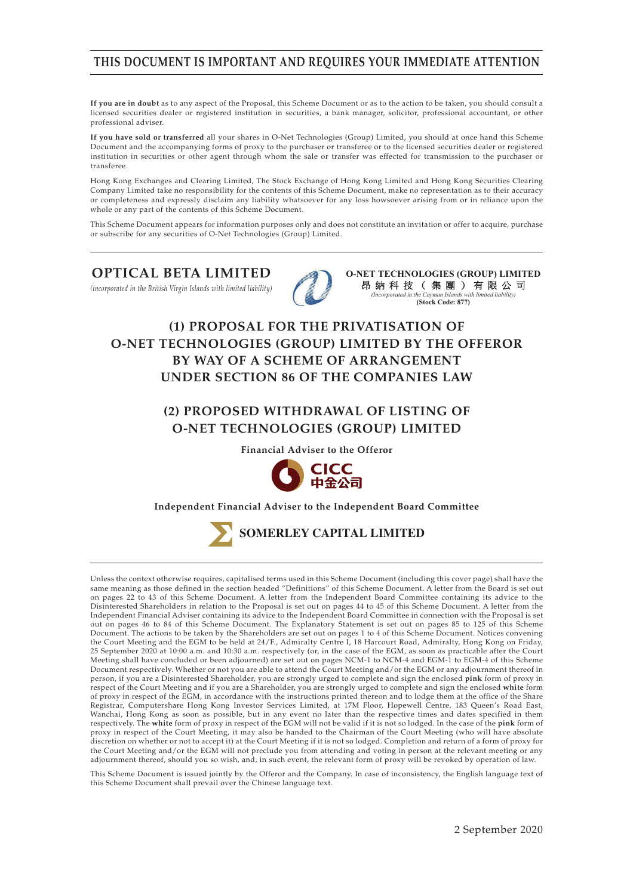# THIS DOCUMENT IS IMPORTANT AND REQUIRES YOUR IMMEDIATE ATTENTION

**If you are in doubt** as to any aspect of the Proposal, this Scheme Document or as to the action to be taken, you should consult a licensed securities dealer or registered institution in securities, a bank manager, solicitor, professional accountant, or other professional adviser.

**If you have sold or transferred** all your shares in O-Net Technologies (Group) Limited, you should at once hand this Scheme Document and the accompanying forms of proxy to the purchaser or transferee or to the licensed securities dealer or registered institution in securities or other agent through whom the sale or transfer was effected for transmission to the purchaser or transferee.

Hong Kong Exchanges and Clearing Limited, The Stock Exchange of Hong Kong Limited and Hong Kong Securities Clearing Company Limited take no responsibility for the contents of this Scheme Document, make no representation as to their accuracy or completeness and expressly disclaim any liability whatsoever for any loss howsoever arising from or in reliance upon the whole or any part of the contents of this Scheme Document.

This Scheme Document appears for information purposes only and does not constitute an invitation or offer to acquire, purchase or subscribe for any securities of O-Net Technologies (Group) Limited.

**OPTICAL BETA LIMITED**
*(incorporated in the British Virgin Islands with limited liability)*

**O-NET TECHNOLOGIES (GROUP) LIMITED**
**昂納科技（集團）有限公司**
*(Incorporated in the Cayman Islands with limited liability)*
**(Stock Code: 877)**

## (1) PROPOSAL FOR THE PRIVATISATION OF O-NET TECHNOLOGIES (GROUP) LIMITED BY THE OFFEROR BY WAY OF A SCHEME OF ARRANGEMENT UNDER SECTION 86 OF THE COMPANIES LAW

## (2) PROPOSED WITHDRAWAL OF LISTING OF O-NET TECHNOLOGIES (GROUP) LIMITED

**Financial Adviser to the Offeror**

CICC 中金公司

**Independent Financial Adviser to the Independent Board Committee**

SOMERLEY CAPITAL LIMITED

Unless the context otherwise requires, capitalised terms used in this Scheme Document (including this cover page) shall have the same meaning as those defined in the section headed "Definitions" of this Scheme Document. A letter from the Board is set out on pages 22 to 43 of this Scheme Document. A letter from the Independent Board Committee containing its advice to the Disinterested Shareholders in relation to the Proposal is set out on pages 44 to 45 of this Scheme Document. A letter from the Independent Financial Adviser containing its advice to the Independent Board Committee in connection with the Proposal is set out on pages 46 to 84 of this Scheme Document. The Explanatory Statement is set out on pages 85 to 125 of this Scheme Document. The actions to be taken by the Shareholders are set out on pages 1 to 4 of this Scheme Document. Notices convening the Court Meeting and the EGM to be held at 24/F., Admiralty Centre I, 18 Harcourt Road, Admiralty, Hong Kong on Friday, 25 September 2020 at 10:00 a.m. and 10:30 a.m. respectively (or, in the case of the EGM, as soon as practicable after the Court Meeting shall have concluded or been adjourned) are set out on pages NCM-1 to NCM-4 and EGM-1 to EGM-4 of this Scheme Document respectively. Whether or not you are able to attend the Court Meeting and/or the EGM or any adjournment thereof in person, if you are a Disinterested Shareholder, you are strongly urged to complete and sign the enclosed **pink** form of proxy in respect of the Court Meeting and if you are a Shareholder, you are strongly urged to complete and sign the enclosed **white** form of proxy in respect of the EGM, in accordance with the instructions printed thereon and to lodge them at the office of the Share Registrar, Computershare Hong Kong Investor Services Limited, at 17M Floor, Hopewell Centre, 183 Queen's Road East, Wanchai, Hong Kong as soon as possible, but in any event no later than the respective times and dates specified in them respectively. The **white** form of proxy in respect of the EGM will not be valid if it is not so lodged. In the case of the **pink** form of proxy in respect of the Court Meeting, it may also be handed to the Chairman of the Court Meeting (who will have absolute discretion on whether or not to accept it) at the Court Meeting if it is not so lodged. Completion and return of a form of proxy for the Court Meeting and/or the EGM will not preclude you from attending and voting in person at the relevant meeting or any adjournment thereof, should you so wish, and, in such event, the relevant form of proxy will be revoked by operation of law.

This Scheme Document is issued jointly by the Offeror and the Company. In case of inconsistency, the English language text of this Scheme Document shall prevail over the Chinese language text.

2 September 2020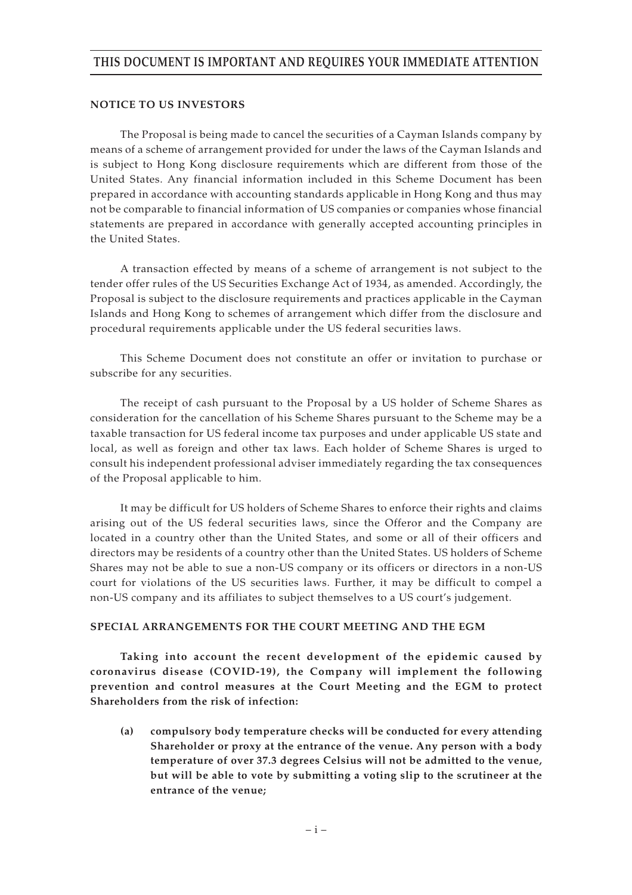**NOTICE TO US INVESTORS**

The Proposal is being made to cancel the securities of a Cayman Islands company by means of a scheme of arrangement provided for under the laws of the Cayman Islands and is subject to Hong Kong disclosure requirements which are different from those of the United States. Any financial information included in this Scheme Document has been prepared in accordance with accounting standards applicable in Hong Kong and thus may not be comparable to financial information of US companies or companies whose financial statements are prepared in accordance with generally accepted accounting principles in the United States.

A transaction effected by means of a scheme of arrangement is not subject to the tender offer rules of the US Securities Exchange Act of 1934, as amended. Accordingly, the Proposal is subject to the disclosure requirements and practices applicable in the Cayman Islands and Hong Kong to schemes of arrangement which differ from the disclosure and procedural requirements applicable under the US federal securities laws.

This Scheme Document does not constitute an offer or invitation to purchase or subscribe for any securities.

The receipt of cash pursuant to the Proposal by a US holder of Scheme Shares as consideration for the cancellation of his Scheme Shares pursuant to the Scheme may be a taxable transaction for US federal income tax purposes and under applicable US state and local, as well as foreign and other tax laws. Each holder of Scheme Shares is urged to consult his independent professional adviser immediately regarding the tax consequences of the Proposal applicable to him.

It may be difficult for US holders of Scheme Shares to enforce their rights and claims arising out of the US federal securities laws, since the Offeror and the Company are located in a country other than the United States, and some or all of their officers and directors may be residents of a country other than the United States. US holders of Scheme Shares may not be able to sue a non-US company or its officers or directors in a non-US court for violations of the US securities laws. Further, it may be difficult to compel a non-US company and its affiliates to subject themselves to a US court's judgement.

**SPECIAL ARRANGEMENTS FOR THE COURT MEETING AND THE EGM**

**Taking into account the recent development of the epidemic caused by coronavirus disease (COVID-19), the Company will implement the following prevention and control measures at the Court Meeting and the EGM to protect Shareholders from the risk of infection:**

**(a) compulsory body temperature checks will be conducted for every attending Shareholder or proxy at the entrance of the venue. Any person with a body temperature of over 37.3 degrees Celsius will not be admitted to the venue, but will be able to vote by submitting a voting slip to the scrutineer at the entrance of the venue;**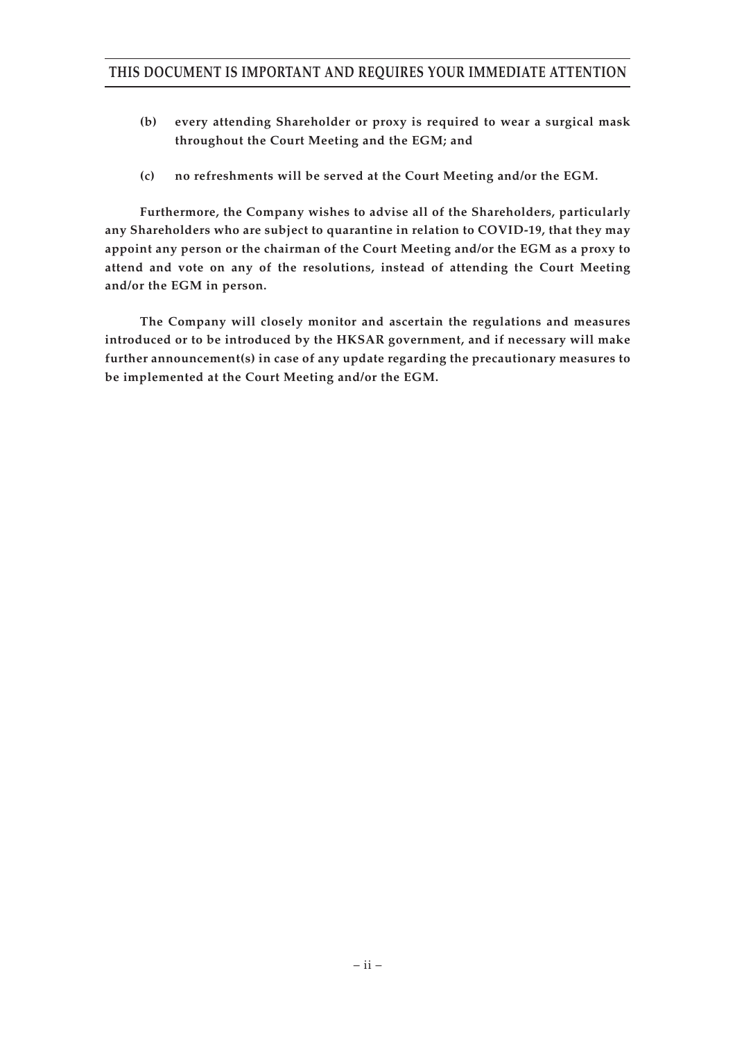**(b) every attending Shareholder or proxy is required to wear a surgical mask throughout the Court Meeting and the EGM; and**

**(c) no refreshments will be served at the Court Meeting and/or the EGM.**

**Furthermore, the Company wishes to advise all of the Shareholders, particularly any Shareholders who are subject to quarantine in relation to COVID-19, that they may appoint any person or the chairman of the Court Meeting and/or the EGM as a proxy to attend and vote on any of the resolutions, instead of attending the Court Meeting and/or the EGM in person.**

**The Company will closely monitor and ascertain the regulations and measures introduced or to be introduced by the HKSAR government, and if necessary will make further announcement(s) in case of any update regarding the precautionary measures to be implemented at the Court Meeting and/or the EGM.**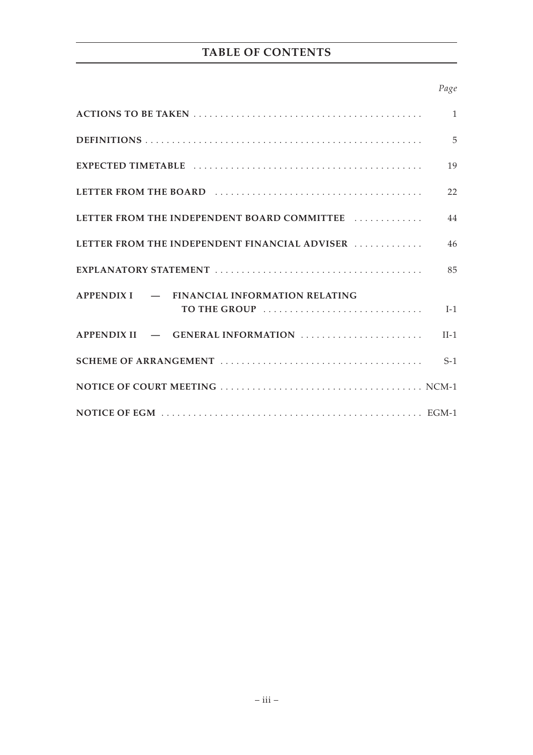# TABLE OF CONTENTS

| | *Page* |
|---|---|
| **ACTIONS TO BE TAKEN** | 1 |
| **DEFINITIONS** | 5 |
| **EXPECTED TIMETABLE** | 19 |
| **LETTER FROM THE BOARD** | 22 |
| **LETTER FROM THE INDEPENDENT BOARD COMMITTEE** | 44 |
| **LETTER FROM THE INDEPENDENT FINANCIAL ADVISER** | 46 |
| **EXPLANATORY STATEMENT** | 85 |
| **APPENDIX I — FINANCIAL INFORMATION RELATING TO THE GROUP** | I-1 |
| **APPENDIX II — GENERAL INFORMATION** | II-1 |
| **SCHEME OF ARRANGEMENT** | S-1 |
| **NOTICE OF COURT MEETING** | NCM-1 |
| **NOTICE OF EGM** | EGM-1 |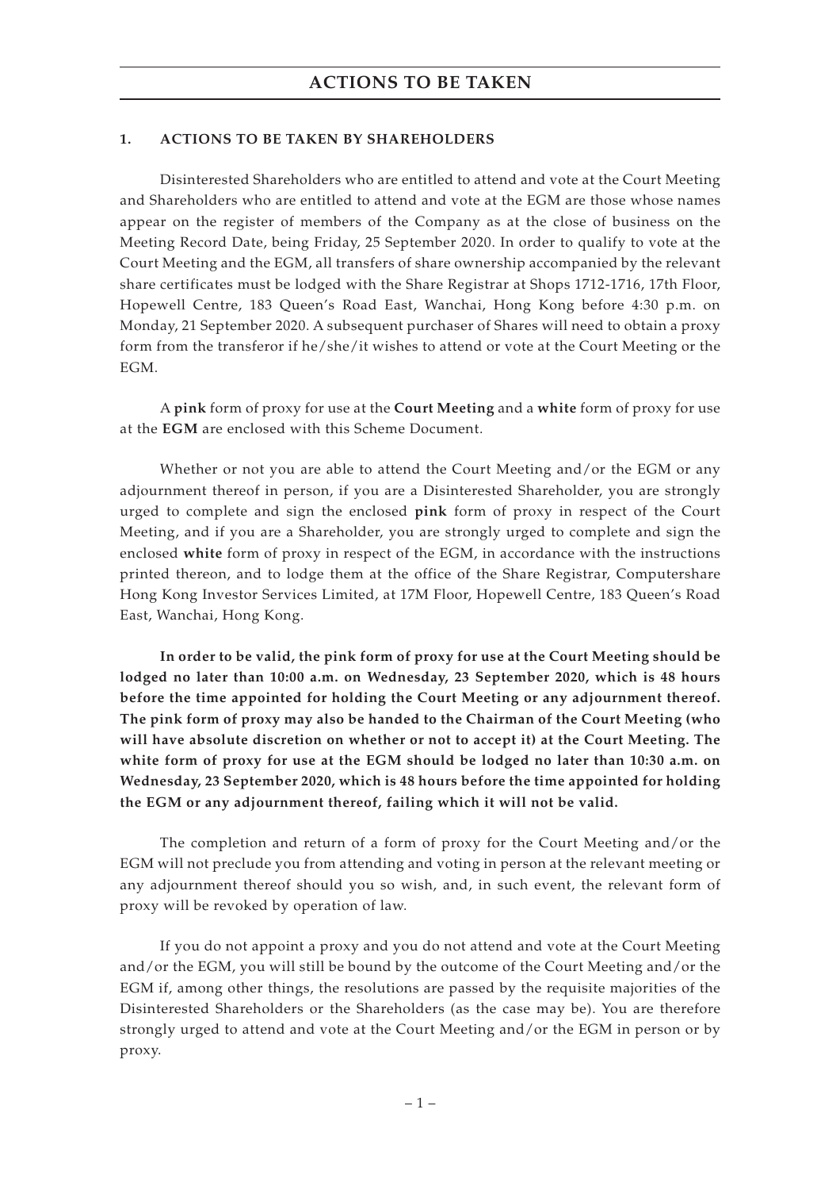# ACTIONS TO BE TAKEN

## 1. ACTIONS TO BE TAKEN BY SHAREHOLDERS

Disinterested Shareholders who are entitled to attend and vote at the Court Meeting and Shareholders who are entitled to attend and vote at the EGM are those whose names appear on the register of members of the Company as at the close of business on the Meeting Record Date, being Friday, 25 September 2020. In order to qualify to vote at the Court Meeting and the EGM, all transfers of share ownership accompanied by the relevant share certificates must be lodged with the Share Registrar at Shops 1712-1716, 17th Floor, Hopewell Centre, 183 Queen's Road East, Wanchai, Hong Kong before 4:30 p.m. on Monday, 21 September 2020. A subsequent purchaser of Shares will need to obtain a proxy form from the transferor if he/she/it wishes to attend or vote at the Court Meeting or the EGM.

A **pink** form of proxy for use at the **Court Meeting** and a **white** form of proxy for use at the **EGM** are enclosed with this Scheme Document.

Whether or not you are able to attend the Court Meeting and/or the EGM or any adjournment thereof in person, if you are a Disinterested Shareholder, you are strongly urged to complete and sign the enclosed **pink** form of proxy in respect of the Court Meeting, and if you are a Shareholder, you are strongly urged to complete and sign the enclosed **white** form of proxy in respect of the EGM, in accordance with the instructions printed thereon, and to lodge them at the office of the Share Registrar, Computershare Hong Kong Investor Services Limited, at 17M Floor, Hopewell Centre, 183 Queen's Road East, Wanchai, Hong Kong.

**In order to be valid, the pink form of proxy for use at the Court Meeting should be lodged no later than 10:00 a.m. on Wednesday, 23 September 2020, which is 48 hours before the time appointed for holding the Court Meeting or any adjournment thereof. The pink form of proxy may also be handed to the Chairman of the Court Meeting (who will have absolute discretion on whether or not to accept it) at the Court Meeting. The white form of proxy for use at the EGM should be lodged no later than 10:30 a.m. on Wednesday, 23 September 2020, which is 48 hours before the time appointed for holding the EGM or any adjournment thereof, failing which it will not be valid.**

The completion and return of a form of proxy for the Court Meeting and/or the EGM will not preclude you from attending and voting in person at the relevant meeting or any adjournment thereof should you so wish, and, in such event, the relevant form of proxy will be revoked by operation of law.

If you do not appoint a proxy and you do not attend and vote at the Court Meeting and/or the EGM, you will still be bound by the outcome of the Court Meeting and/or the EGM if, among other things, the resolutions are passed by the requisite majorities of the Disinterested Shareholders or the Shareholders (as the case may be). You are therefore strongly urged to attend and vote at the Court Meeting and/or the EGM in person or by proxy.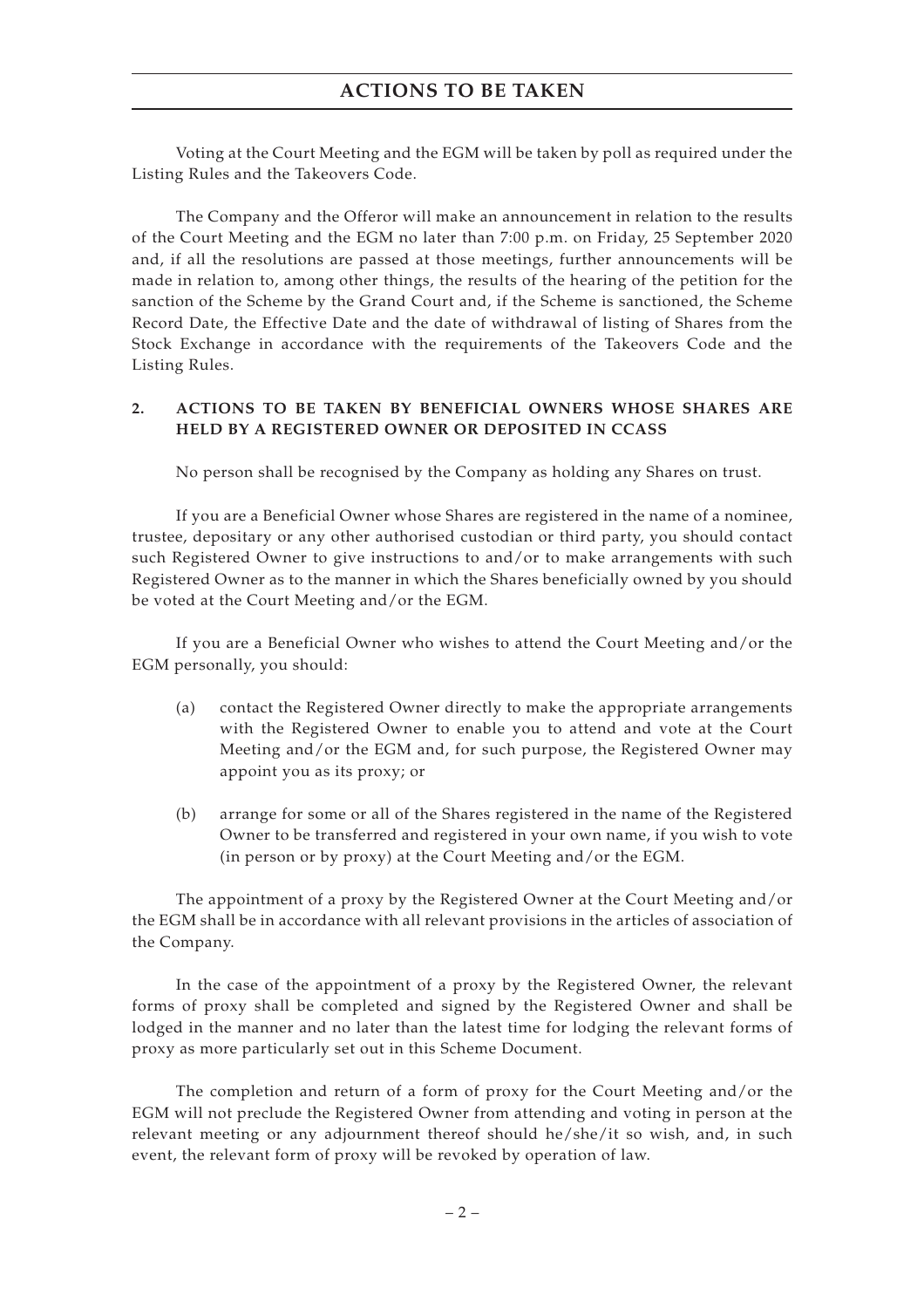Voting at the Court Meeting and the EGM will be taken by poll as required under the Listing Rules and the Takeovers Code.

The Company and the Offeror will make an announcement in relation to the results of the Court Meeting and the EGM no later than 7:00 p.m. on Friday, 25 September 2020 and, if all the resolutions are passed at those meetings, further announcements will be made in relation to, among other things, the results of the hearing of the petition for the sanction of the Scheme by the Grand Court and, if the Scheme is sanctioned, the Scheme Record Date, the Effective Date and the date of withdrawal of listing of Shares from the Stock Exchange in accordance with the requirements of the Takeovers Code and the Listing Rules.

## 2. ACTIONS TO BE TAKEN BY BENEFICIAL OWNERS WHOSE SHARES ARE HELD BY A REGISTERED OWNER OR DEPOSITED IN CCASS

No person shall be recognised by the Company as holding any Shares on trust.

If you are a Beneficial Owner whose Shares are registered in the name of a nominee, trustee, depositary or any other authorised custodian or third party, you should contact such Registered Owner to give instructions to and/or to make arrangements with such Registered Owner as to the manner in which the Shares beneficially owned by you should be voted at the Court Meeting and/or the EGM.

If you are a Beneficial Owner who wishes to attend the Court Meeting and/or the EGM personally, you should:

(a) contact the Registered Owner directly to make the appropriate arrangements with the Registered Owner to enable you to attend and vote at the Court Meeting and/or the EGM and, for such purpose, the Registered Owner may appoint you as its proxy; or

(b) arrange for some or all of the Shares registered in the name of the Registered Owner to be transferred and registered in your own name, if you wish to vote (in person or by proxy) at the Court Meeting and/or the EGM.

The appointment of a proxy by the Registered Owner at the Court Meeting and/or the EGM shall be in accordance with all relevant provisions in the articles of association of the Company.

In the case of the appointment of a proxy by the Registered Owner, the relevant forms of proxy shall be completed and signed by the Registered Owner and shall be lodged in the manner and no later than the latest time for lodging the relevant forms of proxy as more particularly set out in this Scheme Document.

The completion and return of a form of proxy for the Court Meeting and/or the EGM will not preclude the Registered Owner from attending and voting in person at the relevant meeting or any adjournment thereof should he/she/it so wish, and, in such event, the relevant form of proxy will be revoked by operation of law.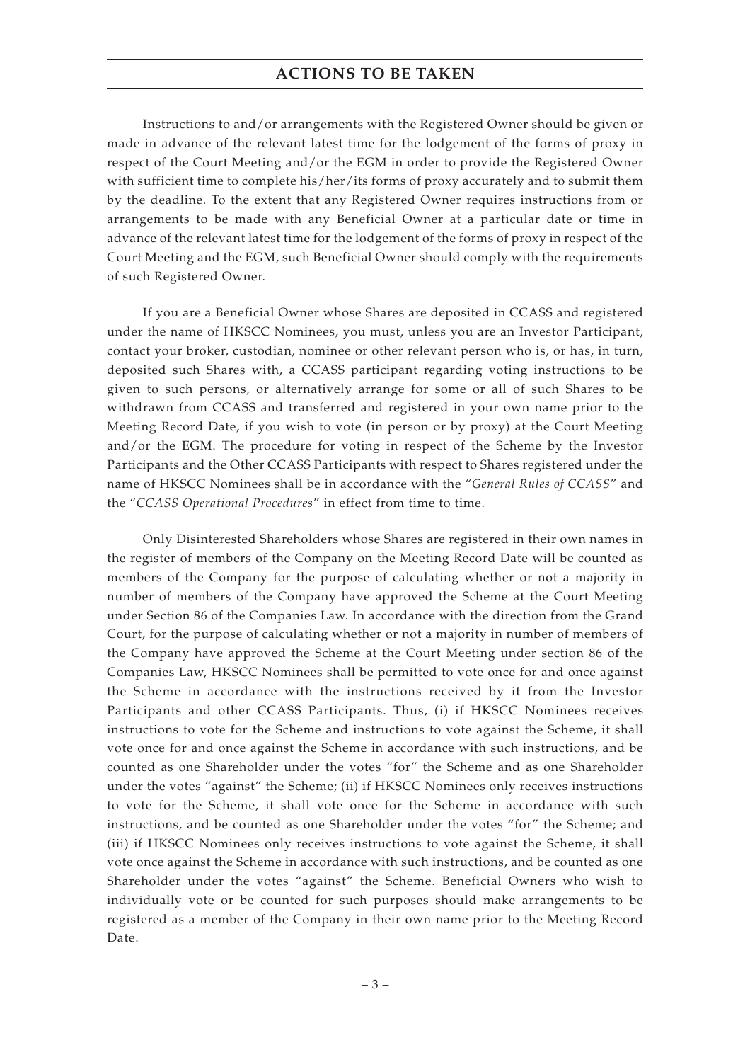Instructions to and/or arrangements with the Registered Owner should be given or made in advance of the relevant latest time for the lodgement of the forms of proxy in respect of the Court Meeting and/or the EGM in order to provide the Registered Owner with sufficient time to complete his/her/its forms of proxy accurately and to submit them by the deadline. To the extent that any Registered Owner requires instructions from or arrangements to be made with any Beneficial Owner at a particular date or time in advance of the relevant latest time for the lodgement of the forms of proxy in respect of the Court Meeting and the EGM, such Beneficial Owner should comply with the requirements of such Registered Owner.

If you are a Beneficial Owner whose Shares are deposited in CCASS and registered under the name of HKSCC Nominees, you must, unless you are an Investor Participant, contact your broker, custodian, nominee or other relevant person who is, or has, in turn, deposited such Shares with, a CCASS participant regarding voting instructions to be given to such persons, or alternatively arrange for some or all of such Shares to be withdrawn from CCASS and transferred and registered in your own name prior to the Meeting Record Date, if you wish to vote (in person or by proxy) at the Court Meeting and/or the EGM. The procedure for voting in respect of the Scheme by the Investor Participants and the Other CCASS Participants with respect to Shares registered under the name of HKSCC Nominees shall be in accordance with the "*General Rules of CCASS*" and the "*CCASS Operational Procedures*" in effect from time to time.

Only Disinterested Shareholders whose Shares are registered in their own names in the register of members of the Company on the Meeting Record Date will be counted as members of the Company for the purpose of calculating whether or not a majority in number of members of the Company have approved the Scheme at the Court Meeting under Section 86 of the Companies Law. In accordance with the direction from the Grand Court, for the purpose of calculating whether or not a majority in number of members of the Company have approved the Scheme at the Court Meeting under section 86 of the Companies Law, HKSCC Nominees shall be permitted to vote once for and once against the Scheme in accordance with the instructions received by it from the Investor Participants and other CCASS Participants. Thus, (i) if HKSCC Nominees receives instructions to vote for the Scheme and instructions to vote against the Scheme, it shall vote once for and once against the Scheme in accordance with such instructions, and be counted as one Shareholder under the votes "for" the Scheme and as one Shareholder under the votes "against" the Scheme; (ii) if HKSCC Nominees only receives instructions to vote for the Scheme, it shall vote once for the Scheme in accordance with such instructions, and be counted as one Shareholder under the votes "for" the Scheme; and (iii) if HKSCC Nominees only receives instructions to vote against the Scheme, it shall vote once against the Scheme in accordance with such instructions, and be counted as one Shareholder under the votes "against" the Scheme. Beneficial Owners who wish to individually vote or be counted for such purposes should make arrangements to be registered as a member of the Company in their own name prior to the Meeting Record Date.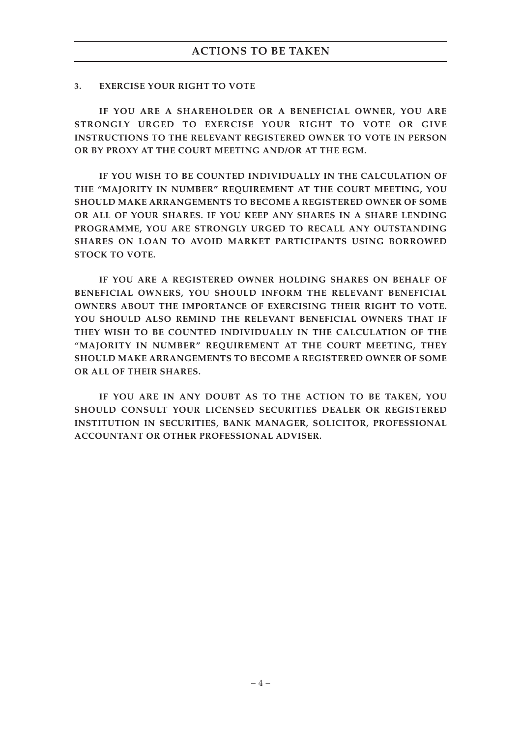## ACTIONS TO BE TAKEN

### 3. EXERCISE YOUR RIGHT TO VOTE

**IF YOU ARE A SHAREHOLDER OR A BENEFICIAL OWNER, YOU ARE STRONGLY URGED TO EXERCISE YOUR RIGHT TO VOTE OR GIVE INSTRUCTIONS TO THE RELEVANT REGISTERED OWNER TO VOTE IN PERSON OR BY PROXY AT THE COURT MEETING AND/OR AT THE EGM.**

**IF YOU WISH TO BE COUNTED INDIVIDUALLY IN THE CALCULATION OF THE "MAJORITY IN NUMBER" REQUIREMENT AT THE COURT MEETING, YOU SHOULD MAKE ARRANGEMENTS TO BECOME A REGISTERED OWNER OF SOME OR ALL OF YOUR SHARES. IF YOU KEEP ANY SHARES IN A SHARE LENDING PROGRAMME, YOU ARE STRONGLY URGED TO RECALL ANY OUTSTANDING SHARES ON LOAN TO AVOID MARKET PARTICIPANTS USING BORROWED STOCK TO VOTE.**

**IF YOU ARE A REGISTERED OWNER HOLDING SHARES ON BEHALF OF BENEFICIAL OWNERS, YOU SHOULD INFORM THE RELEVANT BENEFICIAL OWNERS ABOUT THE IMPORTANCE OF EXERCISING THEIR RIGHT TO VOTE. YOU SHOULD ALSO REMIND THE RELEVANT BENEFICIAL OWNERS THAT IF THEY WISH TO BE COUNTED INDIVIDUALLY IN THE CALCULATION OF THE "MAJORITY IN NUMBER" REQUIREMENT AT THE COURT MEETING, THEY SHOULD MAKE ARRANGEMENTS TO BECOME A REGISTERED OWNER OF SOME OR ALL OF THEIR SHARES.**

**IF YOU ARE IN ANY DOUBT AS TO THE ACTION TO BE TAKEN, YOU SHOULD CONSULT YOUR LICENSED SECURITIES DEALER OR REGISTERED INSTITUTION IN SECURITIES, BANK MANAGER, SOLICITOR, PROFESSIONAL ACCOUNTANT OR OTHER PROFESSIONAL ADVISER.**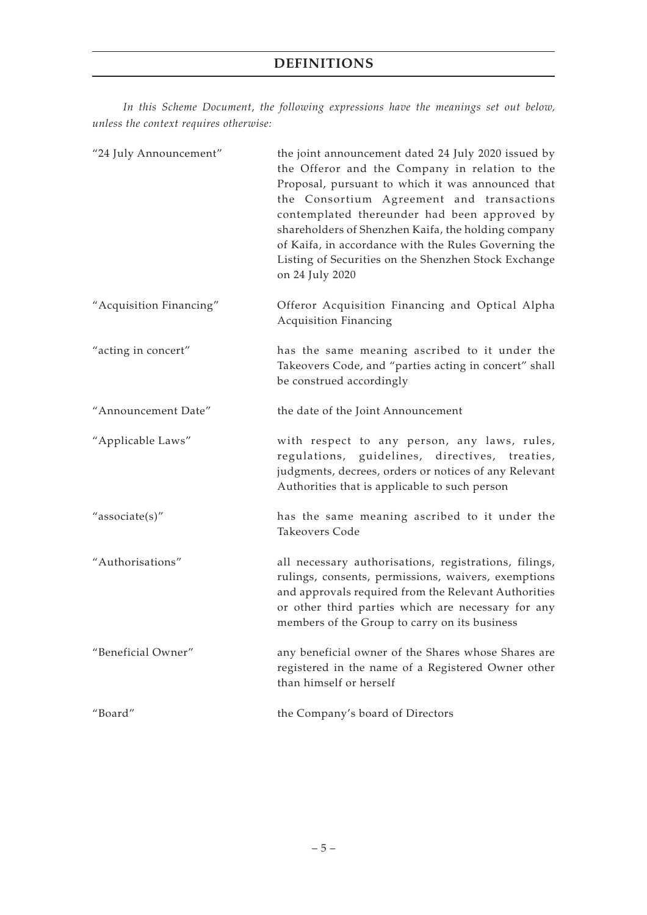# DEFINITIONS

*In this Scheme Document, the following expressions have the meanings set out below, unless the context requires otherwise:*

| | |
|---|---|
| "24 July Announcement" | the joint announcement dated 24 July 2020 issued by the Offeror and the Company in relation to the Proposal, pursuant to which it was announced that the Consortium Agreement and transactions contemplated thereunder had been approved by shareholders of Shenzhen Kaifa, the holding company of Kaifa, in accordance with the Rules Governing the Listing of Securities on the Shenzhen Stock Exchange on 24 July 2020 |
| "Acquisition Financing" | Offeror Acquisition Financing and Optical Alpha Acquisition Financing |
| "acting in concert" | has the same meaning ascribed to it under the Takeovers Code, and "parties acting in concert" shall be construed accordingly |
| "Announcement Date" | the date of the Joint Announcement |
| "Applicable Laws" | with respect to any person, any laws, rules, regulations, guidelines, directives, treaties, judgments, decrees, orders or notices of any Relevant Authorities that is applicable to such person |
| "associate(s)" | has the same meaning ascribed to it under the Takeovers Code |
| "Authorisations" | all necessary authorisations, registrations, filings, rulings, consents, permissions, waivers, exemptions and approvals required from the Relevant Authorities or other third parties which are necessary for any members of the Group to carry on its business |
| "Beneficial Owner" | any beneficial owner of the Shares whose Shares are registered in the name of a Registered Owner other than himself or herself |
| "Board" | the Company's board of Directors |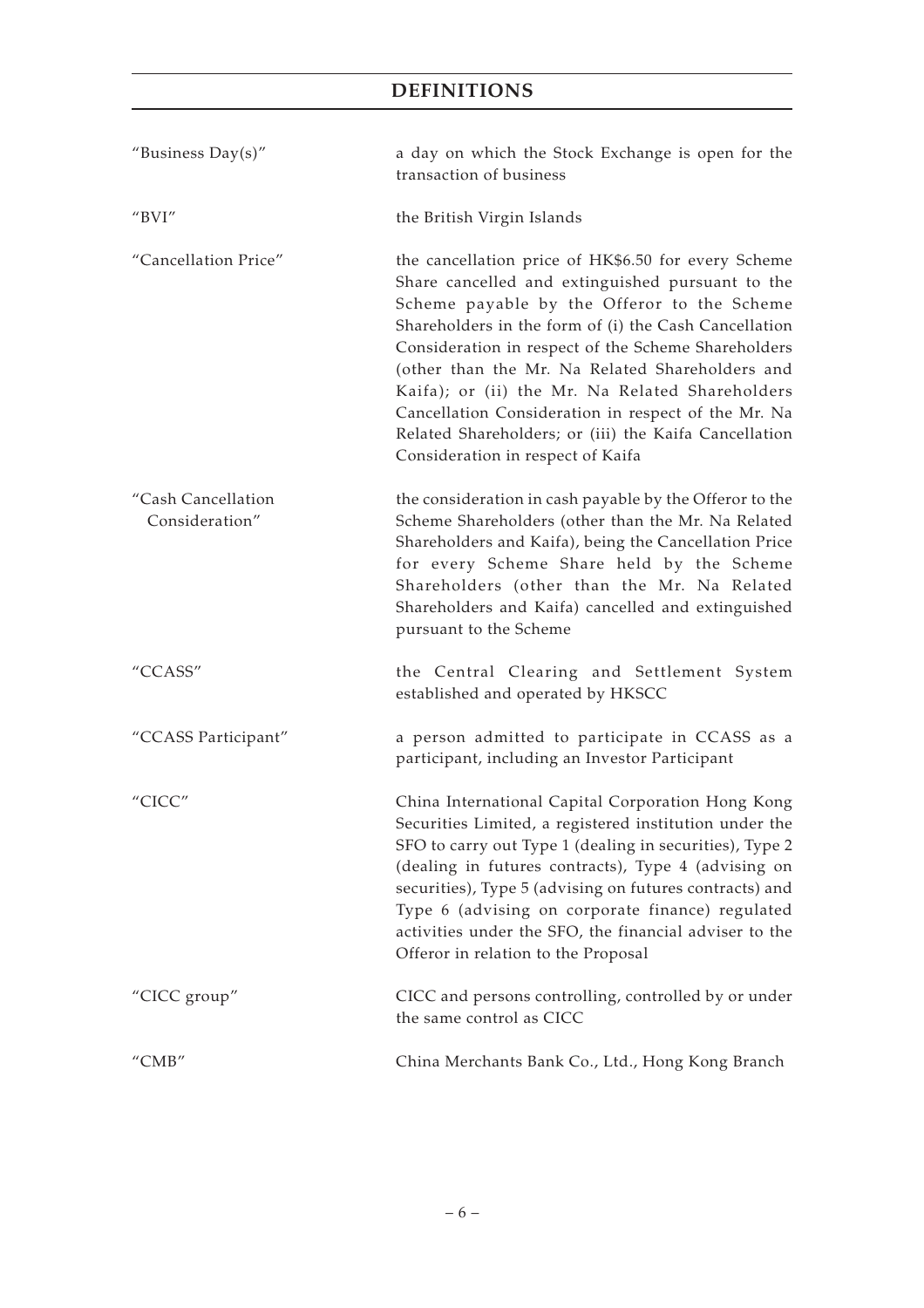# DEFINITIONS

| | |
|---|---|
| "Business Day(s)" | a day on which the Stock Exchange is open for the transaction of business |
| "BVI" | the British Virgin Islands |
| "Cancellation Price" | the cancellation price of HK$6.50 for every Scheme Share cancelled and extinguished pursuant to the Scheme payable by the Offeror to the Scheme Shareholders in the form of (i) the Cash Cancellation Consideration in respect of the Scheme Shareholders (other than the Mr. Na Related Shareholders and Kaifa); or (ii) the Mr. Na Related Shareholders Cancellation Consideration in respect of the Mr. Na Related Shareholders; or (iii) the Kaifa Cancellation Consideration in respect of Kaifa |
| "Cash Cancellation Consideration" | the consideration in cash payable by the Offeror to the Scheme Shareholders (other than the Mr. Na Related Shareholders and Kaifa), being the Cancellation Price for every Scheme Share held by the Scheme Shareholders (other than the Mr. Na Related Shareholders and Kaifa) cancelled and extinguished pursuant to the Scheme |
| "CCASS" | the Central Clearing and Settlement System established and operated by HKSCC |
| "CCASS Participant" | a person admitted to participate in CCASS as a participant, including an Investor Participant |
| "CICC" | China International Capital Corporation Hong Kong Securities Limited, a registered institution under the SFO to carry out Type 1 (dealing in securities), Type 2 (dealing in futures contracts), Type 4 (advising on securities), Type 5 (advising on futures contracts) and Type 6 (advising on corporate finance) regulated activities under the SFO, the financial adviser to the Offeror in relation to the Proposal |
| "CICC group" | CICC and persons controlling, controlled by or under the same control as CICC |
| "CMB" | China Merchants Bank Co., Ltd., Hong Kong Branch |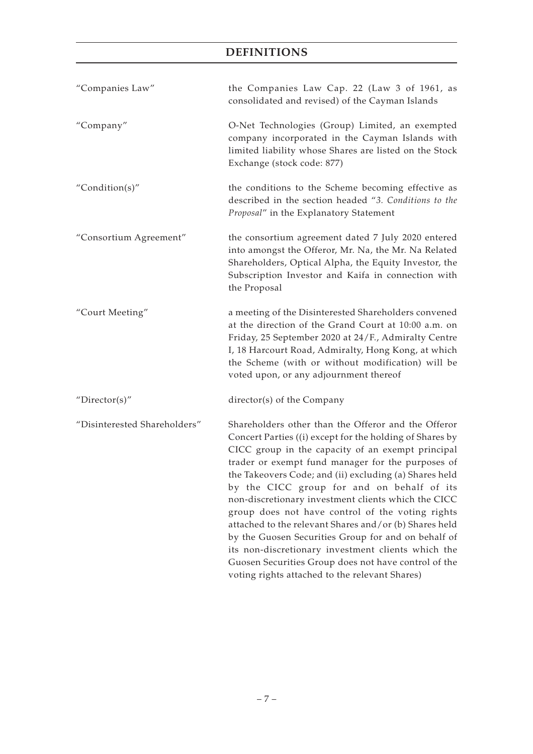# DEFINITIONS

| | |
|---|---|
| "Companies Law" | the Companies Law Cap. 22 (Law 3 of 1961, as consolidated and revised) of the Cayman Islands |
| "Company" | O-Net Technologies (Group) Limited, an exempted company incorporated in the Cayman Islands with limited liability whose Shares are listed on the Stock Exchange (stock code: 877) |
| "Condition(s)" | the conditions to the Scheme becoming effective as described in the section headed "*3. Conditions to the Proposal*" in the Explanatory Statement |
| "Consortium Agreement" | the consortium agreement dated 7 July 2020 entered into amongst the Offeror, Mr. Na, the Mr. Na Related Shareholders, Optical Alpha, the Equity Investor, the Subscription Investor and Kaifa in connection with the Proposal |
| "Court Meeting" | a meeting of the Disinterested Shareholders convened at the direction of the Grand Court at 10:00 a.m. on Friday, 25 September 2020 at 24/F., Admiralty Centre I, 18 Harcourt Road, Admiralty, Hong Kong, at which the Scheme (with or without modification) will be voted upon, or any adjournment thereof |
| "Director(s)" | director(s) of the Company |
| "Disinterested Shareholders" | Shareholders other than the Offeror and the Offeror Concert Parties ((i) except for the holding of Shares by CICC group in the capacity of an exempt principal trader or exempt fund manager for the purposes of the Takeovers Code; and (ii) excluding (a) Shares held by the CICC group for and on behalf of its non-discretionary investment clients which the CICC group does not have control of the voting rights attached to the relevant Shares and/or (b) Shares held by the Guosen Securities Group for and on behalf of its non-discretionary investment clients which the Guosen Securities Group does not have control of the voting rights attached to the relevant Shares) |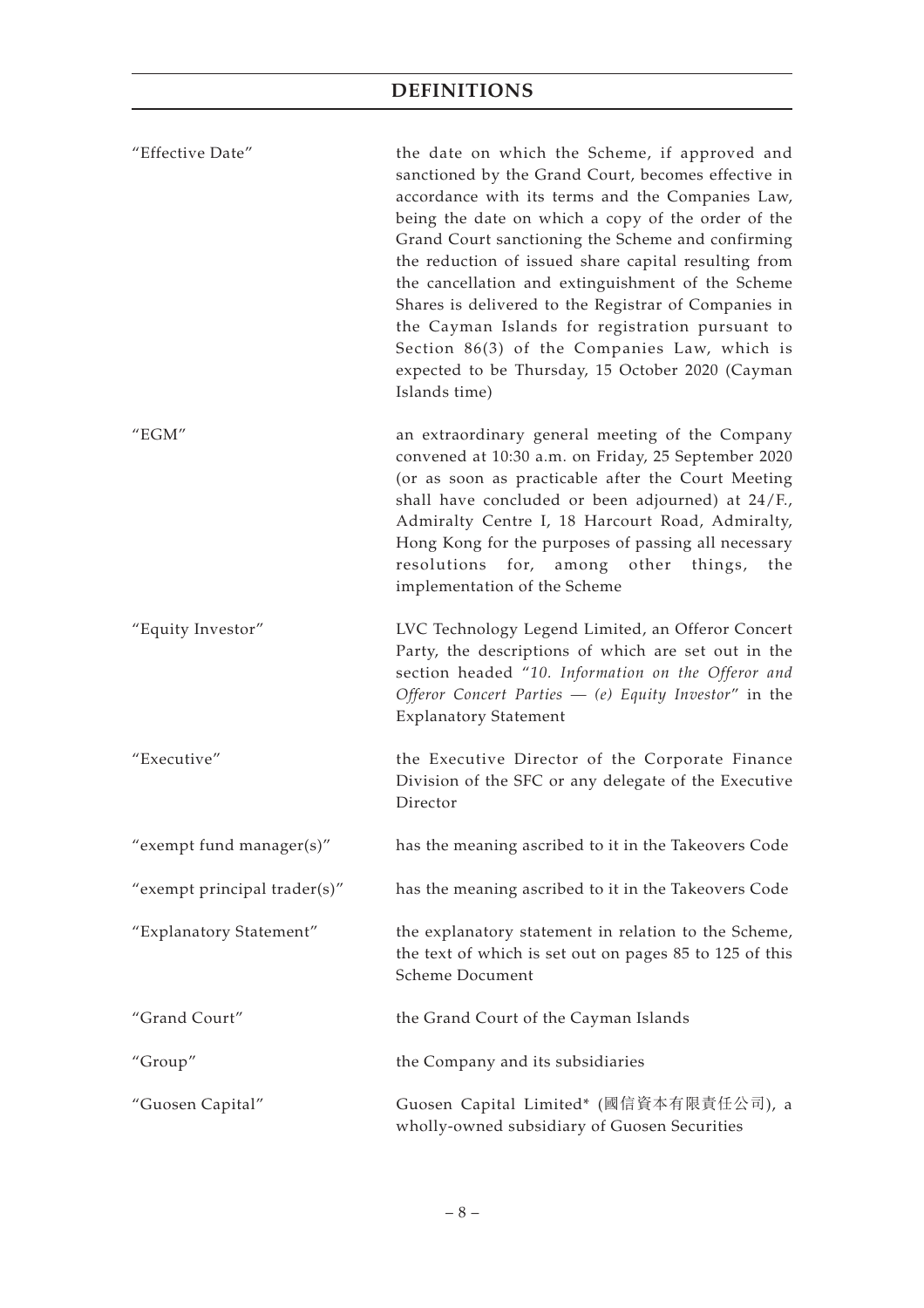# DEFINITIONS

| | |
|---|---|
| "Effective Date" | the date on which the Scheme, if approved and sanctioned by the Grand Court, becomes effective in accordance with its terms and the Companies Law, being the date on which a copy of the order of the Grand Court sanctioning the Scheme and confirming the reduction of issued share capital resulting from the cancellation and extinguishment of the Scheme Shares is delivered to the Registrar of Companies in the Cayman Islands for registration pursuant to Section 86(3) of the Companies Law, which is expected to be Thursday, 15 October 2020 (Cayman Islands time) |
| "EGM" | an extraordinary general meeting of the Company convened at 10:30 a.m. on Friday, 25 September 2020 (or as soon as practicable after the Court Meeting shall have concluded or been adjourned) at 24/F., Admiralty Centre I, 18 Harcourt Road, Admiralty, Hong Kong for the purposes of passing all necessary resolutions for, among other things, the implementation of the Scheme |
| "Equity Investor" | LVC Technology Legend Limited, an Offeror Concert Party, the descriptions of which are set out in the section headed "*10. Information on the Offeror and Offeror Concert Parties — (e) Equity Investor*" in the Explanatory Statement |
| "Executive" | the Executive Director of the Corporate Finance Division of the SFC or any delegate of the Executive Director |
| "exempt fund manager(s)" | has the meaning ascribed to it in the Takeovers Code |
| "exempt principal trader(s)" | has the meaning ascribed to it in the Takeovers Code |
| "Explanatory Statement" | the explanatory statement in relation to the Scheme, the text of which is set out on pages 85 to 125 of this Scheme Document |
| "Grand Court" | the Grand Court of the Cayman Islands |
| "Group" | the Company and its subsidiaries |
| "Guosen Capital" | Guosen Capital Limited* (國信資本有限責任公司), a wholly-owned subsidiary of Guosen Securities |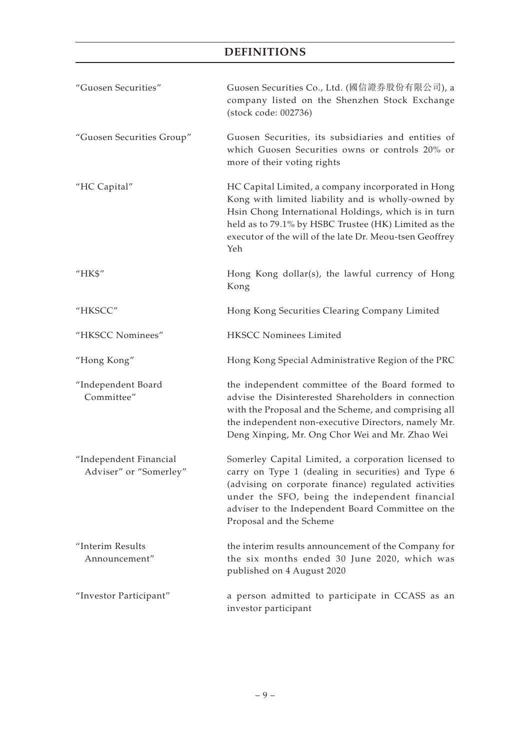# DEFINITIONS

| | |
|---|---|
| "Guosen Securities" | Guosen Securities Co., Ltd. (國信證券股份有限公司), a company listed on the Shenzhen Stock Exchange (stock code: 002736) |
| "Guosen Securities Group" | Guosen Securities, its subsidiaries and entities of which Guosen Securities owns or controls 20% or more of their voting rights |
| "HC Capital" | HC Capital Limited, a company incorporated in Hong Kong with limited liability and is wholly-owned by Hsin Chong International Holdings, which is in turn held as to 79.1% by HSBC Trustee (HK) Limited as the executor of the will of the late Dr. Meou-tsen Geoffrey Yeh |
| "HK$" | Hong Kong dollar(s), the lawful currency of Hong Kong |
| "HKSCC" | Hong Kong Securities Clearing Company Limited |
| "HKSCC Nominees" | HKSCC Nominees Limited |
| "Hong Kong" | Hong Kong Special Administrative Region of the PRC |
| "Independent Board Committee" | the independent committee of the Board formed to advise the Disinterested Shareholders in connection with the Proposal and the Scheme, and comprising all the independent non-executive Directors, namely Mr. Deng Xinping, Mr. Ong Chor Wei and Mr. Zhao Wei |
| "Independent Financial Adviser" or "Somerley" | Somerley Capital Limited, a corporation licensed to carry on Type 1 (dealing in securities) and Type 6 (advising on corporate finance) regulated activities under the SFO, being the independent financial adviser to the Independent Board Committee on the Proposal and the Scheme |
| "Interim Results Announcement" | the interim results announcement of the Company for the six months ended 30 June 2020, which was published on 4 August 2020 |
| "Investor Participant" | a person admitted to participate in CCASS as an investor participant |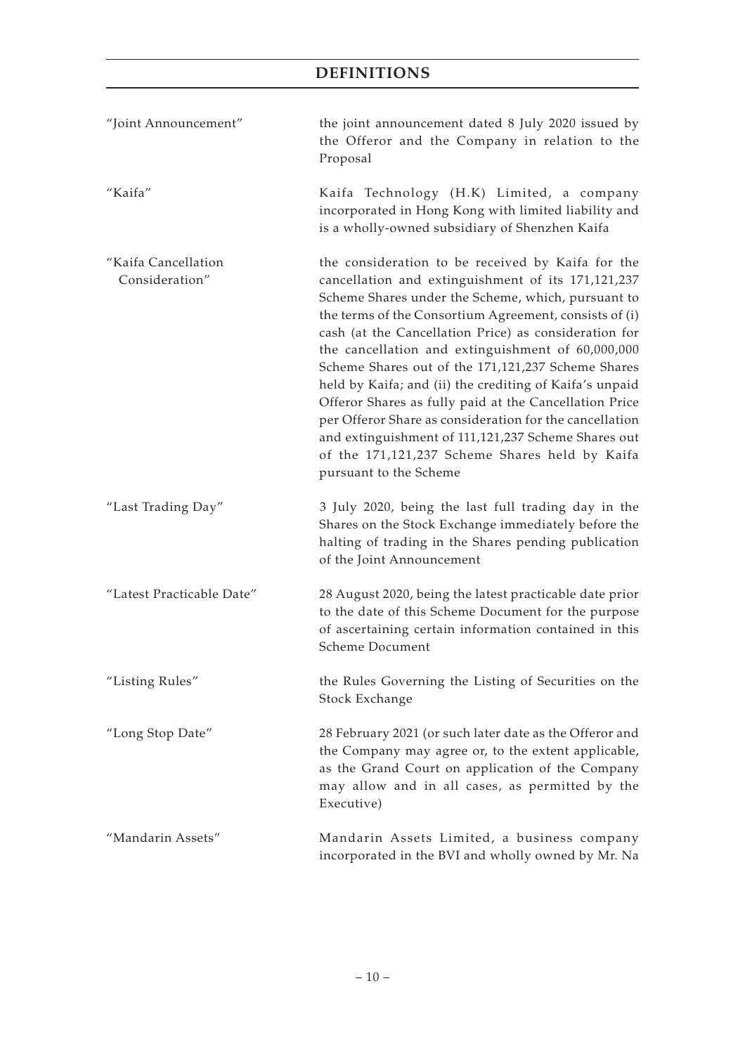# DEFINITIONS

| | |
|---|---|
| "Joint Announcement" | the joint announcement dated 8 July 2020 issued by the Offeror and the Company in relation to the Proposal |
| "Kaifa" | Kaifa Technology (H.K) Limited, a company incorporated in Hong Kong with limited liability and is a wholly-owned subsidiary of Shenzhen Kaifa |
| "Kaifa Cancellation Consideration" | the consideration to be received by Kaifa for the cancellation and extinguishment of its 171,121,237 Scheme Shares under the Scheme, which, pursuant to the terms of the Consortium Agreement, consists of (i) cash (at the Cancellation Price) as consideration for the cancellation and extinguishment of 60,000,000 Scheme Shares out of the 171,121,237 Scheme Shares held by Kaifa; and (ii) the crediting of Kaifa's unpaid Offeror Shares as fully paid at the Cancellation Price per Offeror Share as consideration for the cancellation and extinguishment of 111,121,237 Scheme Shares out of the 171,121,237 Scheme Shares held by Kaifa pursuant to the Scheme |
| "Last Trading Day" | 3 July 2020, being the last full trading day in the Shares on the Stock Exchange immediately before the halting of trading in the Shares pending publication of the Joint Announcement |
| "Latest Practicable Date" | 28 August 2020, being the latest practicable date prior to the date of this Scheme Document for the purpose of ascertaining certain information contained in this Scheme Document |
| "Listing Rules" | the Rules Governing the Listing of Securities on the Stock Exchange |
| "Long Stop Date" | 28 February 2021 (or such later date as the Offeror and the Company may agree or, to the extent applicable, as the Grand Court on application of the Company may allow and in all cases, as permitted by the Executive) |
| "Mandarin Assets" | Mandarin Assets Limited, a business company incorporated in the BVI and wholly owned by Mr. Na |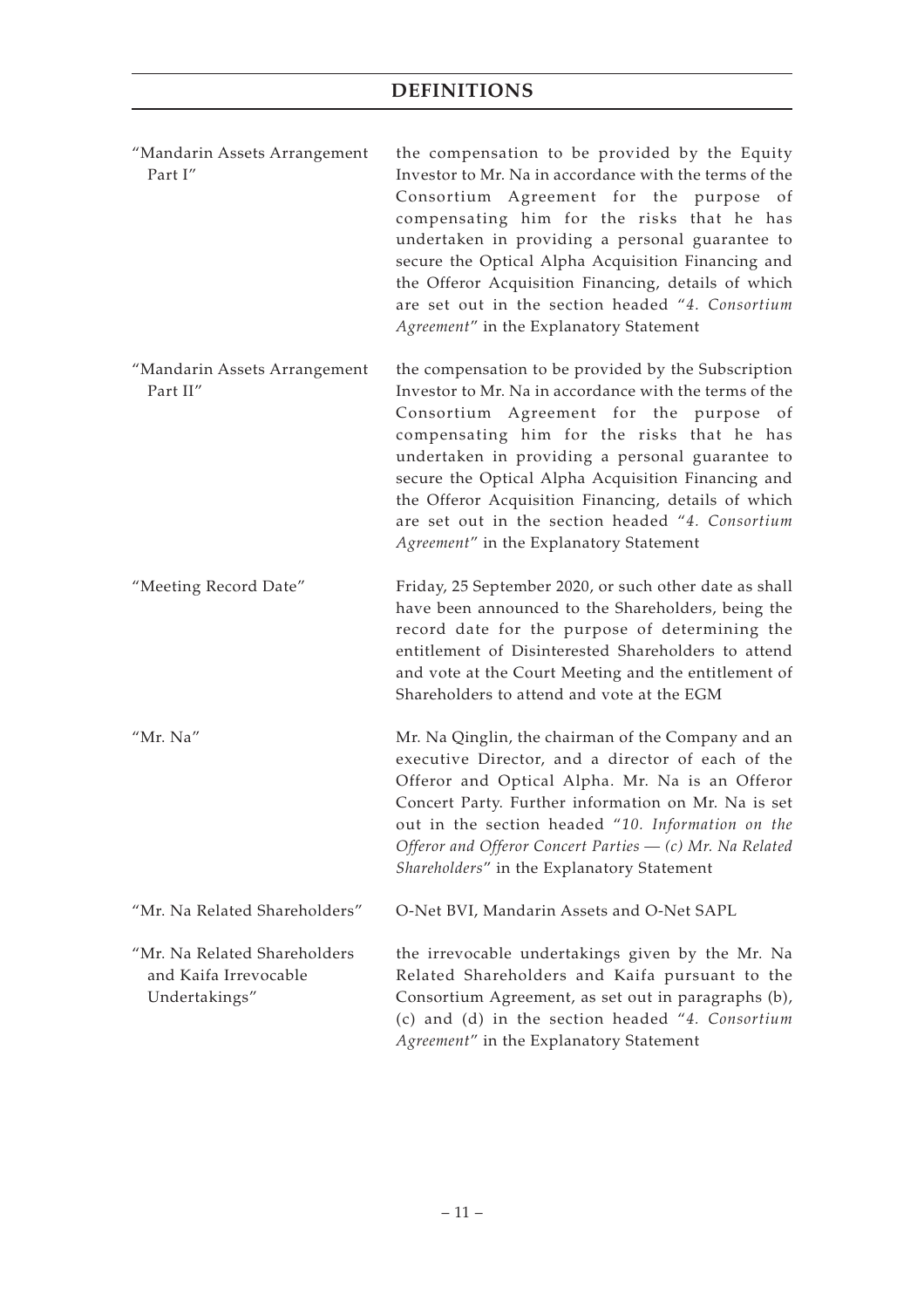## DEFINITIONS

| | |
|---|---|
| "Mandarin Assets Arrangement Part I" | the compensation to be provided by the Equity Investor to Mr. Na in accordance with the terms of the Consortium Agreement for the purpose of compensating him for the risks that he has undertaken in providing a personal guarantee to secure the Optical Alpha Acquisition Financing and the Offeror Acquisition Financing, details of which are set out in the section headed "*4. Consortium Agreement*" in the Explanatory Statement |
| "Mandarin Assets Arrangement Part II" | the compensation to be provided by the Subscription Investor to Mr. Na in accordance with the terms of the Consortium Agreement for the purpose of compensating him for the risks that he has undertaken in providing a personal guarantee to secure the Optical Alpha Acquisition Financing and the Offeror Acquisition Financing, details of which are set out in the section headed "*4. Consortium Agreement*" in the Explanatory Statement |
| "Meeting Record Date" | Friday, 25 September 2020, or such other date as shall have been announced to the Shareholders, being the record date for the purpose of determining the entitlement of Disinterested Shareholders to attend and vote at the Court Meeting and the entitlement of Shareholders to attend and vote at the EGM |
| "Mr. Na" | Mr. Na Qinglin, the chairman of the Company and an executive Director, and a director of each of the Offeror and Optical Alpha. Mr. Na is an Offeror Concert Party. Further information on Mr. Na is set out in the section headed "*10. Information on the Offeror and Offeror Concert Parties — (c) Mr. Na Related Shareholders*" in the Explanatory Statement |
| "Mr. Na Related Shareholders" | O-Net BVI, Mandarin Assets and O-Net SAPL |
| "Mr. Na Related Shareholders and Kaifa Irrevocable Undertakings" | the irrevocable undertakings given by the Mr. Na Related Shareholders and Kaifa pursuant to the Consortium Agreement, as set out in paragraphs (b), (c) and (d) in the section headed "*4. Consortium Agreement*" in the Explanatory Statement |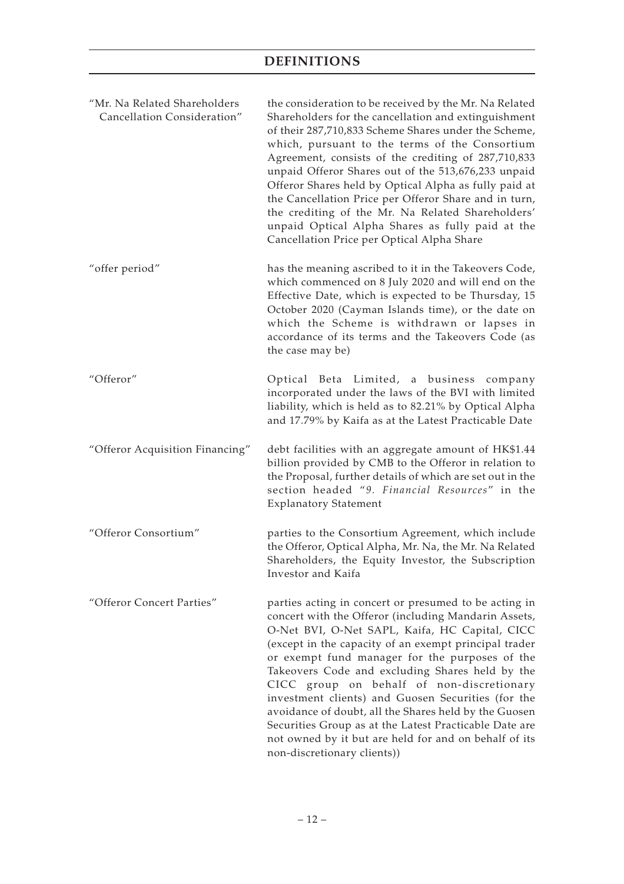## DEFINITIONS

| | |
|---|---|
| "Mr. Na Related Shareholders Cancellation Consideration" | the consideration to be received by the Mr. Na Related Shareholders for the cancellation and extinguishment of their 287,710,833 Scheme Shares under the Scheme, which, pursuant to the terms of the Consortium Agreement, consists of the crediting of 287,710,833 unpaid Offeror Shares out of the 513,676,233 unpaid Offeror Shares held by Optical Alpha as fully paid at the Cancellation Price per Offeror Share and in turn, the crediting of the Mr. Na Related Shareholders' unpaid Optical Alpha Shares as fully paid at the Cancellation Price per Optical Alpha Share |
| "offer period" | has the meaning ascribed to it in the Takeovers Code, which commenced on 8 July 2020 and will end on the Effective Date, which is expected to be Thursday, 15 October 2020 (Cayman Islands time), or the date on which the Scheme is withdrawn or lapses in accordance of its terms and the Takeovers Code (as the case may be) |
| "Offeror" | Optical Beta Limited, a business company incorporated under the laws of the BVI with limited liability, which is held as to 82.21% by Optical Alpha and 17.79% by Kaifa as at the Latest Practicable Date |
| "Offeror Acquisition Financing" | debt facilities with an aggregate amount of HK$1.44 billion provided by CMB to the Offeror in relation to the Proposal, further details of which are set out in the section headed "*9. Financial Resources*" in the Explanatory Statement |
| "Offeror Consortium" | parties to the Consortium Agreement, which include the Offeror, Optical Alpha, Mr. Na, the Mr. Na Related Shareholders, the Equity Investor, the Subscription Investor and Kaifa |
| "Offeror Concert Parties" | parties acting in concert or presumed to be acting in concert with the Offeror (including Mandarin Assets, O-Net BVI, O-Net SAPL, Kaifa, HC Capital, CICC (except in the capacity of an exempt principal trader or exempt fund manager for the purposes of the Takeovers Code and excluding Shares held by the CICC group on behalf of non-discretionary investment clients) and Guosen Securities (for the avoidance of doubt, all the Shares held by the Guosen Securities Group as at the Latest Practicable Date are not owned by it but are held for and on behalf of its non-discretionary clients)) |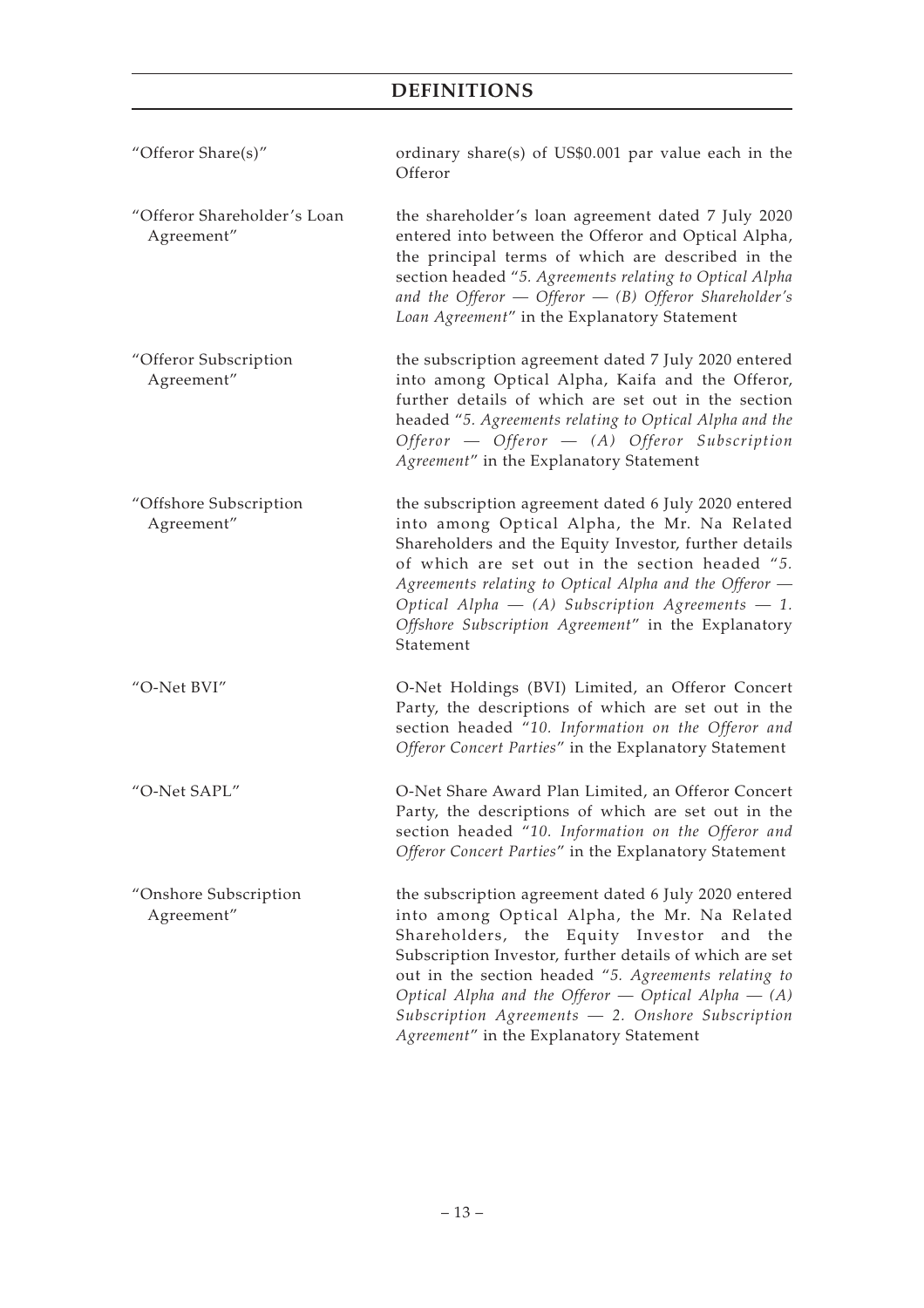# DEFINITIONS

| | |
|---|---|
| "Offeror Share(s)" | ordinary share(s) of US$0.001 par value each in the Offeror |
| "Offeror Shareholder's Loan Agreement" | the shareholder's loan agreement dated 7 July 2020 entered into between the Offeror and Optical Alpha, the principal terms of which are described in the section headed "*5. Agreements relating to Optical Alpha and the Offeror — Offeror — (B) Offeror Shareholder's Loan Agreement*" in the Explanatory Statement |
| "Offeror Subscription Agreement" | the subscription agreement dated 7 July 2020 entered into among Optical Alpha, Kaifa and the Offeror, further details of which are set out in the section headed "*5. Agreements relating to Optical Alpha and the Offeror — Offeror — (A) Offeror Subscription Agreement*" in the Explanatory Statement |
| "Offshore Subscription Agreement" | the subscription agreement dated 6 July 2020 entered into among Optical Alpha, the Mr. Na Related Shareholders and the Equity Investor, further details of which are set out in the section headed "*5. Agreements relating to Optical Alpha and the Offeror — Optical Alpha — (A) Subscription Agreements — 1. Offshore Subscription Agreement*" in the Explanatory Statement |
| "O-Net BVI" | O-Net Holdings (BVI) Limited, an Offeror Concert Party, the descriptions of which are set out in the section headed "*10. Information on the Offeror and Offeror Concert Parties*" in the Explanatory Statement |
| "O-Net SAPL" | O-Net Share Award Plan Limited, an Offeror Concert Party, the descriptions of which are set out in the section headed "*10. Information on the Offeror and Offeror Concert Parties*" in the Explanatory Statement |
| "Onshore Subscription Agreement" | the subscription agreement dated 6 July 2020 entered into among Optical Alpha, the Mr. Na Related Shareholders, the Equity Investor and the Subscription Investor, further details of which are set out in the section headed "*5. Agreements relating to Optical Alpha and the Offeror — Optical Alpha — (A) Subscription Agreements — 2. Onshore Subscription Agreement*" in the Explanatory Statement |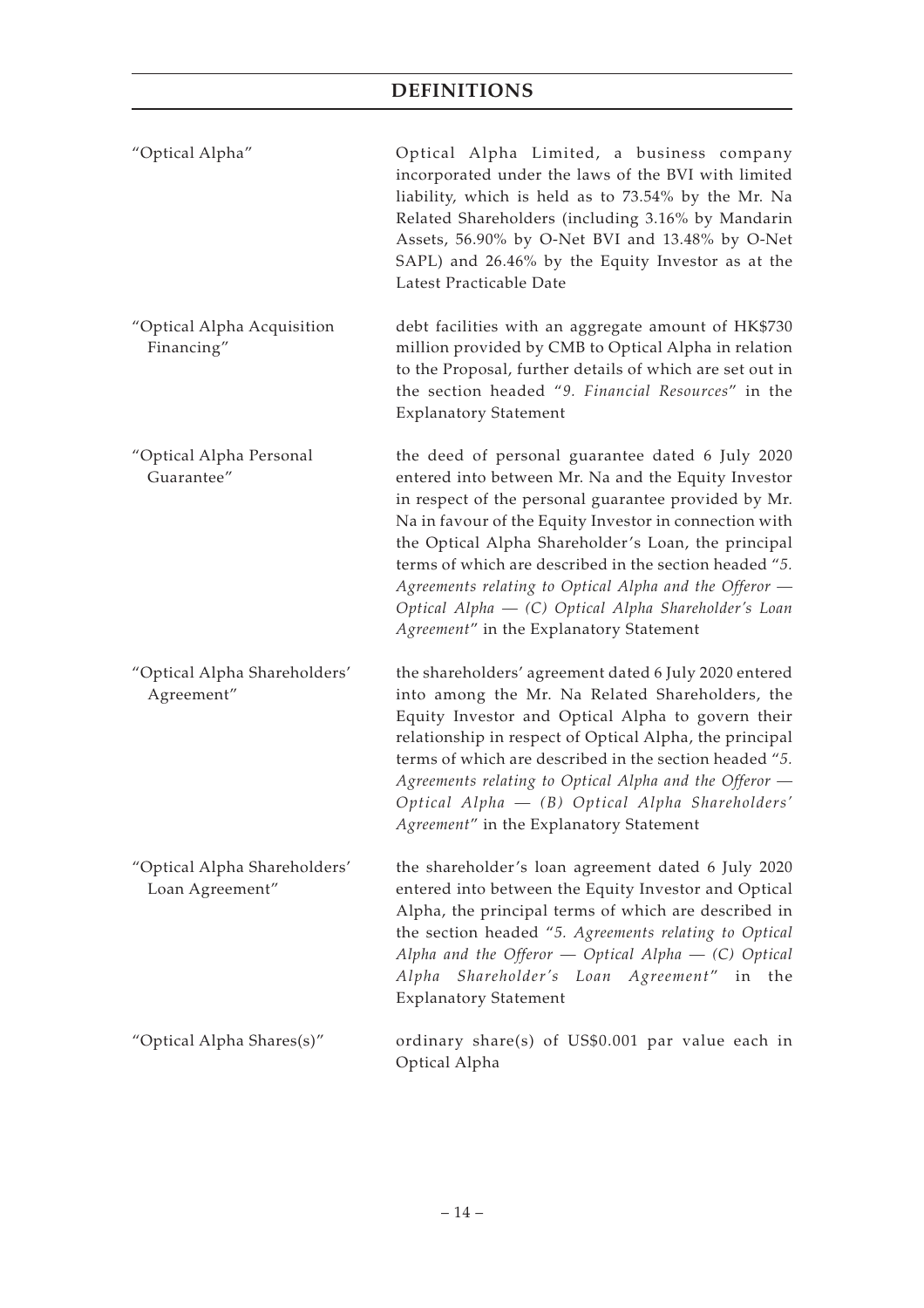## DEFINITIONS

| | |
|---|---|
| "Optical Alpha" | Optical Alpha Limited, a business company incorporated under the laws of the BVI with limited liability, which is held as to 73.54% by the Mr. Na Related Shareholders (including 3.16% by Mandarin Assets, 56.90% by O-Net BVI and 13.48% by O-Net SAPL) and 26.46% by the Equity Investor as at the Latest Practicable Date |
| "Optical Alpha Acquisition Financing" | debt facilities with an aggregate amount of HK$730 million provided by CMB to Optical Alpha in relation to the Proposal, further details of which are set out in the section headed "*9. Financial Resources*" in the Explanatory Statement |
| "Optical Alpha Personal Guarantee" | the deed of personal guarantee dated 6 July 2020 entered into between Mr. Na and the Equity Investor in respect of the personal guarantee provided by Mr. Na in favour of the Equity Investor in connection with the Optical Alpha Shareholder's Loan, the principal terms of which are described in the section headed "*5. Agreements relating to Optical Alpha and the Offeror — Optical Alpha — (C) Optical Alpha Shareholder's Loan Agreement*" in the Explanatory Statement |
| "Optical Alpha Shareholders' Agreement" | the shareholders' agreement dated 6 July 2020 entered into among the Mr. Na Related Shareholders, the Equity Investor and Optical Alpha to govern their relationship in respect of Optical Alpha, the principal terms of which are described in the section headed "*5. Agreements relating to Optical Alpha and the Offeror — Optical Alpha — (B) Optical Alpha Shareholders' Agreement*" in the Explanatory Statement |
| "Optical Alpha Shareholders' Loan Agreement" | the shareholder's loan agreement dated 6 July 2020 entered into between the Equity Investor and Optical Alpha, the principal terms of which are described in the section headed "*5. Agreements relating to Optical Alpha and the Offeror — Optical Alpha — (C) Optical Alpha Shareholder's Loan Agreement*" in the Explanatory Statement |
| "Optical Alpha Shares(s)" | ordinary share(s) of US$0.001 par value each in Optical Alpha |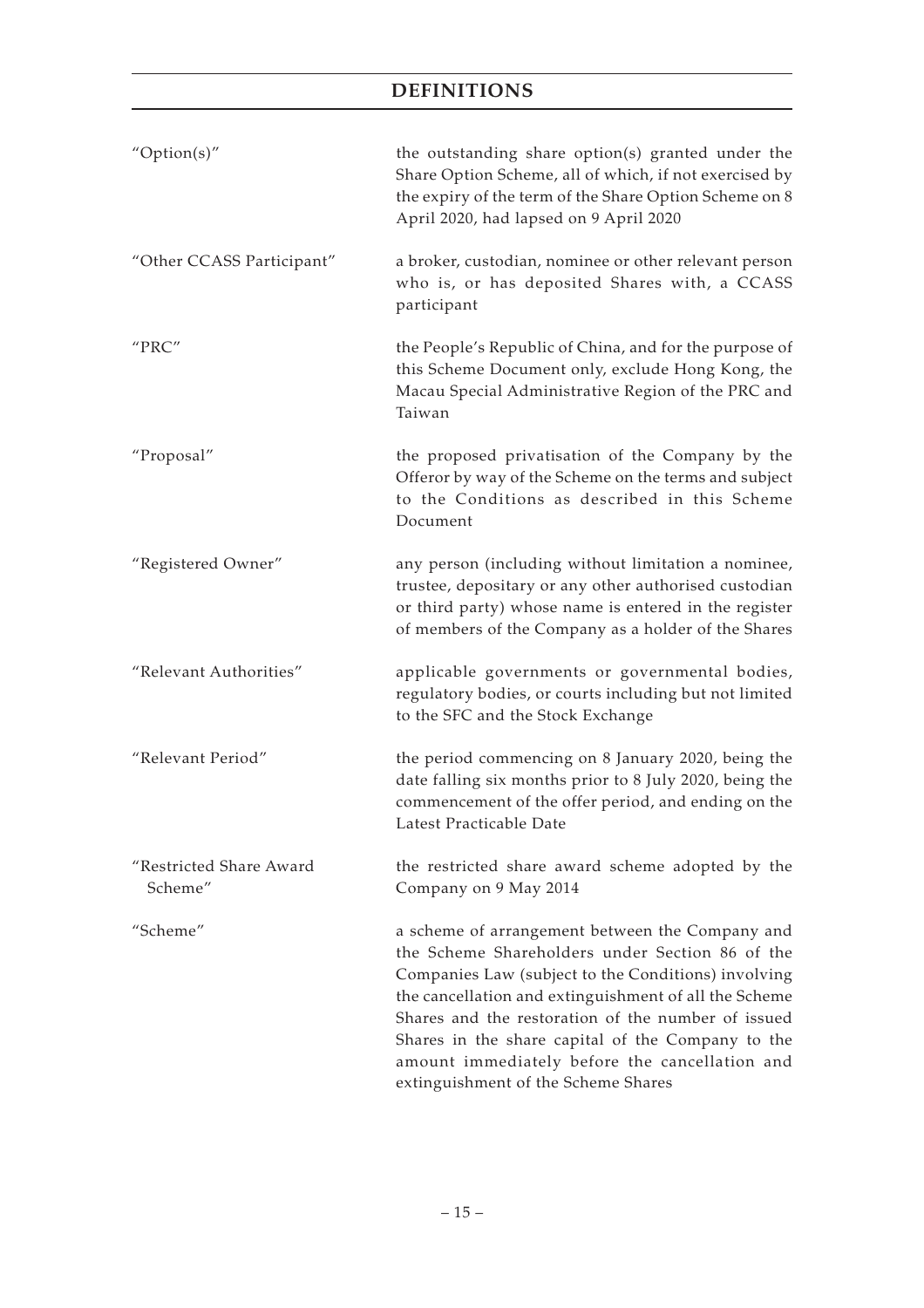# DEFINITIONS

| | |
|---|---|
| "Option(s)" | the outstanding share option(s) granted under the Share Option Scheme, all of which, if not exercised by the expiry of the term of the Share Option Scheme on 8 April 2020, had lapsed on 9 April 2020 |
| "Other CCASS Participant" | a broker, custodian, nominee or other relevant person who is, or has deposited Shares with, a CCASS participant |
| "PRC" | the People's Republic of China, and for the purpose of this Scheme Document only, exclude Hong Kong, the Macau Special Administrative Region of the PRC and Taiwan |
| "Proposal" | the proposed privatisation of the Company by the Offeror by way of the Scheme on the terms and subject to the Conditions as described in this Scheme Document |
| "Registered Owner" | any person (including without limitation a nominee, trustee, depositary or any other authorised custodian or third party) whose name is entered in the register of members of the Company as a holder of the Shares |
| "Relevant Authorities" | applicable governments or governmental bodies, regulatory bodies, or courts including but not limited to the SFC and the Stock Exchange |
| "Relevant Period" | the period commencing on 8 January 2020, being the date falling six months prior to 8 July 2020, being the commencement of the offer period, and ending on the Latest Practicable Date |
| "Restricted Share Award Scheme" | the restricted share award scheme adopted by the Company on 9 May 2014 |
| "Scheme" | a scheme of arrangement between the Company and the Scheme Shareholders under Section 86 of the Companies Law (subject to the Conditions) involving the cancellation and extinguishment of all the Scheme Shares and the restoration of the number of issued Shares in the share capital of the Company to the amount immediately before the cancellation and extinguishment of the Scheme Shares |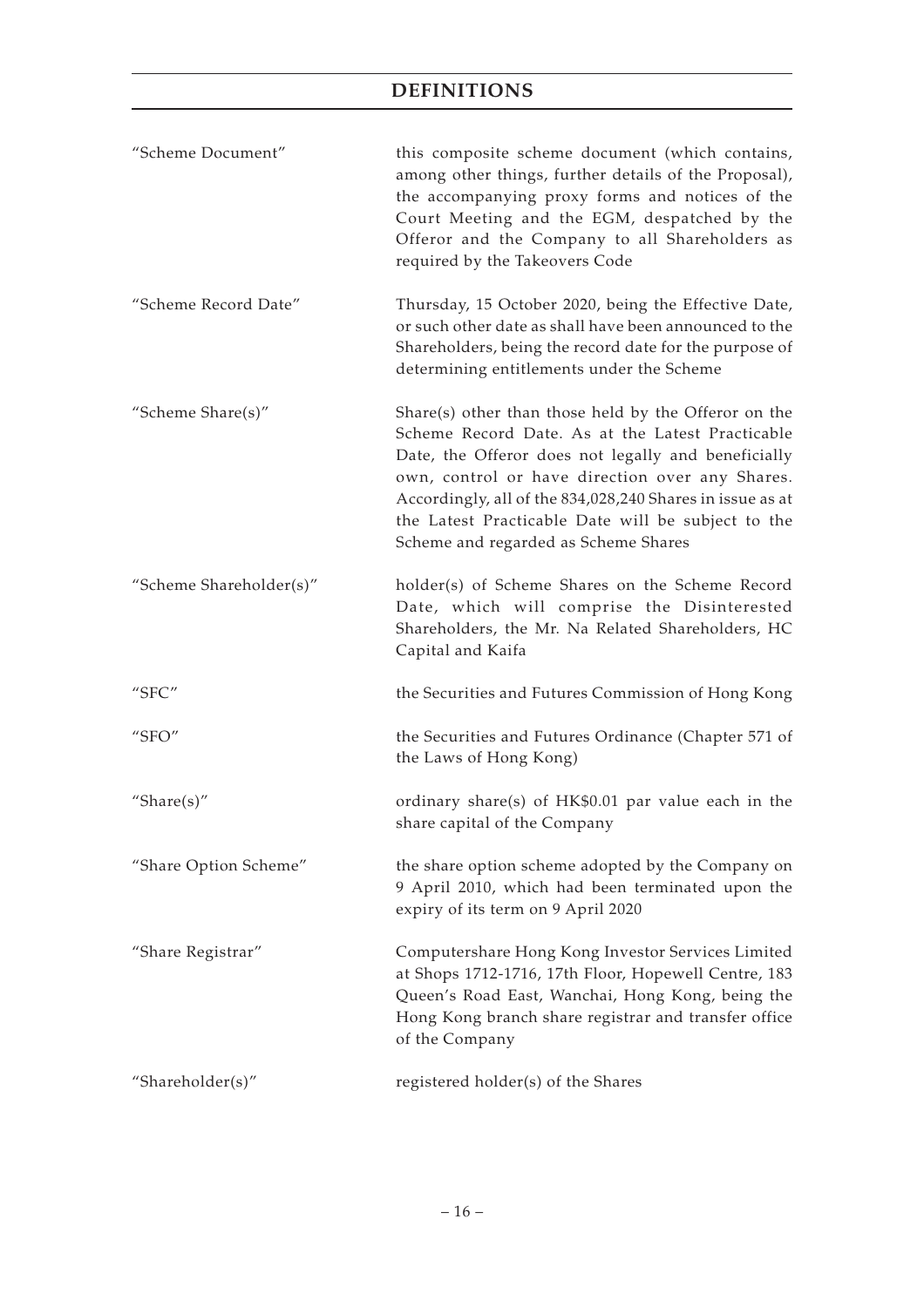## DEFINITIONS

| | |
|---|---|
| "Scheme Document" | this composite scheme document (which contains, among other things, further details of the Proposal), the accompanying proxy forms and notices of the Court Meeting and the EGM, despatched by the Offeror and the Company to all Shareholders as required by the Takeovers Code |
| "Scheme Record Date" | Thursday, 15 October 2020, being the Effective Date, or such other date as shall have been announced to the Shareholders, being the record date for the purpose of determining entitlements under the Scheme |
| "Scheme Share(s)" | Share(s) other than those held by the Offeror on the Scheme Record Date. As at the Latest Practicable Date, the Offeror does not legally and beneficially own, control or have direction over any Shares. Accordingly, all of the 834,028,240 Shares in issue as at the Latest Practicable Date will be subject to the Scheme and regarded as Scheme Shares |
| "Scheme Shareholder(s)" | holder(s) of Scheme Shares on the Scheme Record Date, which will comprise the Disinterested Shareholders, the Mr. Na Related Shareholders, HC Capital and Kaifa |
| "SFC" | the Securities and Futures Commission of Hong Kong |
| "SFO" | the Securities and Futures Ordinance (Chapter 571 of the Laws of Hong Kong) |
| "Share(s)" | ordinary share(s) of HK$0.01 par value each in the share capital of the Company |
| "Share Option Scheme" | the share option scheme adopted by the Company on 9 April 2010, which had been terminated upon the expiry of its term on 9 April 2020 |
| "Share Registrar" | Computershare Hong Kong Investor Services Limited at Shops 1712-1716, 17th Floor, Hopewell Centre, 183 Queen's Road East, Wanchai, Hong Kong, being the Hong Kong branch share registrar and transfer office of the Company |
| "Shareholder(s)" | registered holder(s) of the Shares |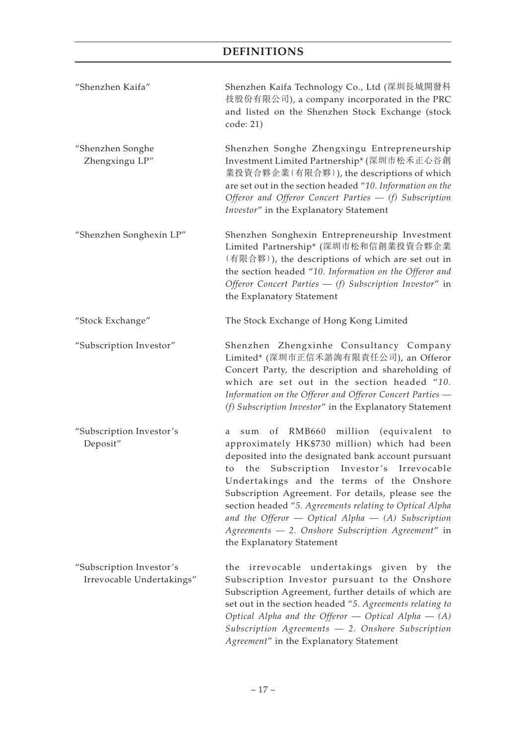# DEFINITIONS

| | |
|---|---|
| "Shenzhen Kaifa" | Shenzhen Kaifa Technology Co., Ltd (深圳長城開發科技股份有限公司), a company incorporated in the PRC and listed on the Shenzhen Stock Exchange (stock code: 21) |
| "Shenzhen Songhe Zhengxingu LP" | Shenzhen Songhe Zhengxingu Entrepreneurship Investment Limited Partnership* (深圳市松禾正心谷創業投資合夥企業(有限合夥)), the descriptions of which are set out in the section headed "*10. Information on the Offeror and Offeror Concert Parties — (f) Subscription Investor*" in the Explanatory Statement |
| "Shenzhen Songhexin LP" | Shenzhen Songhexin Entrepreneurship Investment Limited Partnership* (深圳市松和信創業投資合夥企業(有限合夥)), the descriptions of which are set out in the section headed "*10. Information on the Offeror and Offeror Concert Parties — (f) Subscription Investor*" in the Explanatory Statement |
| "Stock Exchange" | The Stock Exchange of Hong Kong Limited |
| "Subscription Investor" | Shenzhen Zhengxinhe Consultancy Company Limited* (深圳市正信禾諮詢有限責任公司), an Offeror Concert Party, the description and shareholding of which are set out in the section headed "*10. Information on the Offeror and Offeror Concert Parties — (f) Subscription Investor*" in the Explanatory Statement |
| "Subscription Investor's Deposit" | a sum of RMB660 million (equivalent to approximately HK$730 million) which had been deposited into the designated bank account pursuant to the Subscription Investor's Irrevocable Undertakings and the terms of the Onshore Subscription Agreement. For details, please see the section headed "*5. Agreements relating to Optical Alpha and the Offeror — Optical Alpha — (A) Subscription Agreements — 2. Onshore Subscription Agreement*" in the Explanatory Statement |
| "Subscription Investor's Irrevocable Undertakings" | the irrevocable undertakings given by the Subscription Investor pursuant to the Onshore Subscription Agreement, further details of which are set out in the section headed "*5. Agreements relating to Optical Alpha and the Offeror — Optical Alpha — (A) Subscription Agreements — 2. Onshore Subscription Agreement*" in the Explanatory Statement |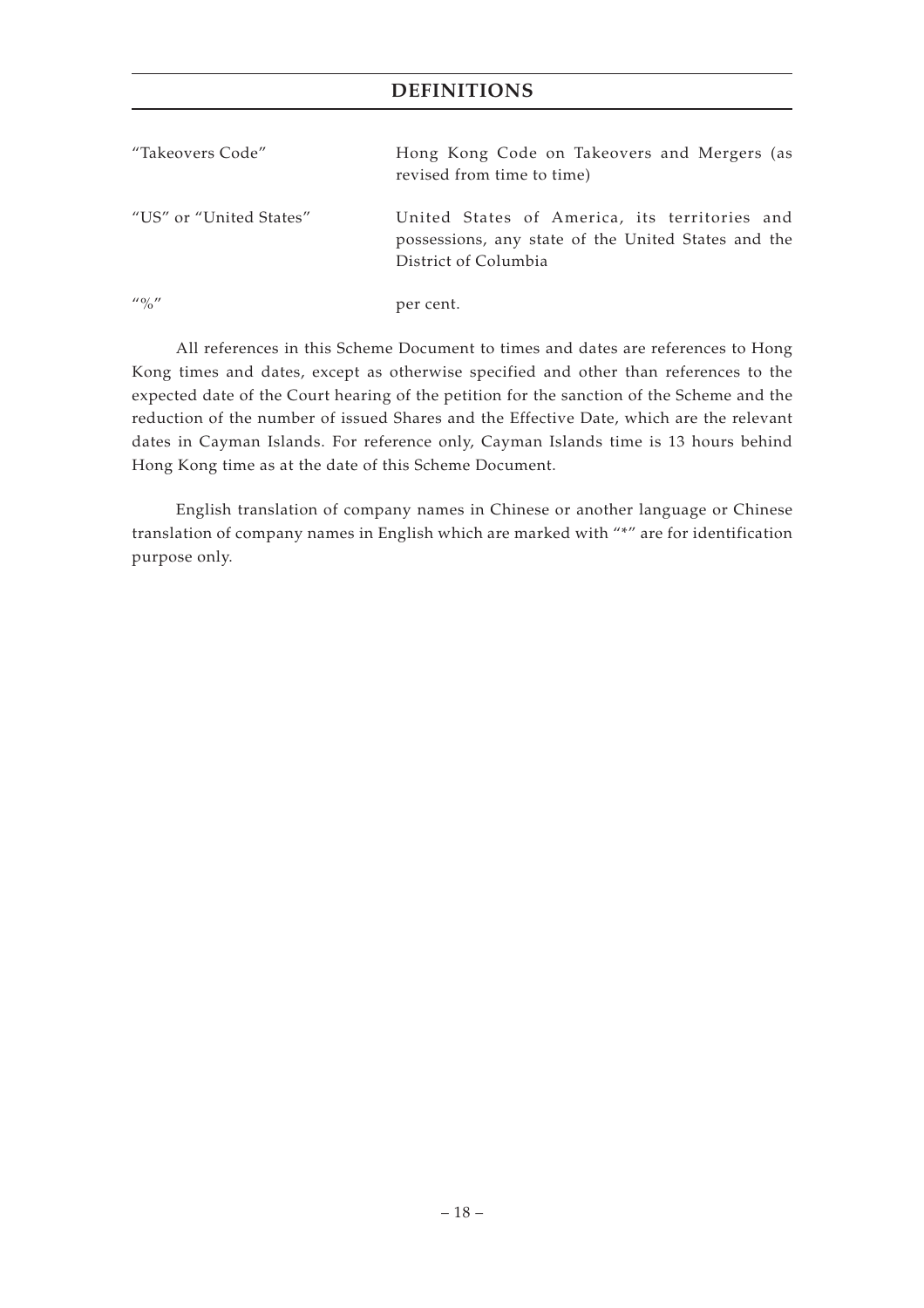# DEFINITIONS

| | |
|---|---|
| "Takeovers Code" | Hong Kong Code on Takeovers and Mergers (as revised from time to time) |
| "US" or "United States" | United States of America, its territories and possessions, any state of the United States and the District of Columbia |
| "%" | per cent. |

All references in this Scheme Document to times and dates are references to Hong Kong times and dates, except as otherwise specified and other than references to the expected date of the Court hearing of the petition for the sanction of the Scheme and the reduction of the number of issued Shares and the Effective Date, which are the relevant dates in Cayman Islands. For reference only, Cayman Islands time is 13 hours behind Hong Kong time as at the date of this Scheme Document.

English translation of company names in Chinese or another language or Chinese translation of company names in English which are marked with "*" are for identification purpose only.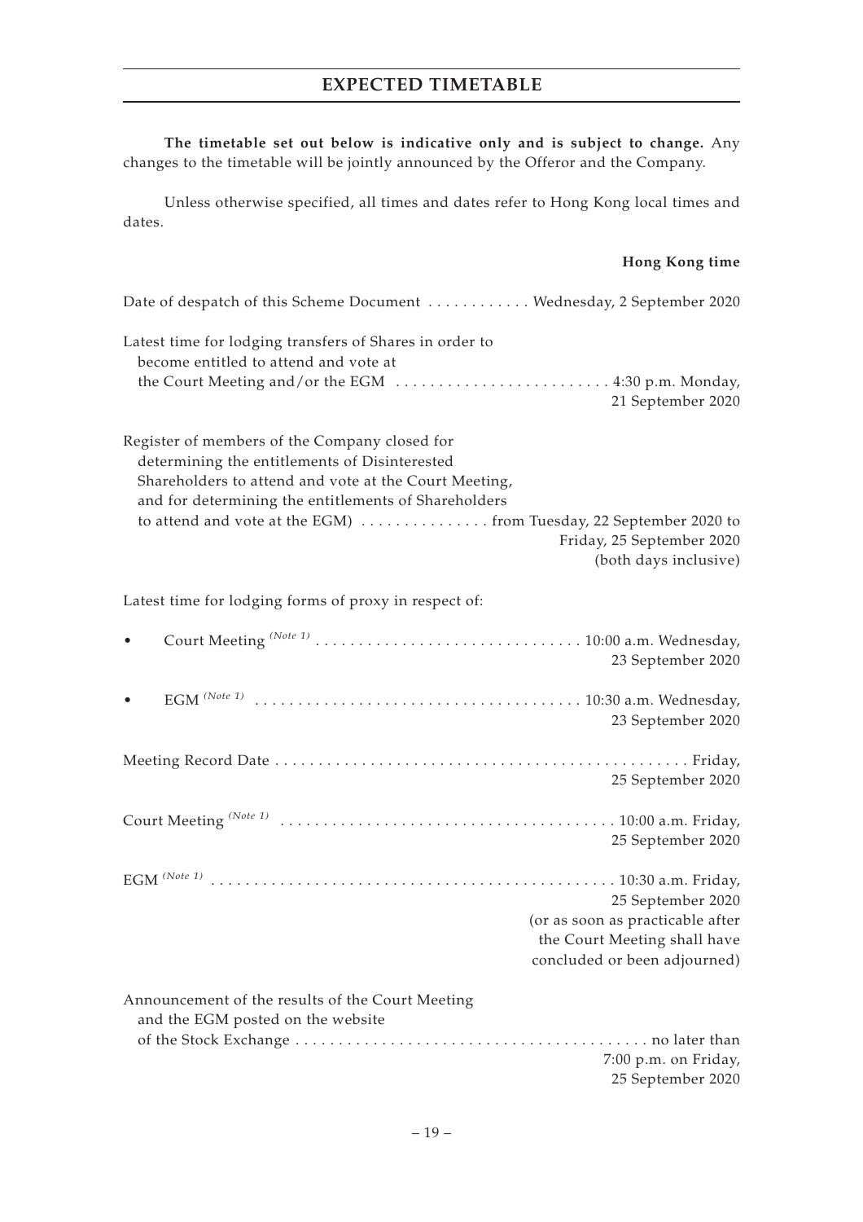# EXPECTED TIMETABLE

**The timetable set out below is indicative only and is subject to change.** Any changes to the timetable will be jointly announced by the Offeror and the Company.

Unless otherwise specified, all times and dates refer to Hong Kong local times and dates.

| | **Hong Kong time** |
|---|---|
| Date of despatch of this Scheme Document | Wednesday, 2 September 2020 |
| Latest time for lodging transfers of Shares in order to become entitled to attend and vote at the Court Meeting and/or the EGM | 4:30 p.m. Monday, 21 September 2020 |
| Register of members of the Company closed for determining the entitlements of Disinterested Shareholders to attend and vote at the Court Meeting, and for determining the entitlements of Shareholders to attend and vote at the EGM) | from Tuesday, 22 September 2020 to Friday, 25 September 2020 (both days inclusive) |
| Latest time for lodging forms of proxy in respect of: | |
| • Court Meeting *(Note 1)* | 10:00 a.m. Wednesday, 23 September 2020 |
| • EGM *(Note 1)* | 10:30 a.m. Wednesday, 23 September 2020 |
| Meeting Record Date | Friday, 25 September 2020 |
| Court Meeting *(Note 1)* | 10:00 a.m. Friday, 25 September 2020 |
| EGM *(Note 1)* | 10:30 a.m. Friday, 25 September 2020 (or as soon as practicable after the Court Meeting shall have concluded or been adjourned) |
| Announcement of the results of the Court Meeting and the EGM posted on the website of the Stock Exchange | no later than 7:00 p.m. on Friday, 25 September 2020 |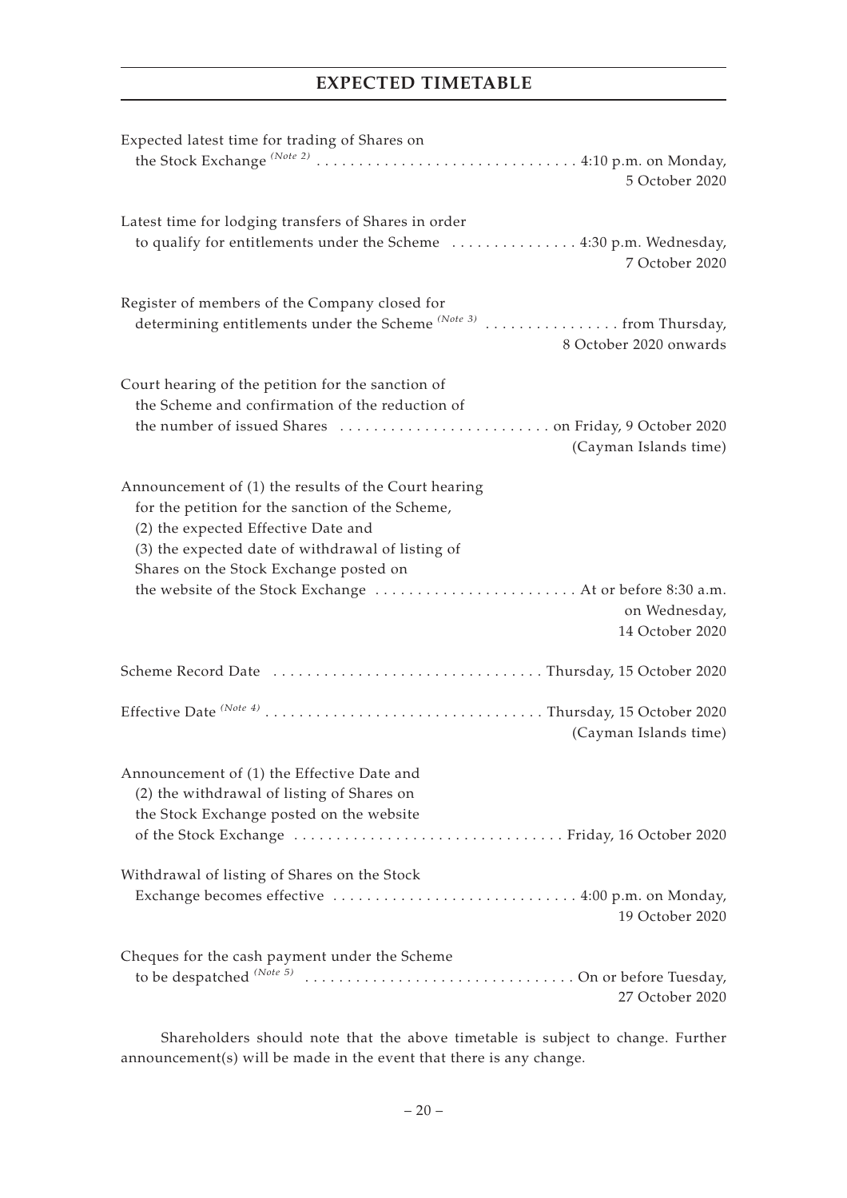## EXPECTED TIMETABLE

| | |
|---|---|
| Expected latest time for trading of Shares on the Stock Exchange *(Note 2)* | 4:10 p.m. on Monday, 5 October 2020 |
| Latest time for lodging transfers of Shares in order to qualify for entitlements under the Scheme | 4:30 p.m. Wednesday, 7 October 2020 |
| Register of members of the Company closed for determining entitlements under the Scheme *(Note 3)* | from Thursday, 8 October 2020 onwards |
| Court hearing of the petition for the sanction of the Scheme and confirmation of the reduction of the number of issued Shares | on Friday, 9 October 2020 (Cayman Islands time) |
| Announcement of (1) the results of the Court hearing for the petition for the sanction of the Scheme, (2) the expected Effective Date and (3) the expected date of withdrawal of listing of Shares on the Stock Exchange posted on the website of the Stock Exchange | At or before 8:30 a.m. on Wednesday, 14 October 2020 |
| Scheme Record Date | Thursday, 15 October 2020 |
| Effective Date *(Note 4)* | Thursday, 15 October 2020 (Cayman Islands time) |
| Announcement of (1) the Effective Date and (2) the withdrawal of listing of Shares on the Stock Exchange posted on the website of the Stock Exchange | Friday, 16 October 2020 |
| Withdrawal of listing of Shares on the Stock Exchange becomes effective | 4:00 p.m. on Monday, 19 October 2020 |
| Cheques for the cash payment under the Scheme to be despatched *(Note 5)* | On or before Tuesday, 27 October 2020 |

Shareholders should note that the above timetable is subject to change. Further announcement(s) will be made in the event that there is any change.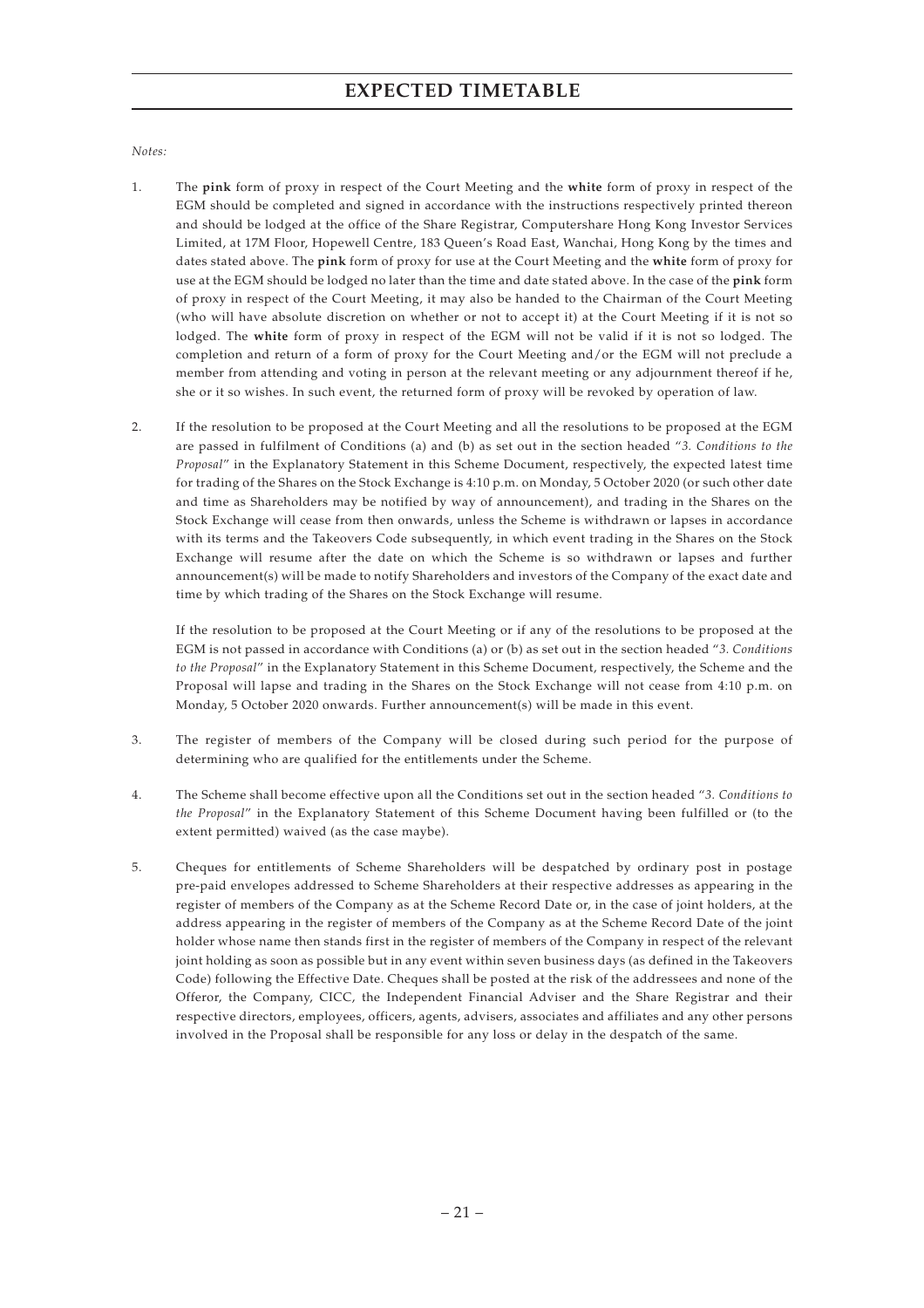# EXPECTED TIMETABLE

*Notes:*

1. The **pink** form of proxy in respect of the Court Meeting and the **white** form of proxy in respect of the EGM should be completed and signed in accordance with the instructions respectively printed thereon and should be lodged at the office of the Share Registrar, Computershare Hong Kong Investor Services Limited, at 17M Floor, Hopewell Centre, 183 Queen's Road East, Wanchai, Hong Kong by the times and dates stated above. The **pink** form of proxy for use at the Court Meeting and the **white** form of proxy for use at the EGM should be lodged no later than the time and date stated above. In the case of the **pink** form of proxy in respect of the Court Meeting, it may also be handed to the Chairman of the Court Meeting (who will have absolute discretion on whether or not to accept it) at the Court Meeting if it is not so lodged. The **white** form of proxy in respect of the EGM will not be valid if it is not so lodged. The completion and return of a form of proxy for the Court Meeting and/or the EGM will not preclude a member from attending and voting in person at the relevant meeting or any adjournment thereof if he, she or it so wishes. In such event, the returned form of proxy will be revoked by operation of law.

2. If the resolution to be proposed at the Court Meeting and all the resolutions to be proposed at the EGM are passed in fulfilment of Conditions (a) and (b) as set out in the section headed "*3. Conditions to the Proposal*" in the Explanatory Statement in this Scheme Document, respectively, the expected latest time for trading of the Shares on the Stock Exchange is 4:10 p.m. on Monday, 5 October 2020 (or such other date and time as Shareholders may be notified by way of announcement), and trading in the Shares on the Stock Exchange will cease from then onwards, unless the Scheme is withdrawn or lapses in accordance with its terms and the Takeovers Code subsequently, in which event trading in the Shares on the Stock Exchange will resume after the date on which the Scheme is so withdrawn or lapses and further announcement(s) will be made to notify Shareholders and investors of the Company of the exact date and time by which trading of the Shares on the Stock Exchange will resume.

   If the resolution to be proposed at the Court Meeting or if any of the resolutions to be proposed at the EGM is not passed in accordance with Conditions (a) or (b) as set out in the section headed "*3. Conditions to the Proposal*" in the Explanatory Statement in this Scheme Document, respectively, the Scheme and the Proposal will lapse and trading in the Shares on the Stock Exchange will not cease from 4:10 p.m. on Monday, 5 October 2020 onwards. Further announcement(s) will be made in this event.

3. The register of members of the Company will be closed during such period for the purpose of determining who are qualified for the entitlements under the Scheme.

4. The Scheme shall become effective upon all the Conditions set out in the section headed "*3. Conditions to the Proposal*" in the Explanatory Statement of this Scheme Document having been fulfilled or (to the extent permitted) waived (as the case maybe).

5. Cheques for entitlements of Scheme Shareholders will be despatched by ordinary post in postage pre-paid envelopes addressed to Scheme Shareholders at their respective addresses as appearing in the register of members of the Company as at the Scheme Record Date or, in the case of joint holders, at the address appearing in the register of members of the Company as at the Scheme Record Date of the joint holder whose name then stands first in the register of members of the Company in respect of the relevant joint holding as soon as possible but in any event within seven business days (as defined in the Takeovers Code) following the Effective Date. Cheques shall be posted at the risk of the addressees and none of the Offeror, the Company, CICC, the Independent Financial Adviser and the Share Registrar and their respective directors, employees, officers, agents, advisers, associates and affiliates and any other persons involved in the Proposal shall be responsible for any loss or delay in the despatch of the same.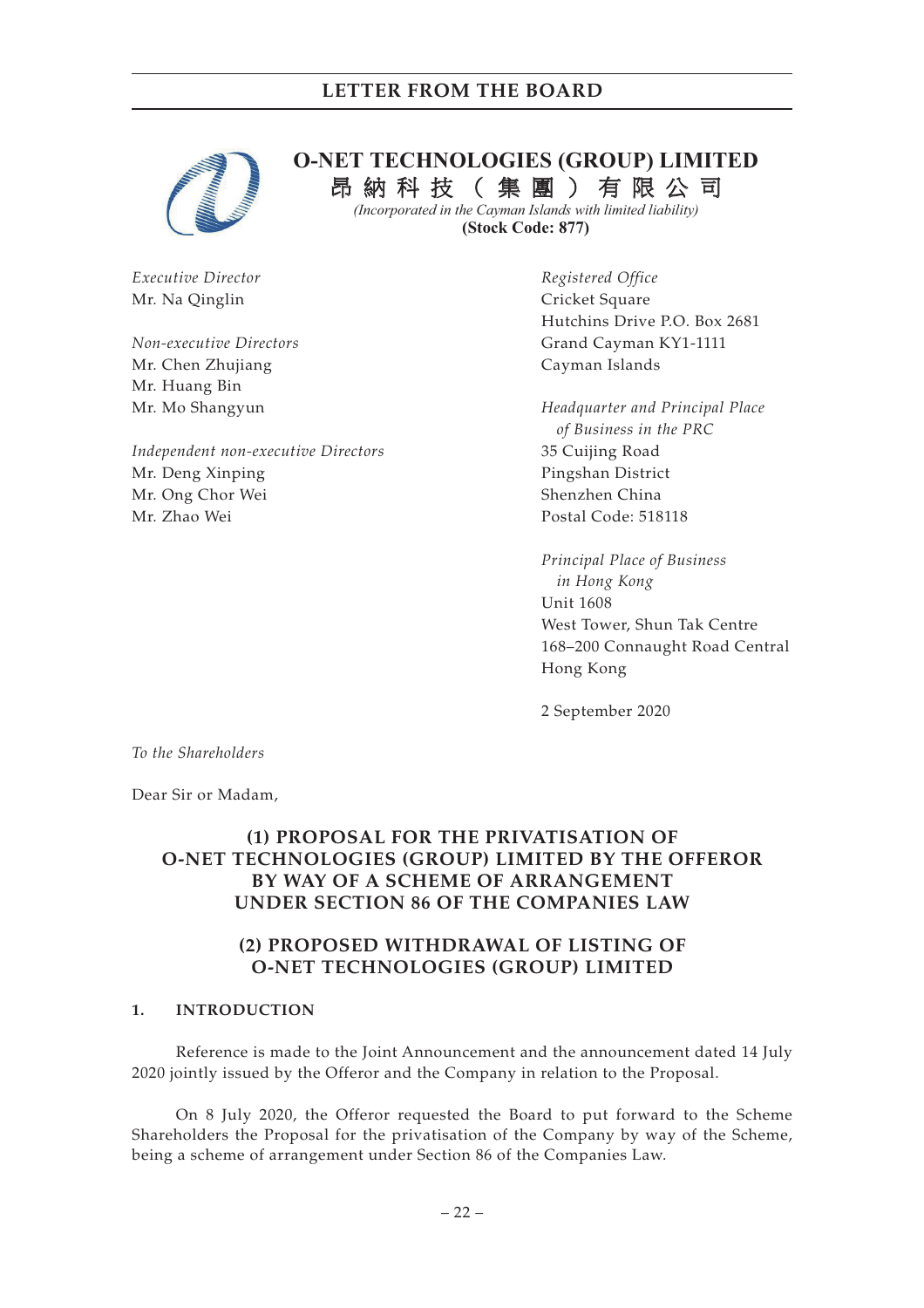# O-NET TECHNOLOGIES (GROUP) LIMITED
# 昂納科技（集團）有限公司

*(Incorporated in the Cayman Islands with limited liability)*

**(Stock Code: 877)**

*Executive Director*
Mr. Na Qinglin

*Non-executive Directors*
Mr. Chen Zhujiang
Mr. Huang Bin
Mr. Mo Shangyun

*Independent non-executive Directors*
Mr. Deng Xinping
Mr. Ong Chor Wei
Mr. Zhao Wei

*Registered Office*
Cricket Square
Hutchins Drive P.O. Box 2681
Grand Cayman KY1-1111
Cayman Islands

*Headquarter and Principal Place of Business in the PRC*
35 Cuijing Road
Pingshan District
Shenzhen China
Postal Code: 518118

*Principal Place of Business in Hong Kong*
Unit 1608
West Tower, Shun Tak Centre
168–200 Connaught Road Central
Hong Kong

2 September 2020

*To the Shareholders*

Dear Sir or Madam,

## (1) PROPOSAL FOR THE PRIVATISATION OF O-NET TECHNOLOGIES (GROUP) LIMITED BY THE OFFEROR BY WAY OF A SCHEME OF ARRANGEMENT UNDER SECTION 86 OF THE COMPANIES LAW

## (2) PROPOSED WITHDRAWAL OF LISTING OF O-NET TECHNOLOGIES (GROUP) LIMITED

### 1. INTRODUCTION

Reference is made to the Joint Announcement and the announcement dated 14 July 2020 jointly issued by the Offeror and the Company in relation to the Proposal.

On 8 July 2020, the Offeror requested the Board to put forward to the Scheme Shareholders the Proposal for the privatisation of the Company by way of the Scheme, being a scheme of arrangement under Section 86 of the Companies Law.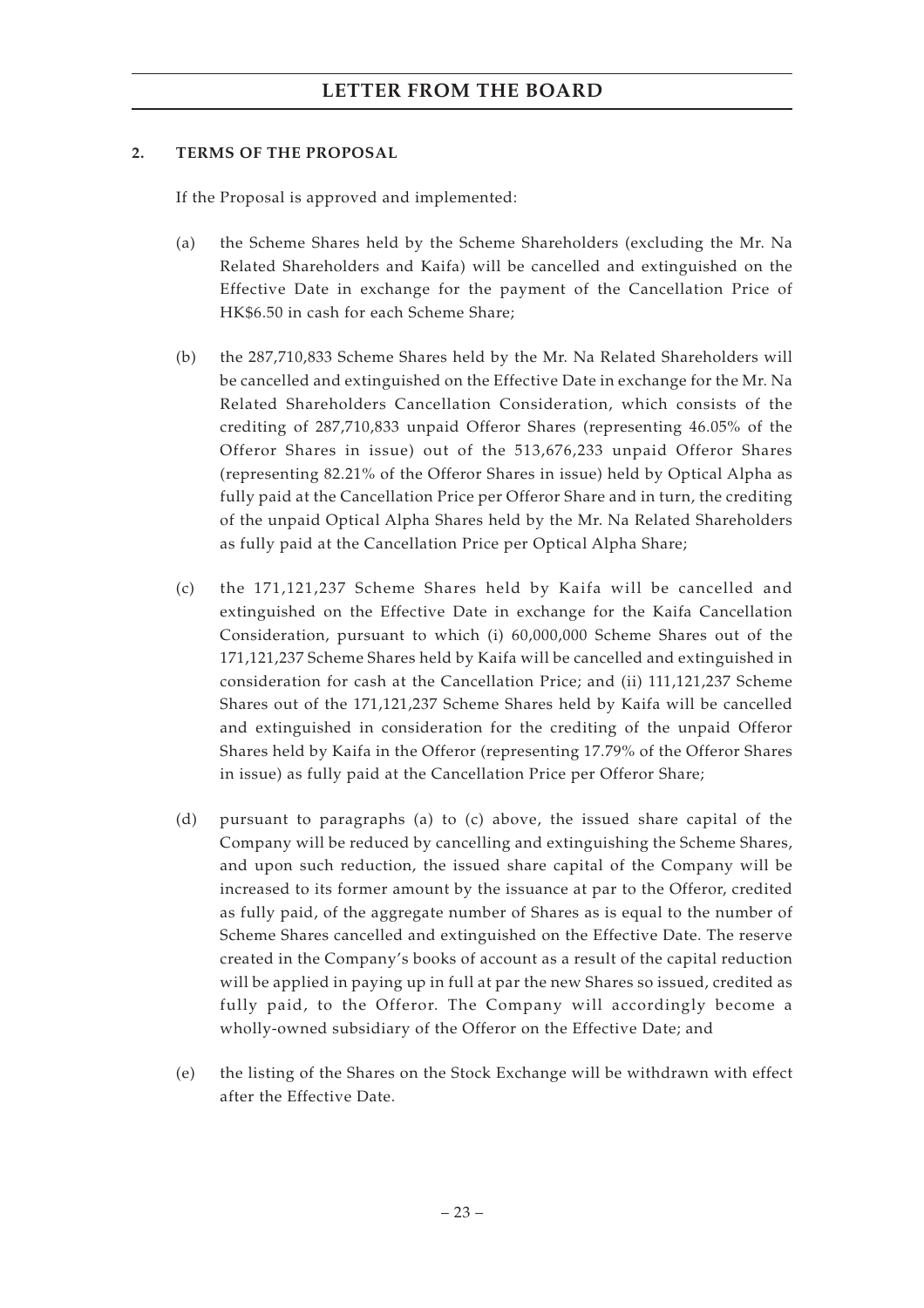## 2. TERMS OF THE PROPOSAL

If the Proposal is approved and implemented:

(a) the Scheme Shares held by the Scheme Shareholders (excluding the Mr. Na Related Shareholders and Kaifa) will be cancelled and extinguished on the Effective Date in exchange for the payment of the Cancellation Price of HK$6.50 in cash for each Scheme Share;

(b) the 287,710,833 Scheme Shares held by the Mr. Na Related Shareholders will be cancelled and extinguished on the Effective Date in exchange for the Mr. Na Related Shareholders Cancellation Consideration, which consists of the crediting of 287,710,833 unpaid Offeror Shares (representing 46.05% of the Offeror Shares in issue) out of the 513,676,233 unpaid Offeror Shares (representing 82.21% of the Offeror Shares in issue) held by Optical Alpha as fully paid at the Cancellation Price per Offeror Share and in turn, the crediting of the unpaid Optical Alpha Shares held by the Mr. Na Related Shareholders as fully paid at the Cancellation Price per Optical Alpha Share;

(c) the 171,121,237 Scheme Shares held by Kaifa will be cancelled and extinguished on the Effective Date in exchange for the Kaifa Cancellation Consideration, pursuant to which (i) 60,000,000 Scheme Shares out of the 171,121,237 Scheme Shares held by Kaifa will be cancelled and extinguished in consideration for cash at the Cancellation Price; and (ii) 111,121,237 Scheme Shares out of the 171,121,237 Scheme Shares held by Kaifa will be cancelled and extinguished in consideration for the crediting of the unpaid Offeror Shares held by Kaifa in the Offeror (representing 17.79% of the Offeror Shares in issue) as fully paid at the Cancellation Price per Offeror Share;

(d) pursuant to paragraphs (a) to (c) above, the issued share capital of the Company will be reduced by cancelling and extinguishing the Scheme Shares, and upon such reduction, the issued share capital of the Company will be increased to its former amount by the issuance at par to the Offeror, credited as fully paid, of the aggregate number of Shares as is equal to the number of Scheme Shares cancelled and extinguished on the Effective Date. The reserve created in the Company's books of account as a result of the capital reduction will be applied in paying up in full at par the new Shares so issued, credited as fully paid, to the Offeror. The Company will accordingly become a wholly-owned subsidiary of the Offeror on the Effective Date; and

(e) the listing of the Shares on the Stock Exchange will be withdrawn with effect after the Effective Date.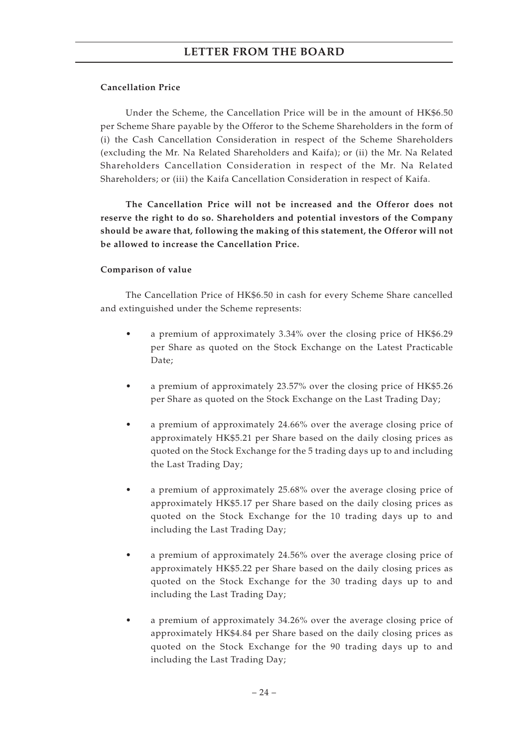**Cancellation Price**

Under the Scheme, the Cancellation Price will be in the amount of HK$6.50 per Scheme Share payable by the Offeror to the Scheme Shareholders in the form of (i) the Cash Cancellation Consideration in respect of the Scheme Shareholders (excluding the Mr. Na Related Shareholders and Kaifa); or (ii) the Mr. Na Related Shareholders Cancellation Consideration in respect of the Mr. Na Related Shareholders; or (iii) the Kaifa Cancellation Consideration in respect of Kaifa.

**The Cancellation Price will not be increased and the Offeror does not reserve the right to do so. Shareholders and potential investors of the Company should be aware that, following the making of this statement, the Offeror will not be allowed to increase the Cancellation Price.**

**Comparison of value**

The Cancellation Price of HK$6.50 in cash for every Scheme Share cancelled and extinguished under the Scheme represents:

- a premium of approximately 3.34% over the closing price of HK$6.29 per Share as quoted on the Stock Exchange on the Latest Practicable Date;
- a premium of approximately 23.57% over the closing price of HK$5.26 per Share as quoted on the Stock Exchange on the Last Trading Day;
- a premium of approximately 24.66% over the average closing price of approximately HK$5.21 per Share based on the daily closing prices as quoted on the Stock Exchange for the 5 trading days up to and including the Last Trading Day;
- a premium of approximately 25.68% over the average closing price of approximately HK$5.17 per Share based on the daily closing prices as quoted on the Stock Exchange for the 10 trading days up to and including the Last Trading Day;
- a premium of approximately 24.56% over the average closing price of approximately HK$5.22 per Share based on the daily closing prices as quoted on the Stock Exchange for the 30 trading days up to and including the Last Trading Day;
- a premium of approximately 34.26% over the average closing price of approximately HK$4.84 per Share based on the daily closing prices as quoted on the Stock Exchange for the 90 trading days up to and including the Last Trading Day;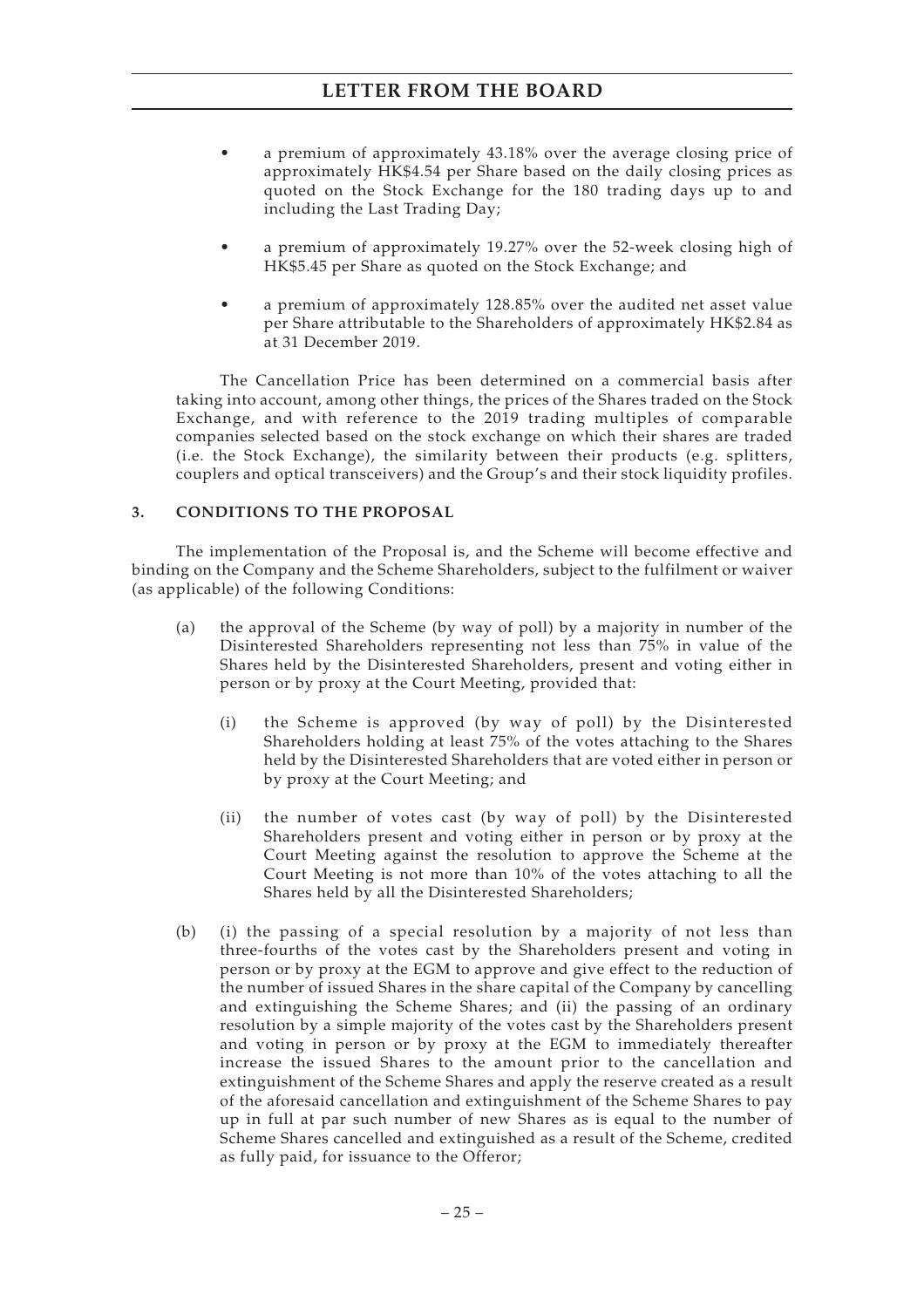- a premium of approximately 43.18% over the average closing price of approximately HK$4.54 per Share based on the daily closing prices as quoted on the Stock Exchange for the 180 trading days up to and including the Last Trading Day;
- a premium of approximately 19.27% over the 52-week closing high of HK$5.45 per Share as quoted on the Stock Exchange; and
- a premium of approximately 128.85% over the audited net asset value per Share attributable to the Shareholders of approximately HK$2.84 as at 31 December 2019.

The Cancellation Price has been determined on a commercial basis after taking into account, among other things, the prices of the Shares traded on the Stock Exchange, and with reference to the 2019 trading multiples of comparable companies selected based on the stock exchange on which their shares are traded (i.e. the Stock Exchange), the similarity between their products (e.g. splitters, couplers and optical transceivers) and the Group's and their stock liquidity profiles.

## 3. CONDITIONS TO THE PROPOSAL

The implementation of the Proposal is, and the Scheme will become effective and binding on the Company and the Scheme Shareholders, subject to the fulfilment or waiver (as applicable) of the following Conditions:

(a) the approval of the Scheme (by way of poll) by a majority in number of the Disinterested Shareholders representing not less than 75% in value of the Shares held by the Disinterested Shareholders, present and voting either in person or by proxy at the Court Meeting, provided that:

  (i) the Scheme is approved (by way of poll) by the Disinterested Shareholders holding at least 75% of the votes attaching to the Shares held by the Disinterested Shareholders that are voted either in person or by proxy at the Court Meeting; and

  (ii) the number of votes cast (by way of poll) by the Disinterested Shareholders present and voting either in person or by proxy at the Court Meeting against the resolution to approve the Scheme at the Court Meeting is not more than 10% of the votes attaching to all the Shares held by all the Disinterested Shareholders;

(b) (i) the passing of a special resolution by a majority of not less than three-fourths of the votes cast by the Shareholders present and voting in person or by proxy at the EGM to approve and give effect to the reduction of the number of issued Shares in the share capital of the Company by cancelling and extinguishing the Scheme Shares; and (ii) the passing of an ordinary resolution by a simple majority of the votes cast by the Shareholders present and voting in person or by proxy at the EGM to immediately thereafter increase the issued Shares to the amount prior to the cancellation and extinguishment of the Scheme Shares and apply the reserve created as a result of the aforesaid cancellation and extinguishment of the Scheme Shares to pay up in full at par such number of new Shares as is equal to the number of Scheme Shares cancelled and extinguished as a result of the Scheme, credited as fully paid, for issuance to the Offeror;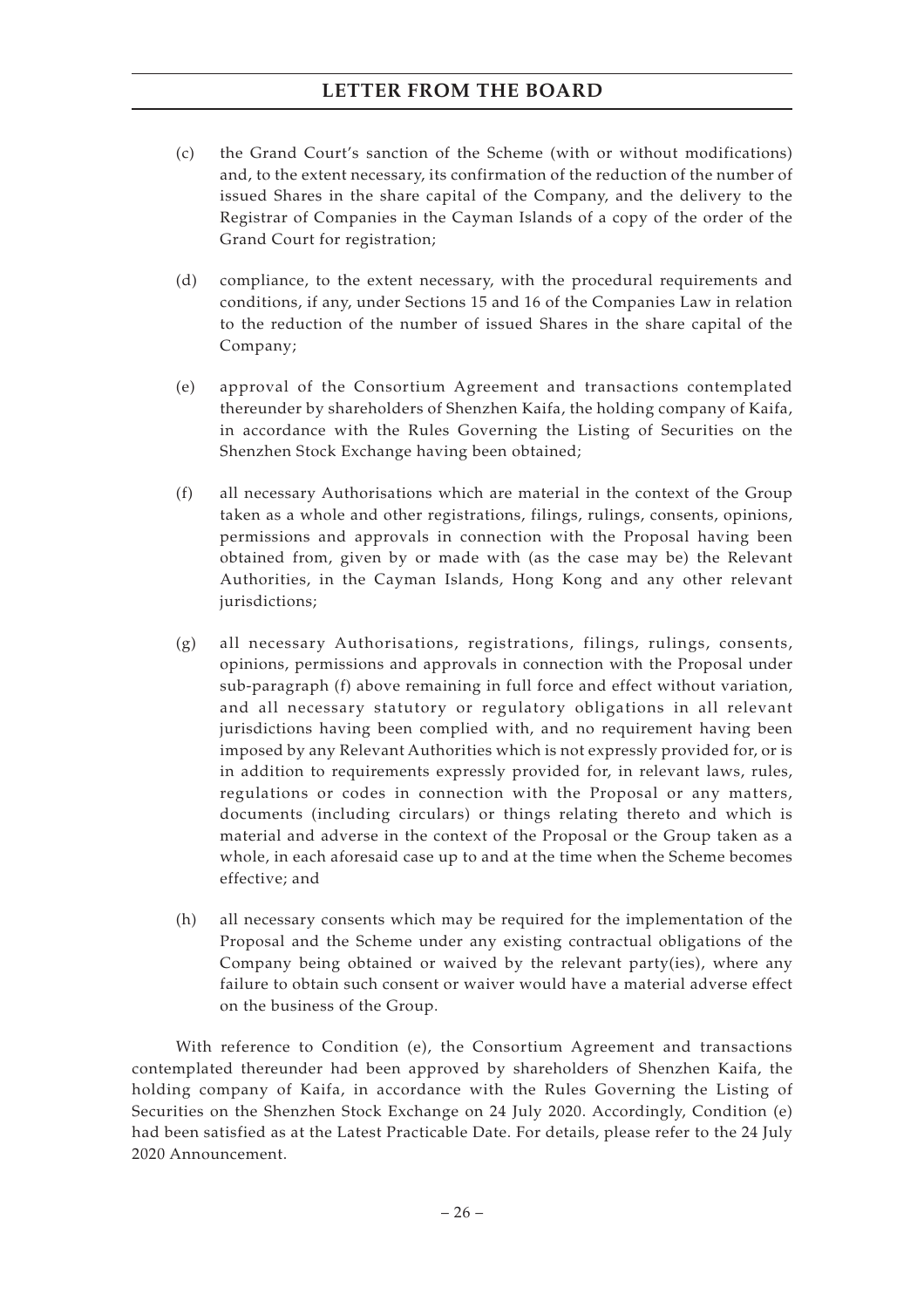(c) the Grand Court's sanction of the Scheme (with or without modifications) and, to the extent necessary, its confirmation of the reduction of the number of issued Shares in the share capital of the Company, and the delivery to the Registrar of Companies in the Cayman Islands of a copy of the order of the Grand Court for registration;

(d) compliance, to the extent necessary, with the procedural requirements and conditions, if any, under Sections 15 and 16 of the Companies Law in relation to the reduction of the number of issued Shares in the share capital of the Company;

(e) approval of the Consortium Agreement and transactions contemplated thereunder by shareholders of Shenzhen Kaifa, the holding company of Kaifa, in accordance with the Rules Governing the Listing of Securities on the Shenzhen Stock Exchange having been obtained;

(f) all necessary Authorisations which are material in the context of the Group taken as a whole and other registrations, filings, rulings, consents, opinions, permissions and approvals in connection with the Proposal having been obtained from, given by or made with (as the case may be) the Relevant Authorities, in the Cayman Islands, Hong Kong and any other relevant jurisdictions;

(g) all necessary Authorisations, registrations, filings, rulings, consents, opinions, permissions and approvals in connection with the Proposal under sub-paragraph (f) above remaining in full force and effect without variation, and all necessary statutory or regulatory obligations in all relevant jurisdictions having been complied with, and no requirement having been imposed by any Relevant Authorities which is not expressly provided for, or is in addition to requirements expressly provided for, in relevant laws, rules, regulations or codes in connection with the Proposal or any matters, documents (including circulars) or things relating thereto and which is material and adverse in the context of the Proposal or the Group taken as a whole, in each aforesaid case up to and at the time when the Scheme becomes effective; and

(h) all necessary consents which may be required for the implementation of the Proposal and the Scheme under any existing contractual obligations of the Company being obtained or waived by the relevant party(ies), where any failure to obtain such consent or waiver would have a material adverse effect on the business of the Group.

With reference to Condition (e), the Consortium Agreement and transactions contemplated thereunder had been approved by shareholders of Shenzhen Kaifa, the holding company of Kaifa, in accordance with the Rules Governing the Listing of Securities on the Shenzhen Stock Exchange on 24 July 2020. Accordingly, Condition (e) had been satisfied as at the Latest Practicable Date. For details, please refer to the 24 July 2020 Announcement.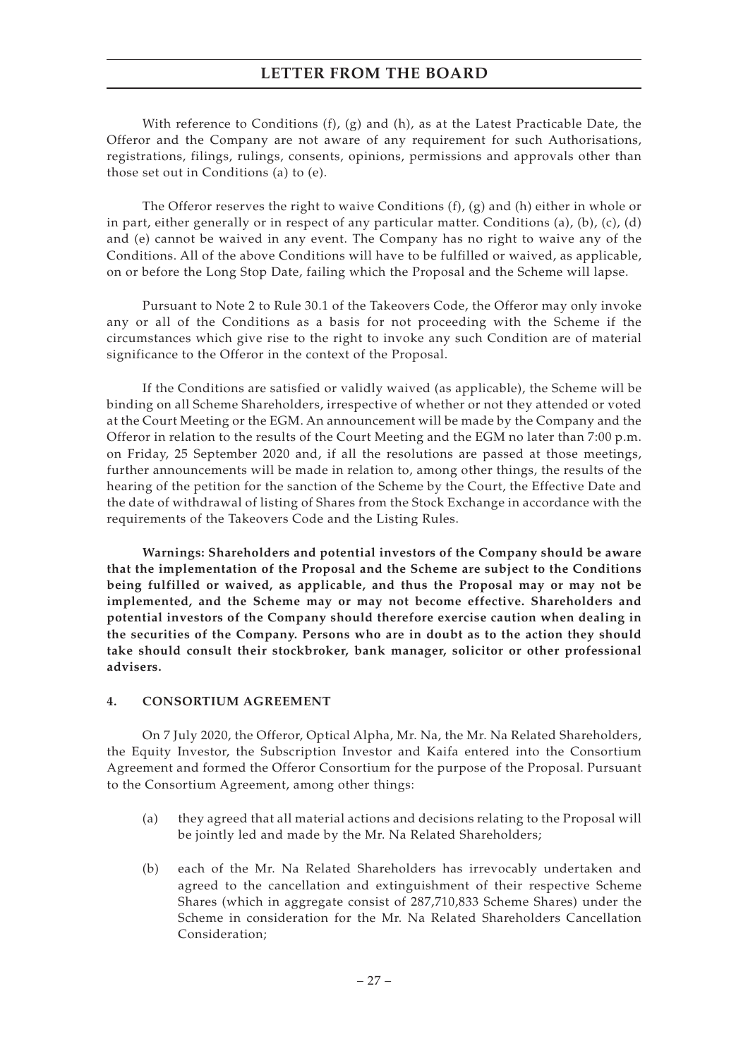With reference to Conditions (f), (g) and (h), as at the Latest Practicable Date, the Offeror and the Company are not aware of any requirement for such Authorisations, registrations, filings, rulings, consents, opinions, permissions and approvals other than those set out in Conditions (a) to (e).

The Offeror reserves the right to waive Conditions (f), (g) and (h) either in whole or in part, either generally or in respect of any particular matter. Conditions (a), (b), (c), (d) and (e) cannot be waived in any event. The Company has no right to waive any of the Conditions. All of the above Conditions will have to be fulfilled or waived, as applicable, on or before the Long Stop Date, failing which the Proposal and the Scheme will lapse.

Pursuant to Note 2 to Rule 30.1 of the Takeovers Code, the Offeror may only invoke any or all of the Conditions as a basis for not proceeding with the Scheme if the circumstances which give rise to the right to invoke any such Condition are of material significance to the Offeror in the context of the Proposal.

If the Conditions are satisfied or validly waived (as applicable), the Scheme will be binding on all Scheme Shareholders, irrespective of whether or not they attended or voted at the Court Meeting or the EGM. An announcement will be made by the Company and the Offeror in relation to the results of the Court Meeting and the EGM no later than 7:00 p.m. on Friday, 25 September 2020 and, if all the resolutions are passed at those meetings, further announcements will be made in relation to, among other things, the results of the hearing of the petition for the sanction of the Scheme by the Court, the Effective Date and the date of withdrawal of listing of Shares from the Stock Exchange in accordance with the requirements of the Takeovers Code and the Listing Rules.

**Warnings: Shareholders and potential investors of the Company should be aware that the implementation of the Proposal and the Scheme are subject to the Conditions being fulfilled or waived, as applicable, and thus the Proposal may or may not be implemented, and the Scheme may or may not become effective. Shareholders and potential investors of the Company should therefore exercise caution when dealing in the securities of the Company. Persons who are in doubt as to the action they should take should consult their stockbroker, bank manager, solicitor or other professional advisers.**

## 4. CONSORTIUM AGREEMENT

On 7 July 2020, the Offeror, Optical Alpha, Mr. Na, the Mr. Na Related Shareholders, the Equity Investor, the Subscription Investor and Kaifa entered into the Consortium Agreement and formed the Offeror Consortium for the purpose of the Proposal. Pursuant to the Consortium Agreement, among other things:

(a) they agreed that all material actions and decisions relating to the Proposal will be jointly led and made by the Mr. Na Related Shareholders;

(b) each of the Mr. Na Related Shareholders has irrevocably undertaken and agreed to the cancellation and extinguishment of their respective Scheme Shares (which in aggregate consist of 287,710,833 Scheme Shares) under the Scheme in consideration for the Mr. Na Related Shareholders Cancellation Consideration;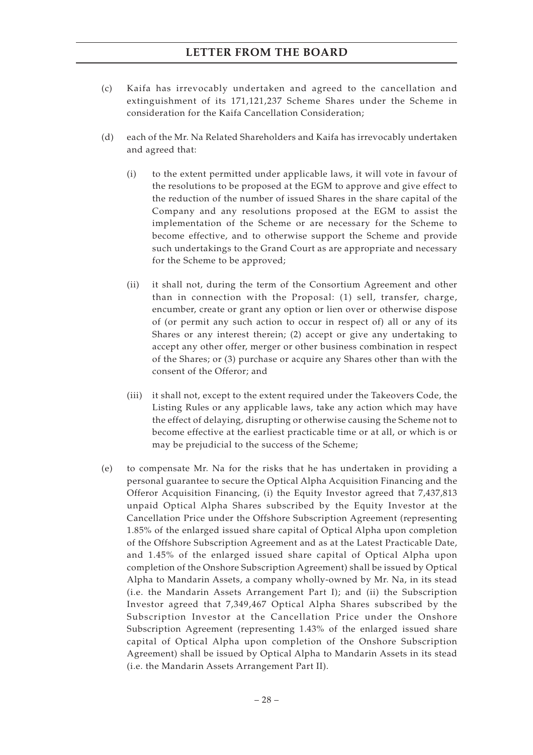(c) Kaifa has irrevocably undertaken and agreed to the cancellation and extinguishment of its 171,121,237 Scheme Shares under the Scheme in consideration for the Kaifa Cancellation Consideration;

(d) each of the Mr. Na Related Shareholders and Kaifa has irrevocably undertaken and agreed that:

   (i) to the extent permitted under applicable laws, it will vote in favour of the resolutions to be proposed at the EGM to approve and give effect to the reduction of the number of issued Shares in the share capital of the Company and any resolutions proposed at the EGM to assist the implementation of the Scheme or are necessary for the Scheme to become effective, and to otherwise support the Scheme and provide such undertakings to the Grand Court as are appropriate and necessary for the Scheme to be approved;

   (ii) it shall not, during the term of the Consortium Agreement and other than in connection with the Proposal: (1) sell, transfer, charge, encumber, create or grant any option or lien over or otherwise dispose of (or permit any such action to occur in respect of) all or any of its Shares or any interest therein; (2) accept or give any undertaking to accept any other offer, merger or other business combination in respect of the Shares; or (3) purchase or acquire any Shares other than with the consent of the Offeror; and

   (iii) it shall not, except to the extent required under the Takeovers Code, the Listing Rules or any applicable laws, take any action which may have the effect of delaying, disrupting or otherwise causing the Scheme not to become effective at the earliest practicable time or at all, or which is or may be prejudicial to the success of the Scheme;

(e) to compensate Mr. Na for the risks that he has undertaken in providing a personal guarantee to secure the Optical Alpha Acquisition Financing and the Offeror Acquisition Financing, (i) the Equity Investor agreed that 7,437,813 unpaid Optical Alpha Shares subscribed by the Equity Investor at the Cancellation Price under the Offshore Subscription Agreement (representing 1.85% of the enlarged issued share capital of Optical Alpha upon completion of the Offshore Subscription Agreement and as at the Latest Practicable Date, and 1.45% of the enlarged issued share capital of Optical Alpha upon completion of the Onshore Subscription Agreement) shall be issued by Optical Alpha to Mandarin Assets, a company wholly-owned by Mr. Na, in its stead (i.e. the Mandarin Assets Arrangement Part I); and (ii) the Subscription Investor agreed that 7,349,467 Optical Alpha Shares subscribed by the Subscription Investor at the Cancellation Price under the Onshore Subscription Agreement (representing 1.43% of the enlarged issued share capital of Optical Alpha upon completion of the Onshore Subscription Agreement) shall be issued by Optical Alpha to Mandarin Assets in its stead (i.e. the Mandarin Assets Arrangement Part II).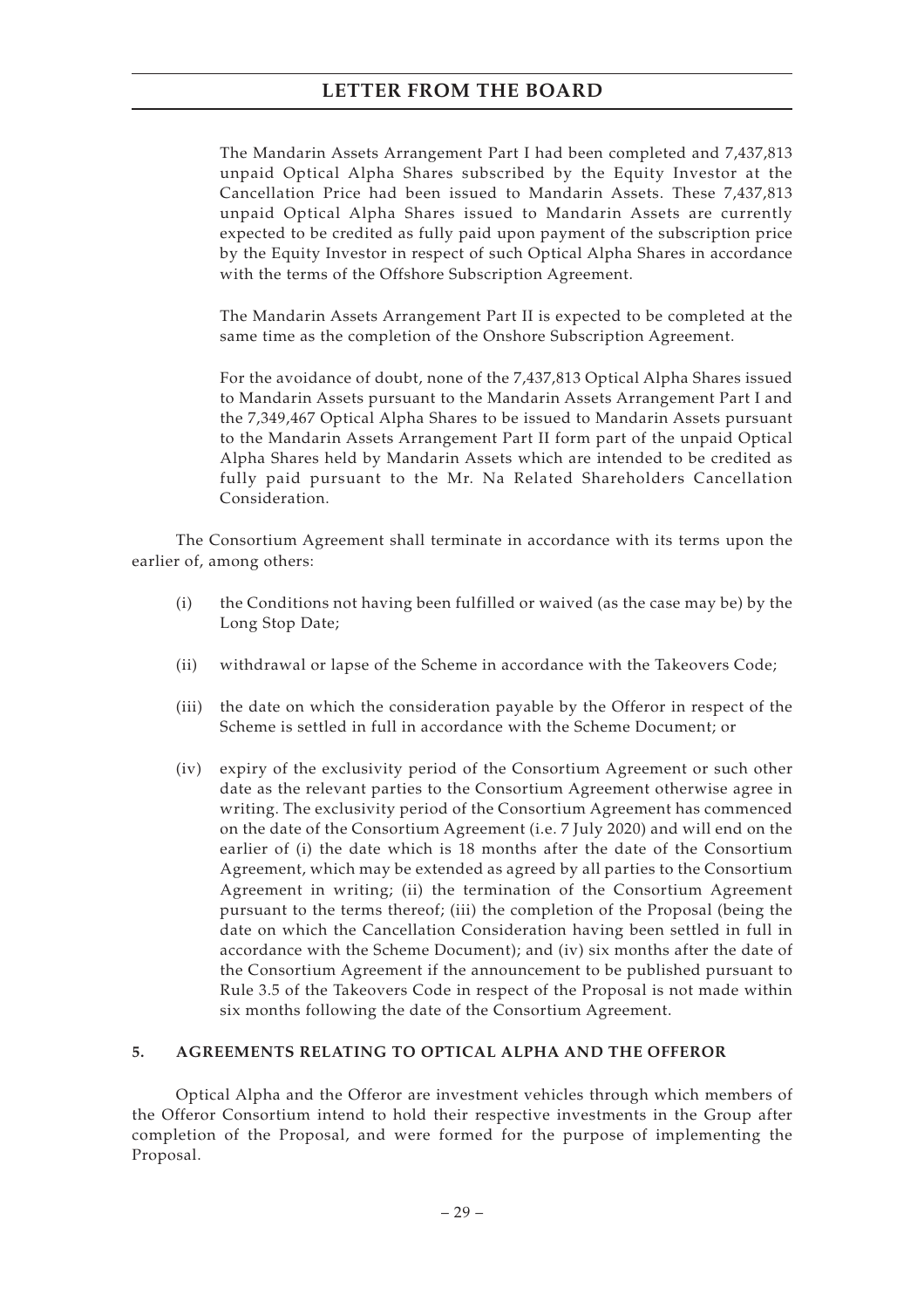The Mandarin Assets Arrangement Part I had been completed and 7,437,813 unpaid Optical Alpha Shares subscribed by the Equity Investor at the Cancellation Price had been issued to Mandarin Assets. These 7,437,813 unpaid Optical Alpha Shares issued to Mandarin Assets are currently expected to be credited as fully paid upon payment of the subscription price by the Equity Investor in respect of such Optical Alpha Shares in accordance with the terms of the Offshore Subscription Agreement.

The Mandarin Assets Arrangement Part II is expected to be completed at the same time as the completion of the Onshore Subscription Agreement.

For the avoidance of doubt, none of the 7,437,813 Optical Alpha Shares issued to Mandarin Assets pursuant to the Mandarin Assets Arrangement Part I and the 7,349,467 Optical Alpha Shares to be issued to Mandarin Assets pursuant to the Mandarin Assets Arrangement Part II form part of the unpaid Optical Alpha Shares held by Mandarin Assets which are intended to be credited as fully paid pursuant to the Mr. Na Related Shareholders Cancellation Consideration.

The Consortium Agreement shall terminate in accordance with its terms upon the earlier of, among others:

(i) the Conditions not having been fulfilled or waived (as the case may be) by the Long Stop Date;

(ii) withdrawal or lapse of the Scheme in accordance with the Takeovers Code;

(iii) the date on which the consideration payable by the Offeror in respect of the Scheme is settled in full in accordance with the Scheme Document; or

(iv) expiry of the exclusivity period of the Consortium Agreement or such other date as the relevant parties to the Consortium Agreement otherwise agree in writing. The exclusivity period of the Consortium Agreement has commenced on the date of the Consortium Agreement (i.e. 7 July 2020) and will end on the earlier of (i) the date which is 18 months after the date of the Consortium Agreement, which may be extended as agreed by all parties to the Consortium Agreement in writing; (ii) the termination of the Consortium Agreement pursuant to the terms thereof; (iii) the completion of the Proposal (being the date on which the Cancellation Consideration having been settled in full in accordance with the Scheme Document); and (iv) six months after the date of the Consortium Agreement if the announcement to be published pursuant to Rule 3.5 of the Takeovers Code in respect of the Proposal is not made within six months following the date of the Consortium Agreement.

## 5. AGREEMENTS RELATING TO OPTICAL ALPHA AND THE OFFEROR

Optical Alpha and the Offeror are investment vehicles through which members of the Offeror Consortium intend to hold their respective investments in the Group after completion of the Proposal, and were formed for the purpose of implementing the Proposal.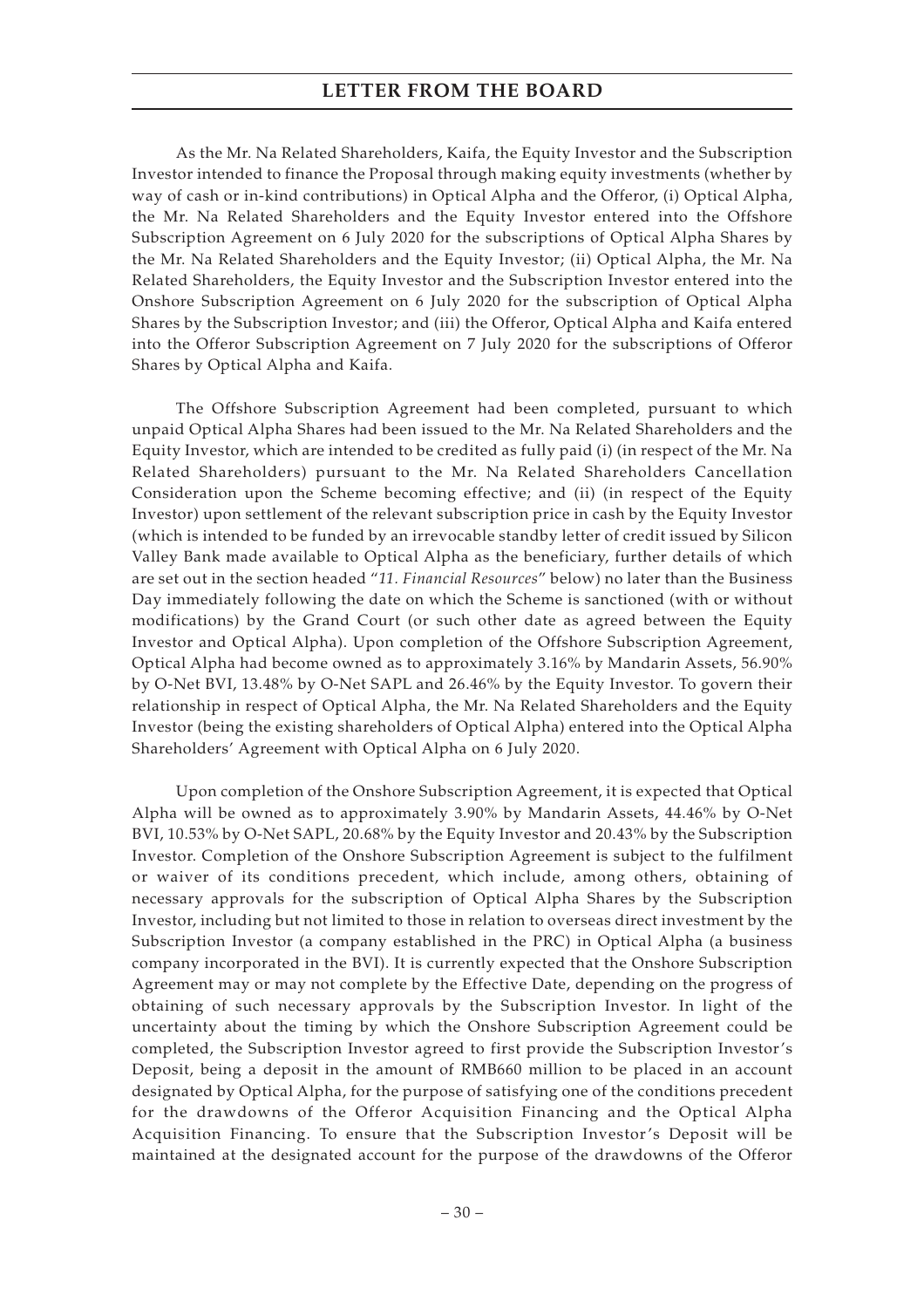As the Mr. Na Related Shareholders, Kaifa, the Equity Investor and the Subscription Investor intended to finance the Proposal through making equity investments (whether by way of cash or in-kind contributions) in Optical Alpha and the Offeror, (i) Optical Alpha, the Mr. Na Related Shareholders and the Equity Investor entered into the Offshore Subscription Agreement on 6 July 2020 for the subscriptions of Optical Alpha Shares by the Mr. Na Related Shareholders and the Equity Investor; (ii) Optical Alpha, the Mr. Na Related Shareholders, the Equity Investor and the Subscription Investor entered into the Onshore Subscription Agreement on 6 July 2020 for the subscription of Optical Alpha Shares by the Subscription Investor; and (iii) the Offeror, Optical Alpha and Kaifa entered into the Offeror Subscription Agreement on 7 July 2020 for the subscriptions of Offeror Shares by Optical Alpha and Kaifa.

The Offshore Subscription Agreement had been completed, pursuant to which unpaid Optical Alpha Shares had been issued to the Mr. Na Related Shareholders and the Equity Investor, which are intended to be credited as fully paid (i) (in respect of the Mr. Na Related Shareholders) pursuant to the Mr. Na Related Shareholders Cancellation Consideration upon the Scheme becoming effective; and (ii) (in respect of the Equity Investor) upon settlement of the relevant subscription price in cash by the Equity Investor (which is intended to be funded by an irrevocable standby letter of credit issued by Silicon Valley Bank made available to Optical Alpha as the beneficiary, further details of which are set out in the section headed "*11. Financial Resources*" below) no later than the Business Day immediately following the date on which the Scheme is sanctioned (with or without modifications) by the Grand Court (or such other date as agreed between the Equity Investor and Optical Alpha). Upon completion of the Offshore Subscription Agreement, Optical Alpha had become owned as to approximately 3.16% by Mandarin Assets, 56.90% by O-Net BVI, 13.48% by O-Net SAPL and 26.46% by the Equity Investor. To govern their relationship in respect of Optical Alpha, the Mr. Na Related Shareholders and the Equity Investor (being the existing shareholders of Optical Alpha) entered into the Optical Alpha Shareholders' Agreement with Optical Alpha on 6 July 2020.

Upon completion of the Onshore Subscription Agreement, it is expected that Optical Alpha will be owned as to approximately 3.90% by Mandarin Assets, 44.46% by O-Net BVI, 10.53% by O-Net SAPL, 20.68% by the Equity Investor and 20.43% by the Subscription Investor. Completion of the Onshore Subscription Agreement is subject to the fulfilment or waiver of its conditions precedent, which include, among others, obtaining of necessary approvals for the subscription of Optical Alpha Shares by the Subscription Investor, including but not limited to those in relation to overseas direct investment by the Subscription Investor (a company established in the PRC) in Optical Alpha (a business company incorporated in the BVI). It is currently expected that the Onshore Subscription Agreement may or may not complete by the Effective Date, depending on the progress of obtaining of such necessary approvals by the Subscription Investor. In light of the uncertainty about the timing by which the Onshore Subscription Agreement could be completed, the Subscription Investor agreed to first provide the Subscription Investor's Deposit, being a deposit in the amount of RMB660 million to be placed in an account designated by Optical Alpha, for the purpose of satisfying one of the conditions precedent for the drawdowns of the Offeror Acquisition Financing and the Optical Alpha Acquisition Financing. To ensure that the Subscription Investor's Deposit will be maintained at the designated account for the purpose of the drawdowns of the Offeror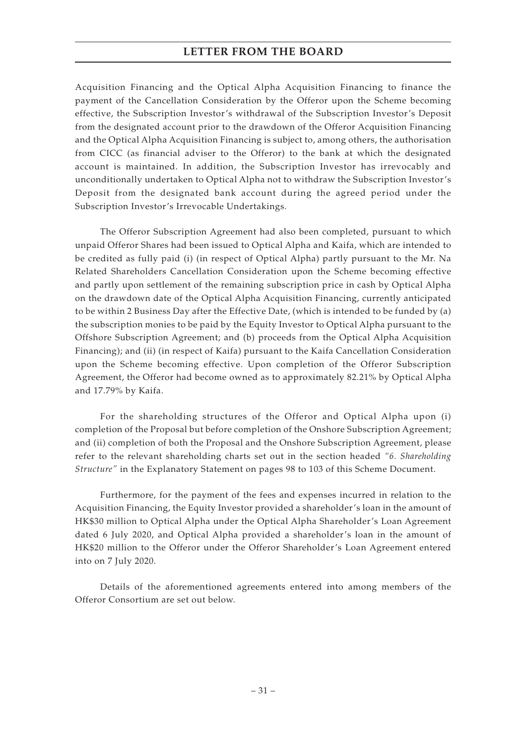Acquisition Financing and the Optical Alpha Acquisition Financing to finance the payment of the Cancellation Consideration by the Offeror upon the Scheme becoming effective, the Subscription Investor's withdrawal of the Subscription Investor's Deposit from the designated account prior to the drawdown of the Offeror Acquisition Financing and the Optical Alpha Acquisition Financing is subject to, among others, the authorisation from CICC (as financial adviser to the Offeror) to the bank at which the designated account is maintained. In addition, the Subscription Investor has irrevocably and unconditionally undertaken to Optical Alpha not to withdraw the Subscription Investor's Deposit from the designated bank account during the agreed period under the Subscription Investor's Irrevocable Undertakings.

The Offeror Subscription Agreement had also been completed, pursuant to which unpaid Offeror Shares had been issued to Optical Alpha and Kaifa, which are intended to be credited as fully paid (i) (in respect of Optical Alpha) partly pursuant to the Mr. Na Related Shareholders Cancellation Consideration upon the Scheme becoming effective and partly upon settlement of the remaining subscription price in cash by Optical Alpha on the drawdown date of the Optical Alpha Acquisition Financing, currently anticipated to be within 2 Business Day after the Effective Date, (which is intended to be funded by (a) the subscription monies to be paid by the Equity Investor to Optical Alpha pursuant to the Offshore Subscription Agreement; and (b) proceeds from the Optical Alpha Acquisition Financing); and (ii) (in respect of Kaifa) pursuant to the Kaifa Cancellation Consideration upon the Scheme becoming effective. Upon completion of the Offeror Subscription Agreement, the Offeror had become owned as to approximately 82.21% by Optical Alpha and 17.79% by Kaifa.

For the shareholding structures of the Offeror and Optical Alpha upon (i) completion of the Proposal but before completion of the Onshore Subscription Agreement; and (ii) completion of both the Proposal and the Onshore Subscription Agreement, please refer to the relevant shareholding charts set out in the section headed *"6. Shareholding Structure"* in the Explanatory Statement on pages 98 to 103 of this Scheme Document.

Furthermore, for the payment of the fees and expenses incurred in relation to the Acquisition Financing, the Equity Investor provided a shareholder's loan in the amount of HK$30 million to Optical Alpha under the Optical Alpha Shareholder's Loan Agreement dated 6 July 2020, and Optical Alpha provided a shareholder's loan in the amount of HK$20 million to the Offeror under the Offeror Shareholder's Loan Agreement entered into on 7 July 2020.

Details of the aforementioned agreements entered into among members of the Offeror Consortium are set out below.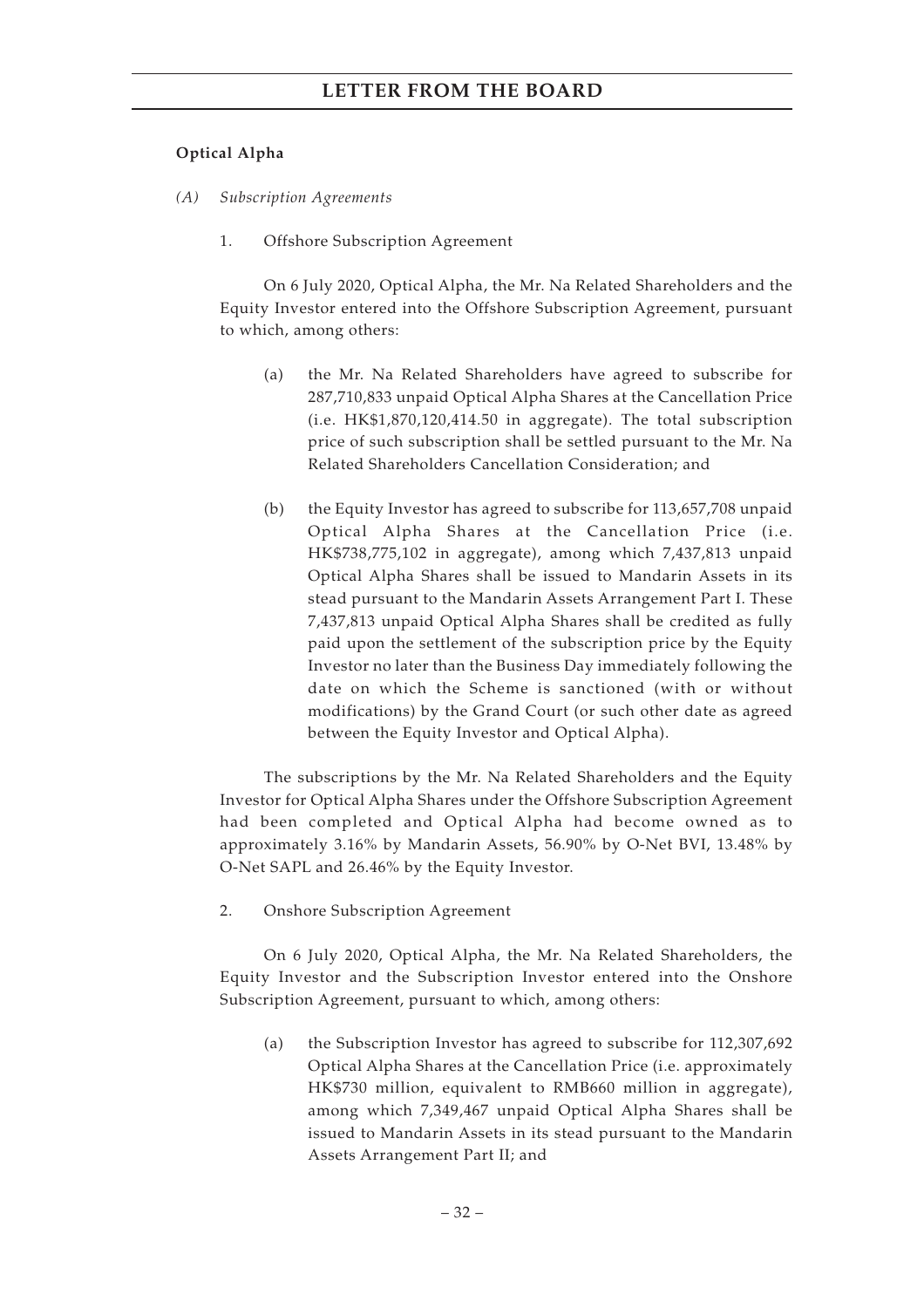**Optical Alpha**

*(A) Subscription Agreements*

1. Offshore Subscription Agreement

On 6 July 2020, Optical Alpha, the Mr. Na Related Shareholders and the Equity Investor entered into the Offshore Subscription Agreement, pursuant to which, among others:

(a) the Mr. Na Related Shareholders have agreed to subscribe for 287,710,833 unpaid Optical Alpha Shares at the Cancellation Price (i.e. HK$1,870,120,414.50 in aggregate). The total subscription price of such subscription shall be settled pursuant to the Mr. Na Related Shareholders Cancellation Consideration; and

(b) the Equity Investor has agreed to subscribe for 113,657,708 unpaid Optical Alpha Shares at the Cancellation Price (i.e. HK$738,775,102 in aggregate), among which 7,437,813 unpaid Optical Alpha Shares shall be issued to Mandarin Assets in its stead pursuant to the Mandarin Assets Arrangement Part I. These 7,437,813 unpaid Optical Alpha Shares shall be credited as fully paid upon the settlement of the subscription price by the Equity Investor no later than the Business Day immediately following the date on which the Scheme is sanctioned (with or without modifications) by the Grand Court (or such other date as agreed between the Equity Investor and Optical Alpha).

The subscriptions by the Mr. Na Related Shareholders and the Equity Investor for Optical Alpha Shares under the Offshore Subscription Agreement had been completed and Optical Alpha had become owned as to approximately 3.16% by Mandarin Assets, 56.90% by O-Net BVI, 13.48% by O-Net SAPL and 26.46% by the Equity Investor.

2. Onshore Subscription Agreement

On 6 July 2020, Optical Alpha, the Mr. Na Related Shareholders, the Equity Investor and the Subscription Investor entered into the Onshore Subscription Agreement, pursuant to which, among others:

(a) the Subscription Investor has agreed to subscribe for 112,307,692 Optical Alpha Shares at the Cancellation Price (i.e. approximately HK$730 million, equivalent to RMB660 million in aggregate), among which 7,349,467 unpaid Optical Alpha Shares shall be issued to Mandarin Assets in its stead pursuant to the Mandarin Assets Arrangement Part II; and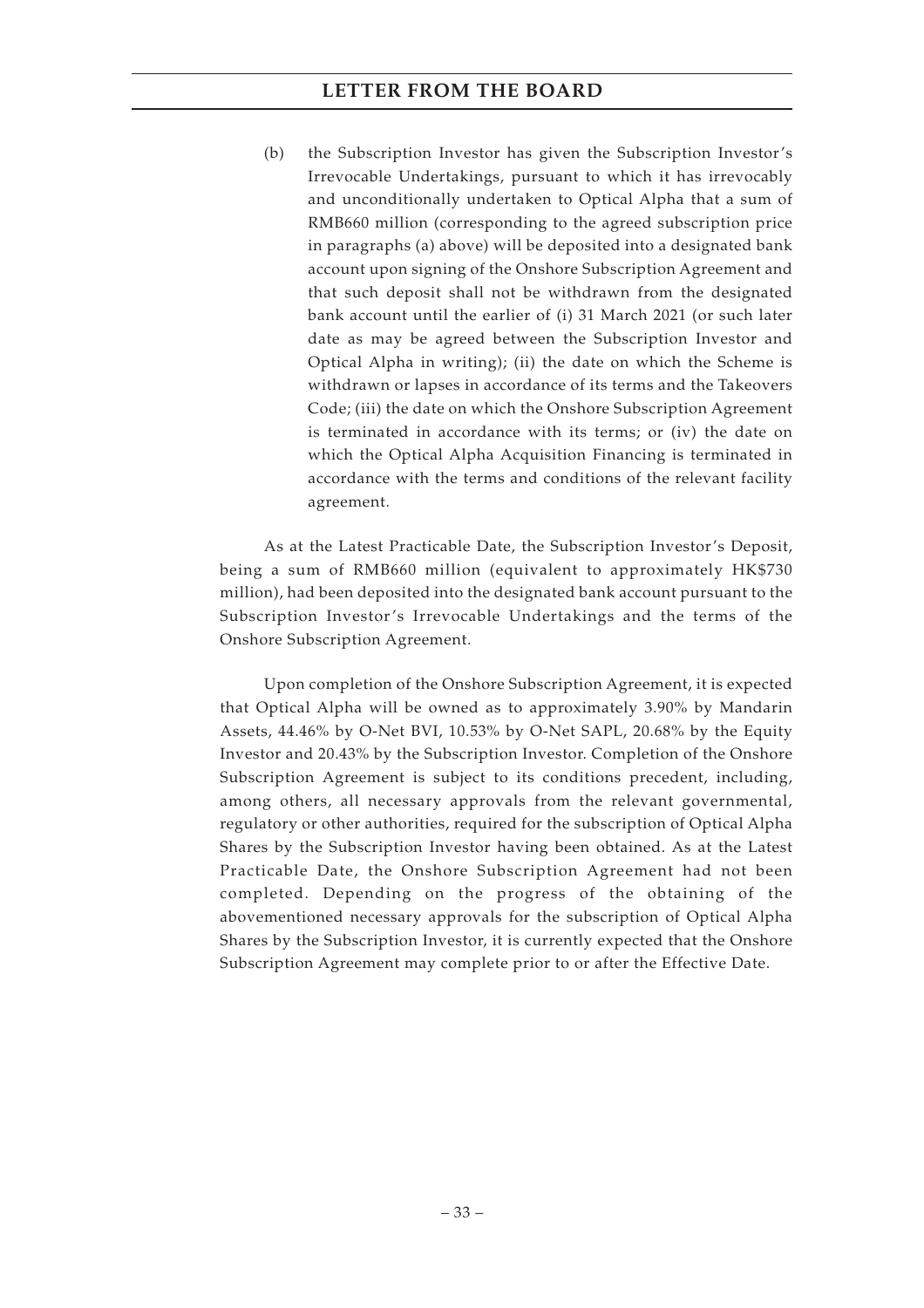(b) the Subscription Investor has given the Subscription Investor's Irrevocable Undertakings, pursuant to which it has irrevocably and unconditionally undertaken to Optical Alpha that a sum of RMB660 million (corresponding to the agreed subscription price in paragraphs (a) above) will be deposited into a designated bank account upon signing of the Onshore Subscription Agreement and that such deposit shall not be withdrawn from the designated bank account until the earlier of (i) 31 March 2021 (or such later date as may be agreed between the Subscription Investor and Optical Alpha in writing); (ii) the date on which the Scheme is withdrawn or lapses in accordance of its terms and the Takeovers Code; (iii) the date on which the Onshore Subscription Agreement is terminated in accordance with its terms; or (iv) the date on which the Optical Alpha Acquisition Financing is terminated in accordance with the terms and conditions of the relevant facility agreement.

As at the Latest Practicable Date, the Subscription Investor's Deposit, being a sum of RMB660 million (equivalent to approximately HK$730 million), had been deposited into the designated bank account pursuant to the Subscription Investor's Irrevocable Undertakings and the terms of the Onshore Subscription Agreement.

Upon completion of the Onshore Subscription Agreement, it is expected that Optical Alpha will be owned as to approximately 3.90% by Mandarin Assets, 44.46% by O-Net BVI, 10.53% by O-Net SAPL, 20.68% by the Equity Investor and 20.43% by the Subscription Investor. Completion of the Onshore Subscription Agreement is subject to its conditions precedent, including, among others, all necessary approvals from the relevant governmental, regulatory or other authorities, required for the subscription of Optical Alpha Shares by the Subscription Investor having been obtained. As at the Latest Practicable Date, the Onshore Subscription Agreement had not been completed. Depending on the progress of the obtaining of the abovementioned necessary approvals for the subscription of Optical Alpha Shares by the Subscription Investor, it is currently expected that the Onshore Subscription Agreement may complete prior to or after the Effective Date.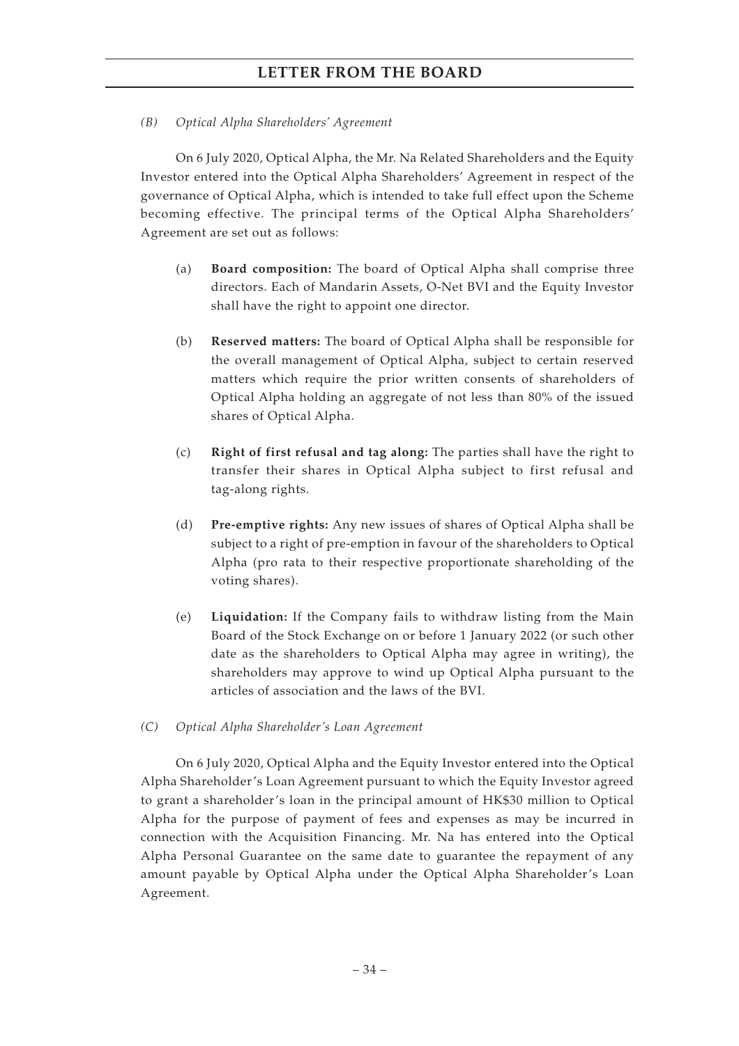*(B) Optical Alpha Shareholders' Agreement*

On 6 July 2020, Optical Alpha, the Mr. Na Related Shareholders and the Equity Investor entered into the Optical Alpha Shareholders' Agreement in respect of the governance of Optical Alpha, which is intended to take full effect upon the Scheme becoming effective. The principal terms of the Optical Alpha Shareholders' Agreement are set out as follows:

(a) **Board composition:** The board of Optical Alpha shall comprise three directors. Each of Mandarin Assets, O-Net BVI and the Equity Investor shall have the right to appoint one director.

(b) **Reserved matters:** The board of Optical Alpha shall be responsible for the overall management of Optical Alpha, subject to certain reserved matters which require the prior written consents of shareholders of Optical Alpha holding an aggregate of not less than 80% of the issued shares of Optical Alpha.

(c) **Right of first refusal and tag along:** The parties shall have the right to transfer their shares in Optical Alpha subject to first refusal and tag-along rights.

(d) **Pre-emptive rights:** Any new issues of shares of Optical Alpha shall be subject to a right of pre-emption in favour of the shareholders to Optical Alpha (pro rata to their respective proportionate shareholding of the voting shares).

(e) **Liquidation:** If the Company fails to withdraw listing from the Main Board of the Stock Exchange on or before 1 January 2022 (or such other date as the shareholders to Optical Alpha may agree in writing), the shareholders may approve to wind up Optical Alpha pursuant to the articles of association and the laws of the BVI.

*(C) Optical Alpha Shareholder's Loan Agreement*

On 6 July 2020, Optical Alpha and the Equity Investor entered into the Optical Alpha Shareholder's Loan Agreement pursuant to which the Equity Investor agreed to grant a shareholder's loan in the principal amount of HK$30 million to Optical Alpha for the purpose of payment of fees and expenses as may be incurred in connection with the Acquisition Financing. Mr. Na has entered into the Optical Alpha Personal Guarantee on the same date to guarantee the repayment of any amount payable by Optical Alpha under the Optical Alpha Shareholder's Loan Agreement.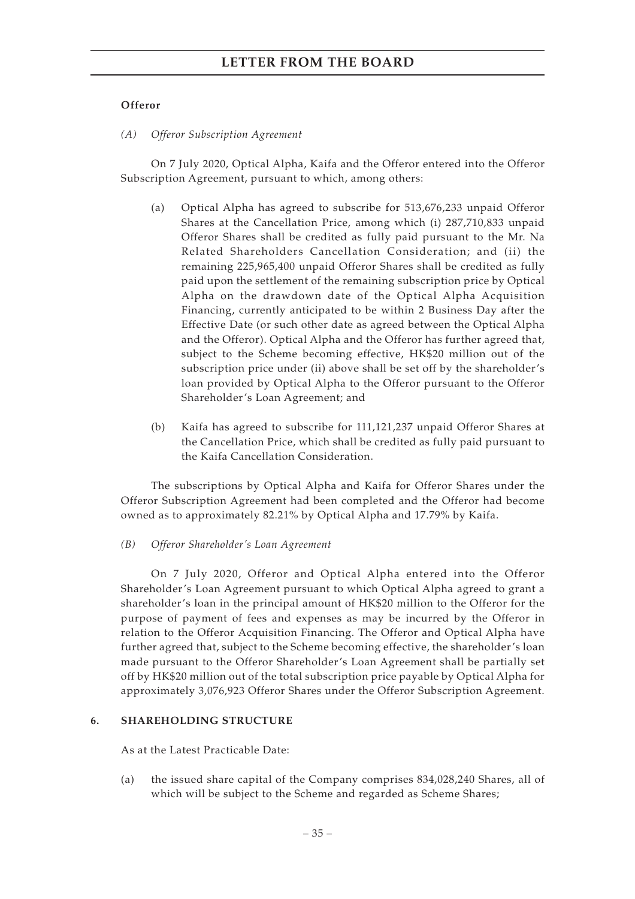**Offeror**

*(A) Offeror Subscription Agreement*

On 7 July 2020, Optical Alpha, Kaifa and the Offeror entered into the Offeror Subscription Agreement, pursuant to which, among others:

(a) Optical Alpha has agreed to subscribe for 513,676,233 unpaid Offeror Shares at the Cancellation Price, among which (i) 287,710,833 unpaid Offeror Shares shall be credited as fully paid pursuant to the Mr. Na Related Shareholders Cancellation Consideration; and (ii) the remaining 225,965,400 unpaid Offeror Shares shall be credited as fully paid upon the settlement of the remaining subscription price by Optical Alpha on the drawdown date of the Optical Alpha Acquisition Financing, currently anticipated to be within 2 Business Day after the Effective Date (or such other date as agreed between the Optical Alpha and the Offeror). Optical Alpha and the Offeror has further agreed that, subject to the Scheme becoming effective, HK$20 million out of the subscription price under (ii) above shall be set off by the shareholder's loan provided by Optical Alpha to the Offeror pursuant to the Offeror Shareholder's Loan Agreement; and

(b) Kaifa has agreed to subscribe for 111,121,237 unpaid Offeror Shares at the Cancellation Price, which shall be credited as fully paid pursuant to the Kaifa Cancellation Consideration.

The subscriptions by Optical Alpha and Kaifa for Offeror Shares under the Offeror Subscription Agreement had been completed and the Offeror had become owned as to approximately 82.21% by Optical Alpha and 17.79% by Kaifa.

*(B) Offeror Shareholder's Loan Agreement*

On 7 July 2020, Offeror and Optical Alpha entered into the Offeror Shareholder's Loan Agreement pursuant to which Optical Alpha agreed to grant a shareholder's loan in the principal amount of HK$20 million to the Offeror for the purpose of payment of fees and expenses as may be incurred by the Offeror in relation to the Offeror Acquisition Financing. The Offeror and Optical Alpha have further agreed that, subject to the Scheme becoming effective, the shareholder's loan made pursuant to the Offeror Shareholder's Loan Agreement shall be partially set off by HK$20 million out of the total subscription price payable by Optical Alpha for approximately 3,076,923 Offeror Shares under the Offeror Subscription Agreement.

## 6. SHAREHOLDING STRUCTURE

As at the Latest Practicable Date:

(a) the issued share capital of the Company comprises 834,028,240 Shares, all of which will be subject to the Scheme and regarded as Scheme Shares;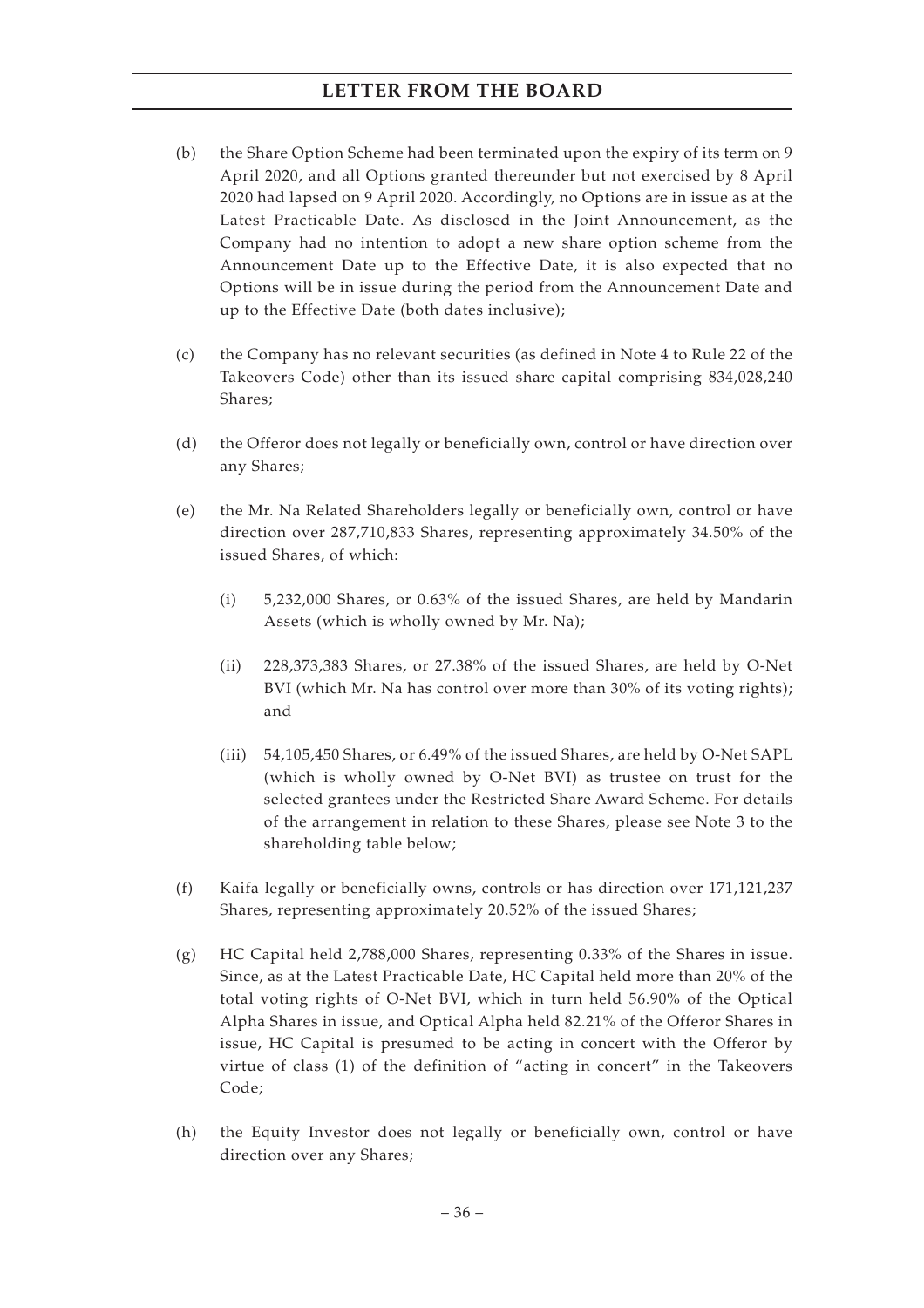(b) the Share Option Scheme had been terminated upon the expiry of its term on 9 April 2020, and all Options granted thereunder but not exercised by 8 April 2020 had lapsed on 9 April 2020. Accordingly, no Options are in issue as at the Latest Practicable Date. As disclosed in the Joint Announcement, as the Company had no intention to adopt a new share option scheme from the Announcement Date up to the Effective Date, it is also expected that no Options will be in issue during the period from the Announcement Date and up to the Effective Date (both dates inclusive);

(c) the Company has no relevant securities (as defined in Note 4 to Rule 22 of the Takeovers Code) other than its issued share capital comprising 834,028,240 Shares;

(d) the Offeror does not legally or beneficially own, control or have direction over any Shares;

(e) the Mr. Na Related Shareholders legally or beneficially own, control or have direction over 287,710,833 Shares, representing approximately 34.50% of the issued Shares, of which:

   (i) 5,232,000 Shares, or 0.63% of the issued Shares, are held by Mandarin Assets (which is wholly owned by Mr. Na);

   (ii) 228,373,383 Shares, or 27.38% of the issued Shares, are held by O-Net BVI (which Mr. Na has control over more than 30% of its voting rights); and

   (iii) 54,105,450 Shares, or 6.49% of the issued Shares, are held by O-Net SAPL (which is wholly owned by O-Net BVI) as trustee on trust for the selected grantees under the Restricted Share Award Scheme. For details of the arrangement in relation to these Shares, please see Note 3 to the shareholding table below;

(f) Kaifa legally or beneficially owns, controls or has direction over 171,121,237 Shares, representing approximately 20.52% of the issued Shares;

(g) HC Capital held 2,788,000 Shares, representing 0.33% of the Shares in issue. Since, as at the Latest Practicable Date, HC Capital held more than 20% of the total voting rights of O-Net BVI, which in turn held 56.90% of the Optical Alpha Shares in issue, and Optical Alpha held 82.21% of the Offeror Shares in issue, HC Capital is presumed to be acting in concert with the Offeror by virtue of class (1) of the definition of "acting in concert" in the Takeovers Code;

(h) the Equity Investor does not legally or beneficially own, control or have direction over any Shares;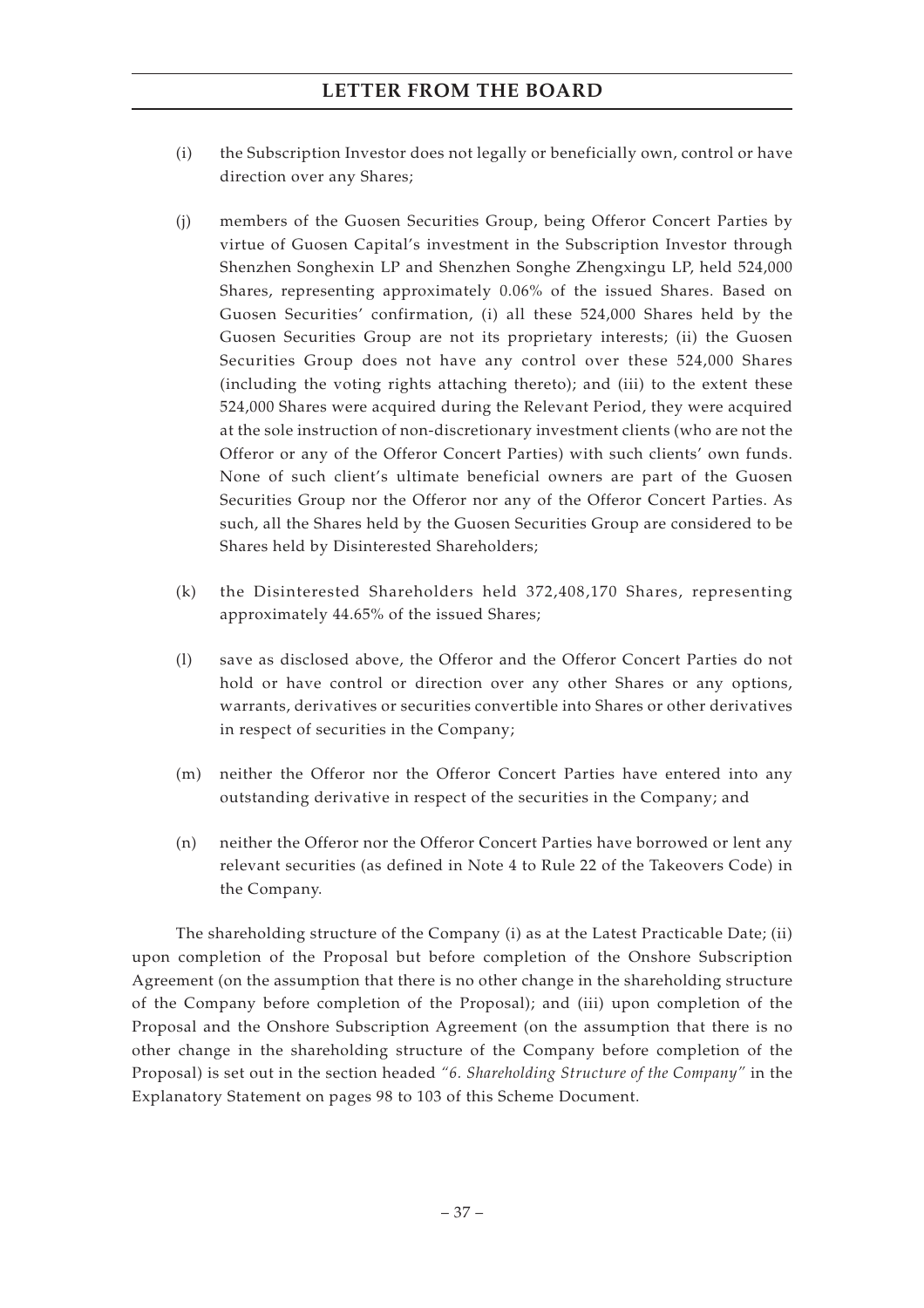(i) the Subscription Investor does not legally or beneficially own, control or have direction over any Shares;

(j) members of the Guosen Securities Group, being Offeror Concert Parties by virtue of Guosen Capital's investment in the Subscription Investor through Shenzhen Songhexin LP and Shenzhen Songhe Zhengxingu LP, held 524,000 Shares, representing approximately 0.06% of the issued Shares. Based on Guosen Securities' confirmation, (i) all these 524,000 Shares held by the Guosen Securities Group are not its proprietary interests; (ii) the Guosen Securities Group does not have any control over these 524,000 Shares (including the voting rights attaching thereto); and (iii) to the extent these 524,000 Shares were acquired during the Relevant Period, they were acquired at the sole instruction of non-discretionary investment clients (who are not the Offeror or any of the Offeror Concert Parties) with such clients' own funds. None of such client's ultimate beneficial owners are part of the Guosen Securities Group nor the Offeror nor any of the Offeror Concert Parties. As such, all the Shares held by the Guosen Securities Group are considered to be Shares held by Disinterested Shareholders;

(k) the Disinterested Shareholders held 372,408,170 Shares, representing approximately 44.65% of the issued Shares;

(l) save as disclosed above, the Offeror and the Offeror Concert Parties do not hold or have control or direction over any other Shares or any options, warrants, derivatives or securities convertible into Shares or other derivatives in respect of securities in the Company;

(m) neither the Offeror nor the Offeror Concert Parties have entered into any outstanding derivative in respect of the securities in the Company; and

(n) neither the Offeror nor the Offeror Concert Parties have borrowed or lent any relevant securities (as defined in Note 4 to Rule 22 of the Takeovers Code) in the Company.

The shareholding structure of the Company (i) as at the Latest Practicable Date; (ii) upon completion of the Proposal but before completion of the Onshore Subscription Agreement (on the assumption that there is no other change in the shareholding structure of the Company before completion of the Proposal); and (iii) upon completion of the Proposal and the Onshore Subscription Agreement (on the assumption that there is no other change in the shareholding structure of the Company before completion of the Proposal) is set out in the section headed *"6. Shareholding Structure of the Company"* in the Explanatory Statement on pages 98 to 103 of this Scheme Document.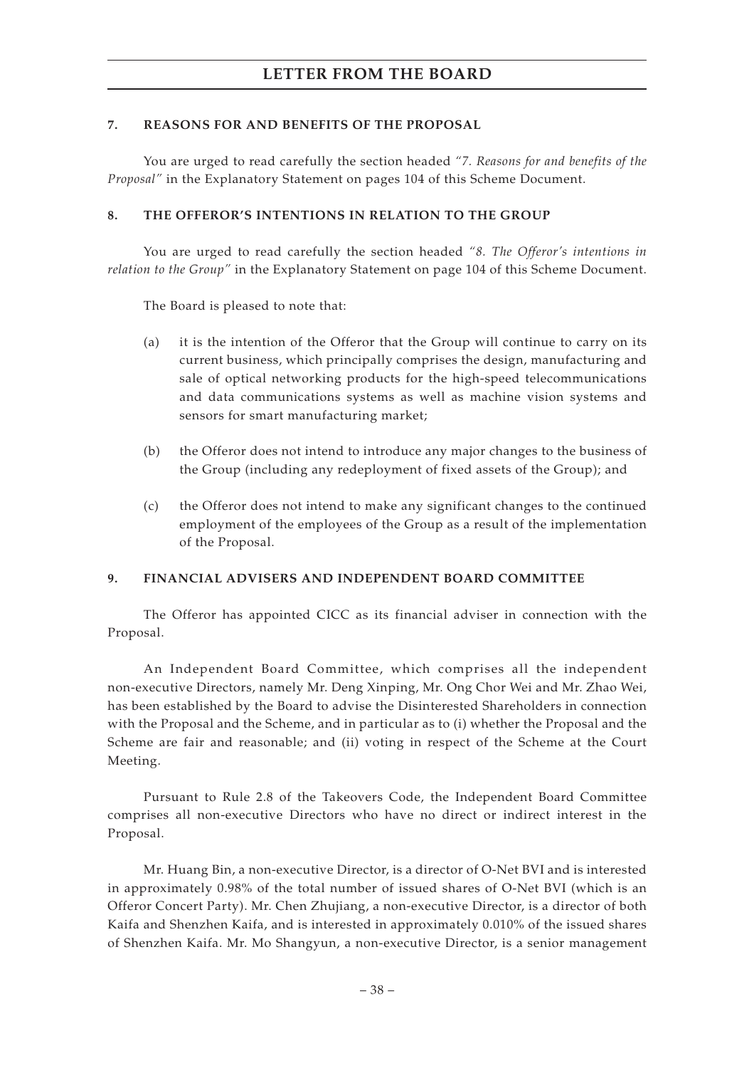## 7. REASONS FOR AND BENEFITS OF THE PROPOSAL

You are urged to read carefully the section headed *"7. Reasons for and benefits of the Proposal"* in the Explanatory Statement on pages 104 of this Scheme Document.

## 8. THE OFFEROR'S INTENTIONS IN RELATION TO THE GROUP

You are urged to read carefully the section headed *"8. The Offeror's intentions in relation to the Group"* in the Explanatory Statement on page 104 of this Scheme Document.

The Board is pleased to note that:

(a) it is the intention of the Offeror that the Group will continue to carry on its current business, which principally comprises the design, manufacturing and sale of optical networking products for the high-speed telecommunications and data communications systems as well as machine vision systems and sensors for smart manufacturing market;

(b) the Offeror does not intend to introduce any major changes to the business of the Group (including any redeployment of fixed assets of the Group); and

(c) the Offeror does not intend to make any significant changes to the continued employment of the employees of the Group as a result of the implementation of the Proposal.

## 9. FINANCIAL ADVISERS AND INDEPENDENT BOARD COMMITTEE

The Offeror has appointed CICC as its financial adviser in connection with the Proposal.

An Independent Board Committee, which comprises all the independent non-executive Directors, namely Mr. Deng Xinping, Mr. Ong Chor Wei and Mr. Zhao Wei, has been established by the Board to advise the Disinterested Shareholders in connection with the Proposal and the Scheme, and in particular as to (i) whether the Proposal and the Scheme are fair and reasonable; and (ii) voting in respect of the Scheme at the Court Meeting.

Pursuant to Rule 2.8 of the Takeovers Code, the Independent Board Committee comprises all non-executive Directors who have no direct or indirect interest in the Proposal.

Mr. Huang Bin, a non-executive Director, is a director of O-Net BVI and is interested in approximately 0.98% of the total number of issued shares of O-Net BVI (which is an Offeror Concert Party). Mr. Chen Zhujiang, a non-executive Director, is a director of both Kaifa and Shenzhen Kaifa, and is interested in approximately 0.010% of the issued shares of Shenzhen Kaifa. Mr. Mo Shangyun, a non-executive Director, is a senior management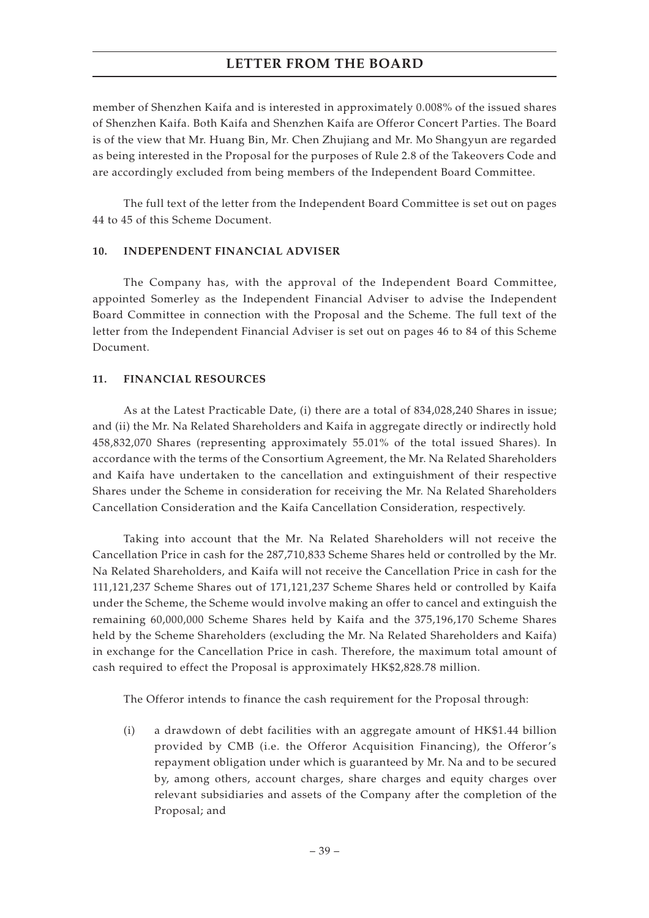member of Shenzhen Kaifa and is interested in approximately 0.008% of the issued shares of Shenzhen Kaifa. Both Kaifa and Shenzhen Kaifa are Offeror Concert Parties. The Board is of the view that Mr. Huang Bin, Mr. Chen Zhujiang and Mr. Mo Shangyun are regarded as being interested in the Proposal for the purposes of Rule 2.8 of the Takeovers Code and are accordingly excluded from being members of the Independent Board Committee.

The full text of the letter from the Independent Board Committee is set out on pages 44 to 45 of this Scheme Document.

## 10. INDEPENDENT FINANCIAL ADVISER

The Company has, with the approval of the Independent Board Committee, appointed Somerley as the Independent Financial Adviser to advise the Independent Board Committee in connection with the Proposal and the Scheme. The full text of the letter from the Independent Financial Adviser is set out on pages 46 to 84 of this Scheme Document.

## 11. FINANCIAL RESOURCES

As at the Latest Practicable Date, (i) there are a total of 834,028,240 Shares in issue; and (ii) the Mr. Na Related Shareholders and Kaifa in aggregate directly or indirectly hold 458,832,070 Shares (representing approximately 55.01% of the total issued Shares). In accordance with the terms of the Consortium Agreement, the Mr. Na Related Shareholders and Kaifa have undertaken to the cancellation and extinguishment of their respective Shares under the Scheme in consideration for receiving the Mr. Na Related Shareholders Cancellation Consideration and the Kaifa Cancellation Consideration, respectively.

Taking into account that the Mr. Na Related Shareholders will not receive the Cancellation Price in cash for the 287,710,833 Scheme Shares held or controlled by the Mr. Na Related Shareholders, and Kaifa will not receive the Cancellation Price in cash for the 111,121,237 Scheme Shares out of 171,121,237 Scheme Shares held or controlled by Kaifa under the Scheme, the Scheme would involve making an offer to cancel and extinguish the remaining 60,000,000 Scheme Shares held by Kaifa and the 375,196,170 Scheme Shares held by the Scheme Shareholders (excluding the Mr. Na Related Shareholders and Kaifa) in exchange for the Cancellation Price in cash. Therefore, the maximum total amount of cash required to effect the Proposal is approximately HK$2,828.78 million.

The Offeror intends to finance the cash requirement for the Proposal through:

(i) a drawdown of debt facilities with an aggregate amount of HK$1.44 billion provided by CMB (i.e. the Offeror Acquisition Financing), the Offeror's repayment obligation under which is guaranteed by Mr. Na and to be secured by, among others, account charges, share charges and equity charges over relevant subsidiaries and assets of the Company after the completion of the Proposal; and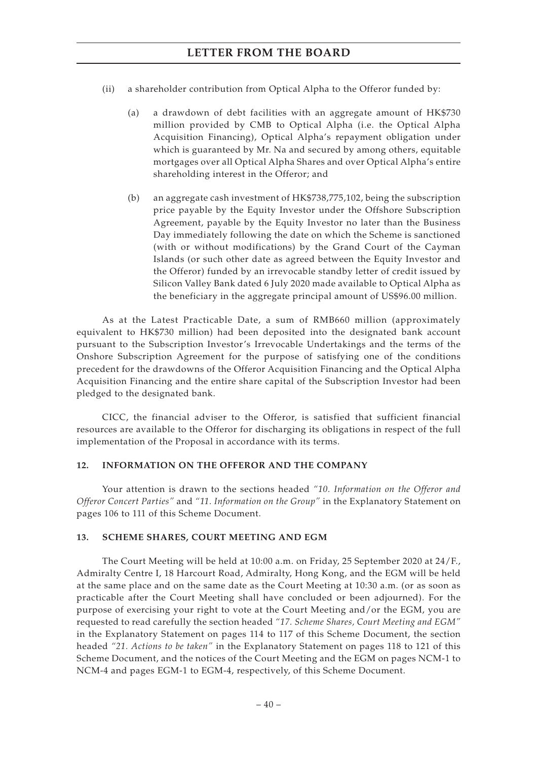(ii) a shareholder contribution from Optical Alpha to the Offeror funded by:

   (a) a drawdown of debt facilities with an aggregate amount of HK$730 million provided by CMB to Optical Alpha (i.e. the Optical Alpha Acquisition Financing), Optical Alpha's repayment obligation under which is guaranteed by Mr. Na and secured by among others, equitable mortgages over all Optical Alpha Shares and over Optical Alpha's entire shareholding interest in the Offeror; and

   (b) an aggregate cash investment of HK$738,775,102, being the subscription price payable by the Equity Investor under the Offshore Subscription Agreement, payable by the Equity Investor no later than the Business Day immediately following the date on which the Scheme is sanctioned (with or without modifications) by the Grand Court of the Cayman Islands (or such other date as agreed between the Equity Investor and the Offeror) funded by an irrevocable standby letter of credit issued by Silicon Valley Bank dated 6 July 2020 made available to Optical Alpha as the beneficiary in the aggregate principal amount of US$96.00 million.

As at the Latest Practicable Date, a sum of RMB660 million (approximately equivalent to HK$730 million) had been deposited into the designated bank account pursuant to the Subscription Investor's Irrevocable Undertakings and the terms of the Onshore Subscription Agreement for the purpose of satisfying one of the conditions precedent for the drawdowns of the Offeror Acquisition Financing and the Optical Alpha Acquisition Financing and the entire share capital of the Subscription Investor had been pledged to the designated bank.

CICC, the financial adviser to the Offeror, is satisfied that sufficient financial resources are available to the Offeror for discharging its obligations in respect of the full implementation of the Proposal in accordance with its terms.

## 12. INFORMATION ON THE OFFEROR AND THE COMPANY

Your attention is drawn to the sections headed *"10. Information on the Offeror and Offeror Concert Parties"* and *"11. Information on the Group"* in the Explanatory Statement on pages 106 to 111 of this Scheme Document.

## 13. SCHEME SHARES, COURT MEETING AND EGM

The Court Meeting will be held at 10:00 a.m. on Friday, 25 September 2020 at 24/F., Admiralty Centre I, 18 Harcourt Road, Admiralty, Hong Kong, and the EGM will be held at the same place and on the same date as the Court Meeting at 10:30 a.m. (or as soon as practicable after the Court Meeting shall have concluded or been adjourned). For the purpose of exercising your right to vote at the Court Meeting and/or the EGM, you are requested to read carefully the section headed *"17. Scheme Shares, Court Meeting and EGM"* in the Explanatory Statement on pages 114 to 117 of this Scheme Document, the section headed *"21. Actions to be taken"* in the Explanatory Statement on pages 118 to 121 of this Scheme Document, and the notices of the Court Meeting and the EGM on pages NCM-1 to NCM-4 and pages EGM-1 to EGM-4, respectively, of this Scheme Document.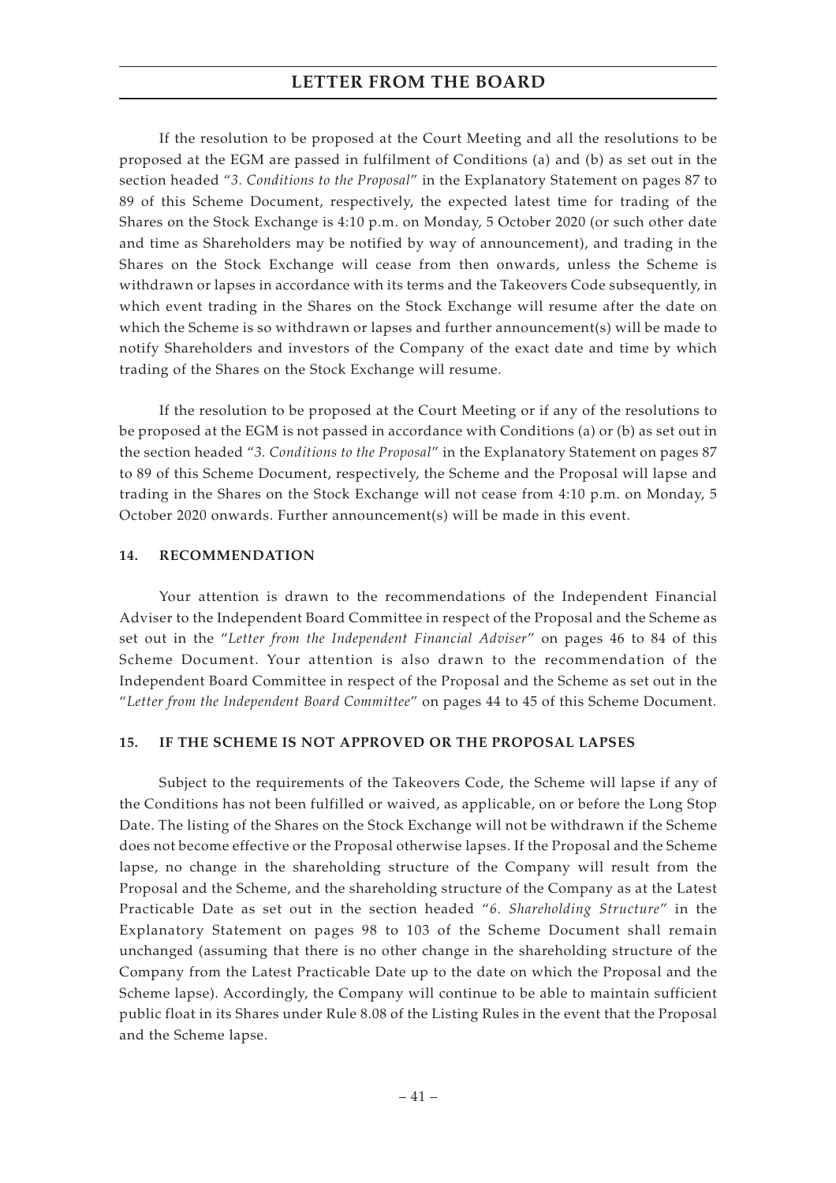If the resolution to be proposed at the Court Meeting and all the resolutions to be proposed at the EGM are passed in fulfilment of Conditions (a) and (b) as set out in the section headed "*3. Conditions to the Proposal*" in the Explanatory Statement on pages 87 to 89 of this Scheme Document, respectively, the expected latest time for trading of the Shares on the Stock Exchange is 4:10 p.m. on Monday, 5 October 2020 (or such other date and time as Shareholders may be notified by way of announcement), and trading in the Shares on the Stock Exchange will cease from then onwards, unless the Scheme is withdrawn or lapses in accordance with its terms and the Takeovers Code subsequently, in which event trading in the Shares on the Stock Exchange will resume after the date on which the Scheme is so withdrawn or lapses and further announcement(s) will be made to notify Shareholders and investors of the Company of the exact date and time by which trading of the Shares on the Stock Exchange will resume.

If the resolution to be proposed at the Court Meeting or if any of the resolutions to be proposed at the EGM is not passed in accordance with Conditions (a) or (b) as set out in the section headed "*3. Conditions to the Proposal*" in the Explanatory Statement on pages 87 to 89 of this Scheme Document, respectively, the Scheme and the Proposal will lapse and trading in the Shares on the Stock Exchange will not cease from 4:10 p.m. on Monday, 5 October 2020 onwards. Further announcement(s) will be made in this event.

## 14. RECOMMENDATION

Your attention is drawn to the recommendations of the Independent Financial Adviser to the Independent Board Committee in respect of the Proposal and the Scheme as set out in the "*Letter from the Independent Financial Adviser*" on pages 46 to 84 of this Scheme Document. Your attention is also drawn to the recommendation of the Independent Board Committee in respect of the Proposal and the Scheme as set out in the "*Letter from the Independent Board Committee*" on pages 44 to 45 of this Scheme Document.

## 15. IF THE SCHEME IS NOT APPROVED OR THE PROPOSAL LAPSES

Subject to the requirements of the Takeovers Code, the Scheme will lapse if any of the Conditions has not been fulfilled or waived, as applicable, on or before the Long Stop Date. The listing of the Shares on the Stock Exchange will not be withdrawn if the Scheme does not become effective or the Proposal otherwise lapses. If the Proposal and the Scheme lapse, no change in the shareholding structure of the Company will result from the Proposal and the Scheme, and the shareholding structure of the Company as at the Latest Practicable Date as set out in the section headed "*6. Shareholding Structure*" in the Explanatory Statement on pages 98 to 103 of the Scheme Document shall remain unchanged (assuming that there is no other change in the shareholding structure of the Company from the Latest Practicable Date up to the date on which the Proposal and the Scheme lapse). Accordingly, the Company will continue to be able to maintain sufficient public float in its Shares under Rule 8.08 of the Listing Rules in the event that the Proposal and the Scheme lapse.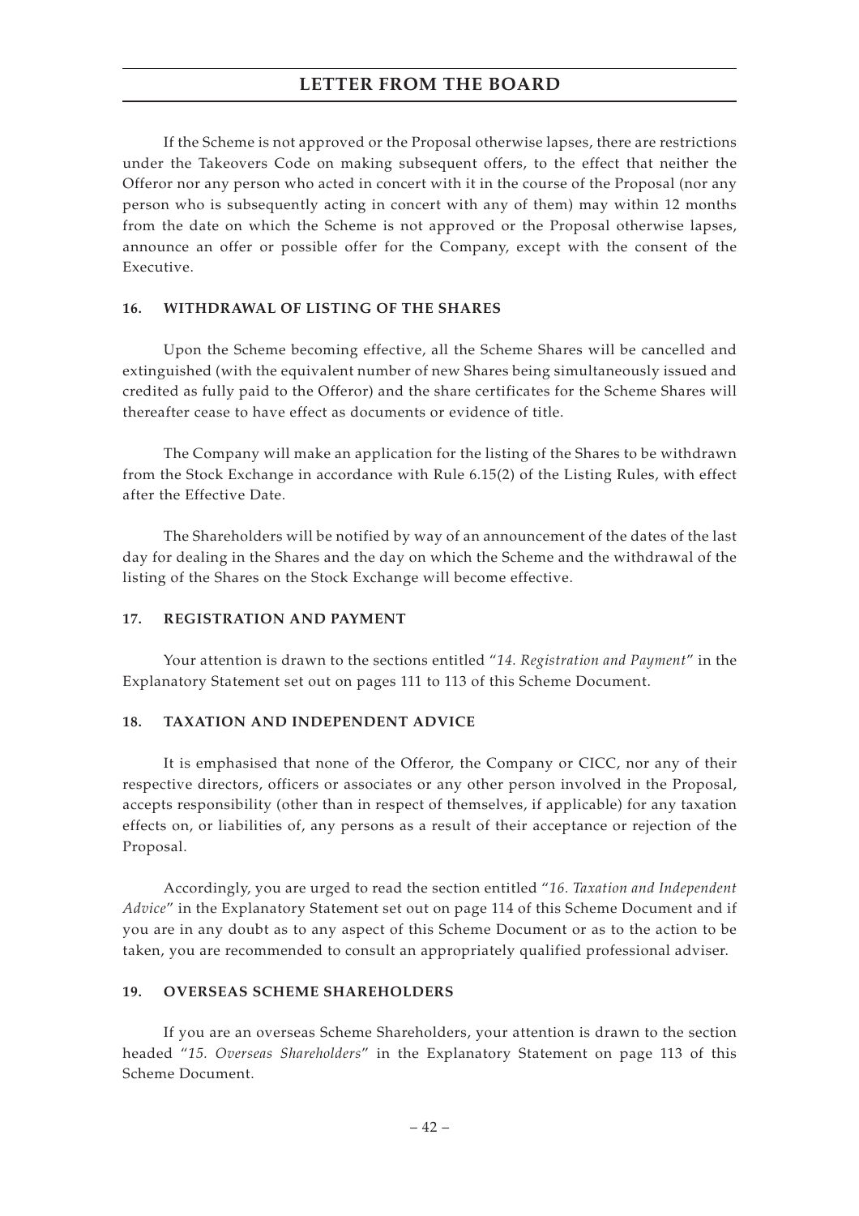If the Scheme is not approved or the Proposal otherwise lapses, there are restrictions under the Takeovers Code on making subsequent offers, to the effect that neither the Offeror nor any person who acted in concert with it in the course of the Proposal (nor any person who is subsequently acting in concert with any of them) may within 12 months from the date on which the Scheme is not approved or the Proposal otherwise lapses, announce an offer or possible offer for the Company, except with the consent of the Executive.

## 16. WITHDRAWAL OF LISTING OF THE SHARES

Upon the Scheme becoming effective, all the Scheme Shares will be cancelled and extinguished (with the equivalent number of new Shares being simultaneously issued and credited as fully paid to the Offeror) and the share certificates for the Scheme Shares will thereafter cease to have effect as documents or evidence of title.

The Company will make an application for the listing of the Shares to be withdrawn from the Stock Exchange in accordance with Rule 6.15(2) of the Listing Rules, with effect after the Effective Date.

The Shareholders will be notified by way of an announcement of the dates of the last day for dealing in the Shares and the day on which the Scheme and the withdrawal of the listing of the Shares on the Stock Exchange will become effective.

## 17. REGISTRATION AND PAYMENT

Your attention is drawn to the sections entitled "*14. Registration and Payment*" in the Explanatory Statement set out on pages 111 to 113 of this Scheme Document.

## 18. TAXATION AND INDEPENDENT ADVICE

It is emphasised that none of the Offeror, the Company or CICC, nor any of their respective directors, officers or associates or any other person involved in the Proposal, accepts responsibility (other than in respect of themselves, if applicable) for any taxation effects on, or liabilities of, any persons as a result of their acceptance or rejection of the Proposal.

Accordingly, you are urged to read the section entitled "*16. Taxation and Independent Advice*" in the Explanatory Statement set out on page 114 of this Scheme Document and if you are in any doubt as to any aspect of this Scheme Document or as to the action to be taken, you are recommended to consult an appropriately qualified professional adviser.

## 19. OVERSEAS SCHEME SHAREHOLDERS

If you are an overseas Scheme Shareholders, your attention is drawn to the section headed "*15. Overseas Shareholders*" in the Explanatory Statement on page 113 of this Scheme Document.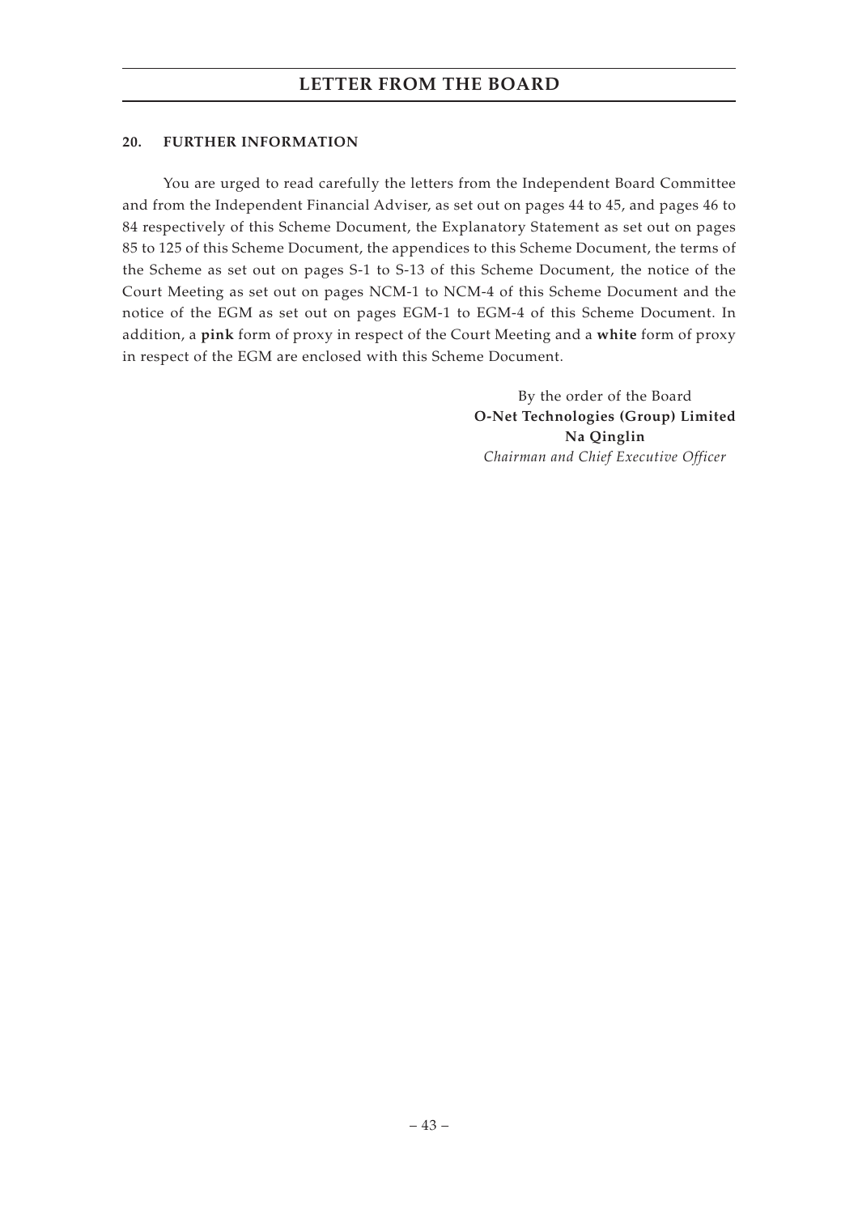## 20. FURTHER INFORMATION

You are urged to read carefully the letters from the Independent Board Committee and from the Independent Financial Adviser, as set out on pages 44 to 45, and pages 46 to 84 respectively of this Scheme Document, the Explanatory Statement as set out on pages 85 to 125 of this Scheme Document, the appendices to this Scheme Document, the terms of the Scheme as set out on pages S-1 to S-13 of this Scheme Document, the notice of the Court Meeting as set out on pages NCM-1 to NCM-4 of this Scheme Document and the notice of the EGM as set out on pages EGM-1 to EGM-4 of this Scheme Document. In addition, a **pink** form of proxy in respect of the Court Meeting and a **white** form of proxy in respect of the EGM are enclosed with this Scheme Document.

By the order of the Board
**O-Net Technologies (Group) Limited**
**Na Qinglin**
*Chairman and Chief Executive Officer*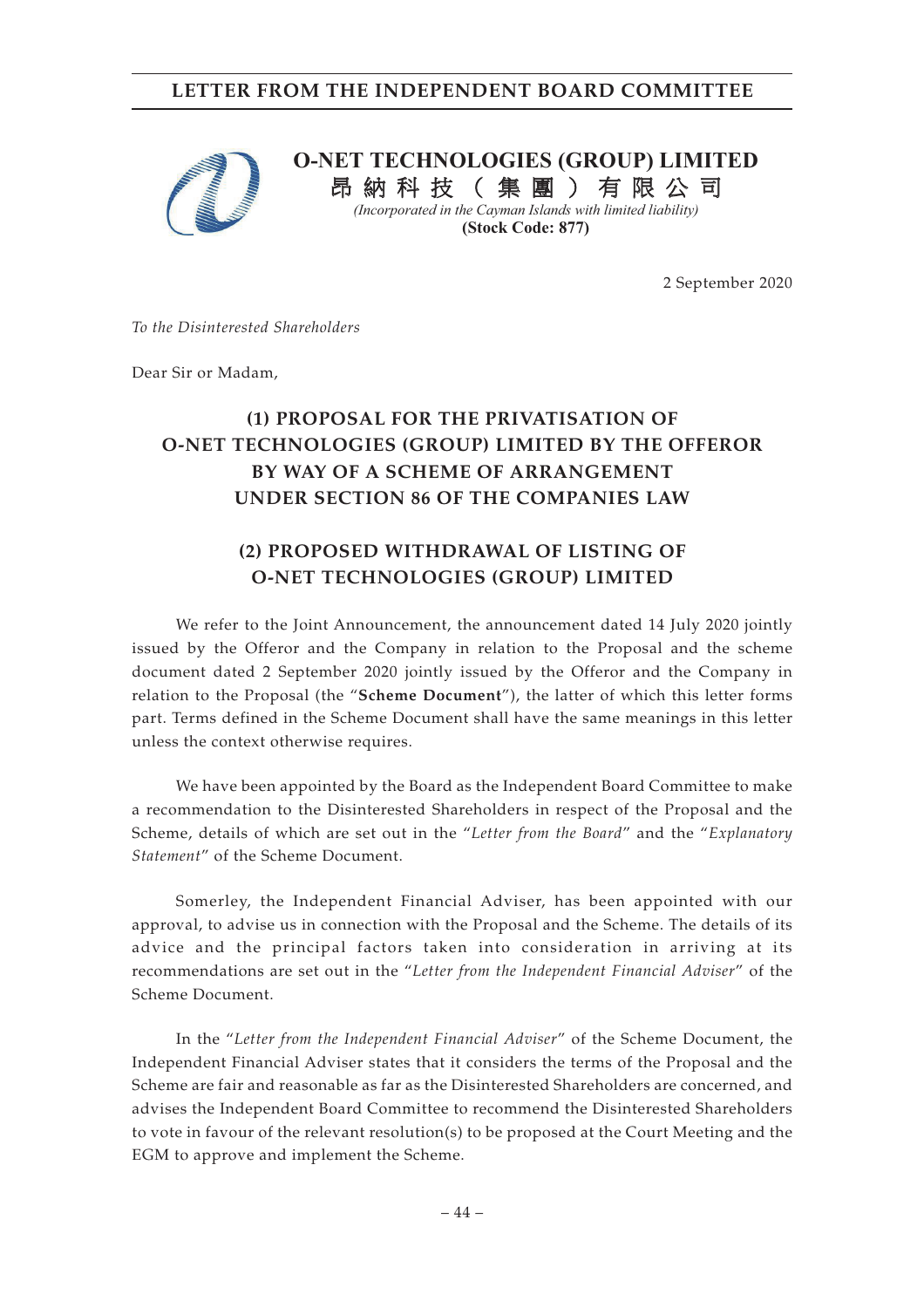**O-NET TECHNOLOGIES (GROUP) LIMITED**
**昂納科技（集團）有限公司**
*(Incorporated in the Cayman Islands with limited liability)*
**(Stock Code: 877)**

2 September 2020

*To the Disinterested Shareholders*

Dear Sir or Madam,

## (1) PROPOSAL FOR THE PRIVATISATION OF O-NET TECHNOLOGIES (GROUP) LIMITED BY THE OFFEROR BY WAY OF A SCHEME OF ARRANGEMENT UNDER SECTION 86 OF THE COMPANIES LAW

## (2) PROPOSED WITHDRAWAL OF LISTING OF O-NET TECHNOLOGIES (GROUP) LIMITED

We refer to the Joint Announcement, the announcement dated 14 July 2020 jointly issued by the Offeror and the Company in relation to the Proposal and the scheme document dated 2 September 2020 jointly issued by the Offeror and the Company in relation to the Proposal (the "**Scheme Document**"), the latter of which this letter forms part. Terms defined in the Scheme Document shall have the same meanings in this letter unless the context otherwise requires.

We have been appointed by the Board as the Independent Board Committee to make a recommendation to the Disinterested Shareholders in respect of the Proposal and the Scheme, details of which are set out in the "*Letter from the Board*" and the "*Explanatory Statement*" of the Scheme Document.

Somerley, the Independent Financial Adviser, has been appointed with our approval, to advise us in connection with the Proposal and the Scheme. The details of its advice and the principal factors taken into consideration in arriving at its recommendations are set out in the "*Letter from the Independent Financial Adviser*" of the Scheme Document.

In the "*Letter from the Independent Financial Adviser*" of the Scheme Document, the Independent Financial Adviser states that it considers the terms of the Proposal and the Scheme are fair and reasonable as far as the Disinterested Shareholders are concerned, and advises the Independent Board Committee to recommend the Disinterested Shareholders to vote in favour of the relevant resolution(s) to be proposed at the Court Meeting and the EGM to approve and implement the Scheme.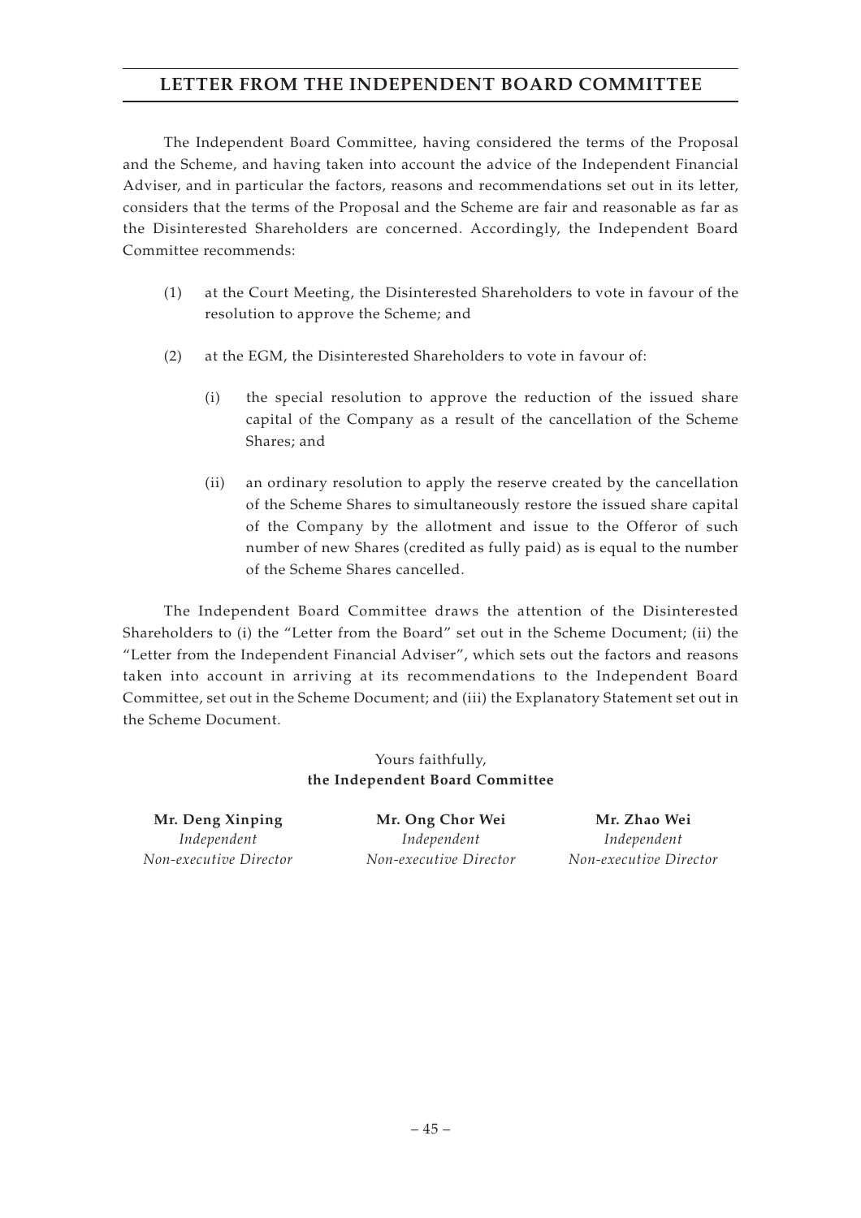The Independent Board Committee, having considered the terms of the Proposal and the Scheme, and having taken into account the advice of the Independent Financial Adviser, and in particular the factors, reasons and recommendations set out in its letter, considers that the terms of the Proposal and the Scheme are fair and reasonable as far as the Disinterested Shareholders are concerned. Accordingly, the Independent Board Committee recommends:

(1) at the Court Meeting, the Disinterested Shareholders to vote in favour of the resolution to approve the Scheme; and

(2) at the EGM, the Disinterested Shareholders to vote in favour of:

  (i) the special resolution to approve the reduction of the issued share capital of the Company as a result of the cancellation of the Scheme Shares; and

  (ii) an ordinary resolution to apply the reserve created by the cancellation of the Scheme Shares to simultaneously restore the issued share capital of the Company by the allotment and issue to the Offeror of such number of new Shares (credited as fully paid) as is equal to the number of the Scheme Shares cancelled.

The Independent Board Committee draws the attention of the Disinterested Shareholders to (i) the "Letter from the Board" set out in the Scheme Document; (ii) the "Letter from the Independent Financial Adviser", which sets out the factors and reasons taken into account in arriving at its recommendations to the Independent Board Committee, set out in the Scheme Document; and (iii) the Explanatory Statement set out in the Scheme Document.

Yours faithfully,
**the Independent Board Committee**

| **Mr. Deng Xinping** | **Mr. Ong Chor Wei** | **Mr. Zhao Wei** |
|---|---|---|
| *Independent Non-executive Director* | *Independent Non-executive Director* | *Independent Non-executive Director* |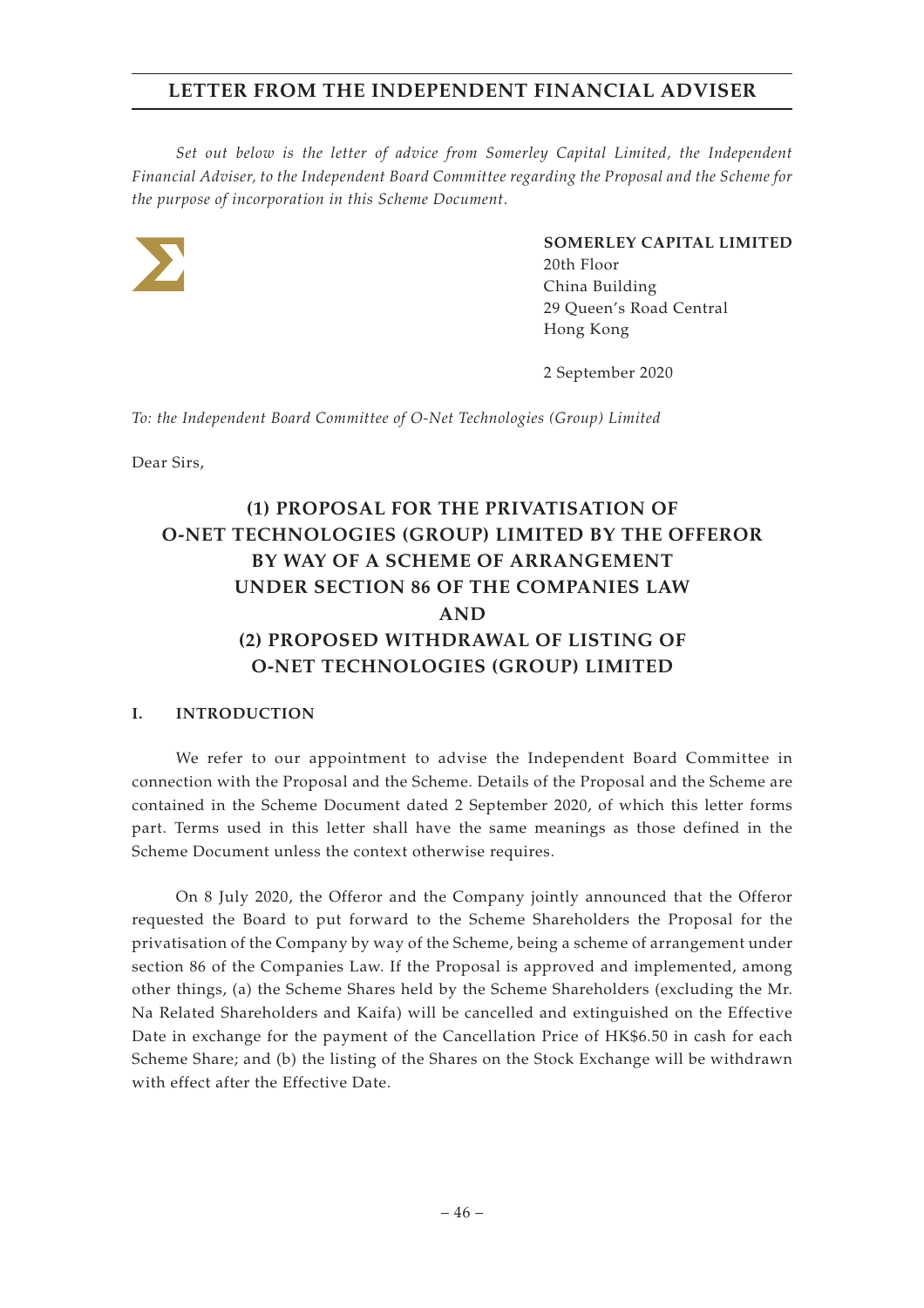## LETTER FROM THE INDEPENDENT FINANCIAL ADVISER

*Set out below is the letter of advice from Somerley Capital Limited, the Independent Financial Adviser, to the Independent Board Committee regarding the Proposal and the Scheme for the purpose of incorporation in this Scheme Document.*

**SOMERLEY CAPITAL LIMITED**
20th Floor
China Building
29 Queen's Road Central
Hong Kong

2 September 2020

*To: the Independent Board Committee of O-Net Technologies (Group) Limited*

Dear Sirs,

# (1) PROPOSAL FOR THE PRIVATISATION OF O-NET TECHNOLOGIES (GROUP) LIMITED BY THE OFFEROR BY WAY OF A SCHEME OF ARRANGEMENT UNDER SECTION 86 OF THE COMPANIES LAW AND (2) PROPOSED WITHDRAWAL OF LISTING OF O-NET TECHNOLOGIES (GROUP) LIMITED

## I. INTRODUCTION

We refer to our appointment to advise the Independent Board Committee in connection with the Proposal and the Scheme. Details of the Proposal and the Scheme are contained in the Scheme Document dated 2 September 2020, of which this letter forms part. Terms used in this letter shall have the same meanings as those defined in the Scheme Document unless the context otherwise requires.

On 8 July 2020, the Offeror and the Company jointly announced that the Offeror requested the Board to put forward to the Scheme Shareholders the Proposal for the privatisation of the Company by way of the Scheme, being a scheme of arrangement under section 86 of the Companies Law. If the Proposal is approved and implemented, among other things, (a) the Scheme Shares held by the Scheme Shareholders (excluding the Mr. Na Related Shareholders and Kaifa) will be cancelled and extinguished on the Effective Date in exchange for the payment of the Cancellation Price of HK$6.50 in cash for each Scheme Share; and (b) the listing of the Shares on the Stock Exchange will be withdrawn with effect after the Effective Date.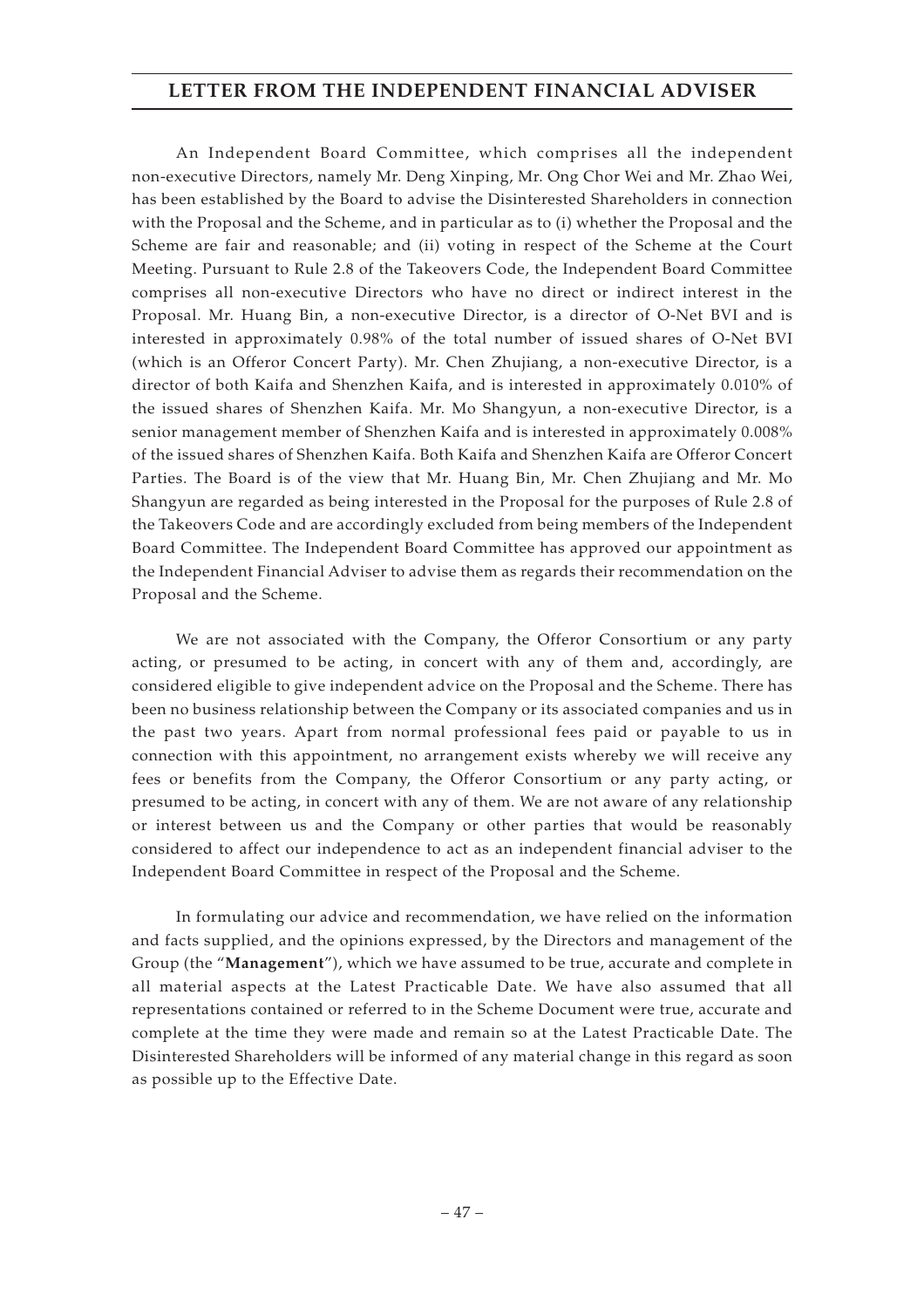An Independent Board Committee, which comprises all the independent non-executive Directors, namely Mr. Deng Xinping, Mr. Ong Chor Wei and Mr. Zhao Wei, has been established by the Board to advise the Disinterested Shareholders in connection with the Proposal and the Scheme, and in particular as to (i) whether the Proposal and the Scheme are fair and reasonable; and (ii) voting in respect of the Scheme at the Court Meeting. Pursuant to Rule 2.8 of the Takeovers Code, the Independent Board Committee comprises all non-executive Directors who have no direct or indirect interest in the Proposal. Mr. Huang Bin, a non-executive Director, is a director of O-Net BVI and is interested in approximately 0.98% of the total number of issued shares of O-Net BVI (which is an Offeror Concert Party). Mr. Chen Zhujiang, a non-executive Director, is a director of both Kaifa and Shenzhen Kaifa, and is interested in approximately 0.010% of the issued shares of Shenzhen Kaifa. Mr. Mo Shangyun, a non-executive Director, is a senior management member of Shenzhen Kaifa and is interested in approximately 0.008% of the issued shares of Shenzhen Kaifa. Both Kaifa and Shenzhen Kaifa are Offeror Concert Parties. The Board is of the view that Mr. Huang Bin, Mr. Chen Zhujiang and Mr. Mo Shangyun are regarded as being interested in the Proposal for the purposes of Rule 2.8 of the Takeovers Code and are accordingly excluded from being members of the Independent Board Committee. The Independent Board Committee has approved our appointment as the Independent Financial Adviser to advise them as regards their recommendation on the Proposal and the Scheme.

We are not associated with the Company, the Offeror Consortium or any party acting, or presumed to be acting, in concert with any of them and, accordingly, are considered eligible to give independent advice on the Proposal and the Scheme. There has been no business relationship between the Company or its associated companies and us in the past two years. Apart from normal professional fees paid or payable to us in connection with this appointment, no arrangement exists whereby we will receive any fees or benefits from the Company, the Offeror Consortium or any party acting, or presumed to be acting, in concert with any of them. We are not aware of any relationship or interest between us and the Company or other parties that would be reasonably considered to affect our independence to act as an independent financial adviser to the Independent Board Committee in respect of the Proposal and the Scheme.

In formulating our advice and recommendation, we have relied on the information and facts supplied, and the opinions expressed, by the Directors and management of the Group (the "**Management**"), which we have assumed to be true, accurate and complete in all material aspects at the Latest Practicable Date. We have also assumed that all representations contained or referred to in the Scheme Document were true, accurate and complete at the time they were made and remain so at the Latest Practicable Date. The Disinterested Shareholders will be informed of any material change in this regard as soon as possible up to the Effective Date.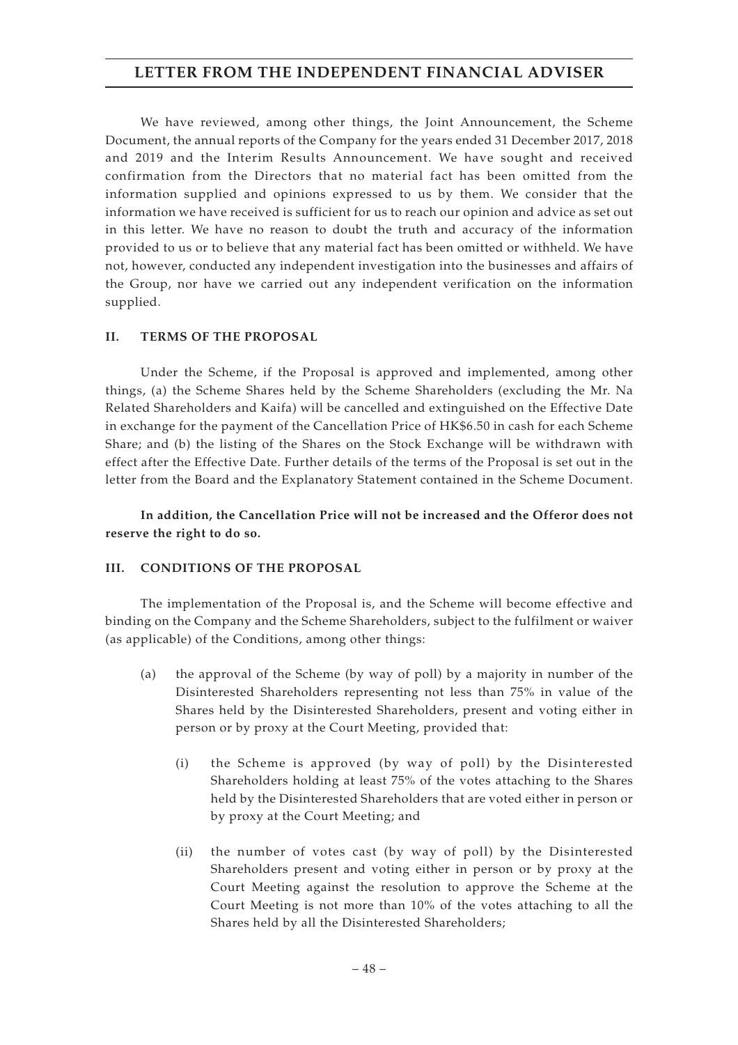We have reviewed, among other things, the Joint Announcement, the Scheme Document, the annual reports of the Company for the years ended 31 December 2017, 2018 and 2019 and the Interim Results Announcement. We have sought and received confirmation from the Directors that no material fact has been omitted from the information supplied and opinions expressed to us by them. We consider that the information we have received is sufficient for us to reach our opinion and advice as set out in this letter. We have no reason to doubt the truth and accuracy of the information provided to us or to believe that any material fact has been omitted or withheld. We have not, however, conducted any independent investigation into the businesses and affairs of the Group, nor have we carried out any independent verification on the information supplied.

## II. TERMS OF THE PROPOSAL

Under the Scheme, if the Proposal is approved and implemented, among other things, (a) the Scheme Shares held by the Scheme Shareholders (excluding the Mr. Na Related Shareholders and Kaifa) will be cancelled and extinguished on the Effective Date in exchange for the payment of the Cancellation Price of HK$6.50 in cash for each Scheme Share; and (b) the listing of the Shares on the Stock Exchange will be withdrawn with effect after the Effective Date. Further details of the terms of the Proposal is set out in the letter from the Board and the Explanatory Statement contained in the Scheme Document.

**In addition, the Cancellation Price will not be increased and the Offeror does not reserve the right to do so.**

## III. CONDITIONS OF THE PROPOSAL

The implementation of the Proposal is, and the Scheme will become effective and binding on the Company and the Scheme Shareholders, subject to the fulfilment or waiver (as applicable) of the Conditions, among other things:

(a) the approval of the Scheme (by way of poll) by a majority in number of the Disinterested Shareholders representing not less than 75% in value of the Shares held by the Disinterested Shareholders, present and voting either in person or by proxy at the Court Meeting, provided that:

   (i) the Scheme is approved (by way of poll) by the Disinterested Shareholders holding at least 75% of the votes attaching to the Shares held by the Disinterested Shareholders that are voted either in person or by proxy at the Court Meeting; and

   (ii) the number of votes cast (by way of poll) by the Disinterested Shareholders present and voting either in person or by proxy at the Court Meeting against the resolution to approve the Scheme at the Court Meeting is not more than 10% of the votes attaching to all the Shares held by all the Disinterested Shareholders;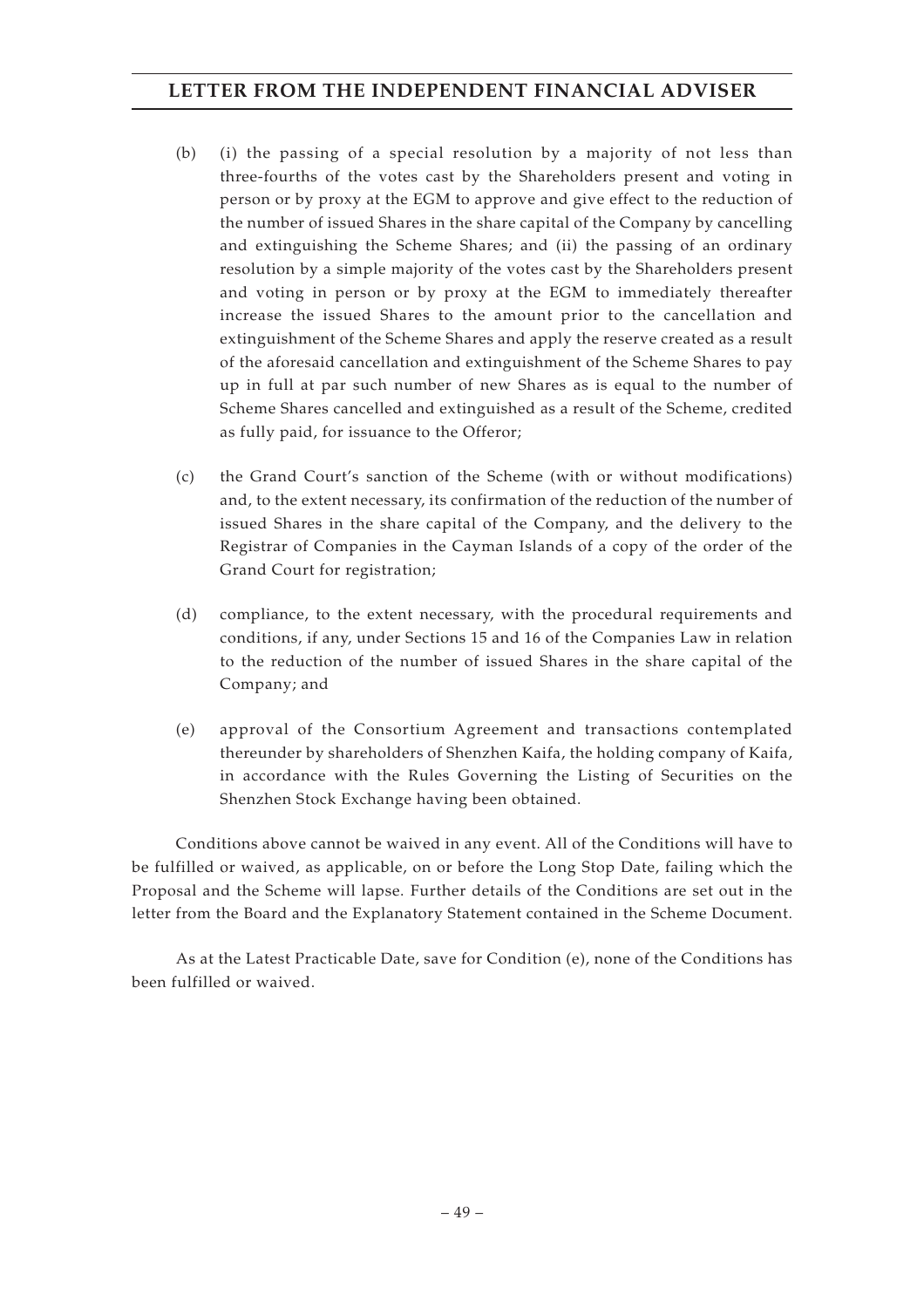(b) (i) the passing of a special resolution by a majority of not less than three-fourths of the votes cast by the Shareholders present and voting in person or by proxy at the EGM to approve and give effect to the reduction of the number of issued Shares in the share capital of the Company by cancelling and extinguishing the Scheme Shares; and (ii) the passing of an ordinary resolution by a simple majority of the votes cast by the Shareholders present and voting in person or by proxy at the EGM to immediately thereafter increase the issued Shares to the amount prior to the cancellation and extinguishment of the Scheme Shares and apply the reserve created as a result of the aforesaid cancellation and extinguishment of the Scheme Shares to pay up in full at par such number of new Shares as is equal to the number of Scheme Shares cancelled and extinguished as a result of the Scheme, credited as fully paid, for issuance to the Offeror;

(c) the Grand Court's sanction of the Scheme (with or without modifications) and, to the extent necessary, its confirmation of the reduction of the number of issued Shares in the share capital of the Company, and the delivery to the Registrar of Companies in the Cayman Islands of a copy of the order of the Grand Court for registration;

(d) compliance, to the extent necessary, with the procedural requirements and conditions, if any, under Sections 15 and 16 of the Companies Law in relation to the reduction of the number of issued Shares in the share capital of the Company; and

(e) approval of the Consortium Agreement and transactions contemplated thereunder by shareholders of Shenzhen Kaifa, the holding company of Kaifa, in accordance with the Rules Governing the Listing of Securities on the Shenzhen Stock Exchange having been obtained.

Conditions above cannot be waived in any event. All of the Conditions will have to be fulfilled or waived, as applicable, on or before the Long Stop Date, failing which the Proposal and the Scheme will lapse. Further details of the Conditions are set out in the letter from the Board and the Explanatory Statement contained in the Scheme Document.

As at the Latest Practicable Date, save for Condition (e), none of the Conditions has been fulfilled or waived.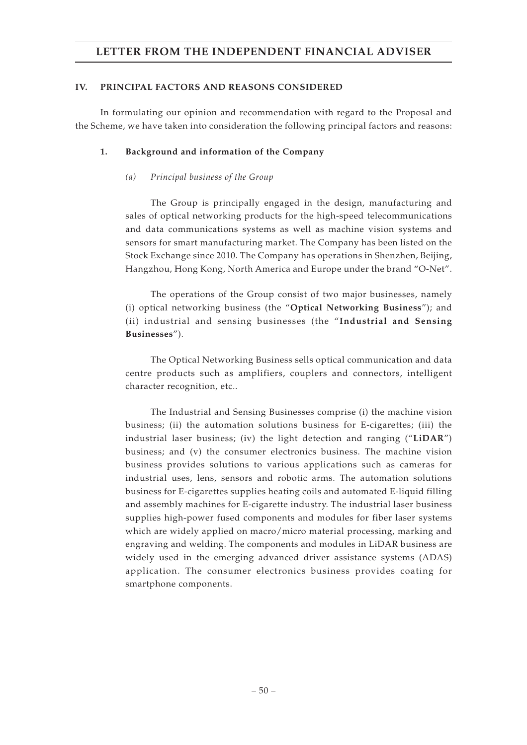## IV. PRINCIPAL FACTORS AND REASONS CONSIDERED

In formulating our opinion and recommendation with regard to the Proposal and the Scheme, we have taken into consideration the following principal factors and reasons:

### 1. Background and information of the Company

#### *(a) Principal business of the Group*

The Group is principally engaged in the design, manufacturing and sales of optical networking products for the high-speed telecommunications and data communications systems as well as machine vision systems and sensors for smart manufacturing market. The Company has been listed on the Stock Exchange since 2010. The Company has operations in Shenzhen, Beijing, Hangzhou, Hong Kong, North America and Europe under the brand "O-Net".

The operations of the Group consist of two major businesses, namely (i) optical networking business (the "**Optical Networking Business**"); and (ii) industrial and sensing businesses (the "**Industrial and Sensing Businesses**").

The Optical Networking Business sells optical communication and data centre products such as amplifiers, couplers and connectors, intelligent character recognition, etc..

The Industrial and Sensing Businesses comprise (i) the machine vision business; (ii) the automation solutions business for E-cigarettes; (iii) the industrial laser business; (iv) the light detection and ranging ("**LiDAR**") business; and (v) the consumer electronics business. The machine vision business provides solutions to various applications such as cameras for industrial uses, lens, sensors and robotic arms. The automation solutions business for E-cigarettes supplies heating coils and automated E-liquid filling and assembly machines for E-cigarette industry. The industrial laser business supplies high-power fused components and modules for fiber laser systems which are widely applied on macro/micro material processing, marking and engraving and welding. The components and modules in LiDAR business are widely used in the emerging advanced driver assistance systems (ADAS) application. The consumer electronics business provides coating for smartphone components.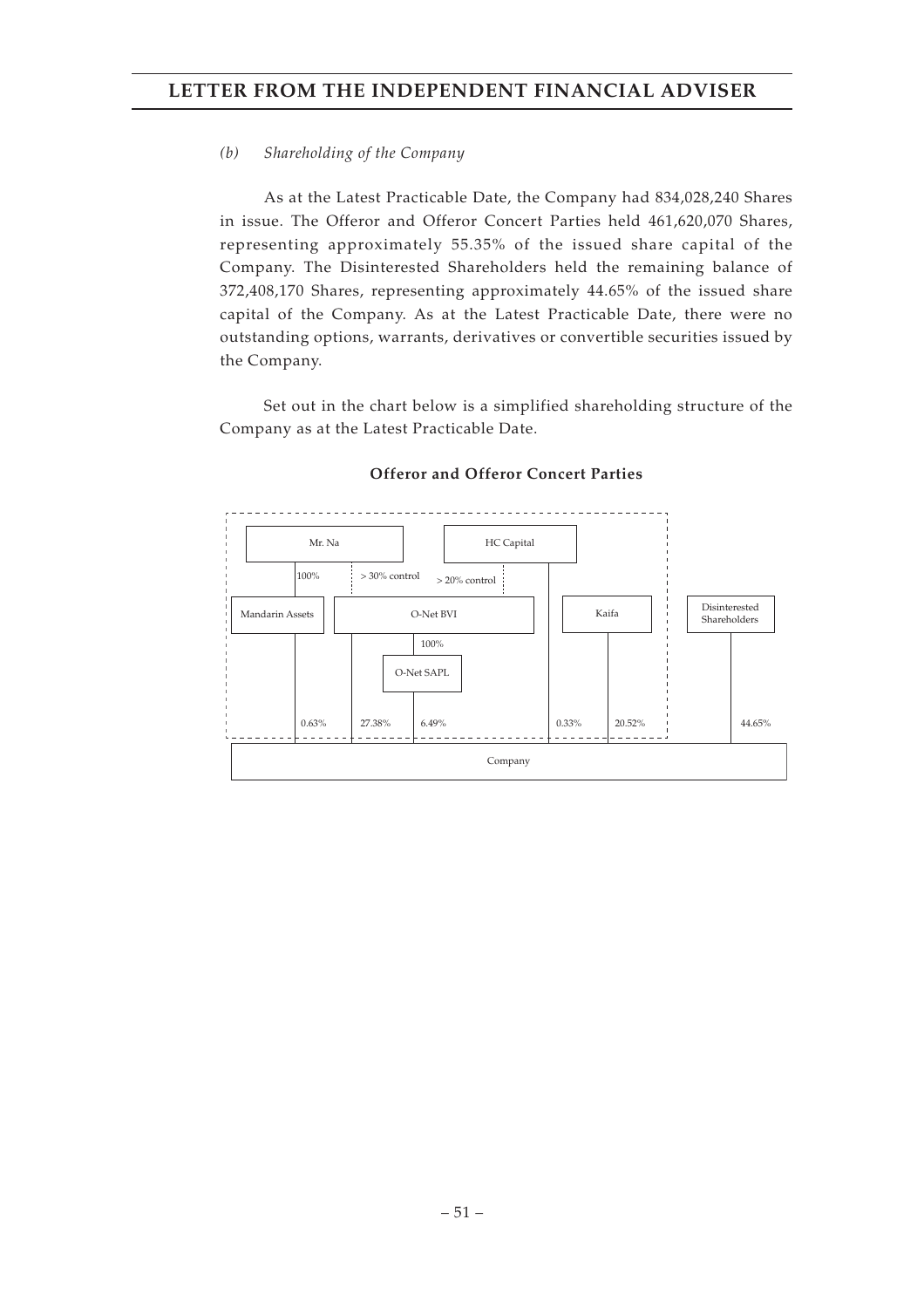*(b) Shareholding of the Company*

As at the Latest Practicable Date, the Company had 834,028,240 Shares in issue. The Offeror and Offeror Concert Parties held 461,620,070 Shares, representing approximately 55.35% of the issued share capital of the Company. The Disinterested Shareholders held the remaining balance of 372,408,170 Shares, representing approximately 44.65% of the issued share capital of the Company. As at the Latest Practicable Date, there were no outstanding options, warrants, derivatives or convertible securities issued by the Company.

Set out in the chart below is a simplified shareholding structure of the Company as at the Latest Practicable Date.

**Offeror and Offeror Concert Parties**

Mr. Na

HC Capital

100%

> 30% control

> 20% control

Mandarin Assets

O-Net BVI

Kaifa

Disinterested Shareholders

100%

O-Net SAPL

0.63%

27.38%

6.49%

0.33%

20.52%

44.65%

Company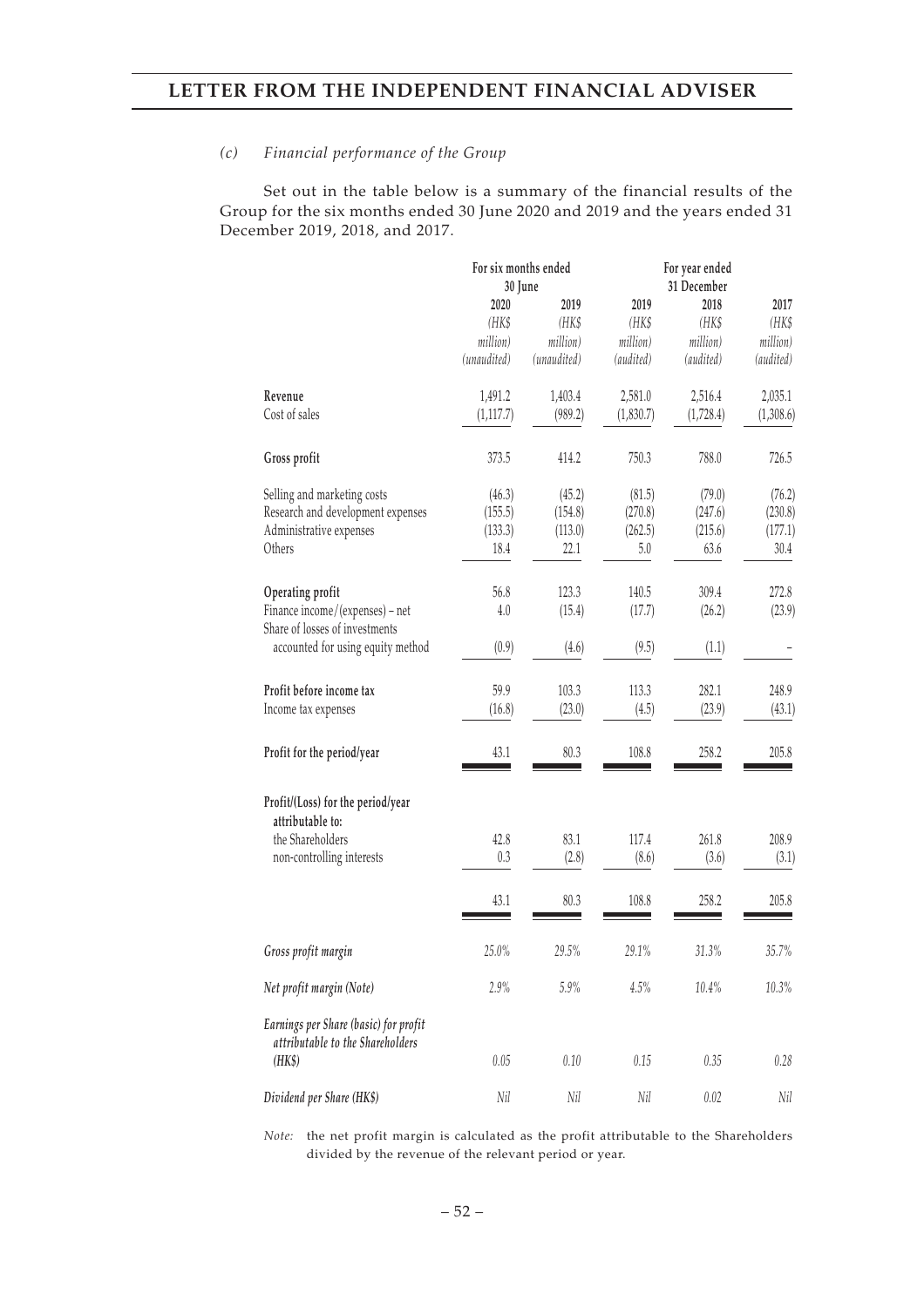*(c) Financial performance of the Group*

Set out in the table below is a summary of the financial results of the Group for the six months ended 30 June 2020 and 2019 and the years ended 31 December 2019, 2018, and 2017.

| | For six months ended 30 June | | For year ended 31 December | | |
|---|---|---|---|---|---|
| | 2020 | 2019 | 2019 | 2018 | 2017 |
| | (HK$ million) | (HK$ million) | (HK$ million) | (HK$ million) | (HK$ million) |
| | (unaudited) | (unaudited) | (audited) | (audited) | (audited) |
| **Revenue** | 1,491.2 | 1,403.4 | 2,581.0 | 2,516.4 | 2,035.1 |
| Cost of sales | (1,117.7) | (989.2) | (1,830.7) | (1,728.4) | (1,308.6) |
| **Gross profit** | 373.5 | 414.2 | 750.3 | 788.0 | 726.5 |
| Selling and marketing costs | (46.3) | (45.2) | (81.5) | (79.0) | (76.2) |
| Research and development expenses | (155.5) | (154.8) | (270.8) | (247.6) | (230.8) |
| Administrative expenses | (133.3) | (113.0) | (262.5) | (215.6) | (177.1) |
| Others | 18.4 | 22.1 | 5.0 | 63.6 | 30.4 |
| **Operating profit** | 56.8 | 123.3 | 140.5 | 309.4 | 272.8 |
| Finance income/(expenses) – net | 4.0 | (15.4) | (17.7) | (26.2) | (23.9) |
| Share of losses of investments accounted for using equity method | (0.9) | (4.6) | (9.5) | (1.1) | – |
| **Profit before income tax** | 59.9 | 103.3 | 113.3 | 282.1 | 248.9 |
| Income tax expenses | (16.8) | (23.0) | (4.5) | (23.9) | (43.1) |
| **Profit for the period/year** | 43.1 | 80.3 | 108.8 | 258.2 | 205.8 |
| **Profit/(Loss) for the period/year attributable to:** | | | | | |
| the Shareholders | 42.8 | 83.1 | 117.4 | 261.8 | 208.9 |
| non-controlling interests | 0.3 | (2.8) | (8.6) | (3.6) | (3.1) |
| | 43.1 | 80.3 | 108.8 | 258.2 | 205.8 |
| *Gross profit margin* | 25.0% | 29.5% | 29.1% | 31.3% | 35.7% |
| *Net profit margin (Note)* | 2.9% | 5.9% | 4.5% | 10.4% | 10.3% |
| *Earnings per Share (basic) for profit attributable to the Shareholders (HK$)* | 0.05 | 0.10 | 0.15 | 0.35 | 0.28 |
| *Dividend per Share (HK$)* | Nil | Nil | Nil | 0.02 | Nil |

*Note:* the net profit margin is calculated as the profit attributable to the Shareholders divided by the revenue of the relevant period or year.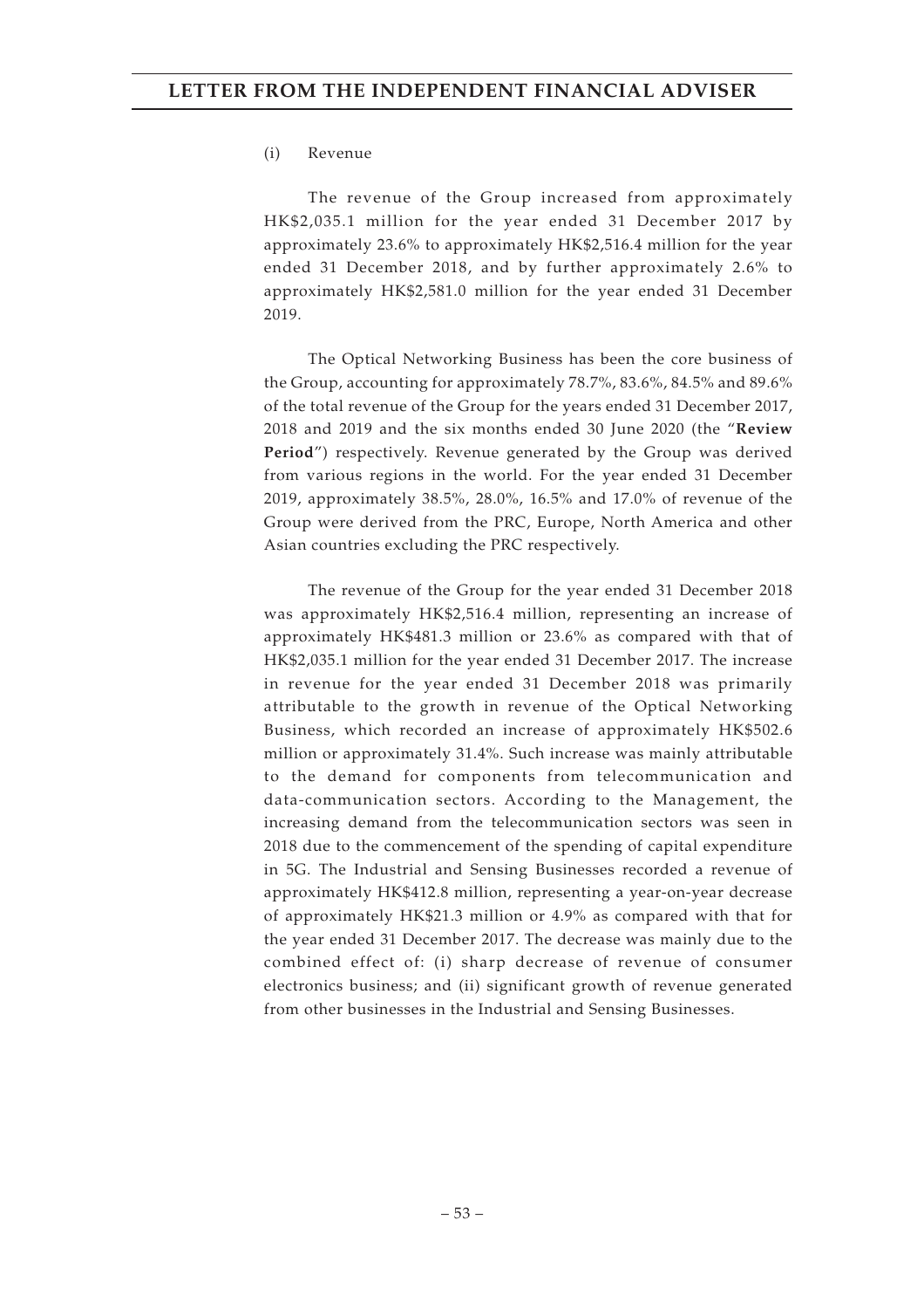(i) Revenue

The revenue of the Group increased from approximately HK$2,035.1 million for the year ended 31 December 2017 by approximately 23.6% to approximately HK$2,516.4 million for the year ended 31 December 2018, and by further approximately 2.6% to approximately HK$2,581.0 million for the year ended 31 December 2019.

The Optical Networking Business has been the core business of the Group, accounting for approximately 78.7%, 83.6%, 84.5% and 89.6% of the total revenue of the Group for the years ended 31 December 2017, 2018 and 2019 and the six months ended 30 June 2020 (the "**Review Period**") respectively. Revenue generated by the Group was derived from various regions in the world. For the year ended 31 December 2019, approximately 38.5%, 28.0%, 16.5% and 17.0% of revenue of the Group were derived from the PRC, Europe, North America and other Asian countries excluding the PRC respectively.

The revenue of the Group for the year ended 31 December 2018 was approximately HK$2,516.4 million, representing an increase of approximately HK$481.3 million or 23.6% as compared with that of HK$2,035.1 million for the year ended 31 December 2017. The increase in revenue for the year ended 31 December 2018 was primarily attributable to the growth in revenue of the Optical Networking Business, which recorded an increase of approximately HK$502.6 million or approximately 31.4%. Such increase was mainly attributable to the demand for components from telecommunication and data-communication sectors. According to the Management, the increasing demand from the telecommunication sectors was seen in 2018 due to the commencement of the spending of capital expenditure in 5G. The Industrial and Sensing Businesses recorded a revenue of approximately HK$412.8 million, representing a year-on-year decrease of approximately HK$21.3 million or 4.9% as compared with that for the year ended 31 December 2017. The decrease was mainly due to the combined effect of: (i) sharp decrease of revenue of consumer electronics business; and (ii) significant growth of revenue generated from other businesses in the Industrial and Sensing Businesses.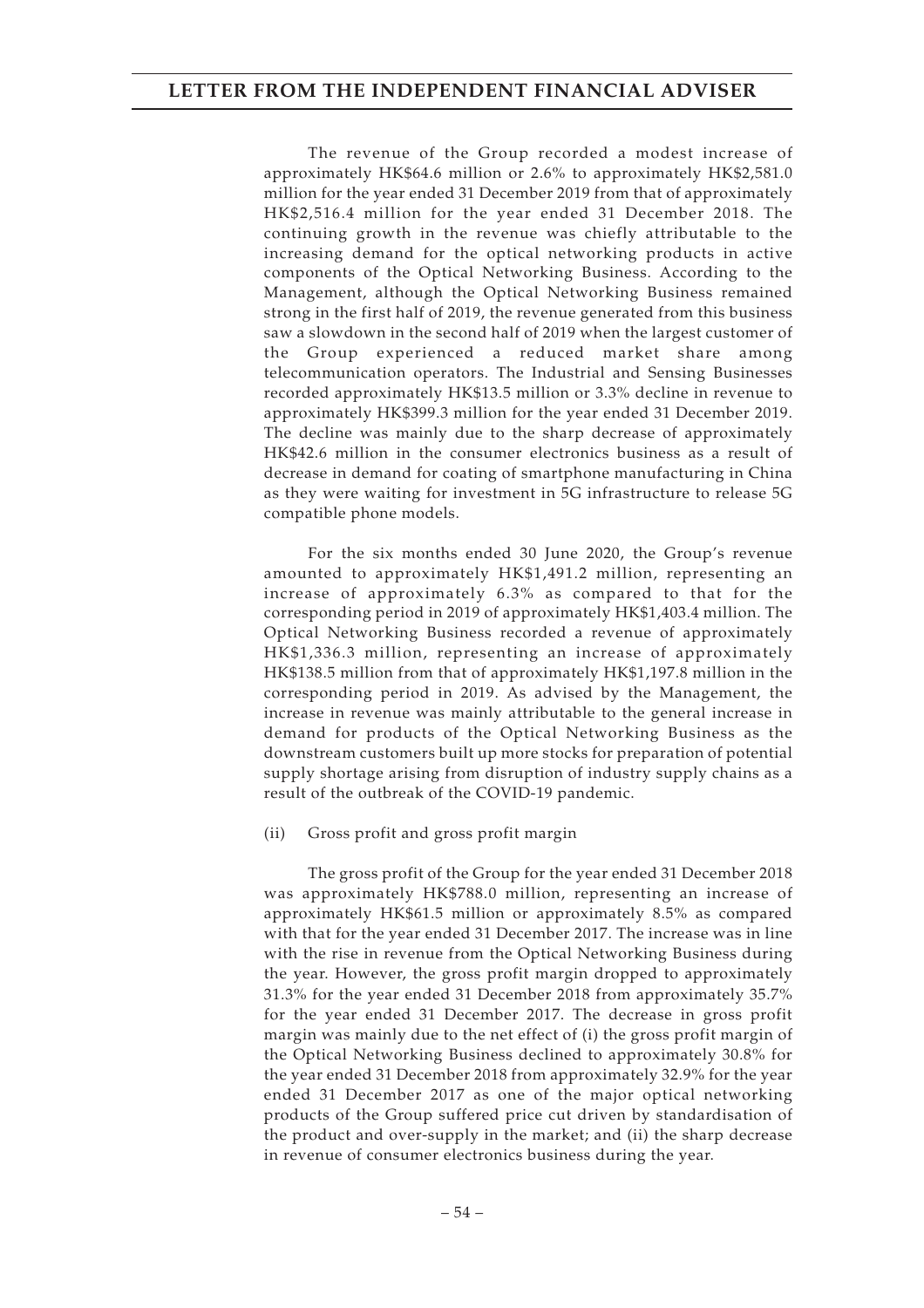The revenue of the Group recorded a modest increase of approximately HK$64.6 million or 2.6% to approximately HK$2,581.0 million for the year ended 31 December 2019 from that of approximately HK$2,516.4 million for the year ended 31 December 2018. The continuing growth in the revenue was chiefly attributable to the increasing demand for the optical networking products in active components of the Optical Networking Business. According to the Management, although the Optical Networking Business remained strong in the first half of 2019, the revenue generated from this business saw a slowdown in the second half of 2019 when the largest customer of the Group experienced a reduced market share among telecommunication operators. The Industrial and Sensing Businesses recorded approximately HK$13.5 million or 3.3% decline in revenue to approximately HK$399.3 million for the year ended 31 December 2019. The decline was mainly due to the sharp decrease of approximately HK$42.6 million in the consumer electronics business as a result of decrease in demand for coating of smartphone manufacturing in China as they were waiting for investment in 5G infrastructure to release 5G compatible phone models.

For the six months ended 30 June 2020, the Group's revenue amounted to approximately HK$1,491.2 million, representing an increase of approximately 6.3% as compared to that for the corresponding period in 2019 of approximately HK$1,403.4 million. The Optical Networking Business recorded a revenue of approximately HK$1,336.3 million, representing an increase of approximately HK$138.5 million from that of approximately HK$1,197.8 million in the corresponding period in 2019. As advised by the Management, the increase in revenue was mainly attributable to the general increase in demand for products of the Optical Networking Business as the downstream customers built up more stocks for preparation of potential supply shortage arising from disruption of industry supply chains as a result of the outbreak of the COVID-19 pandemic.

(ii) Gross profit and gross profit margin

The gross profit of the Group for the year ended 31 December 2018 was approximately HK$788.0 million, representing an increase of approximately HK$61.5 million or approximately 8.5% as compared with that for the year ended 31 December 2017. The increase was in line with the rise in revenue from the Optical Networking Business during the year. However, the gross profit margin dropped to approximately 31.3% for the year ended 31 December 2018 from approximately 35.7% for the year ended 31 December 2017. The decrease in gross profit margin was mainly due to the net effect of (i) the gross profit margin of the Optical Networking Business declined to approximately 30.8% for the year ended 31 December 2018 from approximately 32.9% for the year ended 31 December 2017 as one of the major optical networking products of the Group suffered price cut driven by standardisation of the product and over-supply in the market; and (ii) the sharp decrease in revenue of consumer electronics business during the year.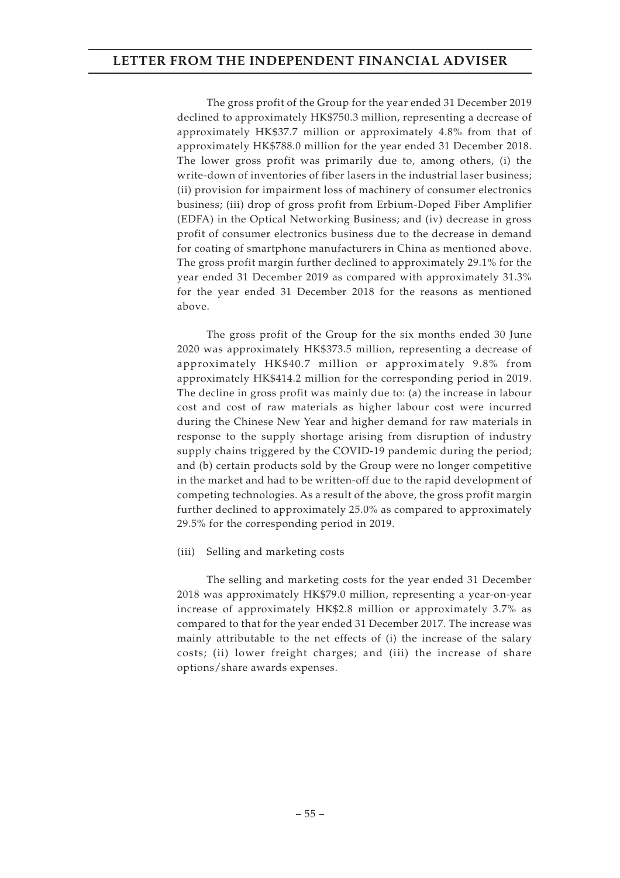The gross profit of the Group for the year ended 31 December 2019 declined to approximately HK$750.3 million, representing a decrease of approximately HK$37.7 million or approximately 4.8% from that of approximately HK$788.0 million for the year ended 31 December 2018. The lower gross profit was primarily due to, among others, (i) the write-down of inventories of fiber lasers in the industrial laser business; (ii) provision for impairment loss of machinery of consumer electronics business; (iii) drop of gross profit from Erbium-Doped Fiber Amplifier (EDFA) in the Optical Networking Business; and (iv) decrease in gross profit of consumer electronics business due to the decrease in demand for coating of smartphone manufacturers in China as mentioned above. The gross profit margin further declined to approximately 29.1% for the year ended 31 December 2019 as compared with approximately 31.3% for the year ended 31 December 2018 for the reasons as mentioned above.

The gross profit of the Group for the six months ended 30 June 2020 was approximately HK$373.5 million, representing a decrease of approximately HK$40.7 million or approximately 9.8% from approximately HK$414.2 million for the corresponding period in 2019. The decline in gross profit was mainly due to: (a) the increase in labour cost and cost of raw materials as higher labour cost were incurred during the Chinese New Year and higher demand for raw materials in response to the supply shortage arising from disruption of industry supply chains triggered by the COVID-19 pandemic during the period; and (b) certain products sold by the Group were no longer competitive in the market and had to be written-off due to the rapid development of competing technologies. As a result of the above, the gross profit margin further declined to approximately 25.0% as compared to approximately 29.5% for the corresponding period in 2019.

(iii) Selling and marketing costs

The selling and marketing costs for the year ended 31 December 2018 was approximately HK$79.0 million, representing a year-on-year increase of approximately HK$2.8 million or approximately 3.7% as compared to that for the year ended 31 December 2017. The increase was mainly attributable to the net effects of (i) the increase of the salary costs; (ii) lower freight charges; and (iii) the increase of share options/share awards expenses.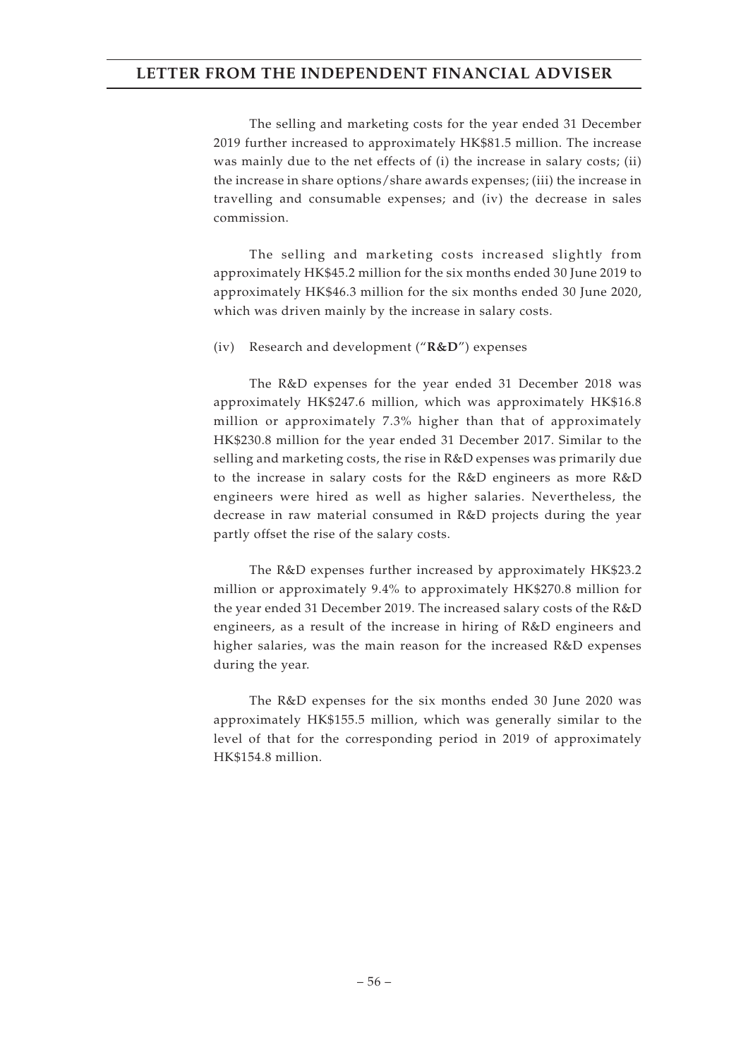The selling and marketing costs for the year ended 31 December 2019 further increased to approximately HK$81.5 million. The increase was mainly due to the net effects of (i) the increase in salary costs; (ii) the increase in share options/share awards expenses; (iii) the increase in travelling and consumable expenses; and (iv) the decrease in sales commission.

The selling and marketing costs increased slightly from approximately HK$45.2 million for the six months ended 30 June 2019 to approximately HK$46.3 million for the six months ended 30 June 2020, which was driven mainly by the increase in salary costs.

(iv) Research and development ("**R&D**") expenses

The R&D expenses for the year ended 31 December 2018 was approximately HK$247.6 million, which was approximately HK$16.8 million or approximately 7.3% higher than that of approximately HK$230.8 million for the year ended 31 December 2017. Similar to the selling and marketing costs, the rise in R&D expenses was primarily due to the increase in salary costs for the R&D engineers as more R&D engineers were hired as well as higher salaries. Nevertheless, the decrease in raw material consumed in R&D projects during the year partly offset the rise of the salary costs.

The R&D expenses further increased by approximately HK$23.2 million or approximately 9.4% to approximately HK$270.8 million for the year ended 31 December 2019. The increased salary costs of the R&D engineers, as a result of the increase in hiring of R&D engineers and higher salaries, was the main reason for the increased R&D expenses during the year.

The R&D expenses for the six months ended 30 June 2020 was approximately HK$155.5 million, which was generally similar to the level of that for the corresponding period in 2019 of approximately HK$154.8 million.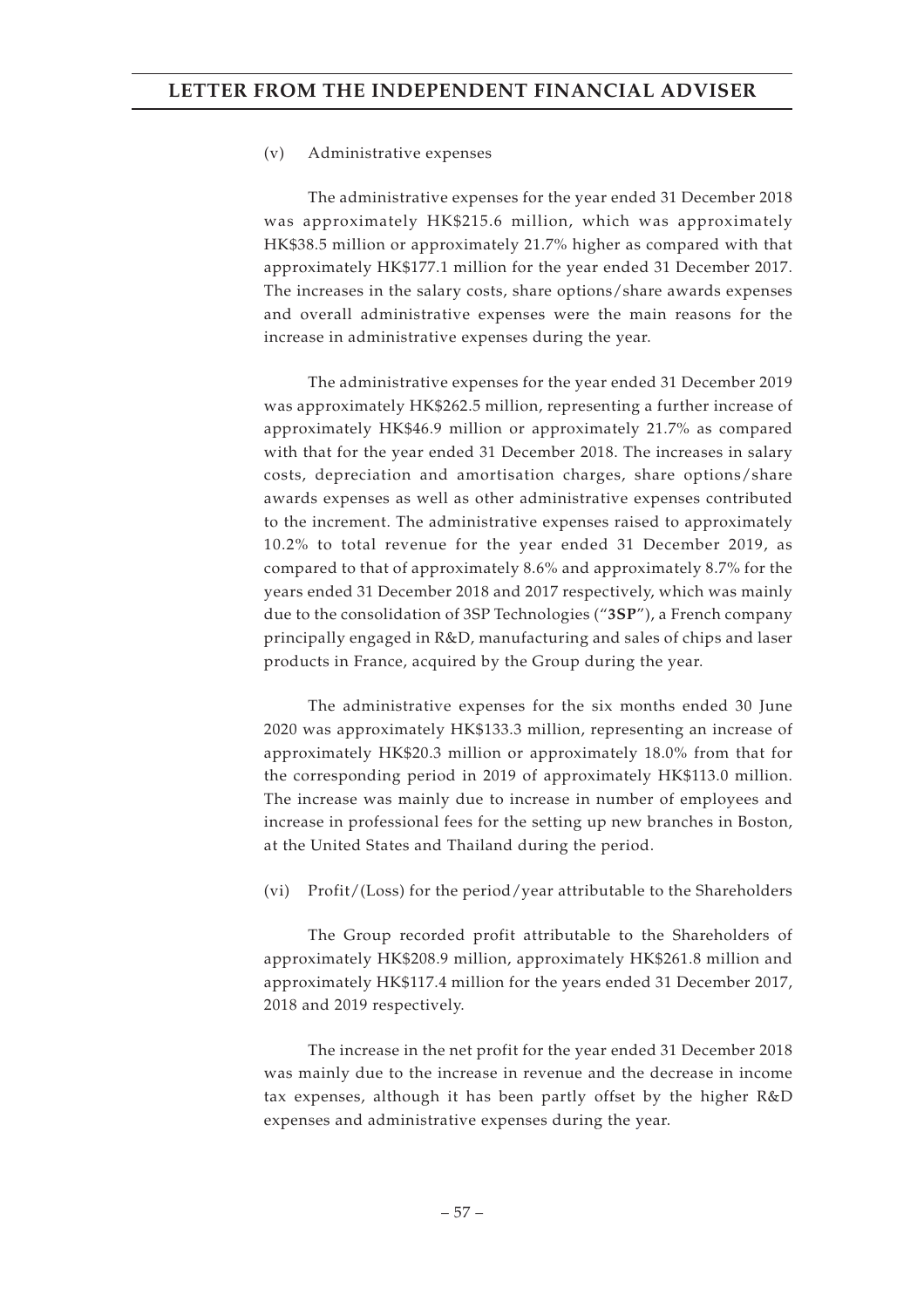(v) Administrative expenses

The administrative expenses for the year ended 31 December 2018 was approximately HK$215.6 million, which was approximately HK$38.5 million or approximately 21.7% higher as compared with that approximately HK$177.1 million for the year ended 31 December 2017. The increases in the salary costs, share options/share awards expenses and overall administrative expenses were the main reasons for the increase in administrative expenses during the year.

The administrative expenses for the year ended 31 December 2019 was approximately HK$262.5 million, representing a further increase of approximately HK$46.9 million or approximately 21.7% as compared with that for the year ended 31 December 2018. The increases in salary costs, depreciation and amortisation charges, share options/share awards expenses as well as other administrative expenses contributed to the increment. The administrative expenses raised to approximately 10.2% to total revenue for the year ended 31 December 2019, as compared to that of approximately 8.6% and approximately 8.7% for the years ended 31 December 2018 and 2017 respectively, which was mainly due to the consolidation of 3SP Technologies ("**3SP**"), a French company principally engaged in R&D, manufacturing and sales of chips and laser products in France, acquired by the Group during the year.

The administrative expenses for the six months ended 30 June 2020 was approximately HK$133.3 million, representing an increase of approximately HK$20.3 million or approximately 18.0% from that for the corresponding period in 2019 of approximately HK$113.0 million. The increase was mainly due to increase in number of employees and increase in professional fees for the setting up new branches in Boston, at the United States and Thailand during the period.

(vi) Profit/(Loss) for the period/year attributable to the Shareholders

The Group recorded profit attributable to the Shareholders of approximately HK$208.9 million, approximately HK$261.8 million and approximately HK$117.4 million for the years ended 31 December 2017, 2018 and 2019 respectively.

The increase in the net profit for the year ended 31 December 2018 was mainly due to the increase in revenue and the decrease in income tax expenses, although it has been partly offset by the higher R&D expenses and administrative expenses during the year.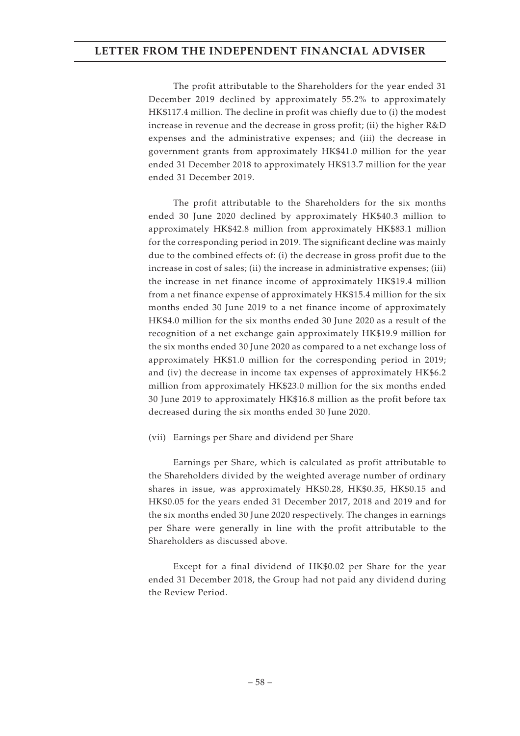The profit attributable to the Shareholders for the year ended 31 December 2019 declined by approximately 55.2% to approximately HK$117.4 million. The decline in profit was chiefly due to (i) the modest increase in revenue and the decrease in gross profit; (ii) the higher R&D expenses and the administrative expenses; and (iii) the decrease in government grants from approximately HK$41.0 million for the year ended 31 December 2018 to approximately HK$13.7 million for the year ended 31 December 2019.

The profit attributable to the Shareholders for the six months ended 30 June 2020 declined by approximately HK$40.3 million to approximately HK$42.8 million from approximately HK$83.1 million for the corresponding period in 2019. The significant decline was mainly due to the combined effects of: (i) the decrease in gross profit due to the increase in cost of sales; (ii) the increase in administrative expenses; (iii) the increase in net finance income of approximately HK$19.4 million from a net finance expense of approximately HK$15.4 million for the six months ended 30 June 2019 to a net finance income of approximately HK$4.0 million for the six months ended 30 June 2020 as a result of the recognition of a net exchange gain approximately HK$19.9 million for the six months ended 30 June 2020 as compared to a net exchange loss of approximately HK$1.0 million for the corresponding period in 2019; and (iv) the decrease in income tax expenses of approximately HK$6.2 million from approximately HK$23.0 million for the six months ended 30 June 2019 to approximately HK$16.8 million as the profit before tax decreased during the six months ended 30 June 2020.

(vii) Earnings per Share and dividend per Share

Earnings per Share, which is calculated as profit attributable to the Shareholders divided by the weighted average number of ordinary shares in issue, was approximately HK$0.28, HK$0.35, HK$0.15 and HK$0.05 for the years ended 31 December 2017, 2018 and 2019 and for the six months ended 30 June 2020 respectively. The changes in earnings per Share were generally in line with the profit attributable to the Shareholders as discussed above.

Except for a final dividend of HK$0.02 per Share for the year ended 31 December 2018, the Group had not paid any dividend during the Review Period.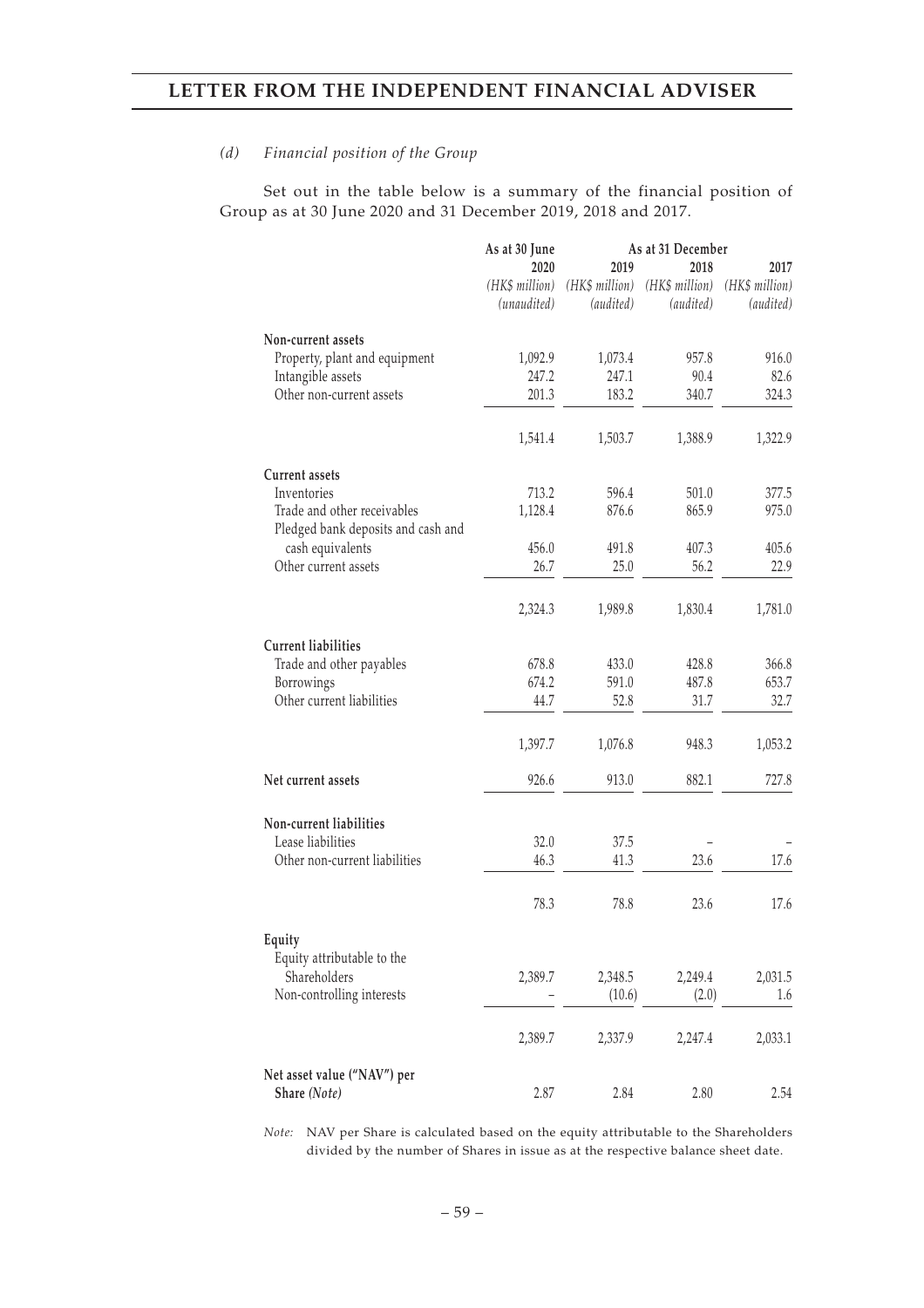*(d) Financial position of the Group*

Set out in the table below is a summary of the financial position of Group as at 30 June 2020 and 31 December 2019, 2018 and 2017.

| | As at 30 June | As at 31 December | | |
|---|---|---|---|---|
| | 2020 | 2019 | 2018 | 2017 |
| | *(HK$ million)* | *(HK$ million)* | *(HK$ million)* | *(HK$ million)* |
| | *(unaudited)* | *(audited)* | *(audited)* | *(audited)* |
| **Non-current assets** | | | | |
| Property, plant and equipment | 1,092.9 | 1,073.4 | 957.8 | 916.0 |
| Intangible assets | 247.2 | 247.1 | 90.4 | 82.6 |
| Other non-current assets | 201.3 | 183.2 | 340.7 | 324.3 |
| | 1,541.4 | 1,503.7 | 1,388.9 | 1,322.9 |
| **Current assets** | | | | |
| Inventories | 713.2 | 596.4 | 501.0 | 377.5 |
| Trade and other receivables | 1,128.4 | 876.6 | 865.9 | 975.0 |
| Pledged bank deposits and cash and cash equivalents | 456.0 | 491.8 | 407.3 | 405.6 |
| Other current assets | 26.7 | 25.0 | 56.2 | 22.9 |
| | 2,324.3 | 1,989.8 | 1,830.4 | 1,781.0 |
| **Current liabilities** | | | | |
| Trade and other payables | 678.8 | 433.0 | 428.8 | 366.8 |
| Borrowings | 674.2 | 591.0 | 487.8 | 653.7 |
| Other current liabilities | 44.7 | 52.8 | 31.7 | 32.7 |
| | 1,397.7 | 1,076.8 | 948.3 | 1,053.2 |
| **Net current assets** | 926.6 | 913.0 | 882.1 | 727.8 |
| **Non-current liabilities** | | | | |
| Lease liabilities | 32.0 | 37.5 | – | – |
| Other non-current liabilities | 46.3 | 41.3 | 23.6 | 17.6 |
| | 78.3 | 78.8 | 23.6 | 17.6 |
| **Equity** | | | | |
| Equity attributable to the Shareholders | 2,389.7 | 2,348.5 | 2,249.4 | 2,031.5 |
| Non-controlling interests | – | (10.6) | (2.0) | 1.6 |
| | 2,389.7 | 2,337.9 | 2,247.4 | 2,033.1 |
| **Net asset value ("NAV") per Share** *(Note)* | 2.87 | 2.84 | 2.80 | 2.54 |

*Note:* NAV per Share is calculated based on the equity attributable to the Shareholders divided by the number of Shares in issue as at the respective balance sheet date.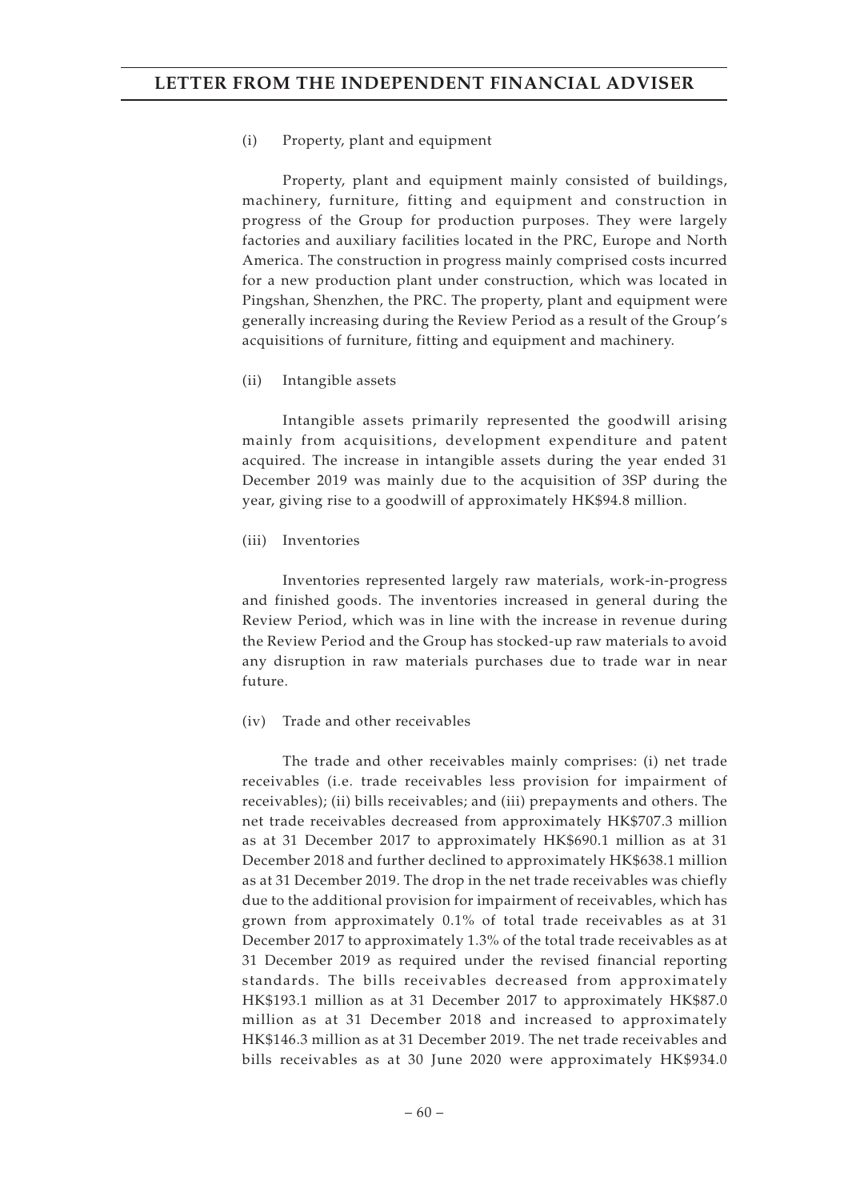(i) Property, plant and equipment

Property, plant and equipment mainly consisted of buildings, machinery, furniture, fitting and equipment and construction in progress of the Group for production purposes. They were largely factories and auxiliary facilities located in the PRC, Europe and North America. The construction in progress mainly comprised costs incurred for a new production plant under construction, which was located in Pingshan, Shenzhen, the PRC. The property, plant and equipment were generally increasing during the Review Period as a result of the Group's acquisitions of furniture, fitting and equipment and machinery.

(ii) Intangible assets

Intangible assets primarily represented the goodwill arising mainly from acquisitions, development expenditure and patent acquired. The increase in intangible assets during the year ended 31 December 2019 was mainly due to the acquisition of 3SP during the year, giving rise to a goodwill of approximately HK$94.8 million.

(iii) Inventories

Inventories represented largely raw materials, work-in-progress and finished goods. The inventories increased in general during the Review Period, which was in line with the increase in revenue during the Review Period and the Group has stocked-up raw materials to avoid any disruption in raw materials purchases due to trade war in near future.

(iv) Trade and other receivables

The trade and other receivables mainly comprises: (i) net trade receivables (i.e. trade receivables less provision for impairment of receivables); (ii) bills receivables; and (iii) prepayments and others. The net trade receivables decreased from approximately HK$707.3 million as at 31 December 2017 to approximately HK$690.1 million as at 31 December 2018 and further declined to approximately HK$638.1 million as at 31 December 2019. The drop in the net trade receivables was chiefly due to the additional provision for impairment of receivables, which has grown from approximately 0.1% of total trade receivables as at 31 December 2017 to approximately 1.3% of the total trade receivables as at 31 December 2019 as required under the revised financial reporting standards. The bills receivables decreased from approximately HK$193.1 million as at 31 December 2017 to approximately HK$87.0 million as at 31 December 2018 and increased to approximately HK$146.3 million as at 31 December 2019. The net trade receivables and bills receivables as at 30 June 2020 were approximately HK$934.0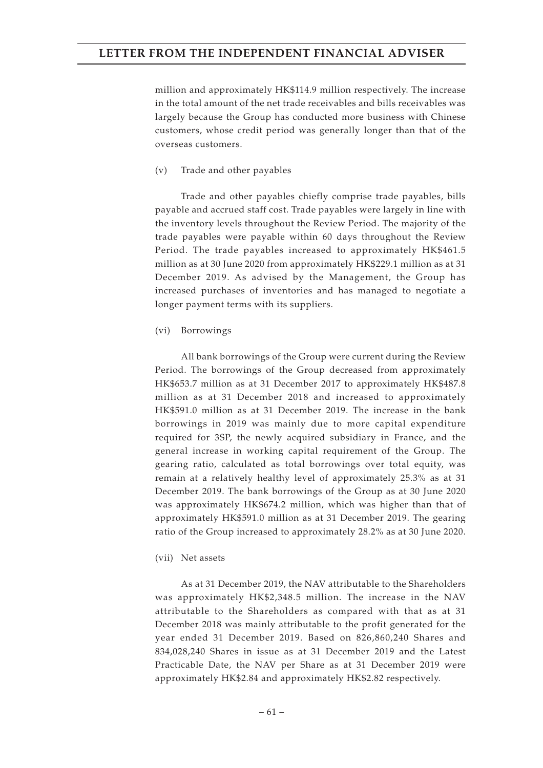million and approximately HK$114.9 million respectively. The increase in the total amount of the net trade receivables and bills receivables was largely because the Group has conducted more business with Chinese customers, whose credit period was generally longer than that of the overseas customers.

(v) Trade and other payables

Trade and other payables chiefly comprise trade payables, bills payable and accrued staff cost. Trade payables were largely in line with the inventory levels throughout the Review Period. The majority of the trade payables were payable within 60 days throughout the Review Period. The trade payables increased to approximately HK$461.5 million as at 30 June 2020 from approximately HK$229.1 million as at 31 December 2019. As advised by the Management, the Group has increased purchases of inventories and has managed to negotiate a longer payment terms with its suppliers.

(vi) Borrowings

All bank borrowings of the Group were current during the Review Period. The borrowings of the Group decreased from approximately HK$653.7 million as at 31 December 2017 to approximately HK$487.8 million as at 31 December 2018 and increased to approximately HK$591.0 million as at 31 December 2019. The increase in the bank borrowings in 2019 was mainly due to more capital expenditure required for 3SP, the newly acquired subsidiary in France, and the general increase in working capital requirement of the Group. The gearing ratio, calculated as total borrowings over total equity, was remain at a relatively healthy level of approximately 25.3% as at 31 December 2019. The bank borrowings of the Group as at 30 June 2020 was approximately HK$674.2 million, which was higher than that of approximately HK$591.0 million as at 31 December 2019. The gearing ratio of the Group increased to approximately 28.2% as at 30 June 2020.

(vii) Net assets

As at 31 December 2019, the NAV attributable to the Shareholders was approximately HK$2,348.5 million. The increase in the NAV attributable to the Shareholders as compared with that as at 31 December 2018 was mainly attributable to the profit generated for the year ended 31 December 2019. Based on 826,860,240 Shares and 834,028,240 Shares in issue as at 31 December 2019 and the Latest Practicable Date, the NAV per Share as at 31 December 2019 were approximately HK$2.84 and approximately HK$2.82 respectively.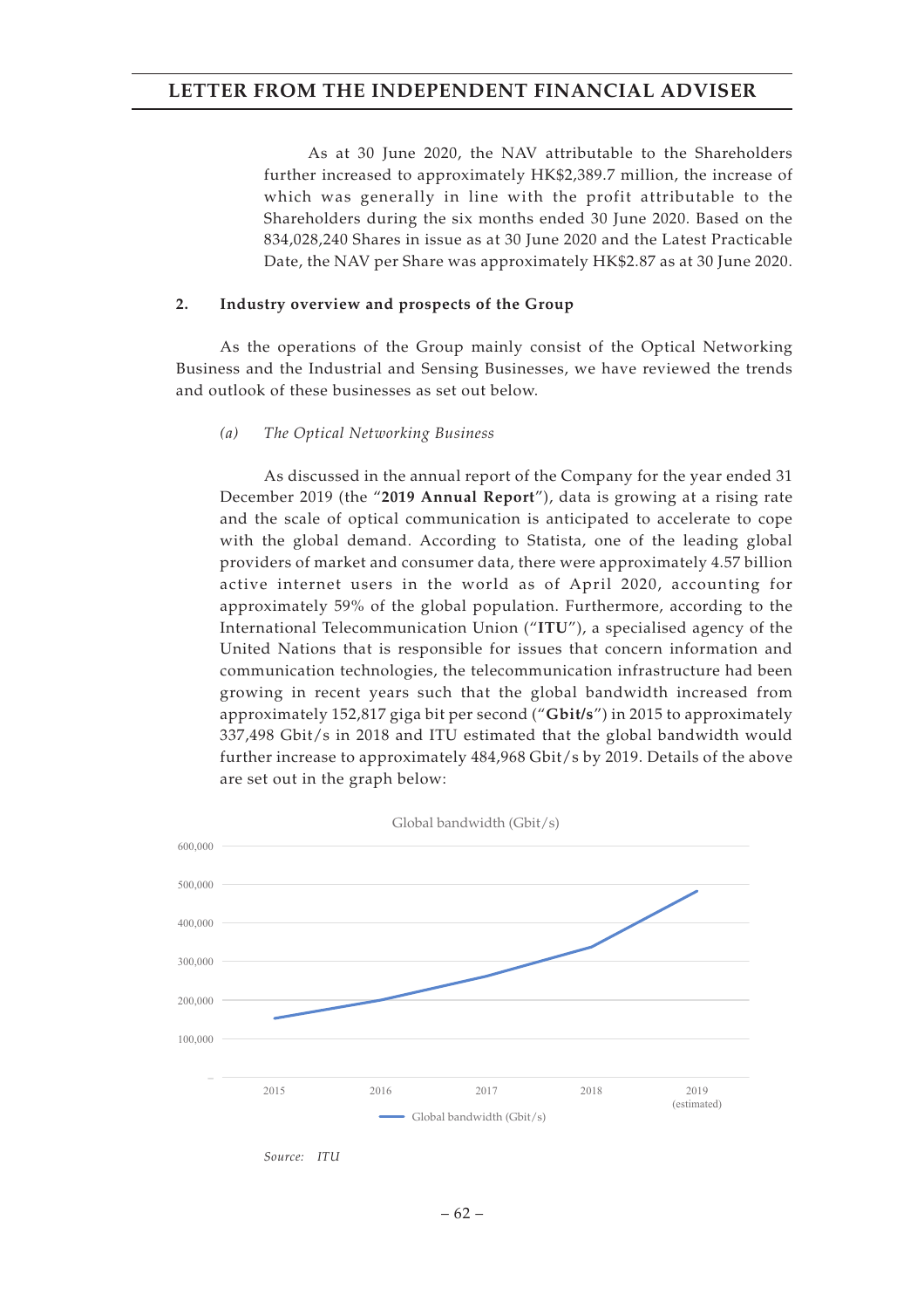As at 30 June 2020, the NAV attributable to the Shareholders further increased to approximately HK$2,389.7 million, the increase of which was generally in line with the profit attributable to the Shareholders during the six months ended 30 June 2020. Based on the 834,028,240 Shares in issue as at 30 June 2020 and the Latest Practicable Date, the NAV per Share was approximately HK$2.87 as at 30 June 2020.

## 2. Industry overview and prospects of the Group

As the operations of the Group mainly consist of the Optical Networking Business and the Industrial and Sensing Businesses, we have reviewed the trends and outlook of these businesses as set out below.

### *(a) The Optical Networking Business*

As discussed in the annual report of the Company for the year ended 31 December 2019 (the "**2019 Annual Report**"), data is growing at a rising rate and the scale of optical communication is anticipated to accelerate to cope with the global demand. According to Statista, one of the leading global providers of market and consumer data, there were approximately 4.57 billion active internet users in the world as of April 2020, accounting for approximately 59% of the global population. Furthermore, according to the International Telecommunication Union ("**ITU**"), a specialised agency of the United Nations that is responsible for issues that concern information and communication technologies, the telecommunication infrastructure had been growing in recent years such that the global bandwidth increased from approximately 152,817 giga bit per second ("**Gbit/s**") in 2015 to approximately 337,498 Gbit/s in 2018 and ITU estimated that the global bandwidth would further increase to approximately 484,968 Gbit/s by 2019. Details of the above are set out in the graph below:

Global bandwidth (Gbit/s)

*Source: ITU*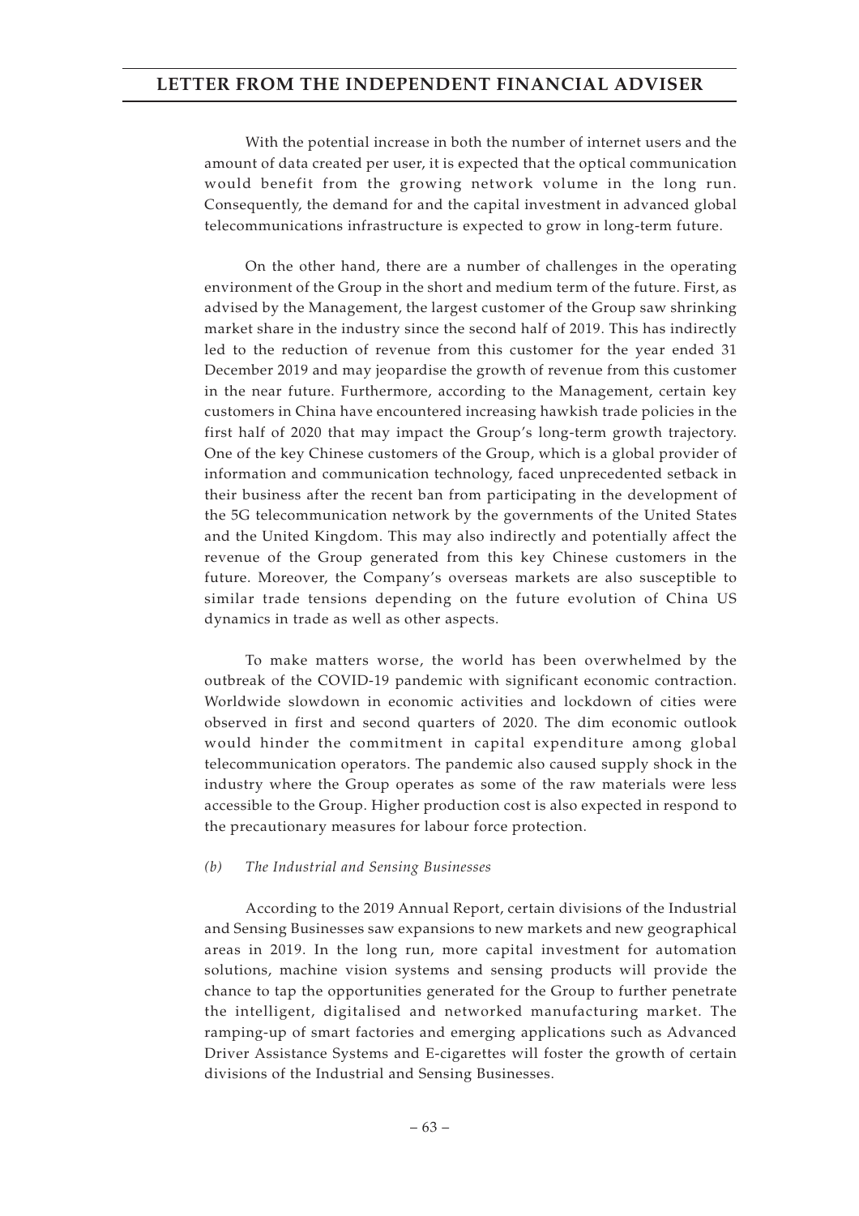With the potential increase in both the number of internet users and the amount of data created per user, it is expected that the optical communication would benefit from the growing network volume in the long run. Consequently, the demand for and the capital investment in advanced global telecommunications infrastructure is expected to grow in long-term future.

On the other hand, there are a number of challenges in the operating environment of the Group in the short and medium term of the future. First, as advised by the Management, the largest customer of the Group saw shrinking market share in the industry since the second half of 2019. This has indirectly led to the reduction of revenue from this customer for the year ended 31 December 2019 and may jeopardise the growth of revenue from this customer in the near future. Furthermore, according to the Management, certain key customers in China have encountered increasing hawkish trade policies in the first half of 2020 that may impact the Group's long-term growth trajectory. One of the key Chinese customers of the Group, which is a global provider of information and communication technology, faced unprecedented setback in their business after the recent ban from participating in the development of the 5G telecommunication network by the governments of the United States and the United Kingdom. This may also indirectly and potentially affect the revenue of the Group generated from this key Chinese customers in the future. Moreover, the Company's overseas markets are also susceptible to similar trade tensions depending on the future evolution of China US dynamics in trade as well as other aspects.

To make matters worse, the world has been overwhelmed by the outbreak of the COVID-19 pandemic with significant economic contraction. Worldwide slowdown in economic activities and lockdown of cities were observed in first and second quarters of 2020. The dim economic outlook would hinder the commitment in capital expenditure among global telecommunication operators. The pandemic also caused supply shock in the industry where the Group operates as some of the raw materials were less accessible to the Group. Higher production cost is also expected in respond to the precautionary measures for labour force protection.

*(b) The Industrial and Sensing Businesses*

According to the 2019 Annual Report, certain divisions of the Industrial and Sensing Businesses saw expansions to new markets and new geographical areas in 2019. In the long run, more capital investment for automation solutions, machine vision systems and sensing products will provide the chance to tap the opportunities generated for the Group to further penetrate the intelligent, digitalised and networked manufacturing market. The ramping-up of smart factories and emerging applications such as Advanced Driver Assistance Systems and E-cigarettes will foster the growth of certain divisions of the Industrial and Sensing Businesses.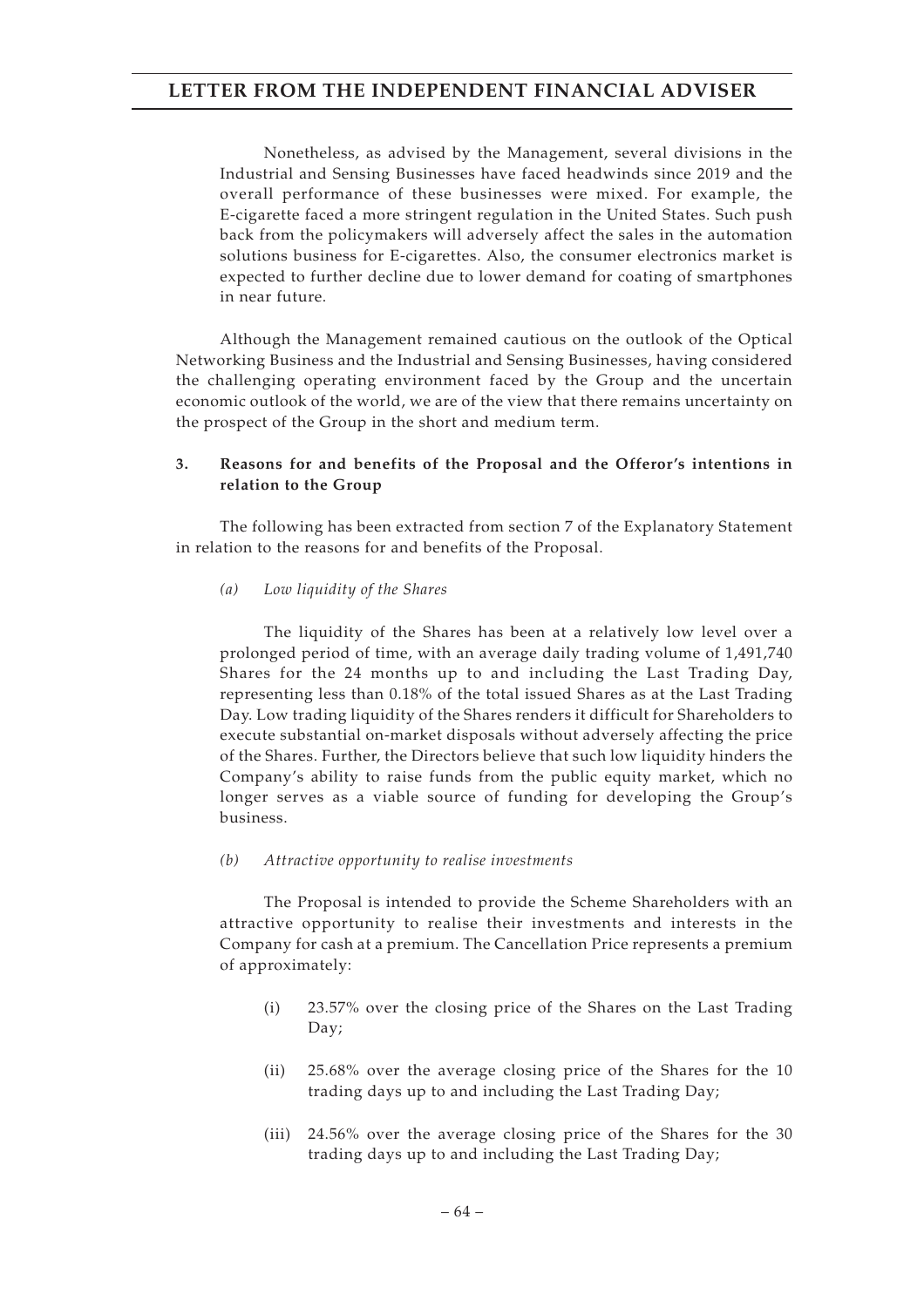Nonetheless, as advised by the Management, several divisions in the Industrial and Sensing Businesses have faced headwinds since 2019 and the overall performance of these businesses were mixed. For example, the E-cigarette faced a more stringent regulation in the United States. Such push back from the policymakers will adversely affect the sales in the automation solutions business for E-cigarettes. Also, the consumer electronics market is expected to further decline due to lower demand for coating of smartphones in near future.

Although the Management remained cautious on the outlook of the Optical Networking Business and the Industrial and Sensing Businesses, having considered the challenging operating environment faced by the Group and the uncertain economic outlook of the world, we are of the view that there remains uncertainty on the prospect of the Group in the short and medium term.

### 3. Reasons for and benefits of the Proposal and the Offeror's intentions in relation to the Group

The following has been extracted from section 7 of the Explanatory Statement in relation to the reasons for and benefits of the Proposal.

*(a) Low liquidity of the Shares*

The liquidity of the Shares has been at a relatively low level over a prolonged period of time, with an average daily trading volume of 1,491,740 Shares for the 24 months up to and including the Last Trading Day, representing less than 0.18% of the total issued Shares as at the Last Trading Day. Low trading liquidity of the Shares renders it difficult for Shareholders to execute substantial on-market disposals without adversely affecting the price of the Shares. Further, the Directors believe that such low liquidity hinders the Company's ability to raise funds from the public equity market, which no longer serves as a viable source of funding for developing the Group's business.

*(b) Attractive opportunity to realise investments*

The Proposal is intended to provide the Scheme Shareholders with an attractive opportunity to realise their investments and interests in the Company for cash at a premium. The Cancellation Price represents a premium of approximately:

(i) 23.57% over the closing price of the Shares on the Last Trading Day;

(ii) 25.68% over the average closing price of the Shares for the 10 trading days up to and including the Last Trading Day;

(iii) 24.56% over the average closing price of the Shares for the 30 trading days up to and including the Last Trading Day;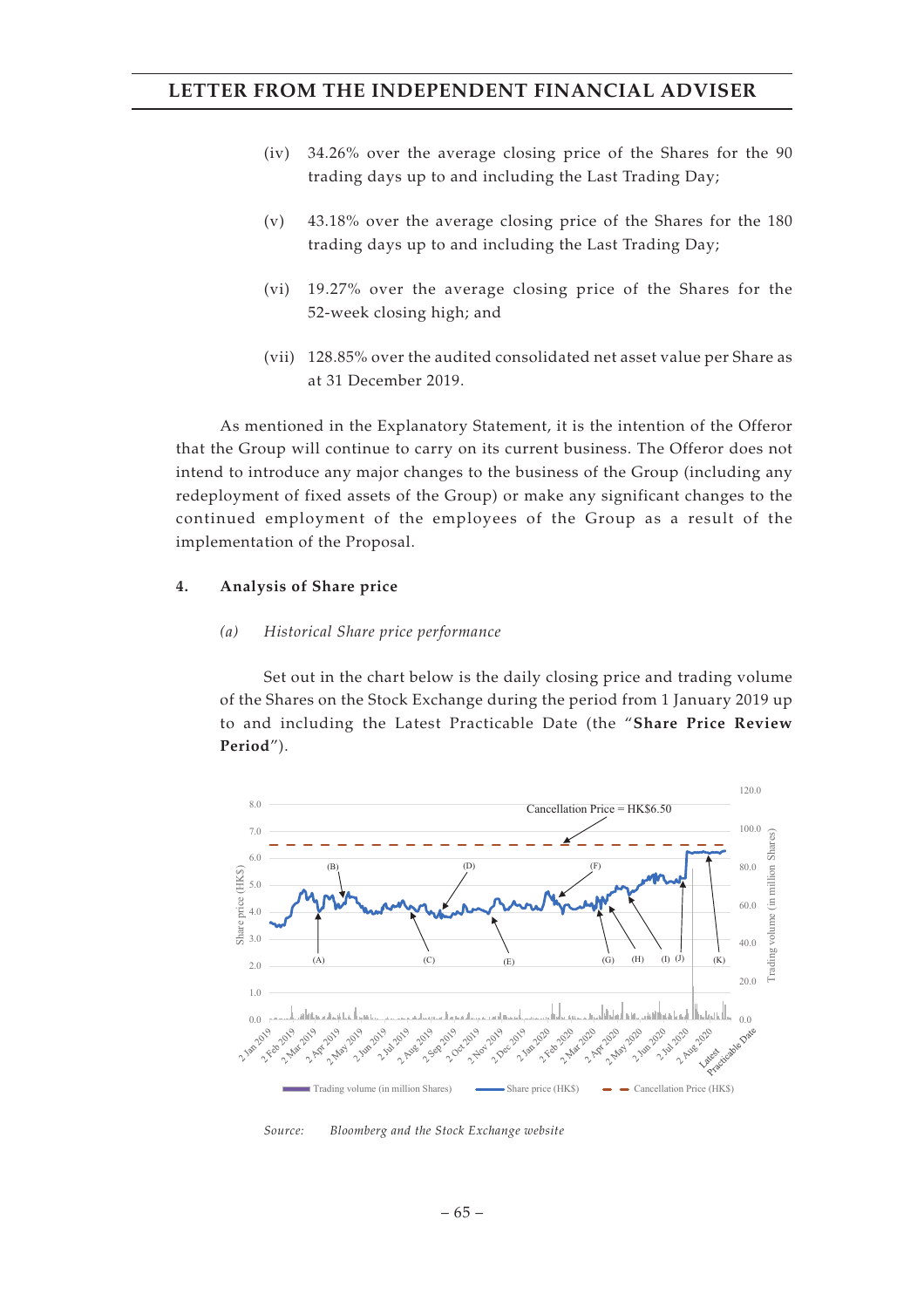(iv) 34.26% over the average closing price of the Shares for the 90 trading days up to and including the Last Trading Day;

(v) 43.18% over the average closing price of the Shares for the 180 trading days up to and including the Last Trading Day;

(vi) 19.27% over the average closing price of the Shares for the 52-week closing high; and

(vii) 128.85% over the audited consolidated net asset value per Share as at 31 December 2019.

As mentioned in the Explanatory Statement, it is the intention of the Offeror that the Group will continue to carry on its current business. The Offeror does not intend to introduce any major changes to the business of the Group (including any redeployment of fixed assets of the Group) or make any significant changes to the continued employment of the employees of the Group as a result of the implementation of the Proposal.

## 4. Analysis of Share price

### *(a) Historical Share price performance*

Set out in the chart below is the daily closing price and trading volume of the Shares on the Stock Exchange during the period from 1 January 2019 up to and including the Latest Practicable Date (the "**Share Price Review Period**").

*Source: Bloomberg and the Stock Exchange website*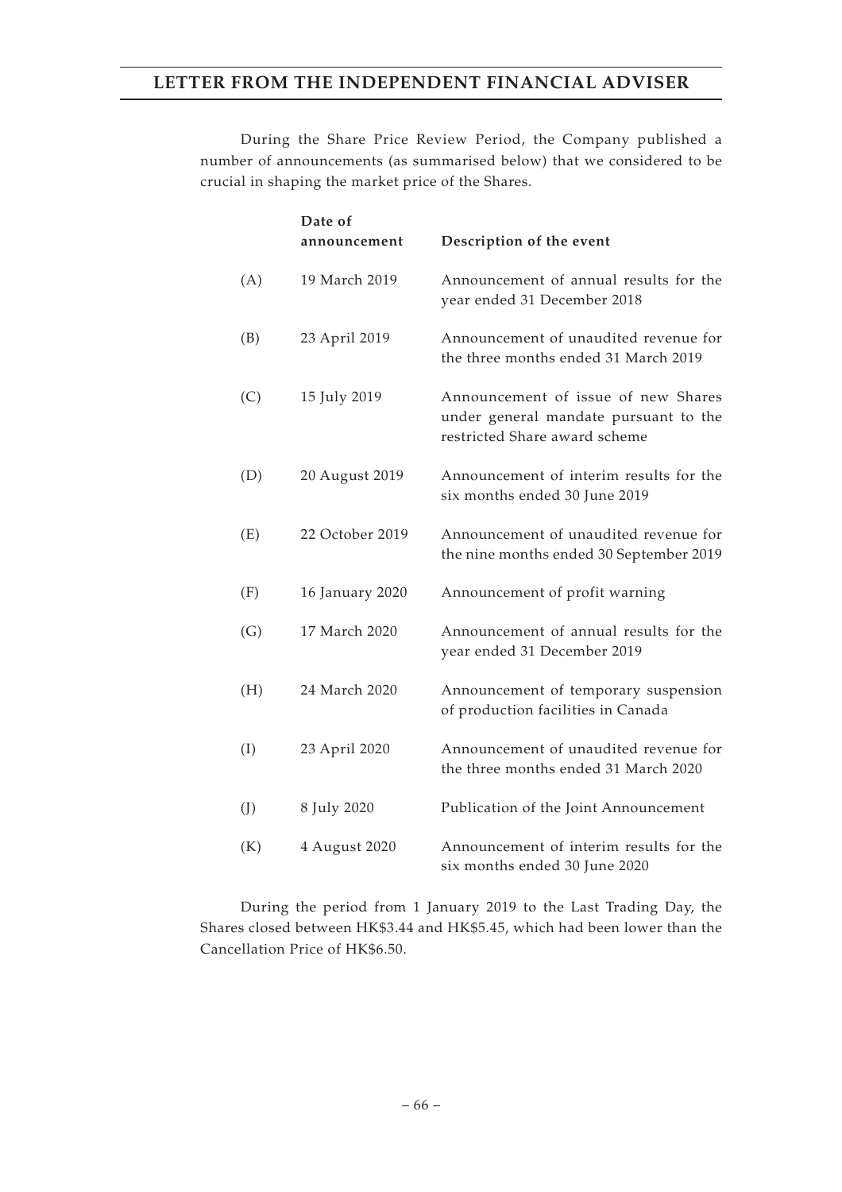During the Share Price Review Period, the Company published a number of announcements (as summarised below) that we considered to be crucial in shaping the market price of the Shares.

| | Date of announcement | Description of the event |
|---|---|---|
| (A) | 19 March 2019 | Announcement of annual results for the year ended 31 December 2018 |
| (B) | 23 April 2019 | Announcement of unaudited revenue for the three months ended 31 March 2019 |
| (C) | 15 July 2019 | Announcement of issue of new Shares under general mandate pursuant to the restricted Share award scheme |
| (D) | 20 August 2019 | Announcement of interim results for the six months ended 30 June 2019 |
| (E) | 22 October 2019 | Announcement of unaudited revenue for the nine months ended 30 September 2019 |
| (F) | 16 January 2020 | Announcement of profit warning |
| (G) | 17 March 2020 | Announcement of annual results for the year ended 31 December 2019 |
| (H) | 24 March 2020 | Announcement of temporary suspension of production facilities in Canada |
| (I) | 23 April 2020 | Announcement of unaudited revenue for the three months ended 31 March 2020 |
| (J) | 8 July 2020 | Publication of the Joint Announcement |
| (K) | 4 August 2020 | Announcement of interim results for the six months ended 30 June 2020 |

During the period from 1 January 2019 to the Last Trading Day, the Shares closed between HK$3.44 and HK$5.45, which had been lower than the Cancellation Price of HK$6.50.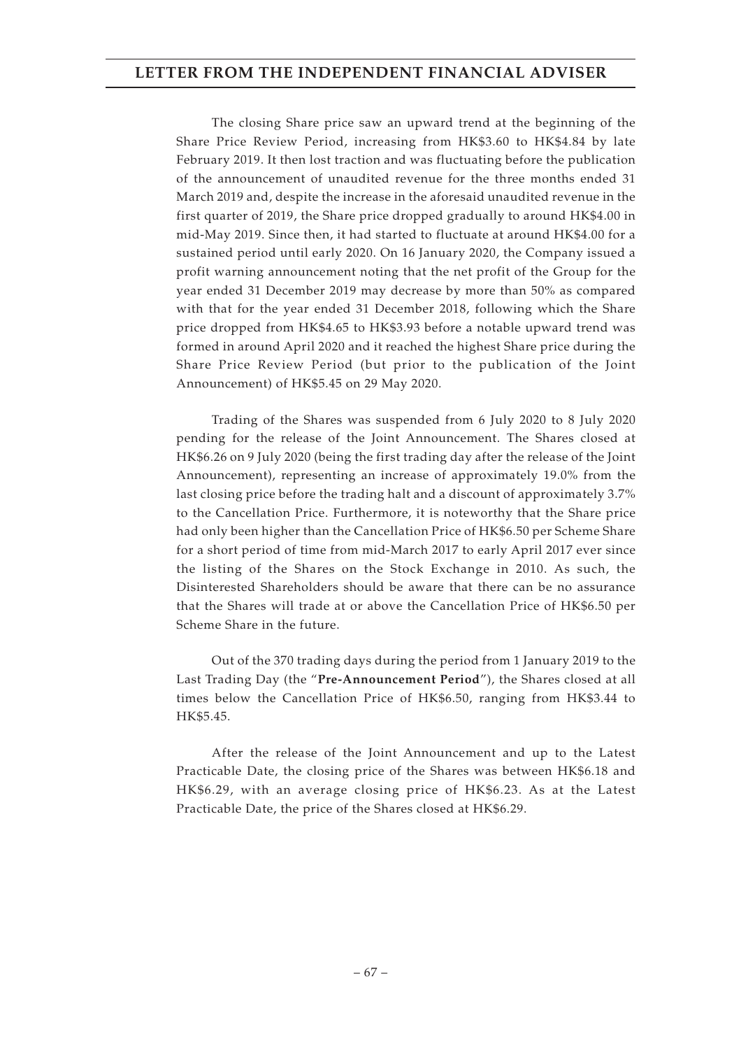The closing Share price saw an upward trend at the beginning of the Share Price Review Period, increasing from HK$3.60 to HK$4.84 by late February 2019. It then lost traction and was fluctuating before the publication of the announcement of unaudited revenue for the three months ended 31 March 2019 and, despite the increase in the aforesaid unaudited revenue in the first quarter of 2019, the Share price dropped gradually to around HK$4.00 in mid-May 2019. Since then, it had started to fluctuate at around HK$4.00 for a sustained period until early 2020. On 16 January 2020, the Company issued a profit warning announcement noting that the net profit of the Group for the year ended 31 December 2019 may decrease by more than 50% as compared with that for the year ended 31 December 2018, following which the Share price dropped from HK$4.65 to HK$3.93 before a notable upward trend was formed in around April 2020 and it reached the highest Share price during the Share Price Review Period (but prior to the publication of the Joint Announcement) of HK$5.45 on 29 May 2020.

Trading of the Shares was suspended from 6 July 2020 to 8 July 2020 pending for the release of the Joint Announcement. The Shares closed at HK$6.26 on 9 July 2020 (being the first trading day after the release of the Joint Announcement), representing an increase of approximately 19.0% from the last closing price before the trading halt and a discount of approximately 3.7% to the Cancellation Price. Furthermore, it is noteworthy that the Share price had only been higher than the Cancellation Price of HK$6.50 per Scheme Share for a short period of time from mid-March 2017 to early April 2017 ever since the listing of the Shares on the Stock Exchange in 2010. As such, the Disinterested Shareholders should be aware that there can be no assurance that the Shares will trade at or above the Cancellation Price of HK$6.50 per Scheme Share in the future.

Out of the 370 trading days during the period from 1 January 2019 to the Last Trading Day (the "**Pre-Announcement Period**"), the Shares closed at all times below the Cancellation Price of HK$6.50, ranging from HK$3.44 to HK$5.45.

After the release of the Joint Announcement and up to the Latest Practicable Date, the closing price of the Shares was between HK$6.18 and HK$6.29, with an average closing price of HK$6.23. As at the Latest Practicable Date, the price of the Shares closed at HK$6.29.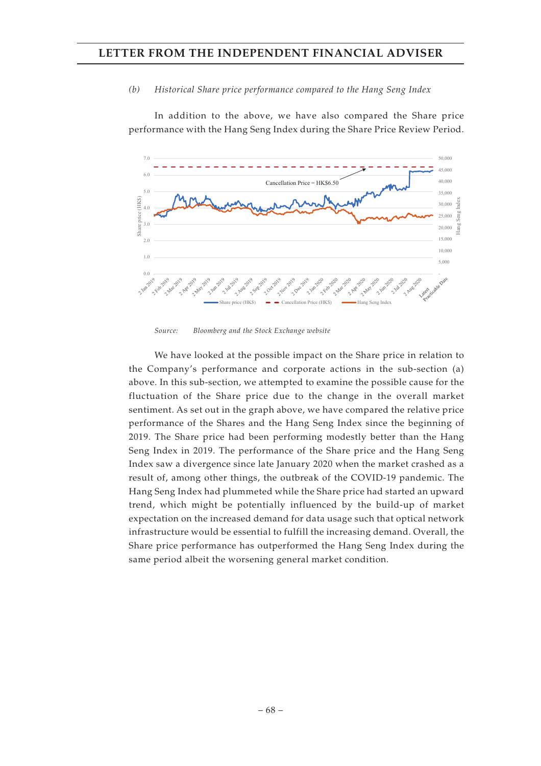*(b) Historical Share price performance compared to the Hang Seng Index*

In addition to the above, we have also compared the Share price performance with the Hang Seng Index during the Share Price Review Period.

*Source: Bloomberg and the Stock Exchange website*

We have looked at the possible impact on the Share price in relation to the Company's performance and corporate actions in the sub-section (a) above. In this sub-section, we attempted to examine the possible cause for the fluctuation of the Share price due to the change in the overall market sentiment. As set out in the graph above, we have compared the relative price performance of the Shares and the Hang Seng Index since the beginning of 2019. The Share price had been performing modestly better than the Hang Seng Index in 2019. The performance of the Share price and the Hang Seng Index saw a divergence since late January 2020 when the market crashed as a result of, among other things, the outbreak of the COVID-19 pandemic. The Hang Seng Index had plummeted while the Share price had started an upward trend, which might be potentially influenced by the build-up of market expectation on the increased demand for data usage such that optical network infrastructure would be essential to fulfill the increasing demand. Overall, the Share price performance has outperformed the Hang Seng Index during the same period albeit the worsening general market condition.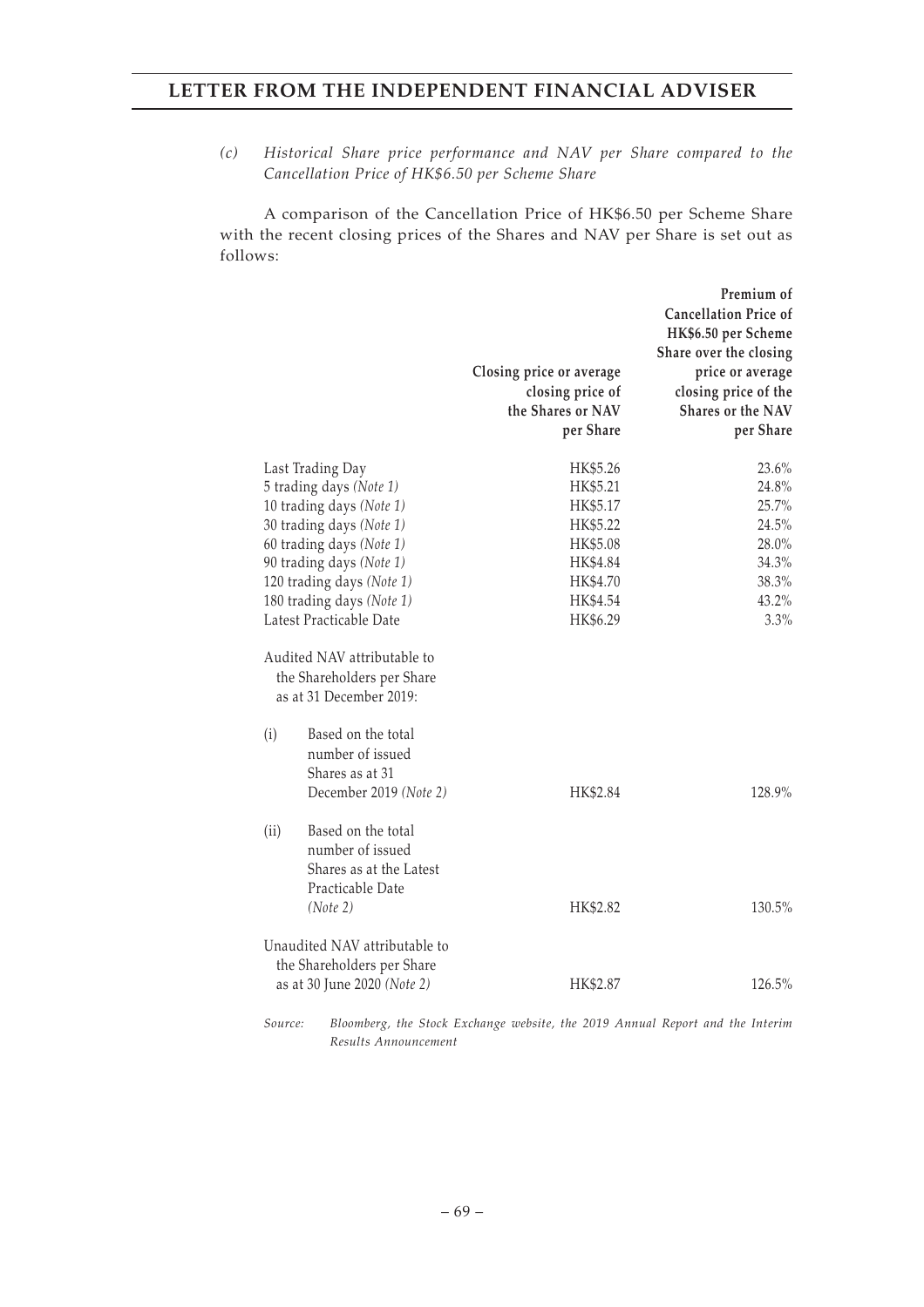*(c) Historical Share price performance and NAV per Share compared to the Cancellation Price of HK$6.50 per Scheme Share*

A comparison of the Cancellation Price of HK$6.50 per Scheme Share with the recent closing prices of the Shares and NAV per Share is set out as follows:

| | Closing price or average closing price of the Shares or NAV per Share | Premium of Cancellation Price of HK$6.50 per Scheme Share over the closing price or average closing price of the Shares or the NAV per Share |
|---|---|---|
| Last Trading Day | HK$5.26 | 23.6% |
| 5 trading days *(Note 1)* | HK$5.21 | 24.8% |
| 10 trading days *(Note 1)* | HK$5.17 | 25.7% |
| 30 trading days *(Note 1)* | HK$5.22 | 24.5% |
| 60 trading days *(Note 1)* | HK$5.08 | 28.0% |
| 90 trading days *(Note 1)* | HK$4.84 | 34.3% |
| 120 trading days *(Note 1)* | HK$4.70 | 38.3% |
| 180 trading days *(Note 1)* | HK$4.54 | 43.2% |
| Latest Practicable Date | HK$6.29 | 3.3% |
| Audited NAV attributable to the Shareholders per Share as at 31 December 2019: | | |
| (i) Based on the total number of issued Shares as at 31 December 2019 *(Note 2)* | HK$2.84 | 128.9% |
| (ii) Based on the total number of issued Shares as at the Latest Practicable Date *(Note 2)* | HK$2.82 | 130.5% |
| Unaudited NAV attributable to the Shareholders per Share as at 30 June 2020 *(Note 2)* | HK$2.87 | 126.5% |

*Source: Bloomberg, the Stock Exchange website, the 2019 Annual Report and the Interim Results Announcement*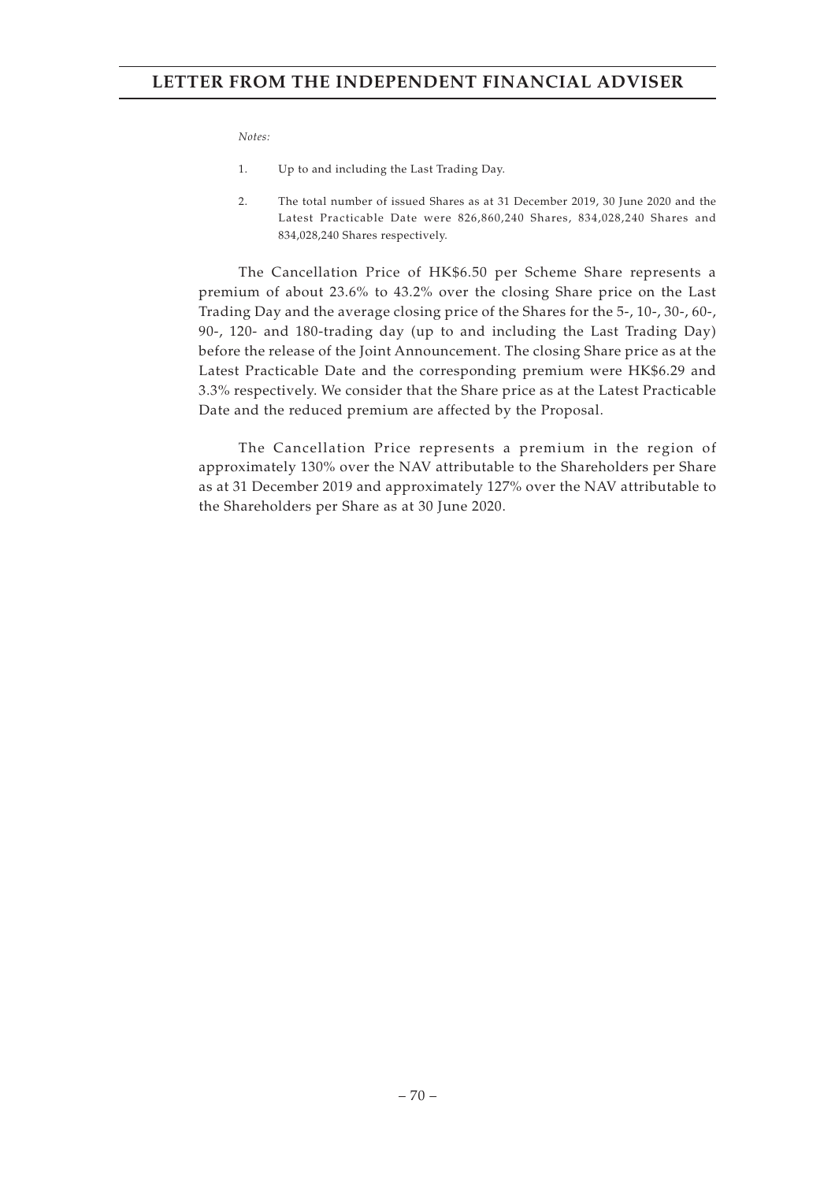*Notes:*

1. Up to and including the Last Trading Day.

2. The total number of issued Shares as at 31 December 2019, 30 June 2020 and the Latest Practicable Date were 826,860,240 Shares, 834,028,240 Shares and 834,028,240 Shares respectively.

The Cancellation Price of HK$6.50 per Scheme Share represents a premium of about 23.6% to 43.2% over the closing Share price on the Last Trading Day and the average closing price of the Shares for the 5-, 10-, 30-, 60-, 90-, 120- and 180-trading day (up to and including the Last Trading Day) before the release of the Joint Announcement. The closing Share price as at the Latest Practicable Date and the corresponding premium were HK$6.29 and 3.3% respectively. We consider that the Share price as at the Latest Practicable Date and the reduced premium are affected by the Proposal.

The Cancellation Price represents a premium in the region of approximately 130% over the NAV attributable to the Shareholders per Share as at 31 December 2019 and approximately 127% over the NAV attributable to the Shareholders per Share as at 30 June 2020.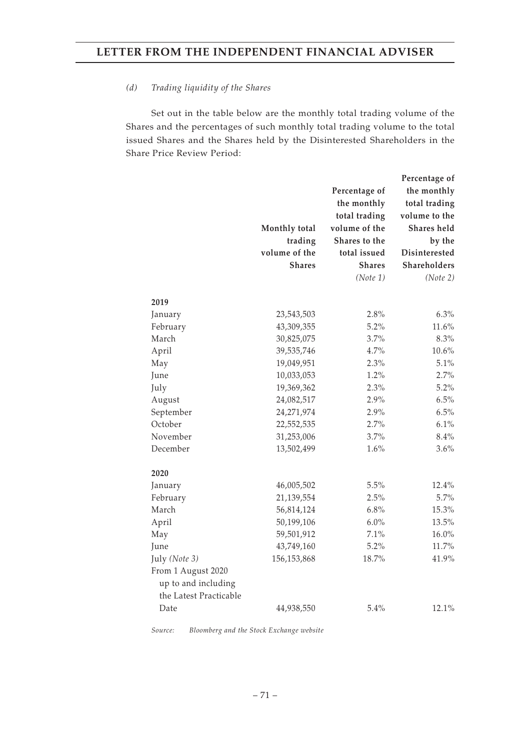*(d) Trading liquidity of the Shares*

Set out in the table below are the monthly total trading volume of the Shares and the percentages of such monthly total trading volume to the total issued Shares and the Shares held by the Disinterested Shareholders in the Share Price Review Period:

| | Monthly total trading volume of the Shares | Percentage of the monthly total trading volume of the Shares to the total issued Shares *(Note 1)* | Percentage of the monthly total trading volume to the Shares held by the Disinterested Shareholders *(Note 2)* |
|---|---|---|---|
| **2019** | | | |
| January | 23,543,503 | 2.8% | 6.3% |
| February | 43,309,355 | 5.2% | 11.6% |
| March | 30,825,075 | 3.7% | 8.3% |
| April | 39,535,746 | 4.7% | 10.6% |
| May | 19,049,951 | 2.3% | 5.1% |
| June | 10,033,053 | 1.2% | 2.7% |
| July | 19,369,362 | 2.3% | 5.2% |
| August | 24,082,517 | 2.9% | 6.5% |
| September | 24,271,974 | 2.9% | 6.5% |
| October | 22,552,535 | 2.7% | 6.1% |
| November | 31,253,006 | 3.7% | 8.4% |
| December | 13,502,499 | 1.6% | 3.6% |
| **2020** | | | |
| January | 46,005,502 | 5.5% | 12.4% |
| February | 21,139,554 | 2.5% | 5.7% |
| March | 56,814,124 | 6.8% | 15.3% |
| April | 50,199,106 | 6.0% | 13.5% |
| May | 59,501,912 | 7.1% | 16.0% |
| June | 43,749,160 | 5.2% | 11.7% |
| July *(Note 3)* | 156,153,868 | 18.7% | 41.9% |
| From 1 August 2020 up to and including the Latest Practicable Date | 44,938,550 | 5.4% | 12.1% |

*Source: Bloomberg and the Stock Exchange website*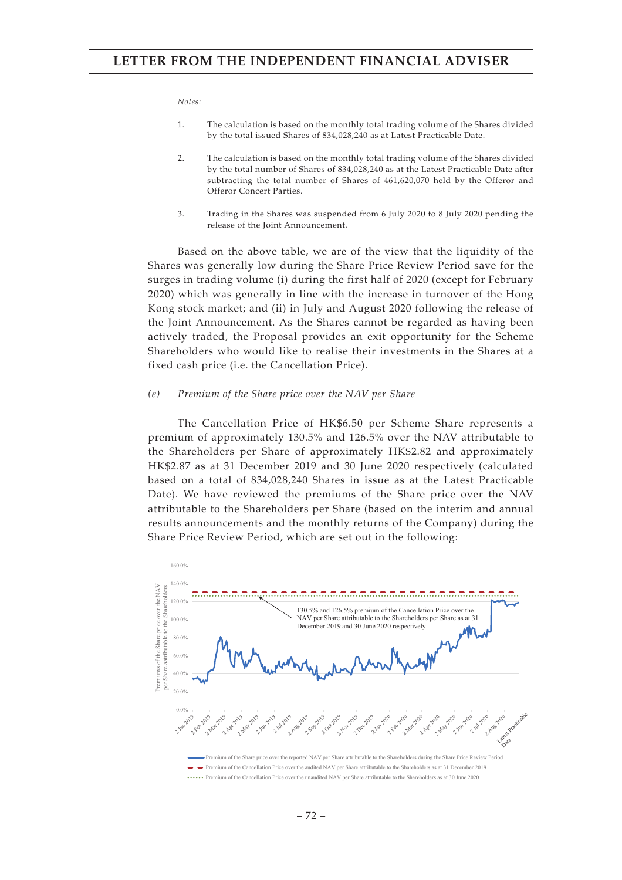*Notes:*

1. The calculation is based on the monthly total trading volume of the Shares divided by the total issued Shares of 834,028,240 as at Latest Practicable Date.

2. The calculation is based on the monthly total trading volume of the Shares divided by the total number of Shares of 834,028,240 as at the Latest Practicable Date after subtracting the total number of Shares of 461,620,070 held by the Offeror and Offeror Concert Parties.

3. Trading in the Shares was suspended from 6 July 2020 to 8 July 2020 pending the release of the Joint Announcement.

Based on the above table, we are of the view that the liquidity of the Shares was generally low during the Share Price Review Period save for the surges in trading volume (i) during the first half of 2020 (except for February 2020) which was generally in line with the increase in turnover of the Hong Kong stock market; and (ii) in July and August 2020 following the release of the Joint Announcement. As the Shares cannot be regarded as having been actively traded, the Proposal provides an exit opportunity for the Scheme Shareholders who would like to realise their investments in the Shares at a fixed cash price (i.e. the Cancellation Price).

*(e) Premium of the Share price over the NAV per Share*

The Cancellation Price of HK$6.50 per Scheme Share represents a premium of approximately 130.5% and 126.5% over the NAV attributable to the Shareholders per Share of approximately HK$2.82 and approximately HK$2.87 as at 31 December 2019 and 30 June 2020 respectively (calculated based on a total of 834,028,240 Shares in issue as at the Latest Practicable Date). We have reviewed the premiums of the Share price over the NAV attributable to the Shareholders per Share (based on the interim and annual results announcements and the monthly returns of the Company) during the Share Price Review Period, which are set out in the following: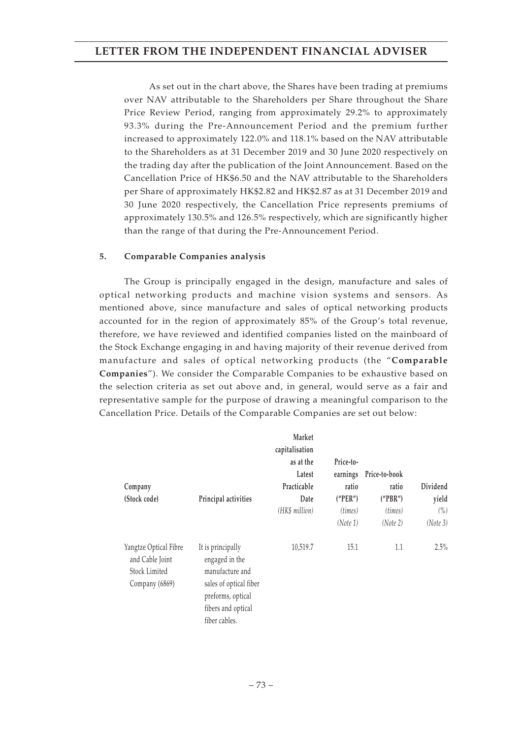As set out in the chart above, the Shares have been trading at premiums over NAV attributable to the Shareholders per Share throughout the Share Price Review Period, ranging from approximately 29.2% to approximately 93.3% during the Pre-Announcement Period and the premium further increased to approximately 122.0% and 118.1% based on the NAV attributable to the Shareholders as at 31 December 2019 and 30 June 2020 respectively on the trading day after the publication of the Joint Announcement. Based on the Cancellation Price of HK$6.50 and the NAV attributable to the Shareholders per Share of approximately HK$2.82 and HK$2.87 as at 31 December 2019 and 30 June 2020 respectively, the Cancellation Price represents premiums of approximately 130.5% and 126.5% respectively, which are significantly higher than the range of that during the Pre-Announcement Period.

**5. Comparable Companies analysis**

The Group is principally engaged in the design, manufacture and sales of optical networking products and machine vision systems and sensors. As mentioned above, since manufacture and sales of optical networking products accounted for in the region of approximately 85% of the Group's total revenue, therefore, we have reviewed and identified companies listed on the mainboard of the Stock Exchange engaging in and having majority of their revenue derived from manufacture and sales of optical networking products (the "**Comparable Companies**"). We consider the Comparable Companies to be exhaustive based on the selection criteria as set out above and, in general, would serve as a fair and representative sample for the purpose of drawing a meaningful comparison to the Cancellation Price. Details of the Comparable Companies are set out below:

| Company (Stock code) | Principal activities | Market capitalisation as at the Latest Practicable Date *(HK$ million)* | Price-to-earnings ratio ("PER") *(times)* *(Note 1)* | Price-to-book ratio ("PBR") *(times)* *(Note 2)* | Dividend yield *(%)* *(Note 3)* |
|---|---|---|---|---|---|
| Yangtze Optical Fibre and Cable Joint Stock Limited Company (6869) | It is principally engaged in the manufacture and sales of optical fiber preforms, optical fibers and optical fiber cables. | 10,519.7 | 15.1 | 1.1 | 2.5% |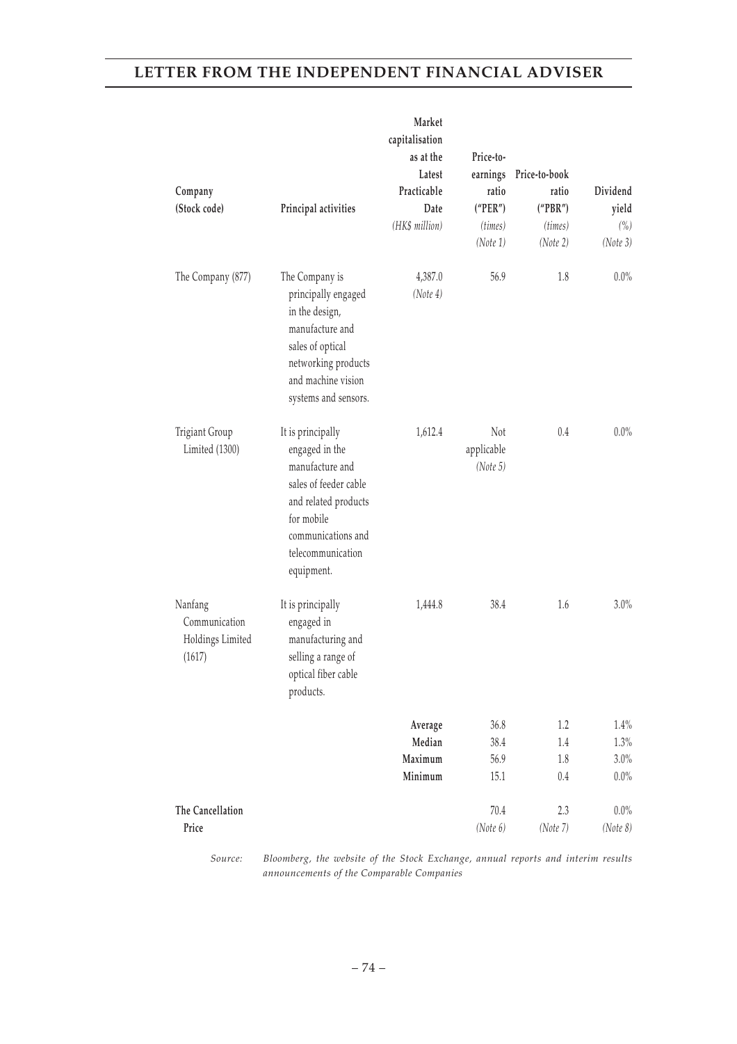| Company (Stock code) | Principal activities | Market capitalisation as at the Latest Practicable Date *(HK$ million)* | Price-to-earnings ratio ("PER") *(times)* *(Note 1)* | Price-to-book ratio ("PBR") *(times)* *(Note 2)* | Dividend yield *(%)* *(Note 3)* |
|---|---|---|---|---|---|
| The Company (877) | The Company is principally engaged in the design, manufacture and sales of optical networking products and machine vision systems and sensors. | 4,387.0 *(Note 4)* | 56.9 | 1.8 | 0.0% |
| Trigiant Group Limited (1300) | It is principally engaged in the manufacture and sales of feeder cable and related products for mobile communications and telecommunication equipment. | 1,612.4 | Not applicable *(Note 5)* | 0.4 | 0.0% |
| Nanfang Communication Holdings Limited (1617) | It is principally engaged in manufacturing and selling a range of optical fiber cable products. | 1,444.8 | 38.4 | 1.6 | 3.0% |
| | | **Average** | 36.8 | 1.2 | 1.4% |
| | | **Median** | 38.4 | 1.4 | 1.3% |
| | | **Maximum** | 56.9 | 1.8 | 3.0% |
| | | **Minimum** | 15.1 | 0.4 | 0.0% |
| **The Cancellation Price** | | | 70.4 *(Note 6)* | 2.3 *(Note 7)* | 0.0% *(Note 8)* |

*Source: Bloomberg, the website of the Stock Exchange, annual reports and interim results announcements of the Comparable Companies*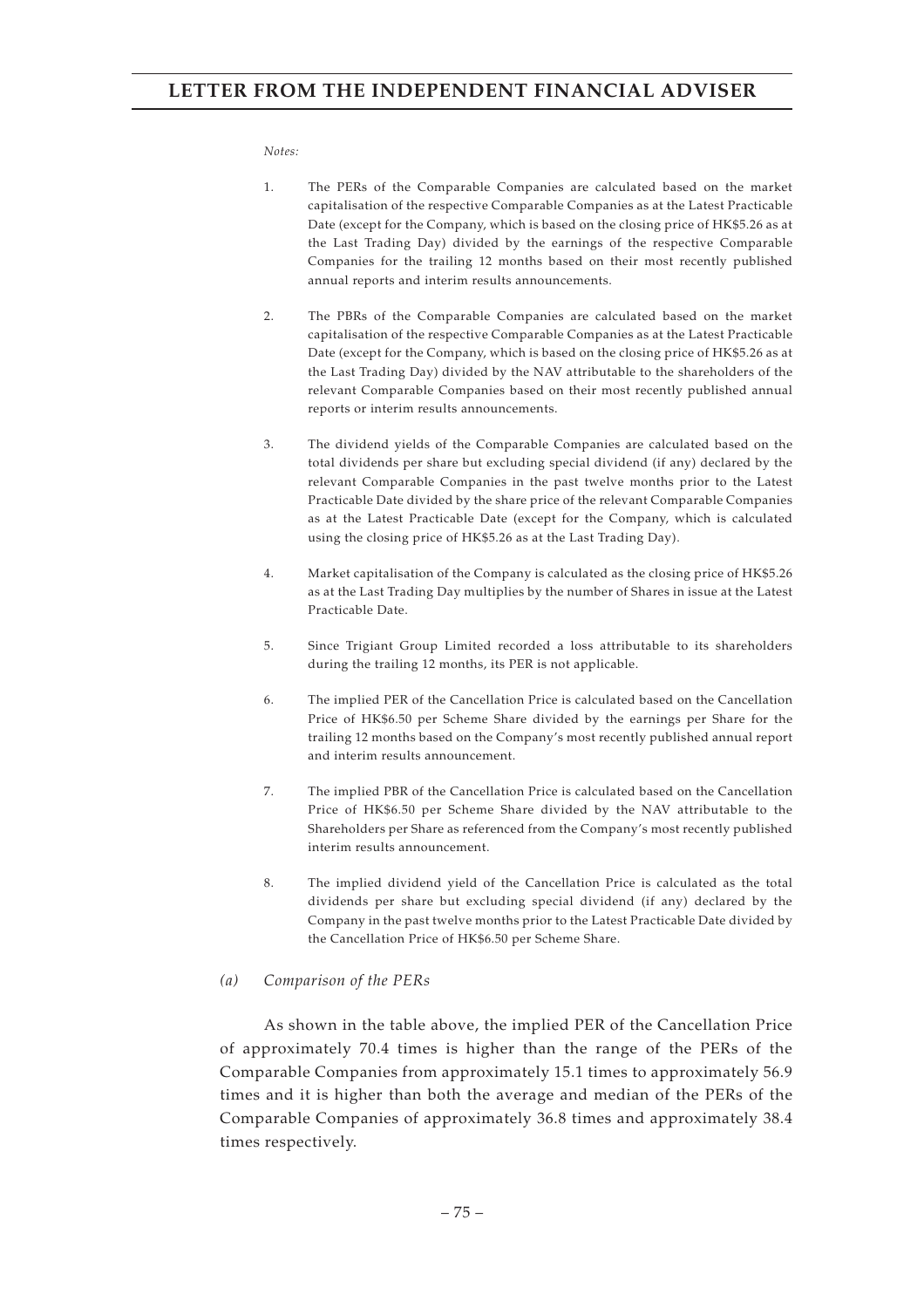*Notes:*

1. The PERs of the Comparable Companies are calculated based on the market capitalisation of the respective Comparable Companies as at the Latest Practicable Date (except for the Company, which is based on the closing price of HK$5.26 as at the Last Trading Day) divided by the earnings of the respective Comparable Companies for the trailing 12 months based on their most recently published annual reports and interim results announcements.

2. The PBRs of the Comparable Companies are calculated based on the market capitalisation of the respective Comparable Companies as at the Latest Practicable Date (except for the Company, which is based on the closing price of HK$5.26 as at the Last Trading Day) divided by the NAV attributable to the shareholders of the relevant Comparable Companies based on their most recently published annual reports or interim results announcements.

3. The dividend yields of the Comparable Companies are calculated based on the total dividends per share but excluding special dividend (if any) declared by the relevant Comparable Companies in the past twelve months prior to the Latest Practicable Date divided by the share price of the relevant Comparable Companies as at the Latest Practicable Date (except for the Company, which is calculated using the closing price of HK$5.26 as at the Last Trading Day).

4. Market capitalisation of the Company is calculated as the closing price of HK$5.26 as at the Last Trading Day multiplies by the number of Shares in issue at the Latest Practicable Date.

5. Since Trigiant Group Limited recorded a loss attributable to its shareholders during the trailing 12 months, its PER is not applicable.

6. The implied PER of the Cancellation Price is calculated based on the Cancellation Price of HK$6.50 per Scheme Share divided by the earnings per Share for the trailing 12 months based on the Company's most recently published annual report and interim results announcement.

7. The implied PBR of the Cancellation Price is calculated based on the Cancellation Price of HK$6.50 per Scheme Share divided by the NAV attributable to the Shareholders per Share as referenced from the Company's most recently published interim results announcement.

8. The implied dividend yield of the Cancellation Price is calculated as the total dividends per share but excluding special dividend (if any) declared by the Company in the past twelve months prior to the Latest Practicable Date divided by the Cancellation Price of HK$6.50 per Scheme Share.

*(a) Comparison of the PERs*

As shown in the table above, the implied PER of the Cancellation Price of approximately 70.4 times is higher than the range of the PERs of the Comparable Companies from approximately 15.1 times to approximately 56.9 times and it is higher than both the average and median of the PERs of the Comparable Companies of approximately 36.8 times and approximately 38.4 times respectively.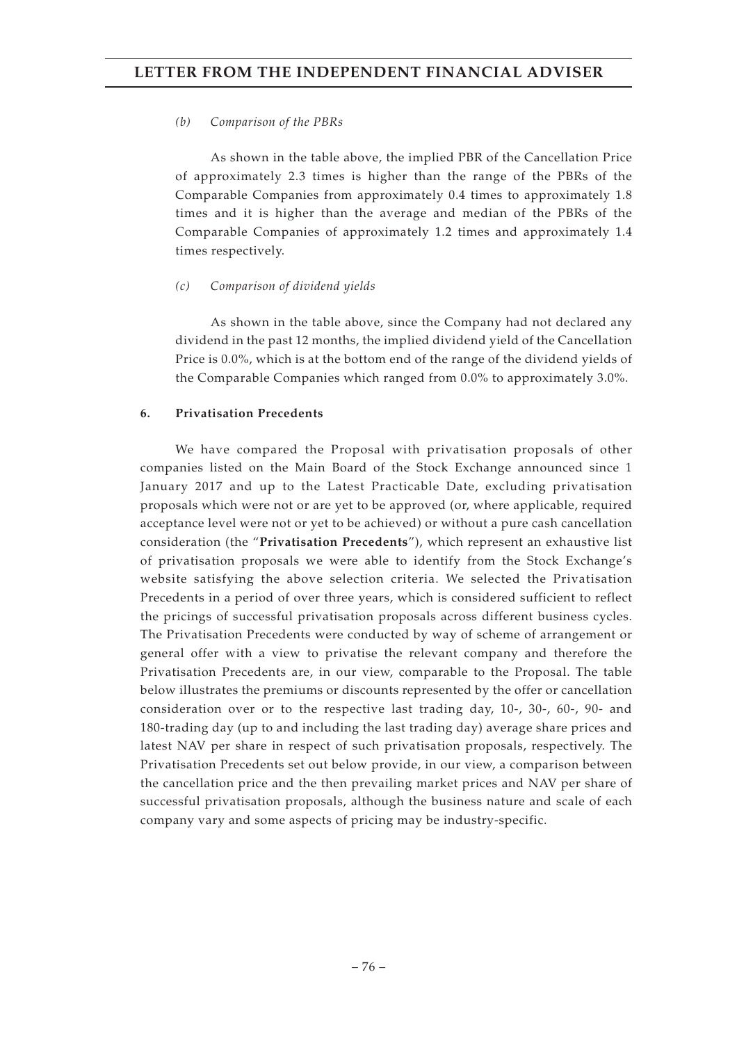*(b) Comparison of the PBRs*

As shown in the table above, the implied PBR of the Cancellation Price of approximately 2.3 times is higher than the range of the PBRs of the Comparable Companies from approximately 0.4 times to approximately 1.8 times and it is higher than the average and median of the PBRs of the Comparable Companies of approximately 1.2 times and approximately 1.4 times respectively.

*(c) Comparison of dividend yields*

As shown in the table above, since the Company had not declared any dividend in the past 12 months, the implied dividend yield of the Cancellation Price is 0.0%, which is at the bottom end of the range of the dividend yields of the Comparable Companies which ranged from 0.0% to approximately 3.0%.

**6. Privatisation Precedents**

We have compared the Proposal with privatisation proposals of other companies listed on the Main Board of the Stock Exchange announced since 1 January 2017 and up to the Latest Practicable Date, excluding privatisation proposals which were not or are yet to be approved (or, where applicable, required acceptance level were not or yet to be achieved) or without a pure cash cancellation consideration (the "**Privatisation Precedents**"), which represent an exhaustive list of privatisation proposals we were able to identify from the Stock Exchange's website satisfying the above selection criteria. We selected the Privatisation Precedents in a period of over three years, which is considered sufficient to reflect the pricings of successful privatisation proposals across different business cycles. The Privatisation Precedents were conducted by way of scheme of arrangement or general offer with a view to privatise the relevant company and therefore the Privatisation Precedents are, in our view, comparable to the Proposal. The table below illustrates the premiums or discounts represented by the offer or cancellation consideration over or to the respective last trading day, 10-, 30-, 60-, 90- and 180-trading day (up to and including the last trading day) average share prices and latest NAV per share in respect of such privatisation proposals, respectively. The Privatisation Precedents set out below provide, in our view, a comparison between the cancellation price and the then prevailing market prices and NAV per share of successful privatisation proposals, although the business nature and scale of each company vary and some aspects of pricing may be industry-specific.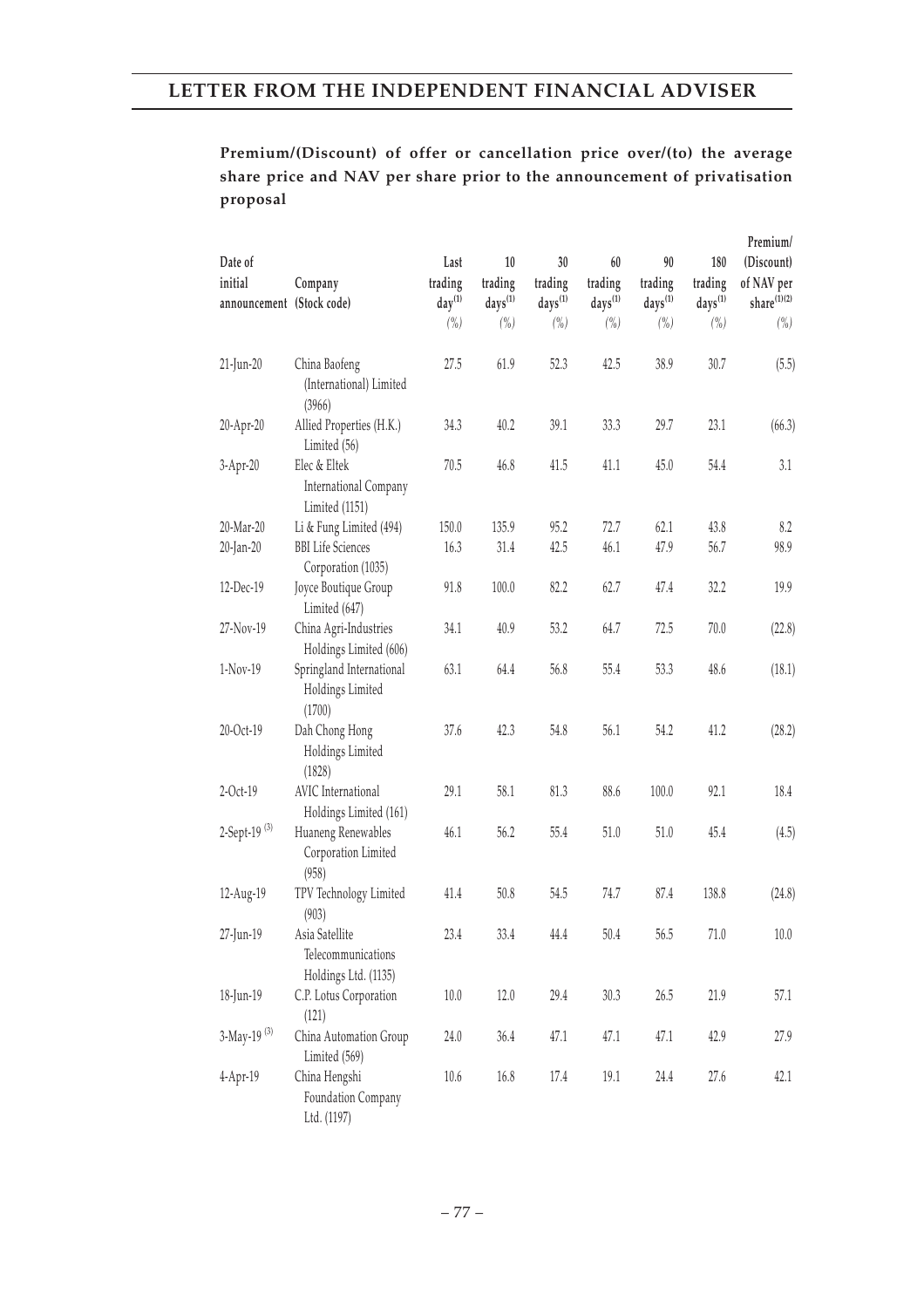**Premium/(Discount) of offer or cancellation price over/(to) the average share price and NAV per share prior to the announcement of privatisation proposal**

| Date of initial announcement | Company (Stock code) | Last trading day[(1)] (%) | 10 trading days[(1)] (%) | 30 trading days[(1)] (%) | 60 trading days[(1)] (%) | 90 trading days[(1)] (%) | 180 trading days[(1)] (%) | Premium/ (Discount) of NAV per share[(1)(2)] (%) |
|---|---|---|---|---|---|---|---|---|
| 21-Jun-20 | China Baofeng (International) Limited (3966) | 27.5 | 61.9 | 52.3 | 42.5 | 38.9 | 30.7 | (5.5) |
| 20-Apr-20 | Allied Properties (H.K.) Limited (56) | 34.3 | 40.2 | 39.1 | 33.3 | 29.7 | 23.1 | (66.3) |
| 3-Apr-20 | Elec & Eltek International Company Limited (1151) | 70.5 | 46.8 | 41.5 | 41.1 | 45.0 | 54.4 | 3.1 |
| 20-Mar-20 | Li & Fung Limited (494) | 150.0 | 135.9 | 95.2 | 72.7 | 62.1 | 43.8 | 8.2 |
| 20-Jan-20 | BBI Life Sciences Corporation (1035) | 16.3 | 31.4 | 42.5 | 46.1 | 47.9 | 56.7 | 98.9 |
| 12-Dec-19 | Joyce Boutique Group Limited (647) | 91.8 | 100.0 | 82.2 | 62.7 | 47.4 | 32.2 | 19.9 |
| 27-Nov-19 | China Agri-Industries Holdings Limited (606) | 34.1 | 40.9 | 53.2 | 64.7 | 72.5 | 70.0 | (22.8) |
| 1-Nov-19 | Springland International Holdings Limited (1700) | 63.1 | 64.4 | 56.8 | 55.4 | 53.3 | 48.6 | (18.1) |
| 20-Oct-19 | Dah Chong Hong Holdings Limited (1828) | 37.6 | 42.3 | 54.8 | 56.1 | 54.2 | 41.2 | (28.2) |
| 2-Oct-19 | AVIC International Holdings Limited (161) | 29.1 | 58.1 | 81.3 | 88.6 | 100.0 | 92.1 | 18.4 |
| 2-Sept-19 [(3)] | Huaneng Renewables Corporation Limited (958) | 46.1 | 56.2 | 55.4 | 51.0 | 51.0 | 45.4 | (4.5) |
| 12-Aug-19 | TPV Technology Limited (903) | 41.4 | 50.8 | 54.5 | 74.7 | 87.4 | 138.8 | (24.8) |
| 27-Jun-19 | Asia Satellite Telecommunications Holdings Ltd. (1135) | 23.4 | 33.4 | 44.4 | 50.4 | 56.5 | 71.0 | 10.0 |
| 18-Jun-19 | C.P. Lotus Corporation (121) | 10.0 | 12.0 | 29.4 | 30.3 | 26.5 | 21.9 | 57.1 |
| 3-May-19 [(3)] | China Automation Group Limited (569) | 24.0 | 36.4 | 47.1 | 47.1 | 47.1 | 42.9 | 27.9 |
| 4-Apr-19 | China Hengshi Foundation Company Ltd. (1197) | 10.6 | 16.8 | 17.4 | 19.1 | 24.4 | 27.6 | 42.1 |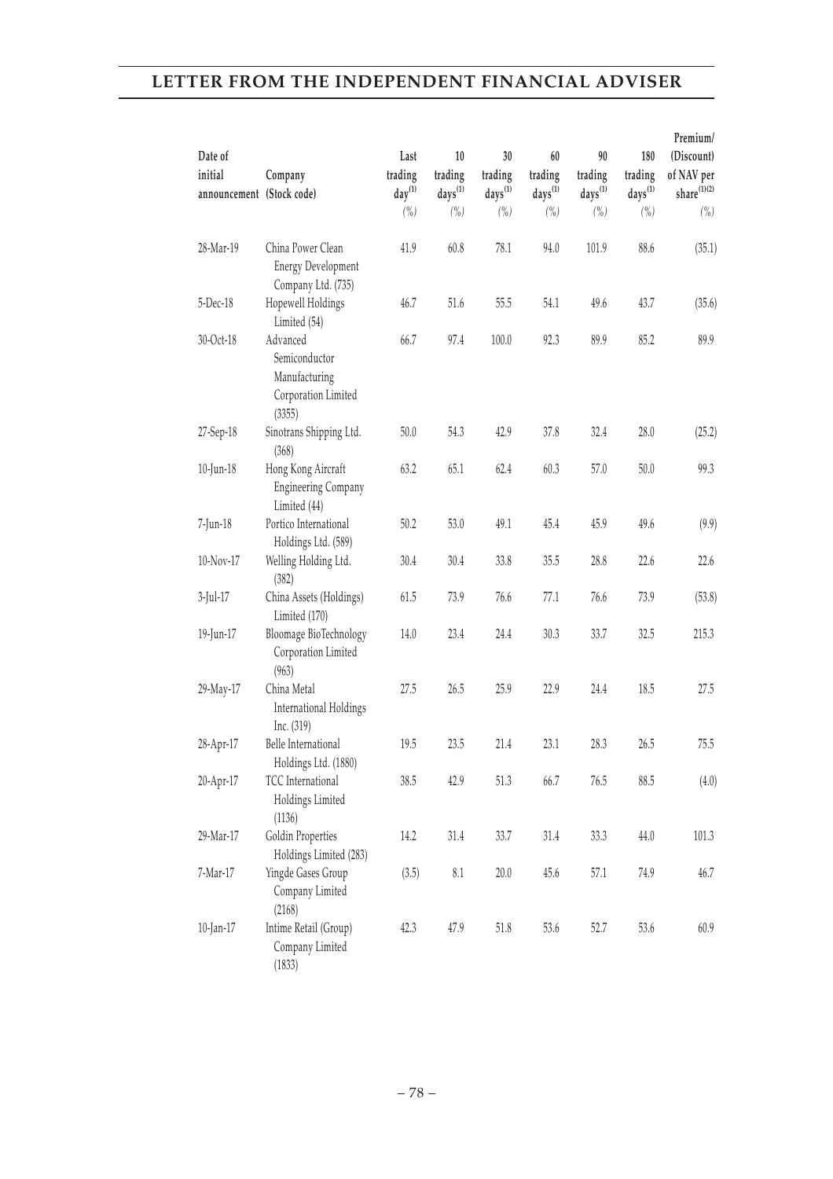| Date of initial announcement | Company (Stock code) | Last trading day[(1)] (%) | 10 trading days[(1)] (%) | 30 trading days[(1)] (%) | 60 trading days[(1)] (%) | 90 trading days[(1)] (%) | 180 trading days[(1)] (%) | Premium/ (Discount) of NAV per share[(1)(2)] (%) |
|---|---|---|---|---|---|---|---|---|
| 28-Mar-19 | China Power Clean Energy Development Company Ltd. (735) | 41.9 | 60.8 | 78.1 | 94.0 | 101.9 | 88.6 | (35.1) |
| 5-Dec-18 | Hopewell Holdings Limited (54) | 46.7 | 51.6 | 55.5 | 54.1 | 49.6 | 43.7 | (35.6) |
| 30-Oct-18 | Advanced Semiconductor Manufacturing Corporation Limited (3355) | 66.7 | 97.4 | 100.0 | 92.3 | 89.9 | 85.2 | 89.9 |
| 27-Sep-18 | Sinotrans Shipping Ltd. (368) | 50.0 | 54.3 | 42.9 | 37.8 | 32.4 | 28.0 | (25.2) |
| 10-Jun-18 | Hong Kong Aircraft Engineering Company Limited (44) | 63.2 | 65.1 | 62.4 | 60.3 | 57.0 | 50.0 | 99.3 |
| 7-Jun-18 | Portico International Holdings Ltd. (589) | 50.2 | 53.0 | 49.1 | 45.4 | 45.9 | 49.6 | (9.9) |
| 10-Nov-17 | Welling Holding Ltd. (382) | 30.4 | 30.4 | 33.8 | 35.5 | 28.8 | 22.6 | 22.6 |
| 3-Jul-17 | China Assets (Holdings) Limited (170) | 61.5 | 73.9 | 76.6 | 77.1 | 76.6 | 73.9 | (53.8) |
| 19-Jun-17 | Bloomage BioTechnology Corporation Limited (963) | 14.0 | 23.4 | 24.4 | 30.3 | 33.7 | 32.5 | 215.3 |
| 29-May-17 | China Metal International Holdings Inc. (319) | 27.5 | 26.5 | 25.9 | 22.9 | 24.4 | 18.5 | 27.5 |
| 28-Apr-17 | Belle International Holdings Ltd. (1880) | 19.5 | 23.5 | 21.4 | 23.1 | 28.3 | 26.5 | 75.5 |
| 20-Apr-17 | TCC International Holdings Limited (1136) | 38.5 | 42.9 | 51.3 | 66.7 | 76.5 | 88.5 | (4.0) |
| 29-Mar-17 | Goldin Properties Holdings Limited (283) | 14.2 | 31.4 | 33.7 | 31.4 | 33.3 | 44.0 | 101.3 |
| 7-Mar-17 | Yingde Gases Group Company Limited (2168) | (3.5) | 8.1 | 20.0 | 45.6 | 57.1 | 74.9 | 46.7 |
| 10-Jan-17 | Intime Retail (Group) Company Limited (1833) | 42.3 | 47.9 | 51.8 | 53.6 | 52.7 | 53.6 | 60.9 |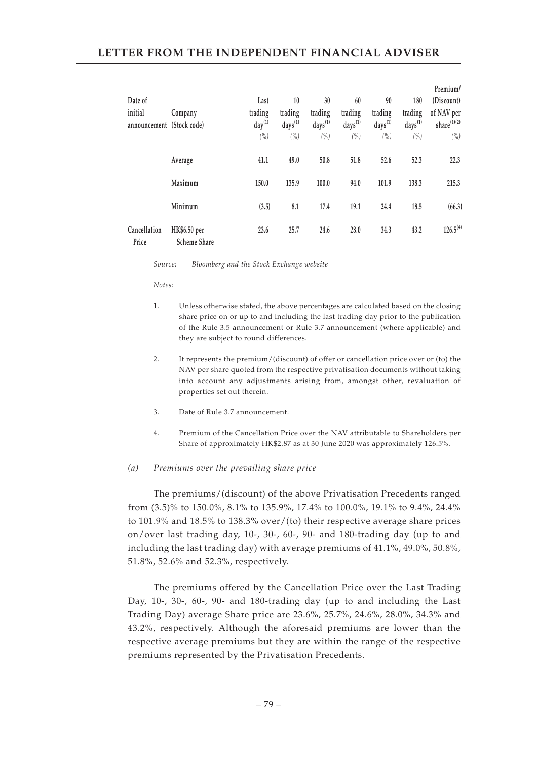| Date of initial announcement | Company (Stock code) | Last trading day[(1)] (%) | 10 trading days[(1)] (%) | 30 trading days[(1)] (%) | 60 trading days[(1)] (%) | 90 trading days[(1)] (%) | 180 trading days[(1)] (%) | Premium/ (Discount) of NAV per share[(1)(2)] (%) |
|---|---|---|---|---|---|---|---|---|
| | Average | 41.1 | 49.0 | 50.8 | 51.8 | 52.6 | 52.3 | 22.3 |
| | Maximum | 150.0 | 135.9 | 100.0 | 94.0 | 101.9 | 138.3 | 215.3 |
| | Minimum | (3.5) | 8.1 | 17.4 | 19.1 | 24.4 | 18.5 | (66.3) |
| Cancellation Price | HK$6.50 per Scheme Share | 23.6 | 25.7 | 24.6 | 28.0 | 34.3 | 43.2 | 126.5[(4)] |

*Source: Bloomberg and the Stock Exchange website*

*Notes:*

1. Unless otherwise stated, the above percentages are calculated based on the closing share price on or up to and including the last trading day prior to the publication of the Rule 3.5 announcement or Rule 3.7 announcement (where applicable) and they are subject to round differences.

2. It represents the premium/(discount) of offer or cancellation price over or (to) the NAV per share quoted from the respective privatisation documents without taking into account any adjustments arising from, amongst other, revaluation of properties set out therein.

3. Date of Rule 3.7 announcement.

4. Premium of the Cancellation Price over the NAV attributable to Shareholders per Share of approximately HK$2.87 as at 30 June 2020 was approximately 126.5%.

*(a) Premiums over the prevailing share price*

The premiums/(discount) of the above Privatisation Precedents ranged from (3.5)% to 150.0%, 8.1% to 135.9%, 17.4% to 100.0%, 19.1% to 9.4%, 24.4% to 101.9% and 18.5% to 138.3% over/(to) their respective average share prices on/over last trading day, 10-, 30-, 60-, 90- and 180-trading day (up to and including the last trading day) with average premiums of 41.1%, 49.0%, 50.8%, 51.8%, 52.6% and 52.3%, respectively.

The premiums offered by the Cancellation Price over the Last Trading Day, 10-, 30-, 60-, 90- and 180-trading day (up to and including the Last Trading Day) average Share price are 23.6%, 25.7%, 24.6%, 28.0%, 34.3% and 43.2%, respectively. Although the aforesaid premiums are lower than the respective average premiums but they are within the range of the respective premiums represented by the Privatisation Precedents.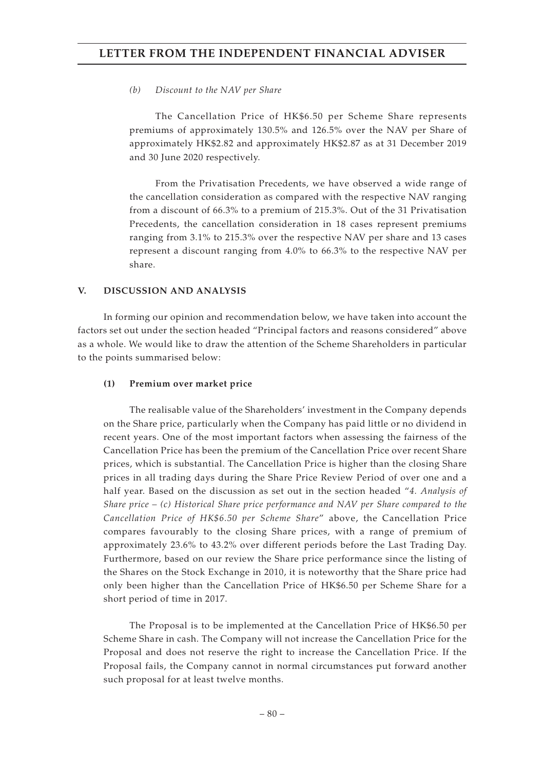*(b) Discount to the NAV per Share*

The Cancellation Price of HK$6.50 per Scheme Share represents premiums of approximately 130.5% and 126.5% over the NAV per Share of approximately HK$2.82 and approximately HK$2.87 as at 31 December 2019 and 30 June 2020 respectively.

From the Privatisation Precedents, we have observed a wide range of the cancellation consideration as compared with the respective NAV ranging from a discount of 66.3% to a premium of 215.3%. Out of the 31 Privatisation Precedents, the cancellation consideration in 18 cases represent premiums ranging from 3.1% to 215.3% over the respective NAV per share and 13 cases represent a discount ranging from 4.0% to 66.3% to the respective NAV per share.

## V. DISCUSSION AND ANALYSIS

In forming our opinion and recommendation below, we have taken into account the factors set out under the section headed "Principal factors and reasons considered" above as a whole. We would like to draw the attention of the Scheme Shareholders in particular to the points summarised below:

### (1) Premium over market price

The realisable value of the Shareholders' investment in the Company depends on the Share price, particularly when the Company has paid little or no dividend in recent years. One of the most important factors when assessing the fairness of the Cancellation Price has been the premium of the Cancellation Price over recent Share prices, which is substantial. The Cancellation Price is higher than the closing Share prices in all trading days during the Share Price Review Period of over one and a half year. Based on the discussion as set out in the section headed "*4. Analysis of Share price – (c) Historical Share price performance and NAV per Share compared to the Cancellation Price of HK$6.50 per Scheme Share*" above, the Cancellation Price compares favourably to the closing Share prices, with a range of premium of approximately 23.6% to 43.2% over different periods before the Last Trading Day. Furthermore, based on our review the Share price performance since the listing of the Shares on the Stock Exchange in 2010, it is noteworthy that the Share price had only been higher than the Cancellation Price of HK$6.50 per Scheme Share for a short period of time in 2017.

The Proposal is to be implemented at the Cancellation Price of HK$6.50 per Scheme Share in cash. The Company will not increase the Cancellation Price for the Proposal and does not reserve the right to increase the Cancellation Price. If the Proposal fails, the Company cannot in normal circumstances put forward another such proposal for at least twelve months.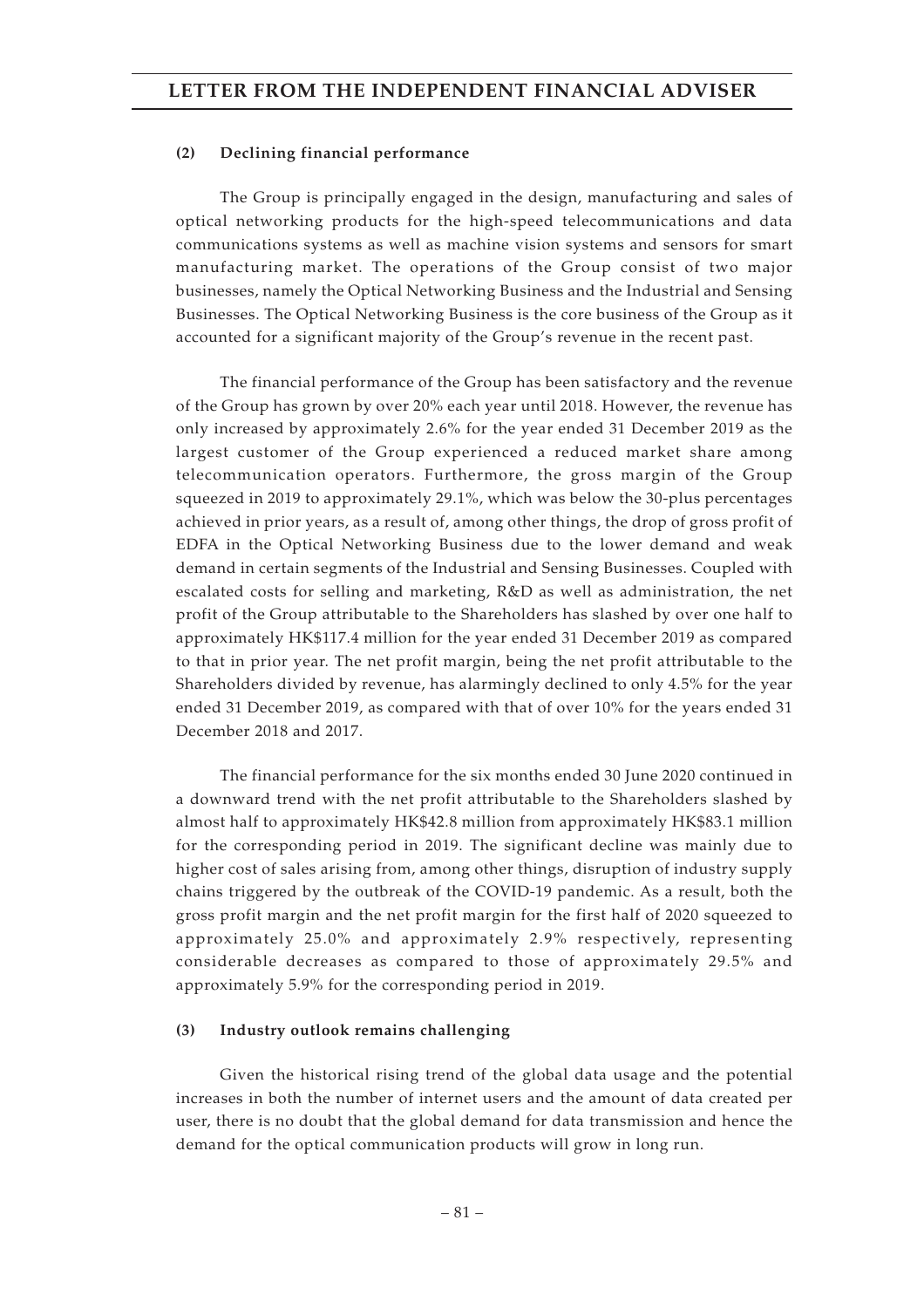#### (2) Declining financial performance

The Group is principally engaged in the design, manufacturing and sales of optical networking products for the high-speed telecommunications and data communications systems as well as machine vision systems and sensors for smart manufacturing market. The operations of the Group consist of two major businesses, namely the Optical Networking Business and the Industrial and Sensing Businesses. The Optical Networking Business is the core business of the Group as it accounted for a significant majority of the Group's revenue in the recent past.

The financial performance of the Group has been satisfactory and the revenue of the Group has grown by over 20% each year until 2018. However, the revenue has only increased by approximately 2.6% for the year ended 31 December 2019 as the largest customer of the Group experienced a reduced market share among telecommunication operators. Furthermore, the gross margin of the Group squeezed in 2019 to approximately 29.1%, which was below the 30-plus percentages achieved in prior years, as a result of, among other things, the drop of gross profit of EDFA in the Optical Networking Business due to the lower demand and weak demand in certain segments of the Industrial and Sensing Businesses. Coupled with escalated costs for selling and marketing, R&D as well as administration, the net profit of the Group attributable to the Shareholders has slashed by over one half to approximately HK$117.4 million for the year ended 31 December 2019 as compared to that in prior year. The net profit margin, being the net profit attributable to the Shareholders divided by revenue, has alarmingly declined to only 4.5% for the year ended 31 December 2019, as compared with that of over 10% for the years ended 31 December 2018 and 2017.

The financial performance for the six months ended 30 June 2020 continued in a downward trend with the net profit attributable to the Shareholders slashed by almost half to approximately HK$42.8 million from approximately HK$83.1 million for the corresponding period in 2019. The significant decline was mainly due to higher cost of sales arising from, among other things, disruption of industry supply chains triggered by the outbreak of the COVID-19 pandemic. As a result, both the gross profit margin and the net profit margin for the first half of 2020 squeezed to approximately 25.0% and approximately 2.9% respectively, representing considerable decreases as compared to those of approximately 29.5% and approximately 5.9% for the corresponding period in 2019.

#### (3) Industry outlook remains challenging

Given the historical rising trend of the global data usage and the potential increases in both the number of internet users and the amount of data created per user, there is no doubt that the global demand for data transmission and hence the demand for the optical communication products will grow in long run.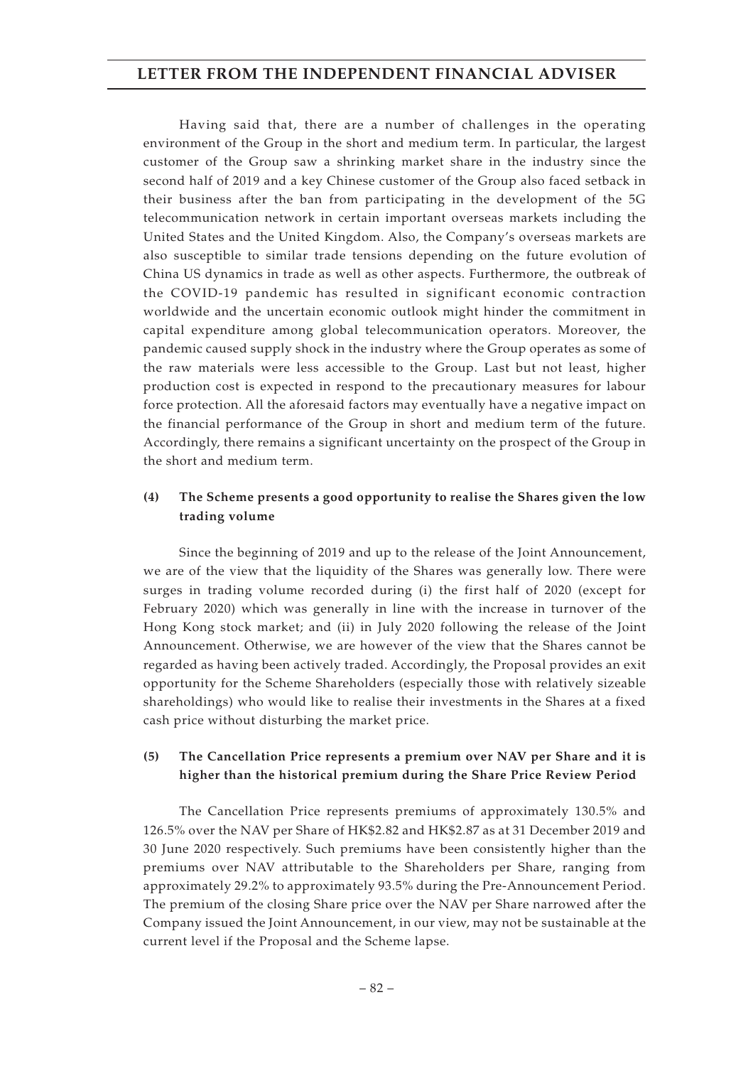Having said that, there are a number of challenges in the operating environment of the Group in the short and medium term. In particular, the largest customer of the Group saw a shrinking market share in the industry since the second half of 2019 and a key Chinese customer of the Group also faced setback in their business after the ban from participating in the development of the 5G telecommunication network in certain important overseas markets including the United States and the United Kingdom. Also, the Company's overseas markets are also susceptible to similar trade tensions depending on the future evolution of China US dynamics in trade as well as other aspects. Furthermore, the outbreak of the COVID-19 pandemic has resulted in significant economic contraction worldwide and the uncertain economic outlook might hinder the commitment in capital expenditure among global telecommunication operators. Moreover, the pandemic caused supply shock in the industry where the Group operates as some of the raw materials were less accessible to the Group. Last but not least, higher production cost is expected in respond to the precautionary measures for labour force protection. All the aforesaid factors may eventually have a negative impact on the financial performance of the Group in short and medium term of the future. Accordingly, there remains a significant uncertainty on the prospect of the Group in the short and medium term.

**(4) The Scheme presents a good opportunity to realise the Shares given the low trading volume**

Since the beginning of 2019 and up to the release of the Joint Announcement, we are of the view that the liquidity of the Shares was generally low. There were surges in trading volume recorded during (i) the first half of 2020 (except for February 2020) which was generally in line with the increase in turnover of the Hong Kong stock market; and (ii) in July 2020 following the release of the Joint Announcement. Otherwise, we are however of the view that the Shares cannot be regarded as having been actively traded. Accordingly, the Proposal provides an exit opportunity for the Scheme Shareholders (especially those with relatively sizeable shareholdings) who would like to realise their investments in the Shares at a fixed cash price without disturbing the market price.

**(5) The Cancellation Price represents a premium over NAV per Share and it is higher than the historical premium during the Share Price Review Period**

The Cancellation Price represents premiums of approximately 130.5% and 126.5% over the NAV per Share of HK$2.82 and HK$2.87 as at 31 December 2019 and 30 June 2020 respectively. Such premiums have been consistently higher than the premiums over NAV attributable to the Shareholders per Share, ranging from approximately 29.2% to approximately 93.5% during the Pre-Announcement Period. The premium of the closing Share price over the NAV per Share narrowed after the Company issued the Joint Announcement, in our view, may not be sustainable at the current level if the Proposal and the Scheme lapse.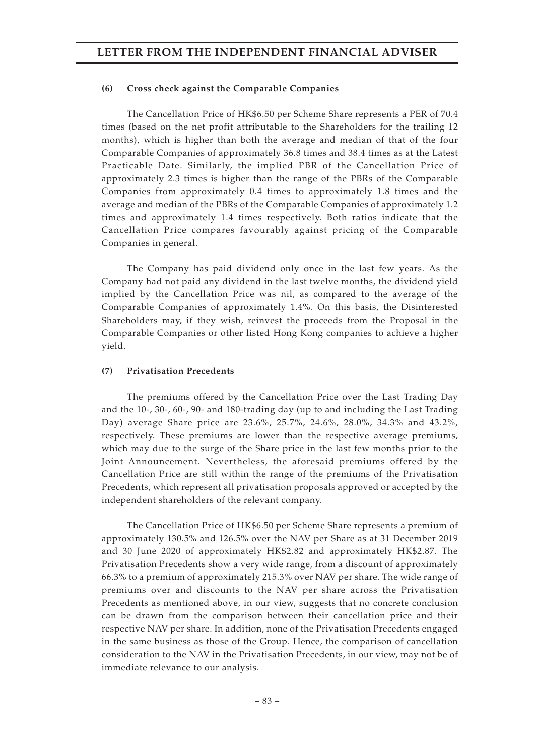#### (6) Cross check against the Comparable Companies

The Cancellation Price of HK$6.50 per Scheme Share represents a PER of 70.4 times (based on the net profit attributable to the Shareholders for the trailing 12 months), which is higher than both the average and median of that of the four Comparable Companies of approximately 36.8 times and 38.4 times as at the Latest Practicable Date. Similarly, the implied PBR of the Cancellation Price of approximately 2.3 times is higher than the range of the PBRs of the Comparable Companies from approximately 0.4 times to approximately 1.8 times and the average and median of the PBRs of the Comparable Companies of approximately 1.2 times and approximately 1.4 times respectively. Both ratios indicate that the Cancellation Price compares favourably against pricing of the Comparable Companies in general.

The Company has paid dividend only once in the last few years. As the Company had not paid any dividend in the last twelve months, the dividend yield implied by the Cancellation Price was nil, as compared to the average of the Comparable Companies of approximately 1.4%. On this basis, the Disinterested Shareholders may, if they wish, reinvest the proceeds from the Proposal in the Comparable Companies or other listed Hong Kong companies to achieve a higher yield.

#### (7) Privatisation Precedents

The premiums offered by the Cancellation Price over the Last Trading Day and the 10-, 30-, 60-, 90- and 180-trading day (up to and including the Last Trading Day) average Share price are 23.6%, 25.7%, 24.6%, 28.0%, 34.3% and 43.2%, respectively. These premiums are lower than the respective average premiums, which may due to the surge of the Share price in the last few months prior to the Joint Announcement. Nevertheless, the aforesaid premiums offered by the Cancellation Price are still within the range of the premiums of the Privatisation Precedents, which represent all privatisation proposals approved or accepted by the independent shareholders of the relevant company.

The Cancellation Price of HK$6.50 per Scheme Share represents a premium of approximately 130.5% and 126.5% over the NAV per Share as at 31 December 2019 and 30 June 2020 of approximately HK$2.82 and approximately HK$2.87. The Privatisation Precedents show a very wide range, from a discount of approximately 66.3% to a premium of approximately 215.3% over NAV per share. The wide range of premiums over and discounts to the NAV per share across the Privatisation Precedents as mentioned above, in our view, suggests that no concrete conclusion can be drawn from the comparison between their cancellation price and their respective NAV per share. In addition, none of the Privatisation Precedents engaged in the same business as those of the Group. Hence, the comparison of cancellation consideration to the NAV in the Privatisation Precedents, in our view, may not be of immediate relevance to our analysis.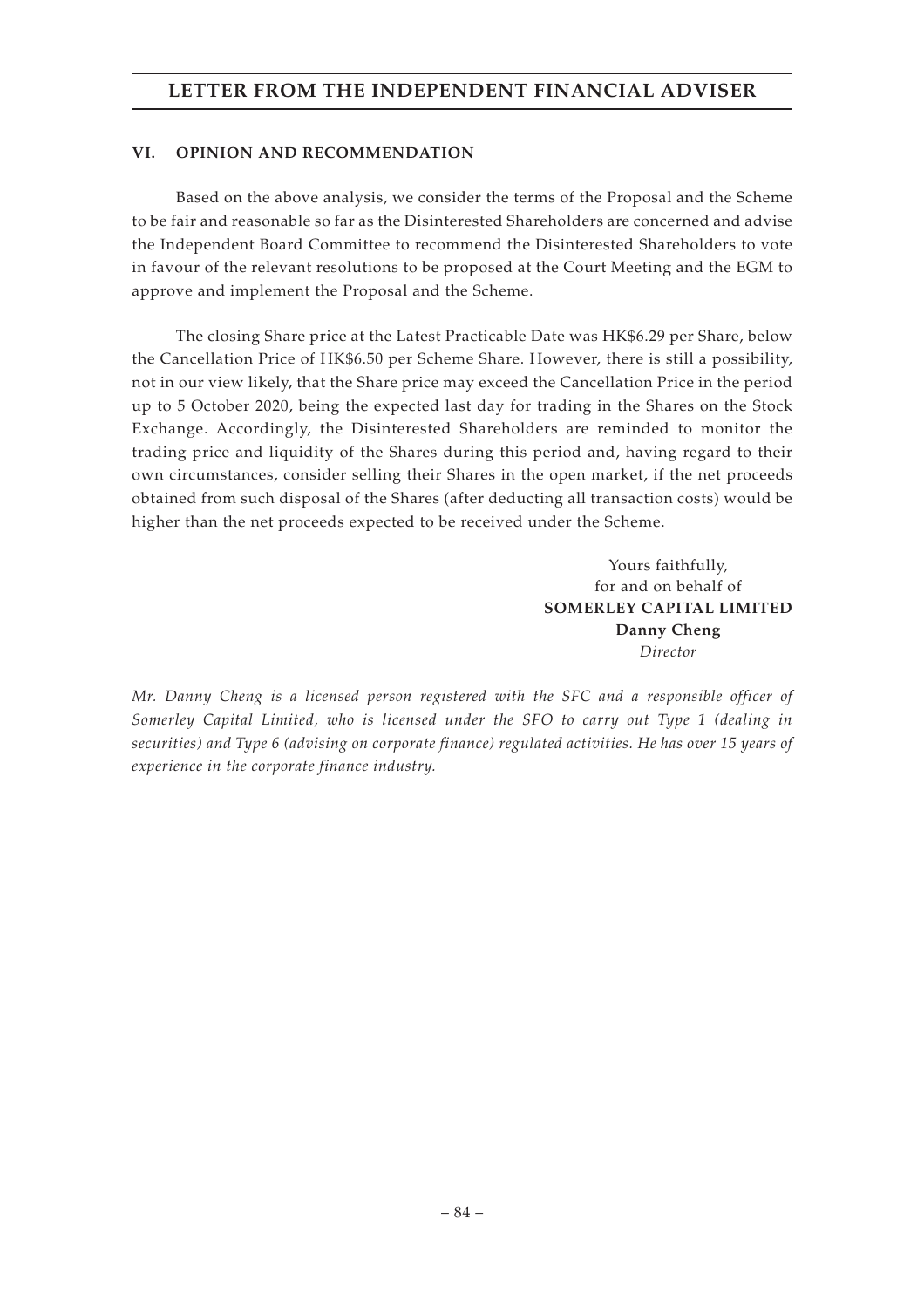## VI. OPINION AND RECOMMENDATION

Based on the above analysis, we consider the terms of the Proposal and the Scheme to be fair and reasonable so far as the Disinterested Shareholders are concerned and advise the Independent Board Committee to recommend the Disinterested Shareholders to vote in favour of the relevant resolutions to be proposed at the Court Meeting and the EGM to approve and implement the Proposal and the Scheme.

The closing Share price at the Latest Practicable Date was HK$6.29 per Share, below the Cancellation Price of HK$6.50 per Scheme Share. However, there is still a possibility, not in our view likely, that the Share price may exceed the Cancellation Price in the period up to 5 October 2020, being the expected last day for trading in the Shares on the Stock Exchange. Accordingly, the Disinterested Shareholders are reminded to monitor the trading price and liquidity of the Shares during this period and, having regard to their own circumstances, consider selling their Shares in the open market, if the net proceeds obtained from such disposal of the Shares (after deducting all transaction costs) would be higher than the net proceeds expected to be received under the Scheme.

Yours faithfully,
for and on behalf of
**SOMERLEY CAPITAL LIMITED**
**Danny Cheng**
*Director*

*Mr. Danny Cheng is a licensed person registered with the SFC and a responsible officer of Somerley Capital Limited, who is licensed under the SFO to carry out Type 1 (dealing in securities) and Type 6 (advising on corporate finance) regulated activities. He has over 15 years of experience in the corporate finance industry.*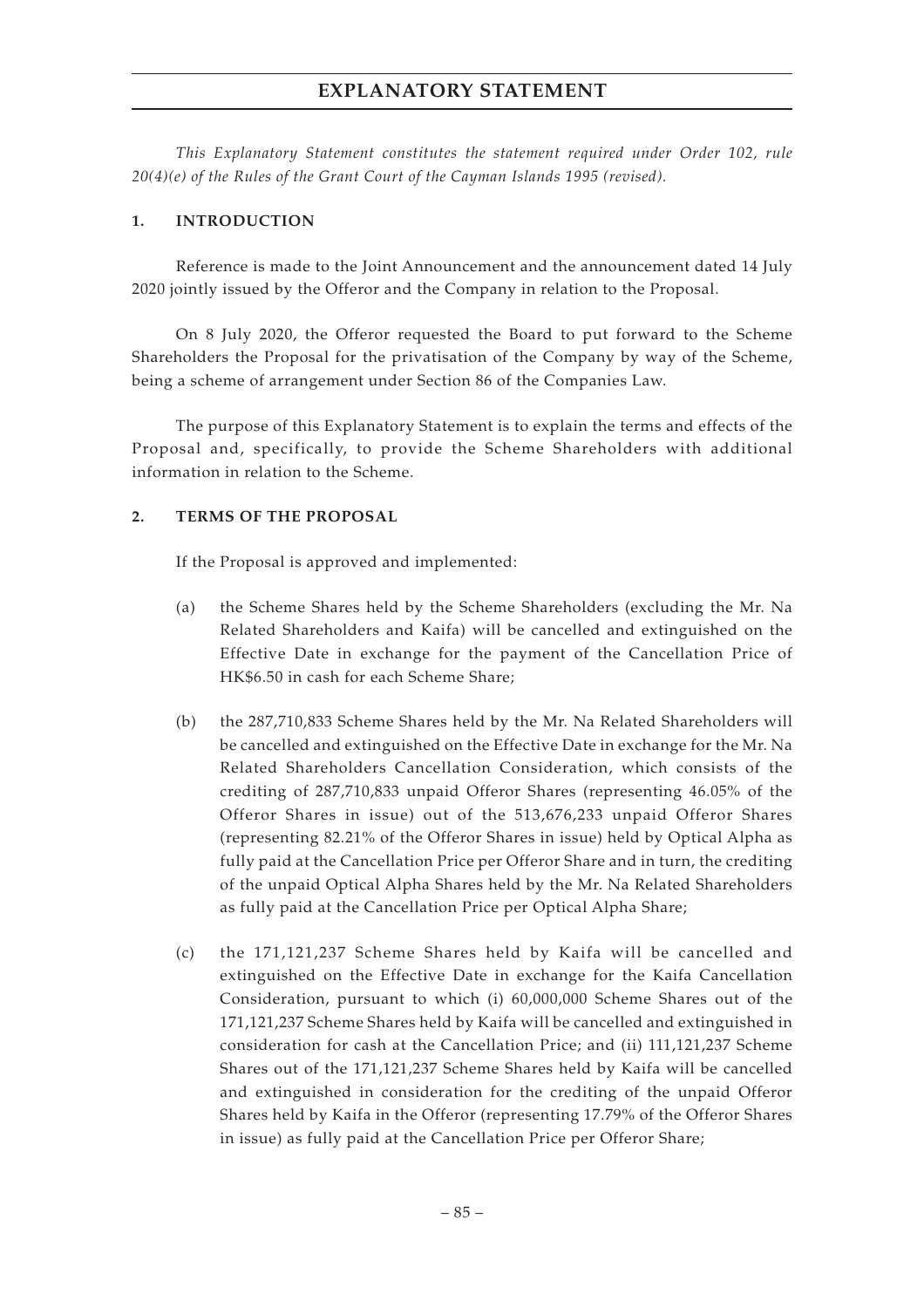# EXPLANATORY STATEMENT

*This Explanatory Statement constitutes the statement required under Order 102, rule 20(4)(e) of the Rules of the Grant Court of the Cayman Islands 1995 (revised).*

## 1. INTRODUCTION

Reference is made to the Joint Announcement and the announcement dated 14 July 2020 jointly issued by the Offeror and the Company in relation to the Proposal.

On 8 July 2020, the Offeror requested the Board to put forward to the Scheme Shareholders the Proposal for the privatisation of the Company by way of the Scheme, being a scheme of arrangement under Section 86 of the Companies Law.

The purpose of this Explanatory Statement is to explain the terms and effects of the Proposal and, specifically, to provide the Scheme Shareholders with additional information in relation to the Scheme.

## 2. TERMS OF THE PROPOSAL

If the Proposal is approved and implemented:

(a) the Scheme Shares held by the Scheme Shareholders (excluding the Mr. Na Related Shareholders and Kaifa) will be cancelled and extinguished on the Effective Date in exchange for the payment of the Cancellation Price of HK$6.50 in cash for each Scheme Share;

(b) the 287,710,833 Scheme Shares held by the Mr. Na Related Shareholders will be cancelled and extinguished on the Effective Date in exchange for the Mr. Na Related Shareholders Cancellation Consideration, which consists of the crediting of 287,710,833 unpaid Offeror Shares (representing 46.05% of the Offeror Shares in issue) out of the 513,676,233 unpaid Offeror Shares (representing 82.21% of the Offeror Shares in issue) held by Optical Alpha as fully paid at the Cancellation Price per Offeror Share and in turn, the crediting of the unpaid Optical Alpha Shares held by the Mr. Na Related Shareholders as fully paid at the Cancellation Price per Optical Alpha Share;

(c) the 171,121,237 Scheme Shares held by Kaifa will be cancelled and extinguished on the Effective Date in exchange for the Kaifa Cancellation Consideration, pursuant to which (i) 60,000,000 Scheme Shares out of the 171,121,237 Scheme Shares held by Kaifa will be cancelled and extinguished in consideration for cash at the Cancellation Price; and (ii) 111,121,237 Scheme Shares out of the 171,121,237 Scheme Shares held by Kaifa will be cancelled and extinguished in consideration for the crediting of the unpaid Offeror Shares held by Kaifa in the Offeror (representing 17.79% of the Offeror Shares in issue) as fully paid at the Cancellation Price per Offeror Share;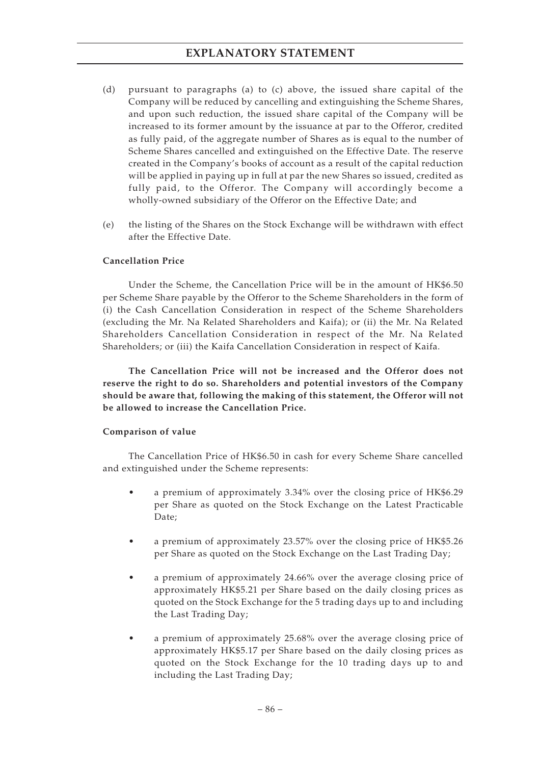(d) pursuant to paragraphs (a) to (c) above, the issued share capital of the Company will be reduced by cancelling and extinguishing the Scheme Shares, and upon such reduction, the issued share capital of the Company will be increased to its former amount by the issuance at par to the Offeror, credited as fully paid, of the aggregate number of Shares as is equal to the number of Scheme Shares cancelled and extinguished on the Effective Date. The reserve created in the Company's books of account as a result of the capital reduction will be applied in paying up in full at par the new Shares so issued, credited as fully paid, to the Offeror. The Company will accordingly become a wholly-owned subsidiary of the Offeror on the Effective Date; and

(e) the listing of the Shares on the Stock Exchange will be withdrawn with effect after the Effective Date.

**Cancellation Price**

Under the Scheme, the Cancellation Price will be in the amount of HK$6.50 per Scheme Share payable by the Offeror to the Scheme Shareholders in the form of (i) the Cash Cancellation Consideration in respect of the Scheme Shareholders (excluding the Mr. Na Related Shareholders and Kaifa); or (ii) the Mr. Na Related Shareholders Cancellation Consideration in respect of the Mr. Na Related Shareholders; or (iii) the Kaifa Cancellation Consideration in respect of Kaifa.

**The Cancellation Price will not be increased and the Offeror does not reserve the right to do so. Shareholders and potential investors of the Company should be aware that, following the making of this statement, the Offeror will not be allowed to increase the Cancellation Price.**

**Comparison of value**

The Cancellation Price of HK$6.50 in cash for every Scheme Share cancelled and extinguished under the Scheme represents:

- a premium of approximately 3.34% over the closing price of HK$6.29 per Share as quoted on the Stock Exchange on the Latest Practicable Date;
- a premium of approximately 23.57% over the closing price of HK$5.26 per Share as quoted on the Stock Exchange on the Last Trading Day;
- a premium of approximately 24.66% over the average closing price of approximately HK$5.21 per Share based on the daily closing prices as quoted on the Stock Exchange for the 5 trading days up to and including the Last Trading Day;
- a premium of approximately 25.68% over the average closing price of approximately HK$5.17 per Share based on the daily closing prices as quoted on the Stock Exchange for the 10 trading days up to and including the Last Trading Day;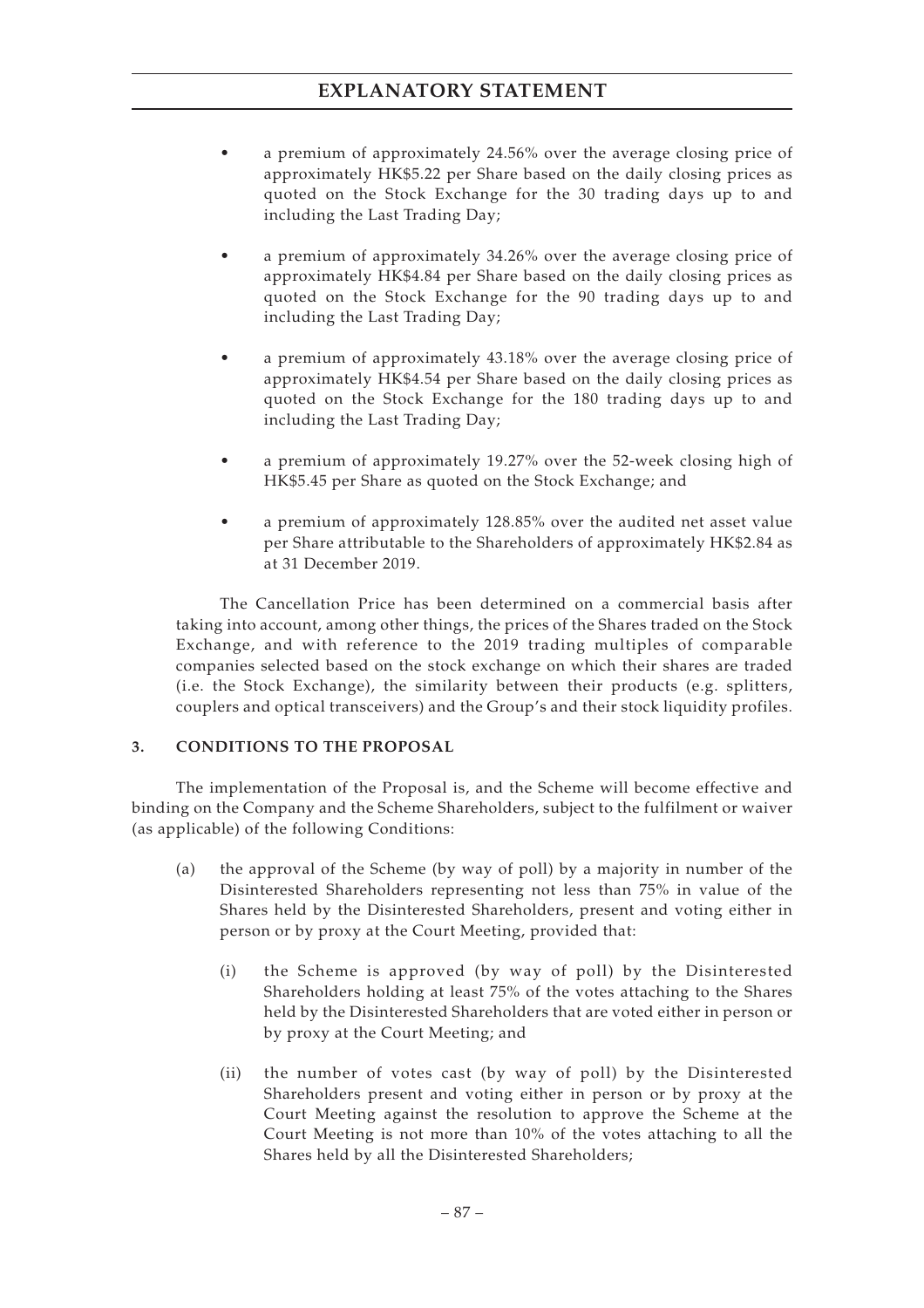- a premium of approximately 24.56% over the average closing price of approximately HK$5.22 per Share based on the daily closing prices as quoted on the Stock Exchange for the 30 trading days up to and including the Last Trading Day;
- a premium of approximately 34.26% over the average closing price of approximately HK$4.84 per Share based on the daily closing prices as quoted on the Stock Exchange for the 90 trading days up to and including the Last Trading Day;
- a premium of approximately 43.18% over the average closing price of approximately HK$4.54 per Share based on the daily closing prices as quoted on the Stock Exchange for the 180 trading days up to and including the Last Trading Day;
- a premium of approximately 19.27% over the 52-week closing high of HK$5.45 per Share as quoted on the Stock Exchange; and
- a premium of approximately 128.85% over the audited net asset value per Share attributable to the Shareholders of approximately HK$2.84 as at 31 December 2019.

The Cancellation Price has been determined on a commercial basis after taking into account, among other things, the prices of the Shares traded on the Stock Exchange, and with reference to the 2019 trading multiples of comparable companies selected based on the stock exchange on which their shares are traded (i.e. the Stock Exchange), the similarity between their products (e.g. splitters, couplers and optical transceivers) and the Group's and their stock liquidity profiles.

### 3. CONDITIONS TO THE PROPOSAL

The implementation of the Proposal is, and the Scheme will become effective and binding on the Company and the Scheme Shareholders, subject to the fulfilment or waiver (as applicable) of the following Conditions:

(a) the approval of the Scheme (by way of poll) by a majority in number of the Disinterested Shareholders representing not less than 75% in value of the Shares held by the Disinterested Shareholders, present and voting either in person or by proxy at the Court Meeting, provided that:

   (i) the Scheme is approved (by way of poll) by the Disinterested Shareholders holding at least 75% of the votes attaching to the Shares held by the Disinterested Shareholders that are voted either in person or by proxy at the Court Meeting; and

   (ii) the number of votes cast (by way of poll) by the Disinterested Shareholders present and voting either in person or by proxy at the Court Meeting against the resolution to approve the Scheme at the Court Meeting is not more than 10% of the votes attaching to all the Shares held by all the Disinterested Shareholders;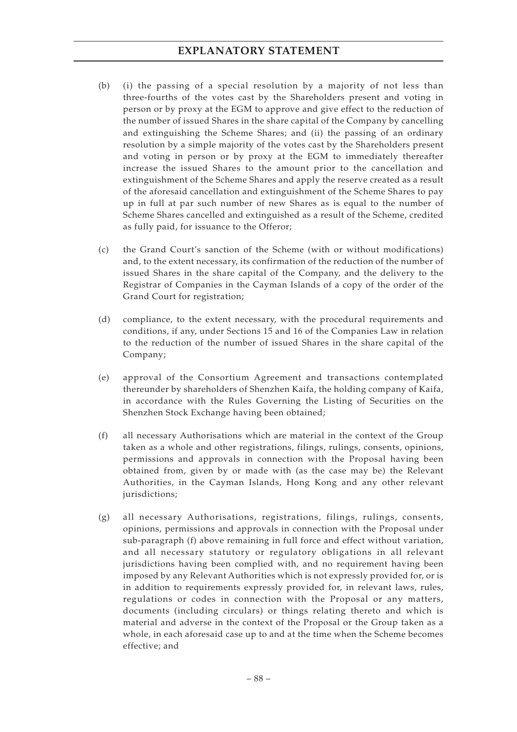(b) (i) the passing of a special resolution by a majority of not less than three-fourths of the votes cast by the Shareholders present and voting in person or by proxy at the EGM to approve and give effect to the reduction of the number of issued Shares in the share capital of the Company by cancelling and extinguishing the Scheme Shares; and (ii) the passing of an ordinary resolution by a simple majority of the votes cast by the Shareholders present and voting in person or by proxy at the EGM to immediately thereafter increase the issued Shares to the amount prior to the cancellation and extinguishment of the Scheme Shares and apply the reserve created as a result of the aforesaid cancellation and extinguishment of the Scheme Shares to pay up in full at par such number of new Shares as is equal to the number of Scheme Shares cancelled and extinguished as a result of the Scheme, credited as fully paid, for issuance to the Offeror;

(c) the Grand Court's sanction of the Scheme (with or without modifications) and, to the extent necessary, its confirmation of the reduction of the number of issued Shares in the share capital of the Company, and the delivery to the Registrar of Companies in the Cayman Islands of a copy of the order of the Grand Court for registration;

(d) compliance, to the extent necessary, with the procedural requirements and conditions, if any, under Sections 15 and 16 of the Companies Law in relation to the reduction of the number of issued Shares in the share capital of the Company;

(e) approval of the Consortium Agreement and transactions contemplated thereunder by shareholders of Shenzhen Kaifa, the holding company of Kaifa, in accordance with the Rules Governing the Listing of Securities on the Shenzhen Stock Exchange having been obtained;

(f) all necessary Authorisations which are material in the context of the Group taken as a whole and other registrations, filings, rulings, consents, opinions, permissions and approvals in connection with the Proposal having been obtained from, given by or made with (as the case may be) the Relevant Authorities, in the Cayman Islands, Hong Kong and any other relevant jurisdictions;

(g) all necessary Authorisations, registrations, filings, rulings, consents, opinions, permissions and approvals in connection with the Proposal under sub-paragraph (f) above remaining in full force and effect without variation, and all necessary statutory or regulatory obligations in all relevant jurisdictions having been complied with, and no requirement having been imposed by any Relevant Authorities which is not expressly provided for, or is in addition to requirements expressly provided for, in relevant laws, rules, regulations or codes in connection with the Proposal or any matters, documents (including circulars) or things relating thereto and which is material and adverse in the context of the Proposal or the Group taken as a whole, in each aforesaid case up to and at the time when the Scheme becomes effective; and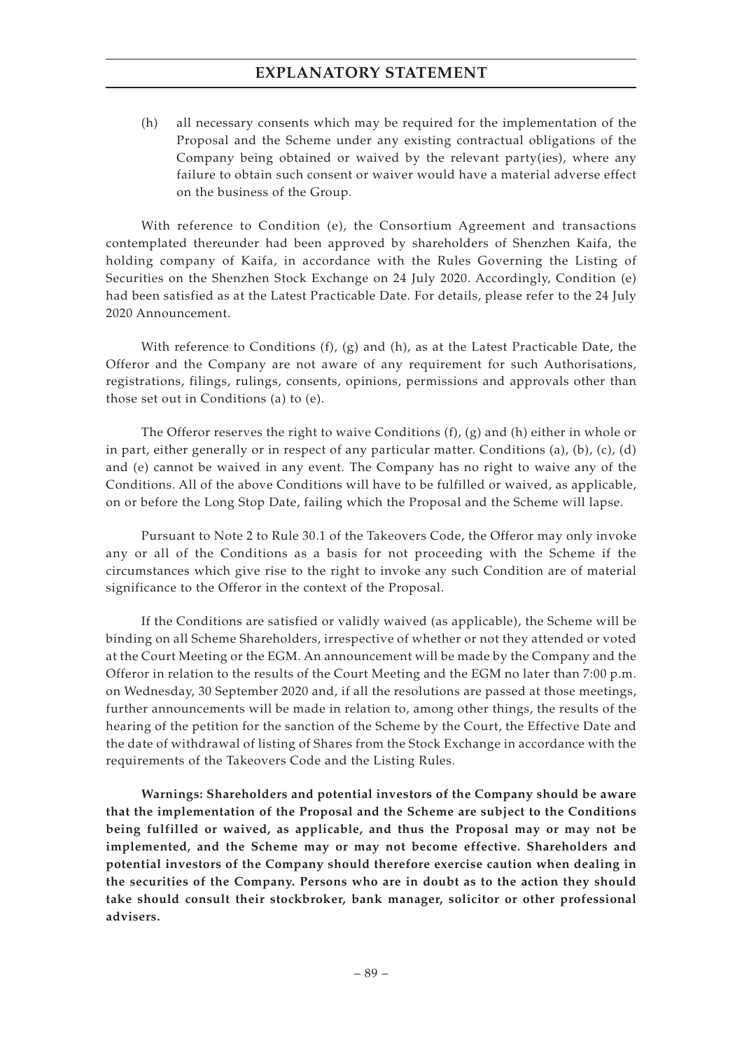(h) all necessary consents which may be required for the implementation of the Proposal and the Scheme under any existing contractual obligations of the Company being obtained or waived by the relevant party(ies), where any failure to obtain such consent or waiver would have a material adverse effect on the business of the Group.

With reference to Condition (e), the Consortium Agreement and transactions contemplated thereunder had been approved by shareholders of Shenzhen Kaifa, the holding company of Kaifa, in accordance with the Rules Governing the Listing of Securities on the Shenzhen Stock Exchange on 24 July 2020. Accordingly, Condition (e) had been satisfied as at the Latest Practicable Date. For details, please refer to the 24 July 2020 Announcement.

With reference to Conditions (f), (g) and (h), as at the Latest Practicable Date, the Offeror and the Company are not aware of any requirement for such Authorisations, registrations, filings, rulings, consents, opinions, permissions and approvals other than those set out in Conditions (a) to (e).

The Offeror reserves the right to waive Conditions (f), (g) and (h) either in whole or in part, either generally or in respect of any particular matter. Conditions (a), (b), (c), (d) and (e) cannot be waived in any event. The Company has no right to waive any of the Conditions. All of the above Conditions will have to be fulfilled or waived, as applicable, on or before the Long Stop Date, failing which the Proposal and the Scheme will lapse.

Pursuant to Note 2 to Rule 30.1 of the Takeovers Code, the Offeror may only invoke any or all of the Conditions as a basis for not proceeding with the Scheme if the circumstances which give rise to the right to invoke any such Condition are of material significance to the Offeror in the context of the Proposal.

If the Conditions are satisfied or validly waived (as applicable), the Scheme will be binding on all Scheme Shareholders, irrespective of whether or not they attended or voted at the Court Meeting or the EGM. An announcement will be made by the Company and the Offeror in relation to the results of the Court Meeting and the EGM no later than 7:00 p.m. on Wednesday, 30 September 2020 and, if all the resolutions are passed at those meetings, further announcements will be made in relation to, among other things, the results of the hearing of the petition for the sanction of the Scheme by the Court, the Effective Date and the date of withdrawal of listing of Shares from the Stock Exchange in accordance with the requirements of the Takeovers Code and the Listing Rules.

**Warnings: Shareholders and potential investors of the Company should be aware that the implementation of the Proposal and the Scheme are subject to the Conditions being fulfilled or waived, as applicable, and thus the Proposal may or may not be implemented, and the Scheme may or may not become effective. Shareholders and potential investors of the Company should therefore exercise caution when dealing in the securities of the Company. Persons who are in doubt as to the action they should take should consult their stockbroker, bank manager, solicitor or other professional advisers.**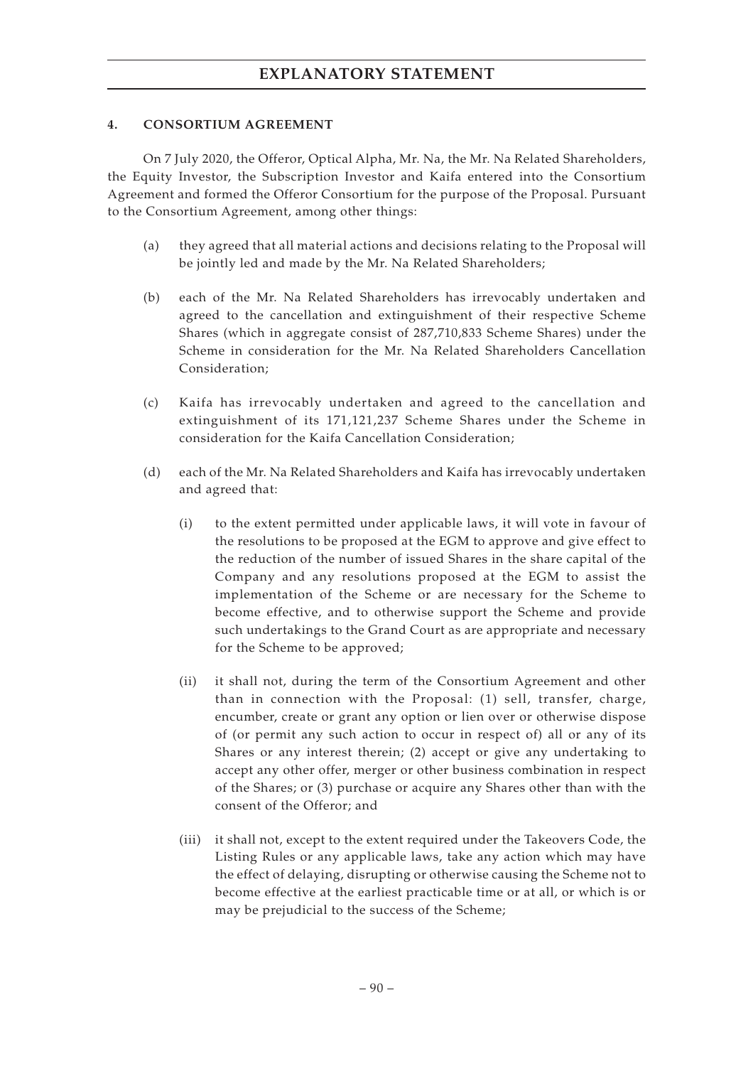#### 4. CONSORTIUM AGREEMENT

On 7 July 2020, the Offeror, Optical Alpha, Mr. Na, the Mr. Na Related Shareholders, the Equity Investor, the Subscription Investor and Kaifa entered into the Consortium Agreement and formed the Offeror Consortium for the purpose of the Proposal. Pursuant to the Consortium Agreement, among other things:

(a) they agreed that all material actions and decisions relating to the Proposal will be jointly led and made by the Mr. Na Related Shareholders;

(b) each of the Mr. Na Related Shareholders has irrevocably undertaken and agreed to the cancellation and extinguishment of their respective Scheme Shares (which in aggregate consist of 287,710,833 Scheme Shares) under the Scheme in consideration for the Mr. Na Related Shareholders Cancellation Consideration;

(c) Kaifa has irrevocably undertaken and agreed to the cancellation and extinguishment of its 171,121,237 Scheme Shares under the Scheme in consideration for the Kaifa Cancellation Consideration;

(d) each of the Mr. Na Related Shareholders and Kaifa has irrevocably undertaken and agreed that:

  (i) to the extent permitted under applicable laws, it will vote in favour of the resolutions to be proposed at the EGM to approve and give effect to the reduction of the number of issued Shares in the share capital of the Company and any resolutions proposed at the EGM to assist the implementation of the Scheme or are necessary for the Scheme to become effective, and to otherwise support the Scheme and provide such undertakings to the Grand Court as are appropriate and necessary for the Scheme to be approved;

  (ii) it shall not, during the term of the Consortium Agreement and other than in connection with the Proposal: (1) sell, transfer, charge, encumber, create or grant any option or lien over or otherwise dispose of (or permit any such action to occur in respect of) all or any of its Shares or any interest therein; (2) accept or give any undertaking to accept any other offer, merger or other business combination in respect of the Shares; or (3) purchase or acquire any Shares other than with the consent of the Offeror; and

  (iii) it shall not, except to the extent required under the Takeovers Code, the Listing Rules or any applicable laws, take any action which may have the effect of delaying, disrupting or otherwise causing the Scheme not to become effective at the earliest practicable time or at all, or which is or may be prejudicial to the success of the Scheme;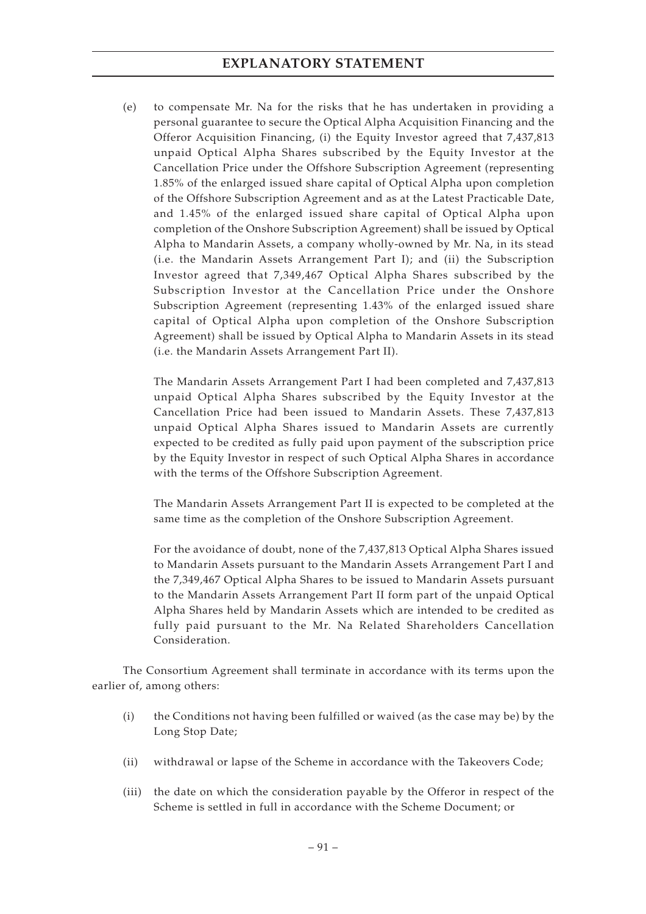(e) to compensate Mr. Na for the risks that he has undertaken in providing a personal guarantee to secure the Optical Alpha Acquisition Financing and the Offeror Acquisition Financing, (i) the Equity Investor agreed that 7,437,813 unpaid Optical Alpha Shares subscribed by the Equity Investor at the Cancellation Price under the Offshore Subscription Agreement (representing 1.85% of the enlarged issued share capital of Optical Alpha upon completion of the Offshore Subscription Agreement and as at the Latest Practicable Date, and 1.45% of the enlarged issued share capital of Optical Alpha upon completion of the Onshore Subscription Agreement) shall be issued by Optical Alpha to Mandarin Assets, a company wholly-owned by Mr. Na, in its stead (i.e. the Mandarin Assets Arrangement Part I); and (ii) the Subscription Investor agreed that 7,349,467 Optical Alpha Shares subscribed by the Subscription Investor at the Cancellation Price under the Onshore Subscription Agreement (representing 1.43% of the enlarged issued share capital of Optical Alpha upon completion of the Onshore Subscription Agreement) shall be issued by Optical Alpha to Mandarin Assets in its stead (i.e. the Mandarin Assets Arrangement Part II).

   The Mandarin Assets Arrangement Part I had been completed and 7,437,813 unpaid Optical Alpha Shares subscribed by the Equity Investor at the Cancellation Price had been issued to Mandarin Assets. These 7,437,813 unpaid Optical Alpha Shares issued to Mandarin Assets are currently expected to be credited as fully paid upon payment of the subscription price by the Equity Investor in respect of such Optical Alpha Shares in accordance with the terms of the Offshore Subscription Agreement.

   The Mandarin Assets Arrangement Part II is expected to be completed at the same time as the completion of the Onshore Subscription Agreement.

   For the avoidance of doubt, none of the 7,437,813 Optical Alpha Shares issued to Mandarin Assets pursuant to the Mandarin Assets Arrangement Part I and the 7,349,467 Optical Alpha Shares to be issued to Mandarin Assets pursuant to the Mandarin Assets Arrangement Part II form part of the unpaid Optical Alpha Shares held by Mandarin Assets which are intended to be credited as fully paid pursuant to the Mr. Na Related Shareholders Cancellation Consideration.

The Consortium Agreement shall terminate in accordance with its terms upon the earlier of, among others:

(i) the Conditions not having been fulfilled or waived (as the case may be) by the Long Stop Date;

(ii) withdrawal or lapse of the Scheme in accordance with the Takeovers Code;

(iii) the date on which the consideration payable by the Offeror in respect of the Scheme is settled in full in accordance with the Scheme Document; or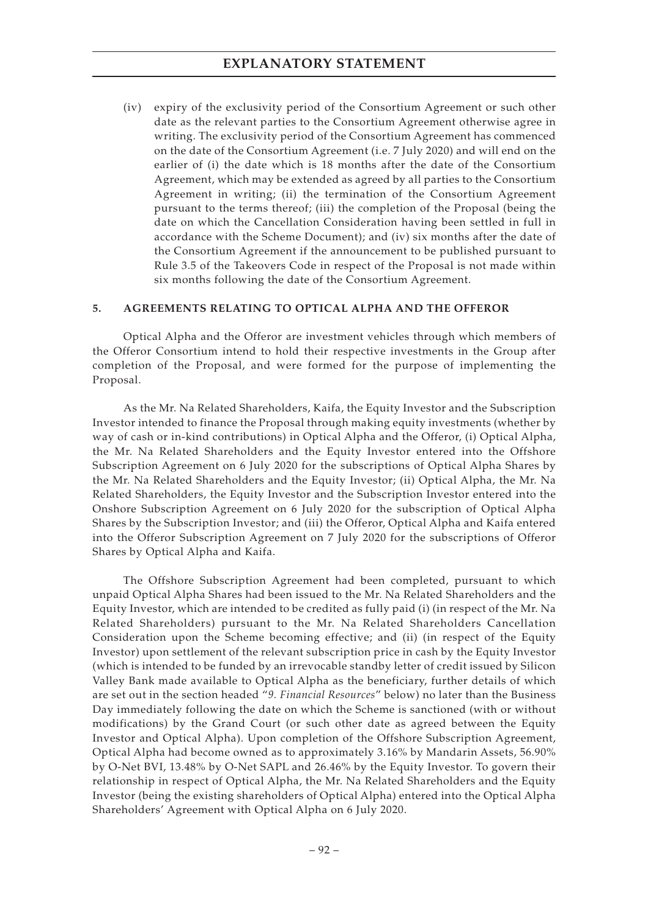(iv) expiry of the exclusivity period of the Consortium Agreement or such other date as the relevant parties to the Consortium Agreement otherwise agree in writing. The exclusivity period of the Consortium Agreement has commenced on the date of the Consortium Agreement (i.e. 7 July 2020) and will end on the earlier of (i) the date which is 18 months after the date of the Consortium Agreement, which may be extended as agreed by all parties to the Consortium Agreement in writing; (ii) the termination of the Consortium Agreement pursuant to the terms thereof; (iii) the completion of the Proposal (being the date on which the Cancellation Consideration having been settled in full in accordance with the Scheme Document); and (iv) six months after the date of the Consortium Agreement if the announcement to be published pursuant to Rule 3.5 of the Takeovers Code in respect of the Proposal is not made within six months following the date of the Consortium Agreement.

## 5. AGREEMENTS RELATING TO OPTICAL ALPHA AND THE OFFEROR

Optical Alpha and the Offeror are investment vehicles through which members of the Offeror Consortium intend to hold their respective investments in the Group after completion of the Proposal, and were formed for the purpose of implementing the Proposal.

As the Mr. Na Related Shareholders, Kaifa, the Equity Investor and the Subscription Investor intended to finance the Proposal through making equity investments (whether by way of cash or in-kind contributions) in Optical Alpha and the Offeror, (i) Optical Alpha, the Mr. Na Related Shareholders and the Equity Investor entered into the Offshore Subscription Agreement on 6 July 2020 for the subscriptions of Optical Alpha Shares by the Mr. Na Related Shareholders and the Equity Investor; (ii) Optical Alpha, the Mr. Na Related Shareholders, the Equity Investor and the Subscription Investor entered into the Onshore Subscription Agreement on 6 July 2020 for the subscription of Optical Alpha Shares by the Subscription Investor; and (iii) the Offeror, Optical Alpha and Kaifa entered into the Offeror Subscription Agreement on 7 July 2020 for the subscriptions of Offeror Shares by Optical Alpha and Kaifa.

The Offshore Subscription Agreement had been completed, pursuant to which unpaid Optical Alpha Shares had been issued to the Mr. Na Related Shareholders and the Equity Investor, which are intended to be credited as fully paid (i) (in respect of the Mr. Na Related Shareholders) pursuant to the Mr. Na Related Shareholders Cancellation Consideration upon the Scheme becoming effective; and (ii) (in respect of the Equity Investor) upon settlement of the relevant subscription price in cash by the Equity Investor (which is intended to be funded by an irrevocable standby letter of credit issued by Silicon Valley Bank made available to Optical Alpha as the beneficiary, further details of which are set out in the section headed "*9. Financial Resources*" below) no later than the Business Day immediately following the date on which the Scheme is sanctioned (with or without modifications) by the Grand Court (or such other date as agreed between the Equity Investor and Optical Alpha). Upon completion of the Offshore Subscription Agreement, Optical Alpha had become owned as to approximately 3.16% by Mandarin Assets, 56.90% by O-Net BVI, 13.48% by O-Net SAPL and 26.46% by the Equity Investor. To govern their relationship in respect of Optical Alpha, the Mr. Na Related Shareholders and the Equity Investor (being the existing shareholders of Optical Alpha) entered into the Optical Alpha Shareholders' Agreement with Optical Alpha on 6 July 2020.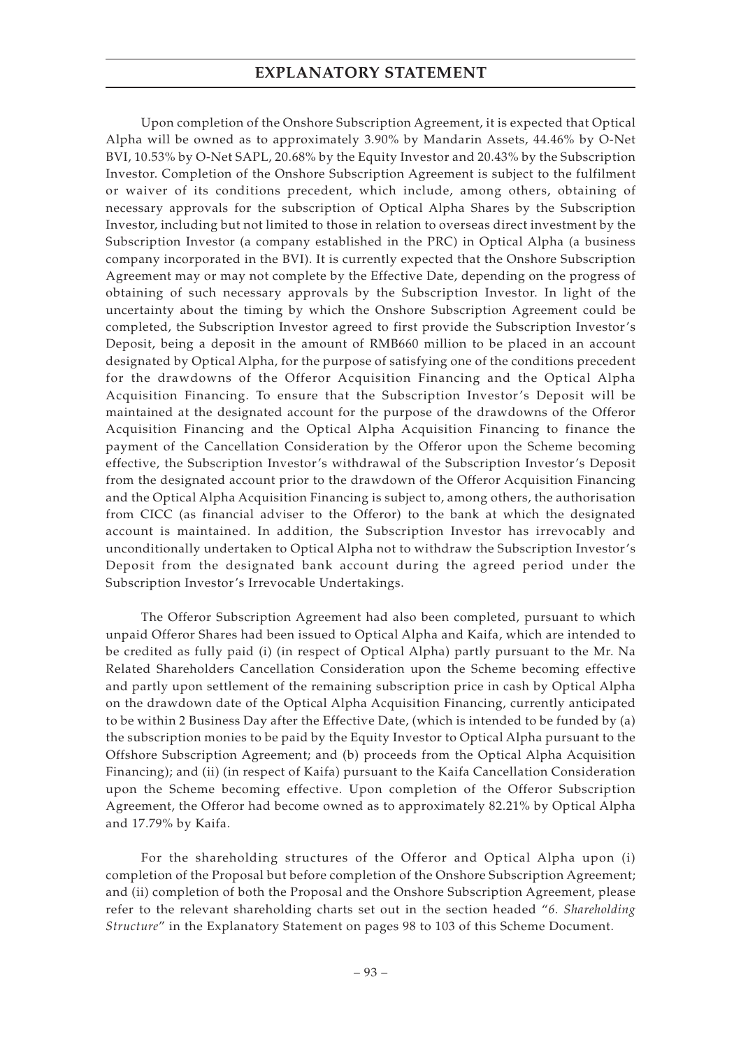Upon completion of the Onshore Subscription Agreement, it is expected that Optical Alpha will be owned as to approximately 3.90% by Mandarin Assets, 44.46% by O-Net BVI, 10.53% by O-Net SAPL, 20.68% by the Equity Investor and 20.43% by the Subscription Investor. Completion of the Onshore Subscription Agreement is subject to the fulfilment or waiver of its conditions precedent, which include, among others, obtaining of necessary approvals for the subscription of Optical Alpha Shares by the Subscription Investor, including but not limited to those in relation to overseas direct investment by the Subscription Investor (a company established in the PRC) in Optical Alpha (a business company incorporated in the BVI). It is currently expected that the Onshore Subscription Agreement may or may not complete by the Effective Date, depending on the progress of obtaining of such necessary approvals by the Subscription Investor. In light of the uncertainty about the timing by which the Onshore Subscription Agreement could be completed, the Subscription Investor agreed to first provide the Subscription Investor's Deposit, being a deposit in the amount of RMB660 million to be placed in an account designated by Optical Alpha, for the purpose of satisfying one of the conditions precedent for the drawdowns of the Offeror Acquisition Financing and the Optical Alpha Acquisition Financing. To ensure that the Subscription Investor's Deposit will be maintained at the designated account for the purpose of the drawdowns of the Offeror Acquisition Financing and the Optical Alpha Acquisition Financing to finance the payment of the Cancellation Consideration by the Offeror upon the Scheme becoming effective, the Subscription Investor's withdrawal of the Subscription Investor's Deposit from the designated account prior to the drawdown of the Offeror Acquisition Financing and the Optical Alpha Acquisition Financing is subject to, among others, the authorisation from CICC (as financial adviser to the Offeror) to the bank at which the designated account is maintained. In addition, the Subscription Investor has irrevocably and unconditionally undertaken to Optical Alpha not to withdraw the Subscription Investor's Deposit from the designated bank account during the agreed period under the Subscription Investor's Irrevocable Undertakings.

The Offeror Subscription Agreement had also been completed, pursuant to which unpaid Offeror Shares had been issued to Optical Alpha and Kaifa, which are intended to be credited as fully paid (i) (in respect of Optical Alpha) partly pursuant to the Mr. Na Related Shareholders Cancellation Consideration upon the Scheme becoming effective and partly upon settlement of the remaining subscription price in cash by Optical Alpha on the drawdown date of the Optical Alpha Acquisition Financing, currently anticipated to be within 2 Business Day after the Effective Date, (which is intended to be funded by (a) the subscription monies to be paid by the Equity Investor to Optical Alpha pursuant to the Offshore Subscription Agreement; and (b) proceeds from the Optical Alpha Acquisition Financing); and (ii) (in respect of Kaifa) pursuant to the Kaifa Cancellation Consideration upon the Scheme becoming effective. Upon completion of the Offeror Subscription Agreement, the Offeror had become owned as to approximately 82.21% by Optical Alpha and 17.79% by Kaifa.

For the shareholding structures of the Offeror and Optical Alpha upon (i) completion of the Proposal but before completion of the Onshore Subscription Agreement; and (ii) completion of both the Proposal and the Onshore Subscription Agreement, please refer to the relevant shareholding charts set out in the section headed "*6. Shareholding Structure*" in the Explanatory Statement on pages 98 to 103 of this Scheme Document.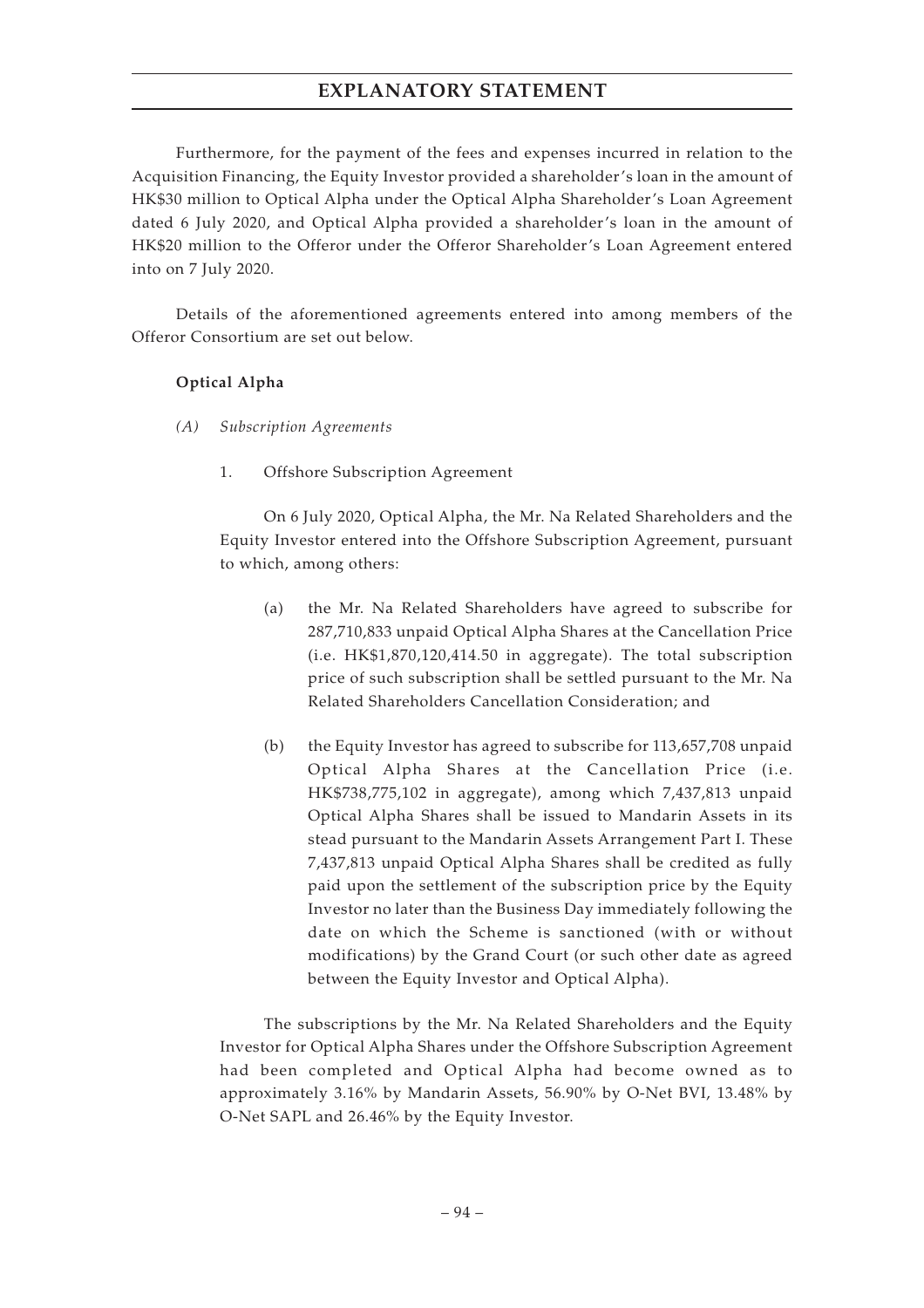Furthermore, for the payment of the fees and expenses incurred in relation to the Acquisition Financing, the Equity Investor provided a shareholder's loan in the amount of HK$30 million to Optical Alpha under the Optical Alpha Shareholder's Loan Agreement dated 6 July 2020, and Optical Alpha provided a shareholder's loan in the amount of HK$20 million to the Offeror under the Offeror Shareholder's Loan Agreement entered into on 7 July 2020.

Details of the aforementioned agreements entered into among members of the Offeror Consortium are set out below.

**Optical Alpha**

*(A) Subscription Agreements*

1. Offshore Subscription Agreement

On 6 July 2020, Optical Alpha, the Mr. Na Related Shareholders and the Equity Investor entered into the Offshore Subscription Agreement, pursuant to which, among others:

(a) the Mr. Na Related Shareholders have agreed to subscribe for 287,710,833 unpaid Optical Alpha Shares at the Cancellation Price (i.e. HK$1,870,120,414.50 in aggregate). The total subscription price of such subscription shall be settled pursuant to the Mr. Na Related Shareholders Cancellation Consideration; and

(b) the Equity Investor has agreed to subscribe for 113,657,708 unpaid Optical Alpha Shares at the Cancellation Price (i.e. HK$738,775,102 in aggregate), among which 7,437,813 unpaid Optical Alpha Shares shall be issued to Mandarin Assets in its stead pursuant to the Mandarin Assets Arrangement Part I. These 7,437,813 unpaid Optical Alpha Shares shall be credited as fully paid upon the settlement of the subscription price by the Equity Investor no later than the Business Day immediately following the date on which the Scheme is sanctioned (with or without modifications) by the Grand Court (or such other date as agreed between the Equity Investor and Optical Alpha).

The subscriptions by the Mr. Na Related Shareholders and the Equity Investor for Optical Alpha Shares under the Offshore Subscription Agreement had been completed and Optical Alpha had become owned as to approximately 3.16% by Mandarin Assets, 56.90% by O-Net BVI, 13.48% by O-Net SAPL and 26.46% by the Equity Investor.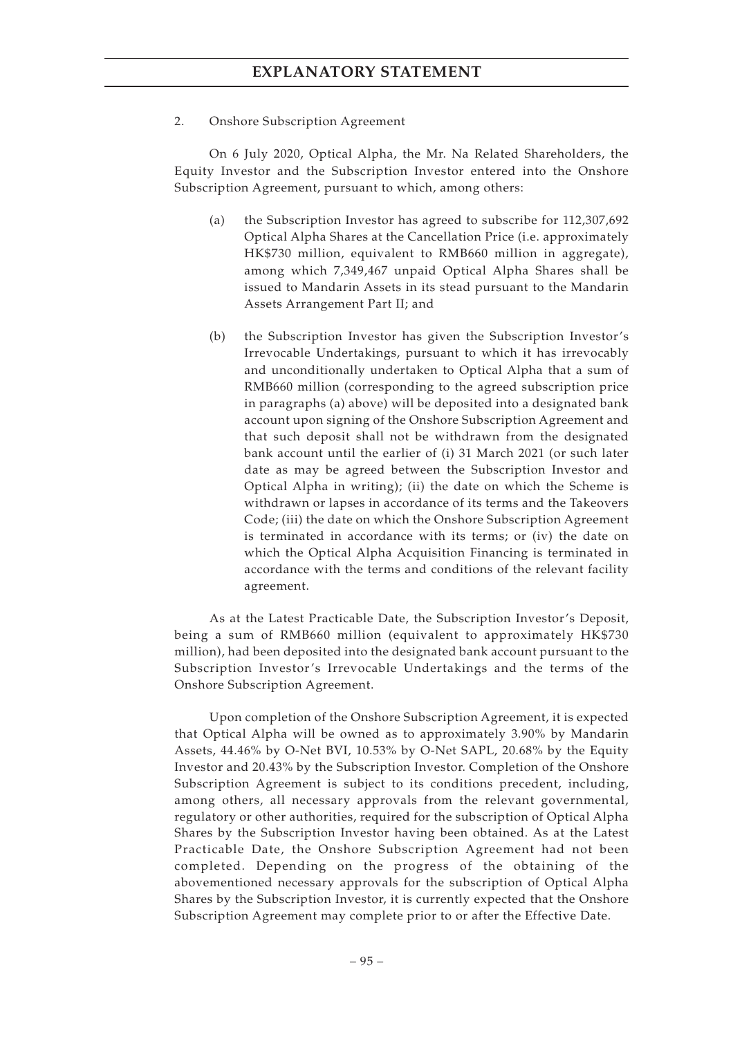2. Onshore Subscription Agreement

On 6 July 2020, Optical Alpha, the Mr. Na Related Shareholders, the Equity Investor and the Subscription Investor entered into the Onshore Subscription Agreement, pursuant to which, among others:

(a) the Subscription Investor has agreed to subscribe for 112,307,692 Optical Alpha Shares at the Cancellation Price (i.e. approximately HK$730 million, equivalent to RMB660 million in aggregate), among which 7,349,467 unpaid Optical Alpha Shares shall be issued to Mandarin Assets in its stead pursuant to the Mandarin Assets Arrangement Part II; and

(b) the Subscription Investor has given the Subscription Investor's Irrevocable Undertakings, pursuant to which it has irrevocably and unconditionally undertaken to Optical Alpha that a sum of RMB660 million (corresponding to the agreed subscription price in paragraphs (a) above) will be deposited into a designated bank account upon signing of the Onshore Subscription Agreement and that such deposit shall not be withdrawn from the designated bank account until the earlier of (i) 31 March 2021 (or such later date as may be agreed between the Subscription Investor and Optical Alpha in writing); (ii) the date on which the Scheme is withdrawn or lapses in accordance of its terms and the Takeovers Code; (iii) the date on which the Onshore Subscription Agreement is terminated in accordance with its terms; or (iv) the date on which the Optical Alpha Acquisition Financing is terminated in accordance with the terms and conditions of the relevant facility agreement.

As at the Latest Practicable Date, the Subscription Investor's Deposit, being a sum of RMB660 million (equivalent to approximately HK$730 million), had been deposited into the designated bank account pursuant to the Subscription Investor's Irrevocable Undertakings and the terms of the Onshore Subscription Agreement.

Upon completion of the Onshore Subscription Agreement, it is expected that Optical Alpha will be owned as to approximately 3.90% by Mandarin Assets, 44.46% by O-Net BVI, 10.53% by O-Net SAPL, 20.68% by the Equity Investor and 20.43% by the Subscription Investor. Completion of the Onshore Subscription Agreement is subject to its conditions precedent, including, among others, all necessary approvals from the relevant governmental, regulatory or other authorities, required for the subscription of Optical Alpha Shares by the Subscription Investor having been obtained. As at the Latest Practicable Date, the Onshore Subscription Agreement had not been completed. Depending on the progress of the obtaining of the abovementioned necessary approvals for the subscription of Optical Alpha Shares by the Subscription Investor, it is currently expected that the Onshore Subscription Agreement may complete prior to or after the Effective Date.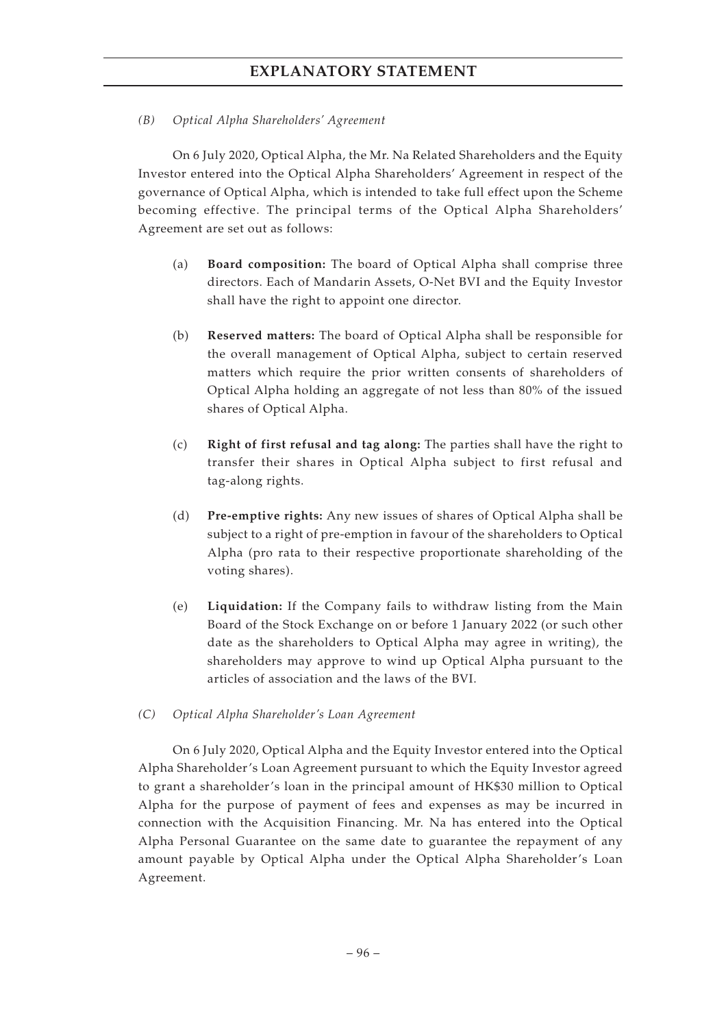*(B) Optical Alpha Shareholders' Agreement*

On 6 July 2020, Optical Alpha, the Mr. Na Related Shareholders and the Equity Investor entered into the Optical Alpha Shareholders' Agreement in respect of the governance of Optical Alpha, which is intended to take full effect upon the Scheme becoming effective. The principal terms of the Optical Alpha Shareholders' Agreement are set out as follows:

(a) **Board composition:** The board of Optical Alpha shall comprise three directors. Each of Mandarin Assets, O-Net BVI and the Equity Investor shall have the right to appoint one director.

(b) **Reserved matters:** The board of Optical Alpha shall be responsible for the overall management of Optical Alpha, subject to certain reserved matters which require the prior written consents of shareholders of Optical Alpha holding an aggregate of not less than 80% of the issued shares of Optical Alpha.

(c) **Right of first refusal and tag along:** The parties shall have the right to transfer their shares in Optical Alpha subject to first refusal and tag-along rights.

(d) **Pre-emptive rights:** Any new issues of shares of Optical Alpha shall be subject to a right of pre-emption in favour of the shareholders to Optical Alpha (pro rata to their respective proportionate shareholding of the voting shares).

(e) **Liquidation:** If the Company fails to withdraw listing from the Main Board of the Stock Exchange on or before 1 January 2022 (or such other date as the shareholders to Optical Alpha may agree in writing), the shareholders may approve to wind up Optical Alpha pursuant to the articles of association and the laws of the BVI.

*(C) Optical Alpha Shareholder's Loan Agreement*

On 6 July 2020, Optical Alpha and the Equity Investor entered into the Optical Alpha Shareholder's Loan Agreement pursuant to which the Equity Investor agreed to grant a shareholder's loan in the principal amount of HK$30 million to Optical Alpha for the purpose of payment of fees and expenses as may be incurred in connection with the Acquisition Financing. Mr. Na has entered into the Optical Alpha Personal Guarantee on the same date to guarantee the repayment of any amount payable by Optical Alpha under the Optical Alpha Shareholder's Loan Agreement.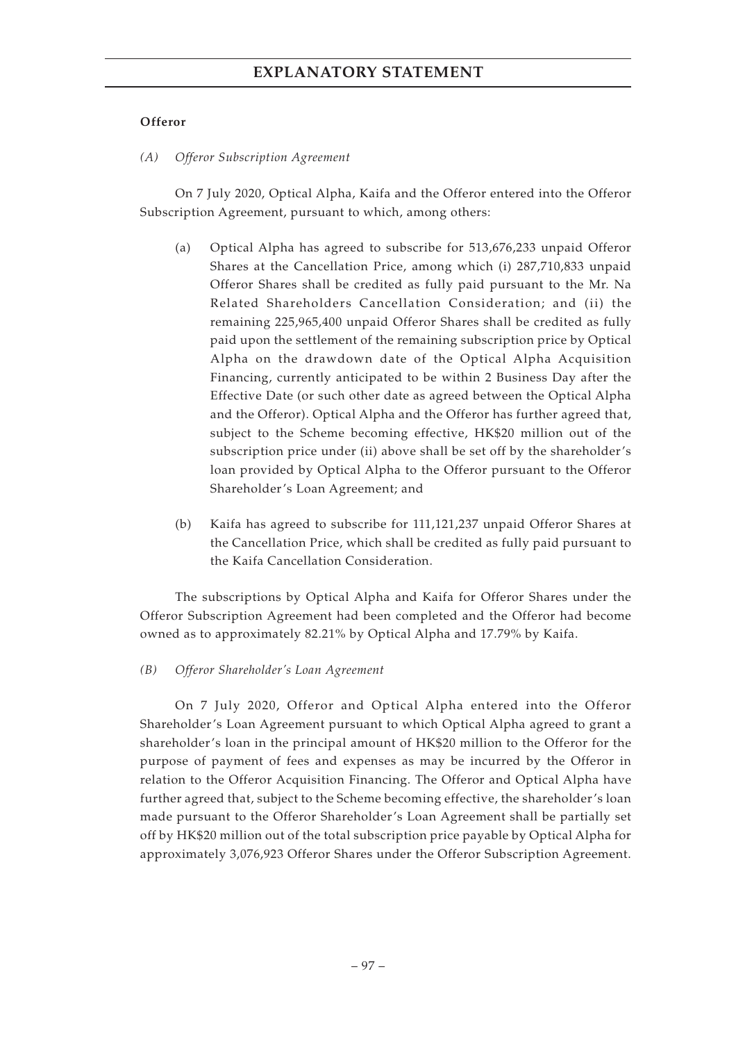**Offeror**

*(A) Offeror Subscription Agreement*

On 7 July 2020, Optical Alpha, Kaifa and the Offeror entered into the Offeror Subscription Agreement, pursuant to which, among others:

(a) Optical Alpha has agreed to subscribe for 513,676,233 unpaid Offeror Shares at the Cancellation Price, among which (i) 287,710,833 unpaid Offeror Shares shall be credited as fully paid pursuant to the Mr. Na Related Shareholders Cancellation Consideration; and (ii) the remaining 225,965,400 unpaid Offeror Shares shall be credited as fully paid upon the settlement of the remaining subscription price by Optical Alpha on the drawdown date of the Optical Alpha Acquisition Financing, currently anticipated to be within 2 Business Day after the Effective Date (or such other date as agreed between the Optical Alpha and the Offeror). Optical Alpha and the Offeror has further agreed that, subject to the Scheme becoming effective, HK$20 million out of the subscription price under (ii) above shall be set off by the shareholder's loan provided by Optical Alpha to the Offeror pursuant to the Offeror Shareholder's Loan Agreement; and

(b) Kaifa has agreed to subscribe for 111,121,237 unpaid Offeror Shares at the Cancellation Price, which shall be credited as fully paid pursuant to the Kaifa Cancellation Consideration.

The subscriptions by Optical Alpha and Kaifa for Offeror Shares under the Offeror Subscription Agreement had been completed and the Offeror had become owned as to approximately 82.21% by Optical Alpha and 17.79% by Kaifa.

*(B) Offeror Shareholder's Loan Agreement*

On 7 July 2020, Offeror and Optical Alpha entered into the Offeror Shareholder's Loan Agreement pursuant to which Optical Alpha agreed to grant a shareholder's loan in the principal amount of HK$20 million to the Offeror for the purpose of payment of fees and expenses as may be incurred by the Offeror in relation to the Offeror Acquisition Financing. The Offeror and Optical Alpha have further agreed that, subject to the Scheme becoming effective, the shareholder's loan made pursuant to the Offeror Shareholder's Loan Agreement shall be partially set off by HK$20 million out of the total subscription price payable by Optical Alpha for approximately 3,076,923 Offeror Shares under the Offeror Subscription Agreement.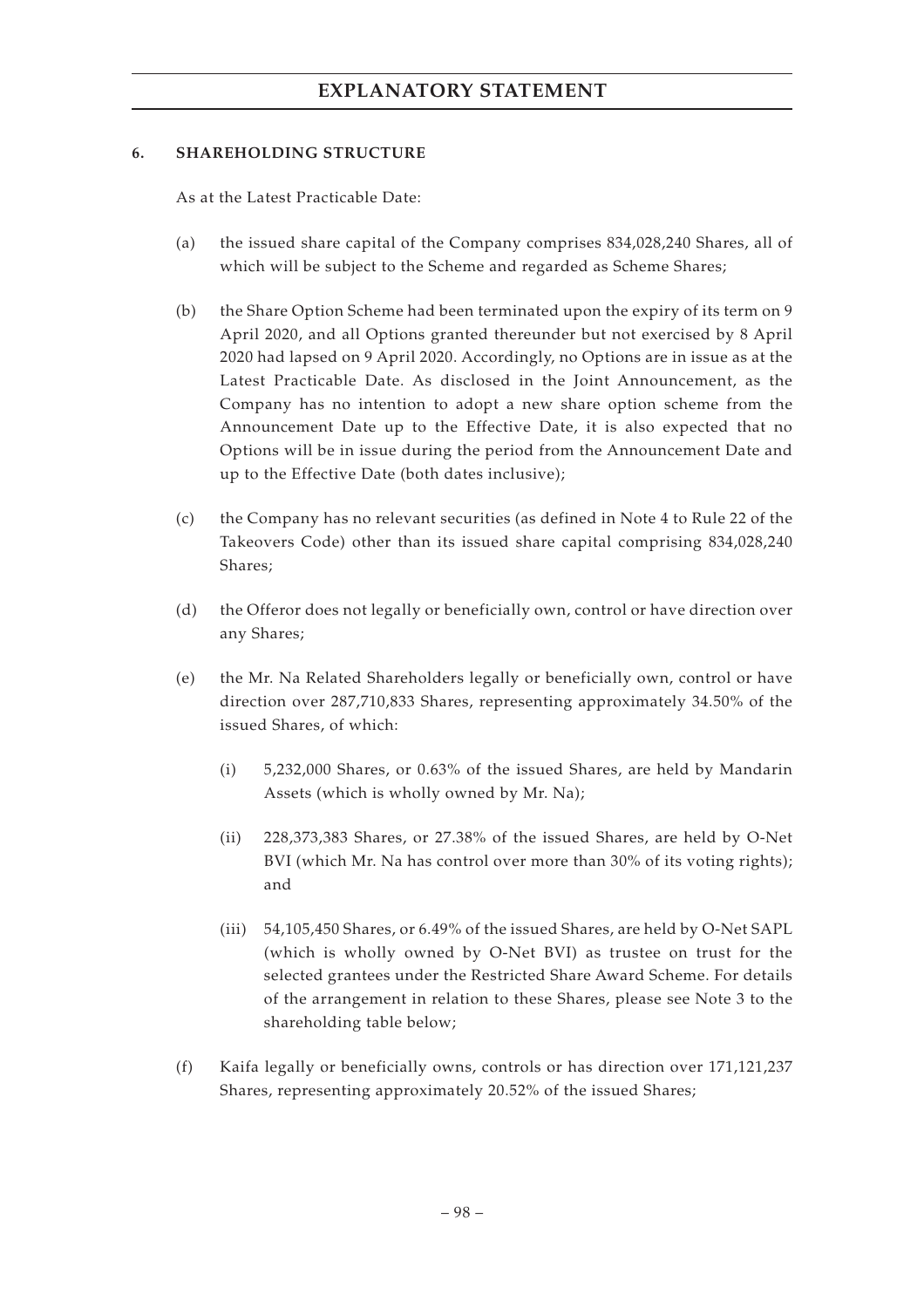## 6. SHAREHOLDING STRUCTURE

As at the Latest Practicable Date:

(a) the issued share capital of the Company comprises 834,028,240 Shares, all of which will be subject to the Scheme and regarded as Scheme Shares;

(b) the Share Option Scheme had been terminated upon the expiry of its term on 9 April 2020, and all Options granted thereunder but not exercised by 8 April 2020 had lapsed on 9 April 2020. Accordingly, no Options are in issue as at the Latest Practicable Date. As disclosed in the Joint Announcement, as the Company has no intention to adopt a new share option scheme from the Announcement Date up to the Effective Date, it is also expected that no Options will be in issue during the period from the Announcement Date and up to the Effective Date (both dates inclusive);

(c) the Company has no relevant securities (as defined in Note 4 to Rule 22 of the Takeovers Code) other than its issued share capital comprising 834,028,240 Shares;

(d) the Offeror does not legally or beneficially own, control or have direction over any Shares;

(e) the Mr. Na Related Shareholders legally or beneficially own, control or have direction over 287,710,833 Shares, representing approximately 34.50% of the issued Shares, of which:

  (i) 5,232,000 Shares, or 0.63% of the issued Shares, are held by Mandarin Assets (which is wholly owned by Mr. Na);

  (ii) 228,373,383 Shares, or 27.38% of the issued Shares, are held by O-Net BVI (which Mr. Na has control over more than 30% of its voting rights); and

  (iii) 54,105,450 Shares, or 6.49% of the issued Shares, are held by O-Net SAPL (which is wholly owned by O-Net BVI) as trustee on trust for the selected grantees under the Restricted Share Award Scheme. For details of the arrangement in relation to these Shares, please see Note 3 to the shareholding table below;

(f) Kaifa legally or beneficially owns, controls or has direction over 171,121,237 Shares, representing approximately 20.52% of the issued Shares;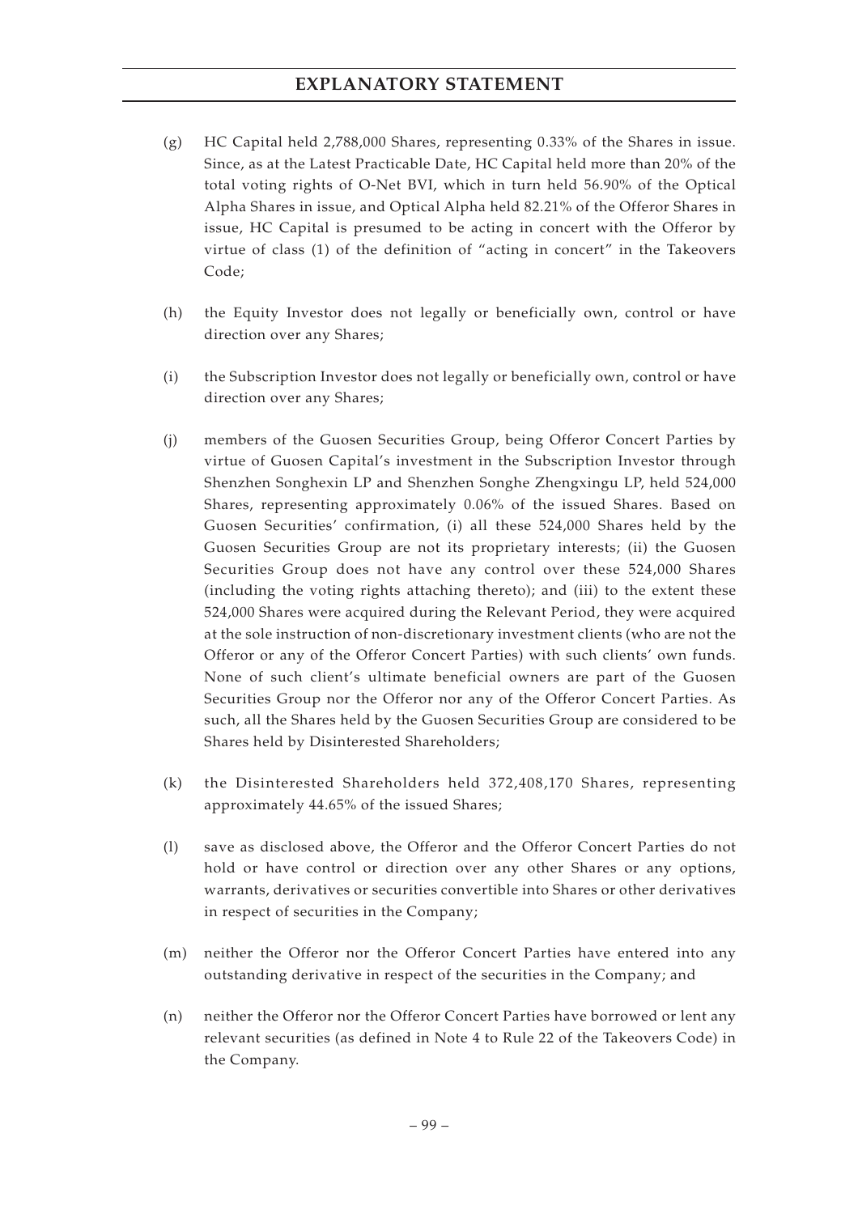(g) HC Capital held 2,788,000 Shares, representing 0.33% of the Shares in issue. Since, as at the Latest Practicable Date, HC Capital held more than 20% of the total voting rights of O-Net BVI, which in turn held 56.90% of the Optical Alpha Shares in issue, and Optical Alpha held 82.21% of the Offeror Shares in issue, HC Capital is presumed to be acting in concert with the Offeror by virtue of class (1) of the definition of "acting in concert" in the Takeovers Code;

(h) the Equity Investor does not legally or beneficially own, control or have direction over any Shares;

(i) the Subscription Investor does not legally or beneficially own, control or have direction over any Shares;

(j) members of the Guosen Securities Group, being Offeror Concert Parties by virtue of Guosen Capital's investment in the Subscription Investor through Shenzhen Songhexin LP and Shenzhen Songhe Zhengxingu LP, held 524,000 Shares, representing approximately 0.06% of the issued Shares. Based on Guosen Securities' confirmation, (i) all these 524,000 Shares held by the Guosen Securities Group are not its proprietary interests; (ii) the Guosen Securities Group does not have any control over these 524,000 Shares (including the voting rights attaching thereto); and (iii) to the extent these 524,000 Shares were acquired during the Relevant Period, they were acquired at the sole instruction of non-discretionary investment clients (who are not the Offeror or any of the Offeror Concert Parties) with such clients' own funds. None of such client's ultimate beneficial owners are part of the Guosen Securities Group nor the Offeror nor any of the Offeror Concert Parties. As such, all the Shares held by the Guosen Securities Group are considered to be Shares held by Disinterested Shareholders;

(k) the Disinterested Shareholders held 372,408,170 Shares, representing approximately 44.65% of the issued Shares;

(l) save as disclosed above, the Offeror and the Offeror Concert Parties do not hold or have control or direction over any other Shares or any options, warrants, derivatives or securities convertible into Shares or other derivatives in respect of securities in the Company;

(m) neither the Offeror nor the Offeror Concert Parties have entered into any outstanding derivative in respect of the securities in the Company; and

(n) neither the Offeror nor the Offeror Concert Parties have borrowed or lent any relevant securities (as defined in Note 4 to Rule 22 of the Takeovers Code) in the Company.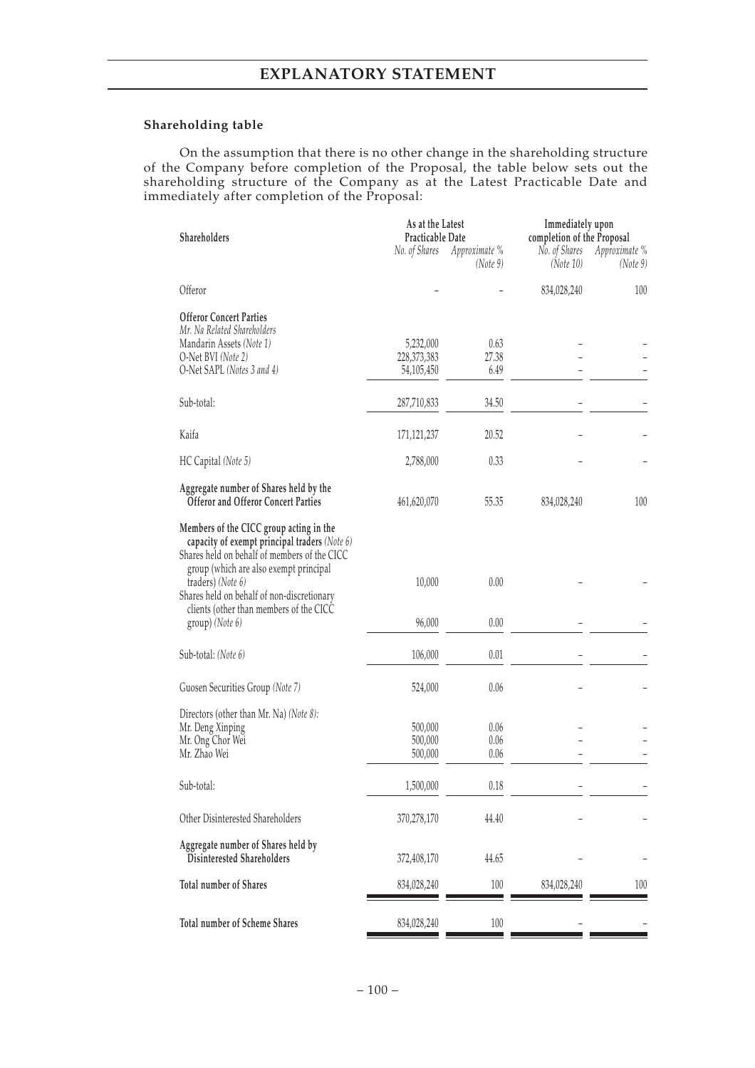### Shareholding table

On the assumption that there is no other change in the shareholding structure of the Company before completion of the Proposal, the table below sets out the shareholding structure of the Company as at the Latest Practicable Date and immediately after completion of the Proposal:

| Shareholders | As at the Latest Practicable Date | | Immediately upon completion of the Proposal | |
|---|---|---|---|---|
| | *No. of Shares* | *Approximate % (Note 9)* | *No. of Shares (Note 10)* | *Approximate % (Note 9)* |
| Offeror | – | – | 834,028,240 | 100 |
| **Offeror Concert Parties** | | | | |
| *Mr. Na Related Shareholders* | | | | |
| Mandarin Assets *(Note 1)* | 5,232,000 | 0.63 | – | – |
| O-Net BVI *(Note 2)* | 228,373,383 | 27.38 | – | – |
| O-Net SAPL *(Notes 3 and 4)* | 54,105,450 | 6.49 | – | – |
| Sub-total: | 287,710,833 | 34.50 | – | – |
| Kaifa | 171,121,237 | 20.52 | – | – |
| HC Capital *(Note 5)* | 2,788,000 | 0.33 | – | – |
| **Aggregate number of Shares held by the Offeror and Offeror Concert Parties** | 461,620,070 | 55.35 | 834,028,240 | 100 |
| **Members of the CICC group acting in the capacity of exempt principal traders** *(Note 6)* | | | | |
| Shares held on behalf of members of the CICC group (which are also exempt principal traders) *(Note 6)* | 10,000 | 0.00 | – | – |
| Shares held on behalf of non-discretionary clients (other than members of the CICC group) *(Note 6)* | 96,000 | 0.00 | – | – |
| Sub-total: *(Note 6)* | 106,000 | 0.01 | – | – |
| Guosen Securities Group *(Note 7)* | 524,000 | 0.06 | – | – |
| Directors (other than Mr. Na) *(Note 8)*: | | | | |
| Mr. Deng Xinping | 500,000 | 0.06 | – | – |
| Mr. Ong Chor Wei | 500,000 | 0.06 | – | – |
| Mr. Zhao Wei | 500,000 | 0.06 | – | – |
| Sub-total: | 1,500,000 | 0.18 | – | – |
| Other Disinterested Shareholders | 370,278,170 | 44.40 | – | – |
| **Aggregate number of Shares held by Disinterested Shareholders** | 372,408,170 | 44.65 | – | – |
| **Total number of Shares** | 834,028,240 | 100 | 834,028,240 | 100 |
| **Total number of Scheme Shares** | 834,028,240 | 100 | – | – |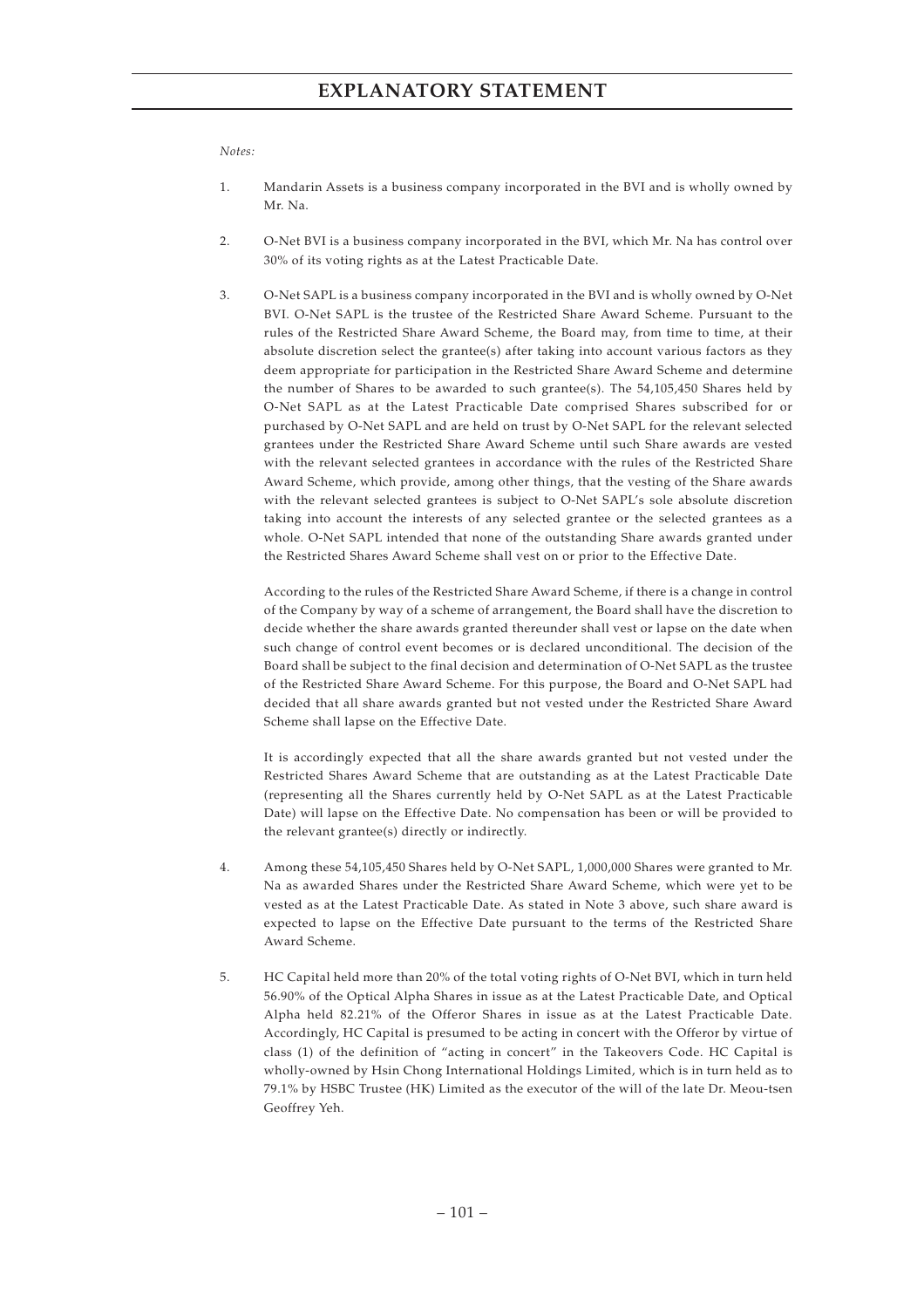*Notes:*

1. Mandarin Assets is a business company incorporated in the BVI and is wholly owned by Mr. Na.

2. O-Net BVI is a business company incorporated in the BVI, which Mr. Na has control over 30% of its voting rights as at the Latest Practicable Date.

3. O-Net SAPL is a business company incorporated in the BVI and is wholly owned by O-Net BVI. O-Net SAPL is the trustee of the Restricted Share Award Scheme. Pursuant to the rules of the Restricted Share Award Scheme, the Board may, from time to time, at their absolute discretion select the grantee(s) after taking into account various factors as they deem appropriate for participation in the Restricted Share Award Scheme and determine the number of Shares to be awarded to such grantee(s). The 54,105,450 Shares held by O-Net SAPL as at the Latest Practicable Date comprised Shares subscribed for or purchased by O-Net SAPL and are held on trust by O-Net SAPL for the relevant selected grantees under the Restricted Share Award Scheme until such Share awards are vested with the relevant selected grantees in accordance with the rules of the Restricted Share Award Scheme, which provide, among other things, that the vesting of the Share awards with the relevant selected grantees is subject to O-Net SAPL's sole absolute discretion taking into account the interests of any selected grantee or the selected grantees as a whole. O-Net SAPL intended that none of the outstanding Share awards granted under the Restricted Shares Award Scheme shall vest on or prior to the Effective Date.

   According to the rules of the Restricted Share Award Scheme, if there is a change in control of the Company by way of a scheme of arrangement, the Board shall have the discretion to decide whether the share awards granted thereunder shall vest or lapse on the date when such change of control event becomes or is declared unconditional. The decision of the Board shall be subject to the final decision and determination of O-Net SAPL as the trustee of the Restricted Share Award Scheme. For this purpose, the Board and O-Net SAPL had decided that all share awards granted but not vested under the Restricted Share Award Scheme shall lapse on the Effective Date.

   It is accordingly expected that all the share awards granted but not vested under the Restricted Shares Award Scheme that are outstanding as at the Latest Practicable Date (representing all the Shares currently held by O-Net SAPL as at the Latest Practicable Date) will lapse on the Effective Date. No compensation has been or will be provided to the relevant grantee(s) directly or indirectly.

4. Among these 54,105,450 Shares held by O-Net SAPL, 1,000,000 Shares were granted to Mr. Na as awarded Shares under the Restricted Share Award Scheme, which were yet to be vested as at the Latest Practicable Date. As stated in Note 3 above, such share award is expected to lapse on the Effective Date pursuant to the terms of the Restricted Share Award Scheme.

5. HC Capital held more than 20% of the total voting rights of O-Net BVI, which in turn held 56.90% of the Optical Alpha Shares in issue as at the Latest Practicable Date, and Optical Alpha held 82.21% of the Offeror Shares in issue as at the Latest Practicable Date. Accordingly, HC Capital is presumed to be acting in concert with the Offeror by virtue of class (1) of the definition of "acting in concert" in the Takeovers Code. HC Capital is wholly-owned by Hsin Chong International Holdings Limited, which is in turn held as to 79.1% by HSBC Trustee (HK) Limited as the executor of the will of the late Dr. Meou-tsen Geoffrey Yeh.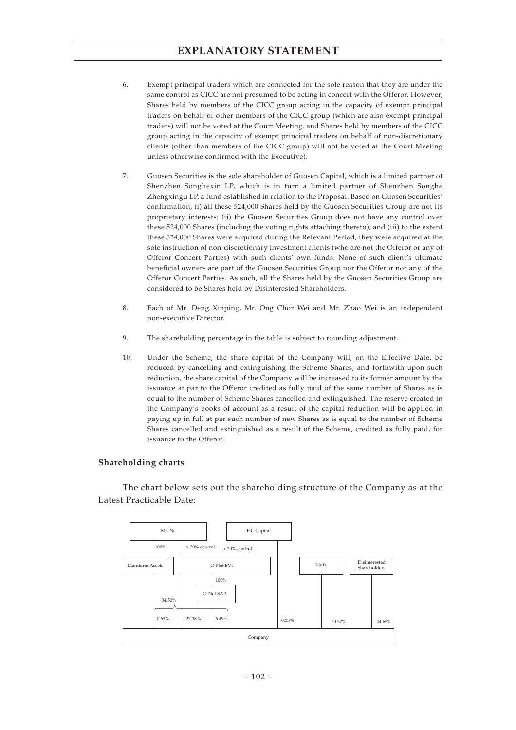6. Exempt principal traders which are connected for the sole reason that they are under the same control as CICC are not presumed to be acting in concert with the Offeror. However, Shares held by members of the CICC group acting in the capacity of exempt principal traders on behalf of other members of the CICC group (which are also exempt principal traders) will not be voted at the Court Meeting, and Shares held by members of the CICC group acting in the capacity of exempt principal traders on behalf of non-discretionary clients (other than members of the CICC group) will not be voted at the Court Meeting unless otherwise confirmed with the Executive).

7. Guosen Securities is the sole shareholder of Guosen Capital, which is a limited partner of Shenzhen Songhexin LP, which is in turn a limited partner of Shenzhen Songhe Zhengxingu LP, a fund established in relation to the Proposal. Based on Guosen Securities' confirmation, (i) all these 524,000 Shares held by the Guosen Securities Group are not its proprietary interests; (ii) the Guosen Securities Group does not have any control over these 524,000 Shares (including the voting rights attaching thereto); and (iii) to the extent these 524,000 Shares were acquired during the Relevant Period, they were acquired at the sole instruction of non-discretionary investment clients (who are not the Offeror or any of Offeror Concert Parties) with such clients' own funds. None of such client's ultimate beneficial owners are part of the Guosen Securities Group nor the Offeror nor any of the Offeror Concert Parties. As such, all the Shares held by the Guosen Securities Group are considered to be Shares held by Disinterested Shareholders.

8. Each of Mr. Deng Xinping, Mr. Ong Chor Wei and Mr. Zhao Wei is an independent non-executive Director.

9. The shareholding percentage in the table is subject to rounding adjustment.

10. Under the Scheme, the share capital of the Company will, on the Effective Date, be reduced by cancelling and extinguishing the Scheme Shares, and forthwith upon such reduction, the share capital of the Company will be increased to its former amount by the issuance at par to the Offeror credited as fully paid of the same number of Shares as is equal to the number of Scheme Shares cancelled and extinguished. The reserve created in the Company's books of account as a result of the capital reduction will be applied in paying up in full at par such number of new Shares as is equal to the number of Scheme Shares cancelled and extinguished as a result of the Scheme, credited as fully paid, for issuance to the Offeror.

### Shareholding charts

The chart below sets out the shareholding structure of the Company as at the Latest Practicable Date:

Mr. Na — 100% — Mandarin Assets; Mr. Na — > 30% control — O-Net BVI; HC Capital — > 20% control — O-Net BVI; O-Net BVI — 100% — O-Net SAPL

Company shareholders: Mandarin Assets 0.63%; O-Net BVI 27.38%; O-Net SAPL 6.49% (Mr. Na group total 34.50%); HC Capital 0.33%; Kaifa 20.52%; Disinterested Shareholders 44.65%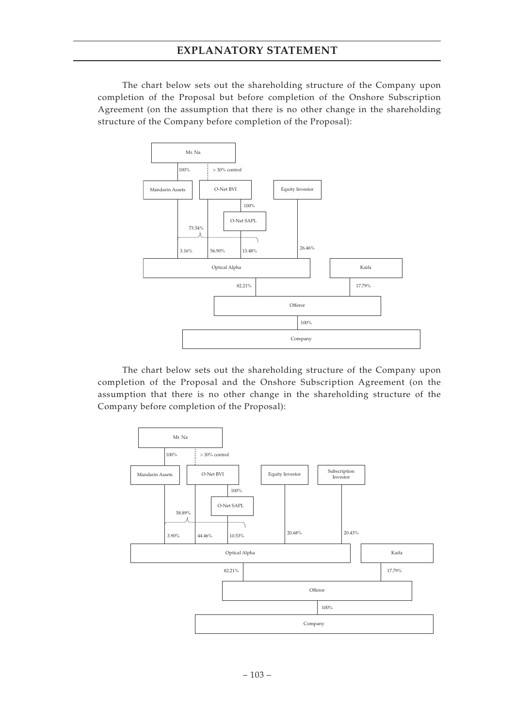## EXPLANATORY STATEMENT

The chart below sets out the shareholding structure of the Company upon completion of the Proposal but before completion of the Onshore Subscription Agreement (on the assumption that there is no other change in the shareholding structure of the Company before completion of the Proposal):

- Mr. Na
  - 100% → Mandarin Assets
  - > 30% control → O-Net BVI
- O-Net BVI
  - 100% → O-Net SAPL
- Optical Alpha is held as follows:
  - Mandarin Assets: 3.16%
  - O-Net BVI: 56.90%
  - O-Net SAPL: 13.48%
  - (Mandarin Assets, O-Net BVI and O-Net SAPL together: 73.54%)
  - Equity Investor: 26.46%
- Offeror is held as follows:
  - Optical Alpha: 82.21%
  - Kaifa: 17.79%
- Offeror
  - 100% → Company

The chart below sets out the shareholding structure of the Company upon completion of the Proposal and the Onshore Subscription Agreement (on the assumption that there is no other change in the shareholding structure of the Company before completion of the Proposal):

- Mr. Na
  - 100% → Mandarin Assets
  - > 30% control → O-Net BVI
- O-Net BVI
  - 100% → O-Net SAPL
- Optical Alpha is held as follows:
  - Mandarin Assets: 3.90%
  - O-Net BVI: 44.46%
  - O-Net SAPL: 10.53%
  - (Mandarin Assets, O-Net BVI and O-Net SAPL together: 58.89%)
  - Equity Investor: 20.68%
  - Subscription Investor: 20.43%
- Offeror is held as follows:
  - Optical Alpha: 82.21%
  - Kaifa: 17.79%
- Offeror
  - 100% → Company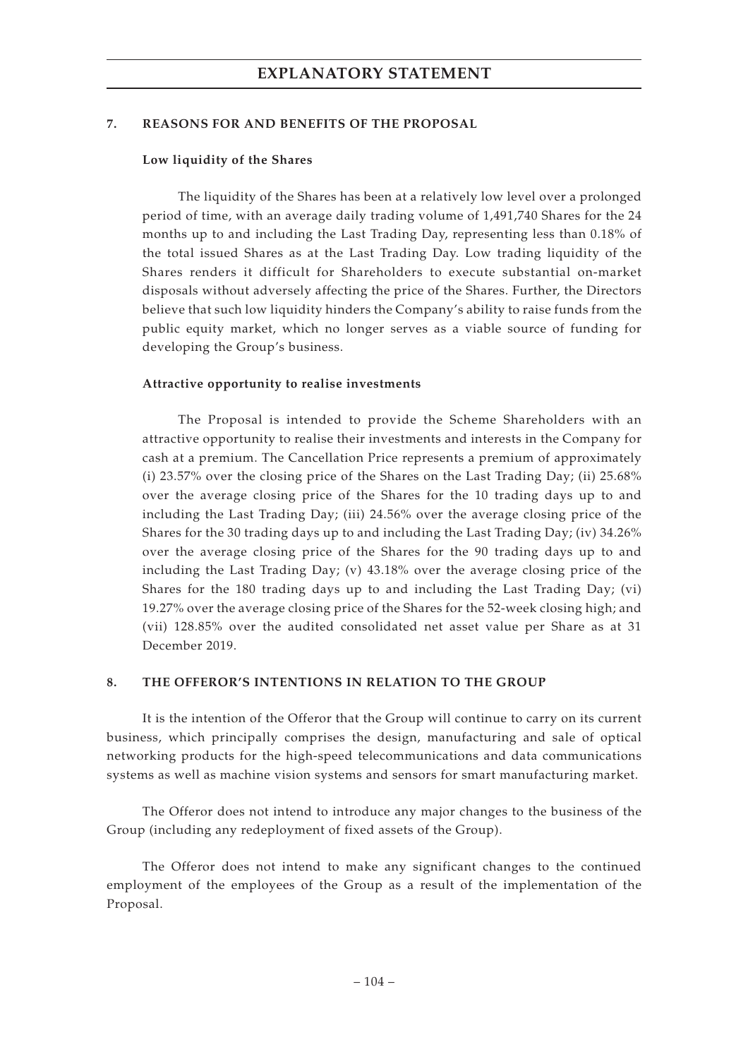## 7. REASONS FOR AND BENEFITS OF THE PROPOSAL

### Low liquidity of the Shares

The liquidity of the Shares has been at a relatively low level over a prolonged period of time, with an average daily trading volume of 1,491,740 Shares for the 24 months up to and including the Last Trading Day, representing less than 0.18% of the total issued Shares as at the Last Trading Day. Low trading liquidity of the Shares renders it difficult for Shareholders to execute substantial on-market disposals without adversely affecting the price of the Shares. Further, the Directors believe that such low liquidity hinders the Company's ability to raise funds from the public equity market, which no longer serves as a viable source of funding for developing the Group's business.

### Attractive opportunity to realise investments

The Proposal is intended to provide the Scheme Shareholders with an attractive opportunity to realise their investments and interests in the Company for cash at a premium. The Cancellation Price represents a premium of approximately (i) 23.57% over the closing price of the Shares on the Last Trading Day; (ii) 25.68% over the average closing price of the Shares for the 10 trading days up to and including the Last Trading Day; (iii) 24.56% over the average closing price of the Shares for the 30 trading days up to and including the Last Trading Day; (iv) 34.26% over the average closing price of the Shares for the 90 trading days up to and including the Last Trading Day; (v) 43.18% over the average closing price of the Shares for the 180 trading days up to and including the Last Trading Day; (vi) 19.27% over the average closing price of the Shares for the 52-week closing high; and (vii) 128.85% over the audited consolidated net asset value per Share as at 31 December 2019.

## 8. THE OFFEROR'S INTENTIONS IN RELATION TO THE GROUP

It is the intention of the Offeror that the Group will continue to carry on its current business, which principally comprises the design, manufacturing and sale of optical networking products for the high-speed telecommunications and data communications systems as well as machine vision systems and sensors for smart manufacturing market.

The Offeror does not intend to introduce any major changes to the business of the Group (including any redeployment of fixed assets of the Group).

The Offeror does not intend to make any significant changes to the continued employment of the employees of the Group as a result of the implementation of the Proposal.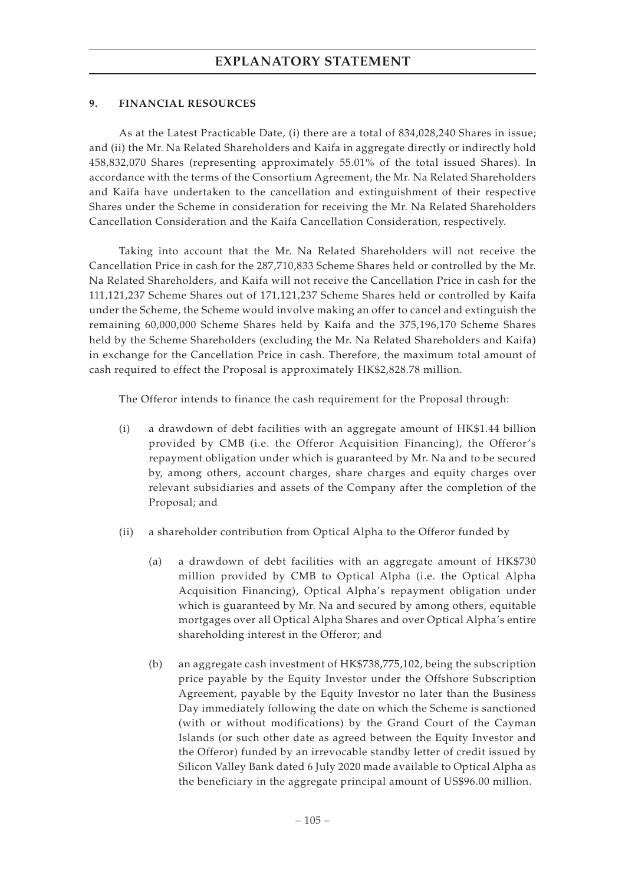## 9. FINANCIAL RESOURCES

As at the Latest Practicable Date, (i) there are a total of 834,028,240 Shares in issue; and (ii) the Mr. Na Related Shareholders and Kaifa in aggregate directly or indirectly hold 458,832,070 Shares (representing approximately 55.01% of the total issued Shares). In accordance with the terms of the Consortium Agreement, the Mr. Na Related Shareholders and Kaifa have undertaken to the cancellation and extinguishment of their respective Shares under the Scheme in consideration for receiving the Mr. Na Related Shareholders Cancellation Consideration and the Kaifa Cancellation Consideration, respectively.

Taking into account that the Mr. Na Related Shareholders will not receive the Cancellation Price in cash for the 287,710,833 Scheme Shares held or controlled by the Mr. Na Related Shareholders, and Kaifa will not receive the Cancellation Price in cash for the 111,121,237 Scheme Shares out of 171,121,237 Scheme Shares held or controlled by Kaifa under the Scheme, the Scheme would involve making an offer to cancel and extinguish the remaining 60,000,000 Scheme Shares held by Kaifa and the 375,196,170 Scheme Shares held by the Scheme Shareholders (excluding the Mr. Na Related Shareholders and Kaifa) in exchange for the Cancellation Price in cash. Therefore, the maximum total amount of cash required to effect the Proposal is approximately HK$2,828.78 million.

The Offeror intends to finance the cash requirement for the Proposal through:

(i) a drawdown of debt facilities with an aggregate amount of HK$1.44 billion provided by CMB (i.e. the Offeror Acquisition Financing), the Offeror's repayment obligation under which is guaranteed by Mr. Na and to be secured by, among others, account charges, share charges and equity charges over relevant subsidiaries and assets of the Company after the completion of the Proposal; and

(ii) a shareholder contribution from Optical Alpha to the Offeror funded by

   (a) a drawdown of debt facilities with an aggregate amount of HK$730 million provided by CMB to Optical Alpha (i.e. the Optical Alpha Acquisition Financing), Optical Alpha's repayment obligation under which is guaranteed by Mr. Na and secured by among others, equitable mortgages over all Optical Alpha Shares and over Optical Alpha's entire shareholding interest in the Offeror; and

   (b) an aggregate cash investment of HK$738,775,102, being the subscription price payable by the Equity Investor under the Offshore Subscription Agreement, payable by the Equity Investor no later than the Business Day immediately following the date on which the Scheme is sanctioned (with or without modifications) by the Grand Court of the Cayman Islands (or such other date as agreed between the Equity Investor and the Offeror) funded by an irrevocable standby letter of credit issued by Silicon Valley Bank dated 6 July 2020 made available to Optical Alpha as the beneficiary in the aggregate principal amount of US$96.00 million.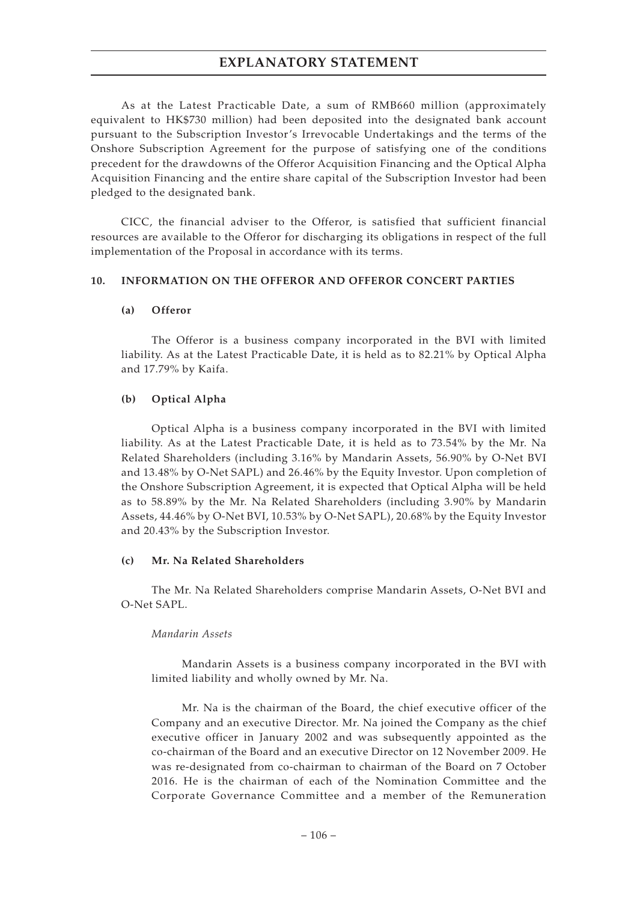As at the Latest Practicable Date, a sum of RMB660 million (approximately equivalent to HK$730 million) had been deposited into the designated bank account pursuant to the Subscription Investor's Irrevocable Undertakings and the terms of the Onshore Subscription Agreement for the purpose of satisfying one of the conditions precedent for the drawdowns of the Offeror Acquisition Financing and the Optical Alpha Acquisition Financing and the entire share capital of the Subscription Investor had been pledged to the designated bank.

CICC, the financial adviser to the Offeror, is satisfied that sufficient financial resources are available to the Offeror for discharging its obligations in respect of the full implementation of the Proposal in accordance with its terms.

## 10. INFORMATION ON THE OFFEROR AND OFFEROR CONCERT PARTIES

### (a) Offeror

The Offeror is a business company incorporated in the BVI with limited liability. As at the Latest Practicable Date, it is held as to 82.21% by Optical Alpha and 17.79% by Kaifa.

### (b) Optical Alpha

Optical Alpha is a business company incorporated in the BVI with limited liability. As at the Latest Practicable Date, it is held as to 73.54% by the Mr. Na Related Shareholders (including 3.16% by Mandarin Assets, 56.90% by O-Net BVI and 13.48% by O-Net SAPL) and 26.46% by the Equity Investor. Upon completion of the Onshore Subscription Agreement, it is expected that Optical Alpha will be held as to 58.89% by the Mr. Na Related Shareholders (including 3.90% by Mandarin Assets, 44.46% by O-Net BVI, 10.53% by O-Net SAPL), 20.68% by the Equity Investor and 20.43% by the Subscription Investor.

### (c) Mr. Na Related Shareholders

The Mr. Na Related Shareholders comprise Mandarin Assets, O-Net BVI and O-Net SAPL.

*Mandarin Assets*

Mandarin Assets is a business company incorporated in the BVI with limited liability and wholly owned by Mr. Na.

Mr. Na is the chairman of the Board, the chief executive officer of the Company and an executive Director. Mr. Na joined the Company as the chief executive officer in January 2002 and was subsequently appointed as the co-chairman of the Board and an executive Director on 12 November 2009. He was re-designated from co-chairman to chairman of the Board on 7 October 2016. He is the chairman of each of the Nomination Committee and the Corporate Governance Committee and a member of the Remuneration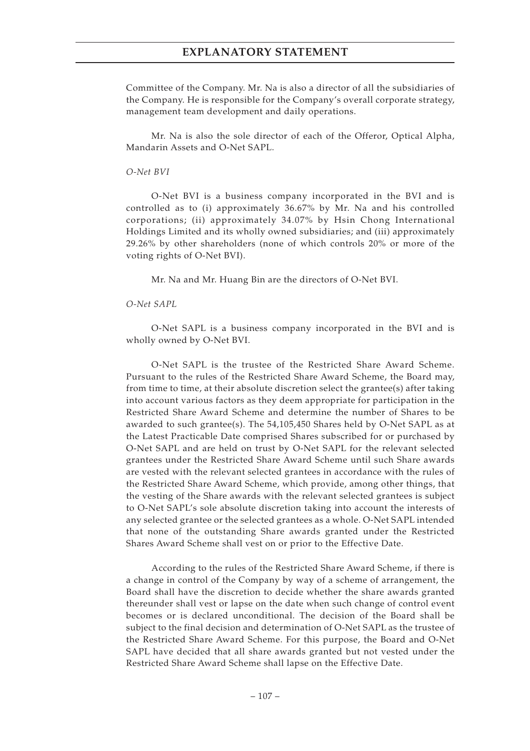Committee of the Company. Mr. Na is also a director of all the subsidiaries of the Company. He is responsible for the Company's overall corporate strategy, management team development and daily operations.

Mr. Na is also the sole director of each of the Offeror, Optical Alpha, Mandarin Assets and O-Net SAPL.

*O-Net BVI*

O-Net BVI is a business company incorporated in the BVI and is controlled as to (i) approximately 36.67% by Mr. Na and his controlled corporations; (ii) approximately 34.07% by Hsin Chong International Holdings Limited and its wholly owned subsidiaries; and (iii) approximately 29.26% by other shareholders (none of which controls 20% or more of the voting rights of O-Net BVI).

Mr. Na and Mr. Huang Bin are the directors of O-Net BVI.

*O-Net SAPL*

O-Net SAPL is a business company incorporated in the BVI and is wholly owned by O-Net BVI.

O-Net SAPL is the trustee of the Restricted Share Award Scheme. Pursuant to the rules of the Restricted Share Award Scheme, the Board may, from time to time, at their absolute discretion select the grantee(s) after taking into account various factors as they deem appropriate for participation in the Restricted Share Award Scheme and determine the number of Shares to be awarded to such grantee(s). The 54,105,450 Shares held by O-Net SAPL as at the Latest Practicable Date comprised Shares subscribed for or purchased by O-Net SAPL and are held on trust by O-Net SAPL for the relevant selected grantees under the Restricted Share Award Scheme until such Share awards are vested with the relevant selected grantees in accordance with the rules of the Restricted Share Award Scheme, which provide, among other things, that the vesting of the Share awards with the relevant selected grantees is subject to O-Net SAPL's sole absolute discretion taking into account the interests of any selected grantee or the selected grantees as a whole. O-Net SAPL intended that none of the outstanding Share awards granted under the Restricted Shares Award Scheme shall vest on or prior to the Effective Date.

According to the rules of the Restricted Share Award Scheme, if there is a change in control of the Company by way of a scheme of arrangement, the Board shall have the discretion to decide whether the share awards granted thereunder shall vest or lapse on the date when such change of control event becomes or is declared unconditional. The decision of the Board shall be subject to the final decision and determination of O-Net SAPL as the trustee of the Restricted Share Award Scheme. For this purpose, the Board and O-Net SAPL have decided that all share awards granted but not vested under the Restricted Share Award Scheme shall lapse on the Effective Date.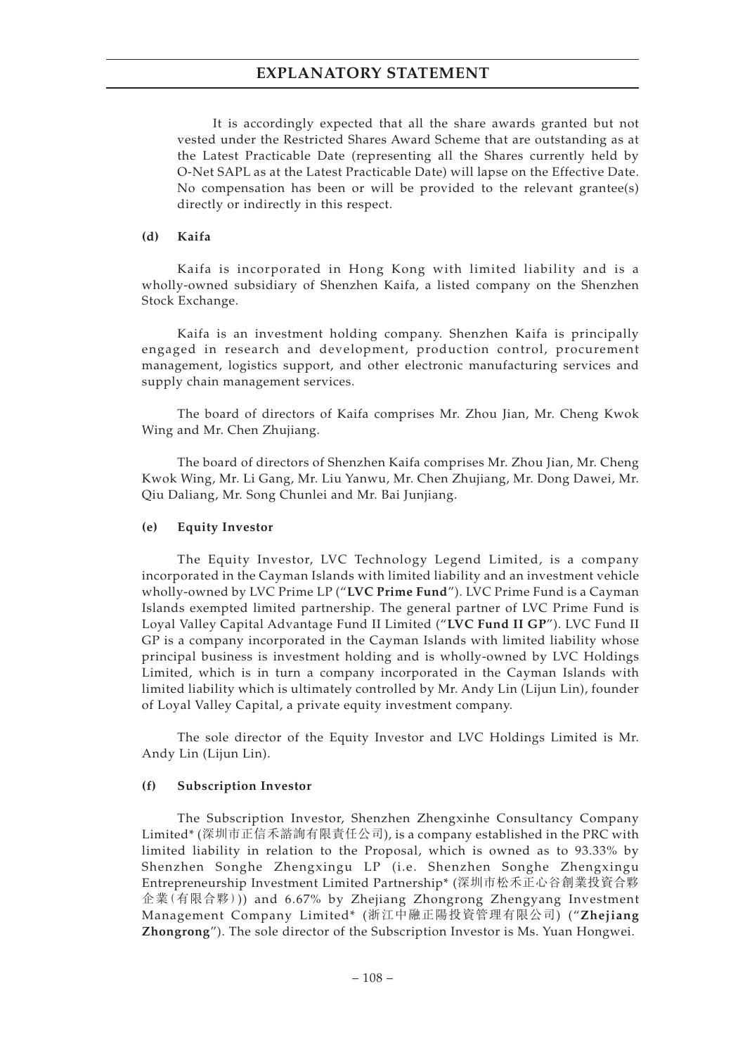It is accordingly expected that all the share awards granted but not vested under the Restricted Shares Award Scheme that are outstanding as at the Latest Practicable Date (representing all the Shares currently held by O-Net SAPL as at the Latest Practicable Date) will lapse on the Effective Date. No compensation has been or will be provided to the relevant grantee(s) directly or indirectly in this respect.

**(d) Kaifa**

Kaifa is incorporated in Hong Kong with limited liability and is a wholly-owned subsidiary of Shenzhen Kaifa, a listed company on the Shenzhen Stock Exchange.

Kaifa is an investment holding company. Shenzhen Kaifa is principally engaged in research and development, production control, procurement management, logistics support, and other electronic manufacturing services and supply chain management services.

The board of directors of Kaifa comprises Mr. Zhou Jian, Mr. Cheng Kwok Wing and Mr. Chen Zhujiang.

The board of directors of Shenzhen Kaifa comprises Mr. Zhou Jian, Mr. Cheng Kwok Wing, Mr. Li Gang, Mr. Liu Yanwu, Mr. Chen Zhujiang, Mr. Dong Dawei, Mr. Qiu Daliang, Mr. Song Chunlei and Mr. Bai Junjiang.

**(e) Equity Investor**

The Equity Investor, LVC Technology Legend Limited, is a company incorporated in the Cayman Islands with limited liability and an investment vehicle wholly-owned by LVC Prime LP ("**LVC Prime Fund**"). LVC Prime Fund is a Cayman Islands exempted limited partnership. The general partner of LVC Prime Fund is Loyal Valley Capital Advantage Fund II Limited ("**LVC Fund II GP**"). LVC Fund II GP is a company incorporated in the Cayman Islands with limited liability whose principal business is investment holding and is wholly-owned by LVC Holdings Limited, which is in turn a company incorporated in the Cayman Islands with limited liability which is ultimately controlled by Mr. Andy Lin (Lijun Lin), founder of Loyal Valley Capital, a private equity investment company.

The sole director of the Equity Investor and LVC Holdings Limited is Mr. Andy Lin (Lijun Lin).

**(f) Subscription Investor**

The Subscription Investor, Shenzhen Zhengxinhe Consultancy Company Limited* (深圳市正信禾諮詢有限責任公司), is a company established in the PRC with limited liability in relation to the Proposal, which is owned as to 93.33% by Shenzhen Songhe Zhengxingu LP (i.e. Shenzhen Songhe Zhengxingu Entrepreneurship Investment Limited Partnership* (深圳市松禾正心谷創業投資合夥企業(有限合夥))) and 6.67% by Zhejiang Zhongrong Zhengyang Investment Management Company Limited* (浙江中融正陽投資管理有限公司) ("**Zhejiang Zhongrong**"). The sole director of the Subscription Investor is Ms. Yuan Hongwei.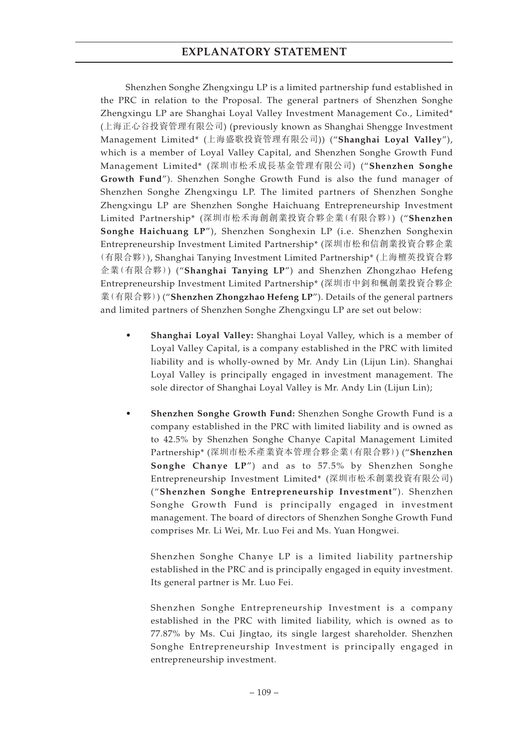Shenzhen Songhe Zhengxingu LP is a limited partnership fund established in the PRC in relation to the Proposal. The general partners of Shenzhen Songhe Zhengxingu LP are Shanghai Loyal Valley Investment Management Co., Limited* (上海正心谷投資管理有限公司) (previously known as Shanghai Shengge Investment Management Limited* (上海盛歌投資管理有限公司)) ("**Shanghai Loyal Valley**"), which is a member of Loyal Valley Capital, and Shenzhen Songhe Growth Fund Management Limited* (深圳市松禾成長基金管理有限公司) ("**Shenzhen Songhe Growth Fund**"). Shenzhen Songhe Growth Fund is also the fund manager of Shenzhen Songhe Zhengxingu LP. The limited partners of Shenzhen Songhe Zhengxingu LP are Shenzhen Songhe Haichuang Entrepreneurship Investment Limited Partnership* (深圳市松禾海創創業投資合夥企業(有限合夥)) ("**Shenzhen Songhe Haichuang LP**"), Shenzhen Songhexin LP (i.e. Shenzhen Songhexin Entrepreneurship Investment Limited Partnership* (深圳市松和信創業投資合夥企業(有限合夥)), Shanghai Tanying Investment Limited Partnership* (上海檀英投資合夥企業(有限合夥)) ("**Shanghai Tanying LP**") and Shenzhen Zhongzhao Hefeng Entrepreneurship Investment Limited Partnership* (深圳市中釗和楓創業投資合夥企業(有限合夥)) ("**Shenzhen Zhongzhao Hefeng LP**"). Details of the general partners and limited partners of Shenzhen Songhe Zhengxingu LP are set out below:

- **Shanghai Loyal Valley:** Shanghai Loyal Valley, which is a member of Loyal Valley Capital, is a company established in the PRC with limited liability and is wholly-owned by Mr. Andy Lin (Lijun Lin). Shanghai Loyal Valley is principally engaged in investment management. The sole director of Shanghai Loyal Valley is Mr. Andy Lin (Lijun Lin);

- **Shenzhen Songhe Growth Fund:** Shenzhen Songhe Growth Fund is a company established in the PRC with limited liability and is owned as to 42.5% by Shenzhen Songhe Chanye Capital Management Limited Partnership* (深圳市松禾產業資本管理合夥企業(有限合夥)) ("**Shenzhen Songhe Chanye LP**") and as to 57.5% by Shenzhen Songhe Entrepreneurship Investment Limited* (深圳市松禾創業投資有限公司) ("**Shenzhen Songhe Entrepreneurship Investment**"). Shenzhen Songhe Growth Fund is principally engaged in investment management. The board of directors of Shenzhen Songhe Growth Fund comprises Mr. Li Wei, Mr. Luo Fei and Ms. Yuan Hongwei.

  Shenzhen Songhe Chanye LP is a limited liability partnership established in the PRC and is principally engaged in equity investment. Its general partner is Mr. Luo Fei.

  Shenzhen Songhe Entrepreneurship Investment is a company established in the PRC with limited liability, which is owned as to 77.87% by Ms. Cui Jingtao, its single largest shareholder. Shenzhen Songhe Entrepreneurship Investment is principally engaged in entrepreneurship investment.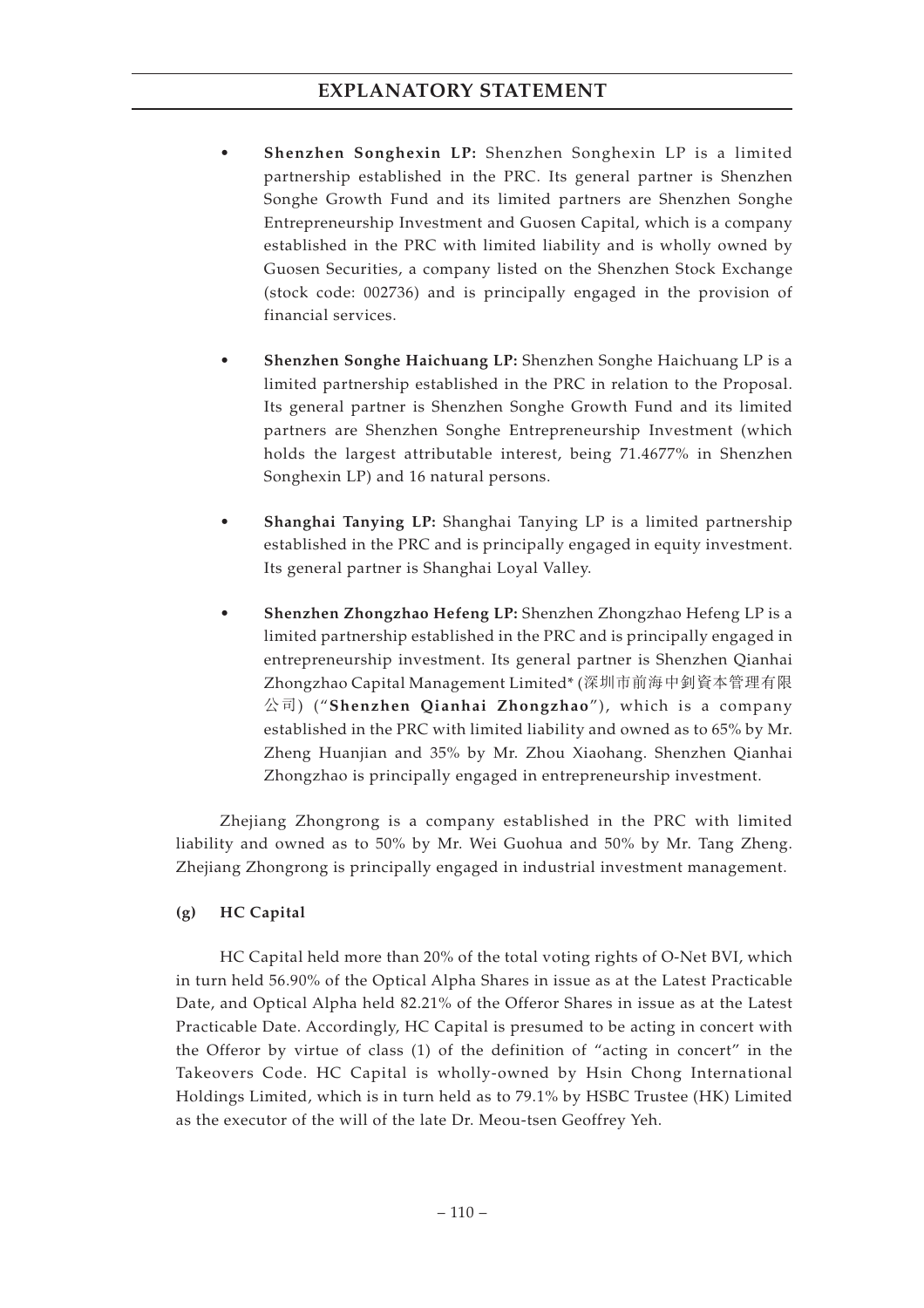- **Shenzhen Songhexin LP:** Shenzhen Songhexin LP is a limited partnership established in the PRC. Its general partner is Shenzhen Songhe Growth Fund and its limited partners are Shenzhen Songhe Entrepreneurship Investment and Guosen Capital, which is a company established in the PRC with limited liability and is wholly owned by Guosen Securities, a company listed on the Shenzhen Stock Exchange (stock code: 002736) and is principally engaged in the provision of financial services.

- **Shenzhen Songhe Haichuang LP:** Shenzhen Songhe Haichuang LP is a limited partnership established in the PRC in relation to the Proposal. Its general partner is Shenzhen Songhe Growth Fund and its limited partners are Shenzhen Songhe Entrepreneurship Investment (which holds the largest attributable interest, being 71.4677% in Shenzhen Songhexin LP) and 16 natural persons.

- **Shanghai Tanying LP:** Shanghai Tanying LP is a limited partnership established in the PRC and is principally engaged in equity investment. Its general partner is Shanghai Loyal Valley.

- **Shenzhen Zhongzhao Hefeng LP:** Shenzhen Zhongzhao Hefeng LP is a limited partnership established in the PRC and is principally engaged in entrepreneurship investment. Its general partner is Shenzhen Qianhai Zhongzhao Capital Management Limited* (深圳市前海中釗資本管理有限公司) ("**Shenzhen Qianhai Zhongzhao**"), which is a company established in the PRC with limited liability and owned as to 65% by Mr. Zheng Huanjian and 35% by Mr. Zhou Xiaohang. Shenzhen Qianhai Zhongzhao is principally engaged in entrepreneurship investment.

Zhejiang Zhongrong is a company established in the PRC with limited liability and owned as to 50% by Mr. Wei Guohua and 50% by Mr. Tang Zheng. Zhejiang Zhongrong is principally engaged in industrial investment management.

**(g) HC Capital**

HC Capital held more than 20% of the total voting rights of O-Net BVI, which in turn held 56.90% of the Optical Alpha Shares in issue as at the Latest Practicable Date, and Optical Alpha held 82.21% of the Offeror Shares in issue as at the Latest Practicable Date. Accordingly, HC Capital is presumed to be acting in concert with the Offeror by virtue of class (1) of the definition of "acting in concert" in the Takeovers Code. HC Capital is wholly-owned by Hsin Chong International Holdings Limited, which is in turn held as to 79.1% by HSBC Trustee (HK) Limited as the executor of the will of the late Dr. Meou-tsen Geoffrey Yeh.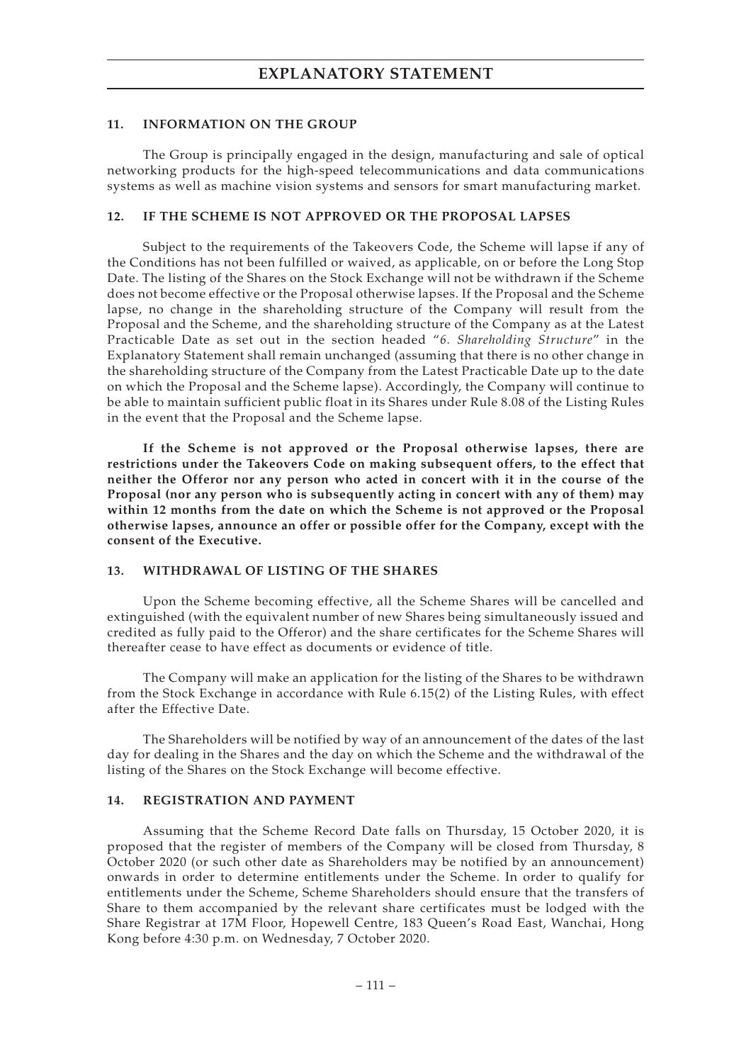## 11. INFORMATION ON THE GROUP

The Group is principally engaged in the design, manufacturing and sale of optical networking products for the high-speed telecommunications and data communications systems as well as machine vision systems and sensors for smart manufacturing market.

## 12. IF THE SCHEME IS NOT APPROVED OR THE PROPOSAL LAPSES

Subject to the requirements of the Takeovers Code, the Scheme will lapse if any of the Conditions has not been fulfilled or waived, as applicable, on or before the Long Stop Date. The listing of the Shares on the Stock Exchange will not be withdrawn if the Scheme does not become effective or the Proposal otherwise lapses. If the Proposal and the Scheme lapse, no change in the shareholding structure of the Company will result from the Proposal and the Scheme, and the shareholding structure of the Company as at the Latest Practicable Date as set out in the section headed "*6. Shareholding Structure*" in the Explanatory Statement shall remain unchanged (assuming that there is no other change in the shareholding structure of the Company from the Latest Practicable Date up to the date on which the Proposal and the Scheme lapse). Accordingly, the Company will continue to be able to maintain sufficient public float in its Shares under Rule 8.08 of the Listing Rules in the event that the Proposal and the Scheme lapse.

**If the Scheme is not approved or the Proposal otherwise lapses, there are restrictions under the Takeovers Code on making subsequent offers, to the effect that neither the Offeror nor any person who acted in concert with it in the course of the Proposal (nor any person who is subsequently acting in concert with any of them) may within 12 months from the date on which the Scheme is not approved or the Proposal otherwise lapses, announce an offer or possible offer for the Company, except with the consent of the Executive.**

## 13. WITHDRAWAL OF LISTING OF THE SHARES

Upon the Scheme becoming effective, all the Scheme Shares will be cancelled and extinguished (with the equivalent number of new Shares being simultaneously issued and credited as fully paid to the Offeror) and the share certificates for the Scheme Shares will thereafter cease to have effect as documents or evidence of title.

The Company will make an application for the listing of the Shares to be withdrawn from the Stock Exchange in accordance with Rule 6.15(2) of the Listing Rules, with effect after the Effective Date.

The Shareholders will be notified by way of an announcement of the dates of the last day for dealing in the Shares and the day on which the Scheme and the withdrawal of the listing of the Shares on the Stock Exchange will become effective.

## 14. REGISTRATION AND PAYMENT

Assuming that the Scheme Record Date falls on Thursday, 15 October 2020, it is proposed that the register of members of the Company will be closed from Thursday, 8 October 2020 (or such other date as Shareholders may be notified by an announcement) onwards in order to determine entitlements under the Scheme. In order to qualify for entitlements under the Scheme, Scheme Shareholders should ensure that the transfers of Share to them accompanied by the relevant share certificates must be lodged with the Share Registrar at 17M Floor, Hopewell Centre, 183 Queen's Road East, Wanchai, Hong Kong before 4:30 p.m. on Wednesday, 7 October 2020.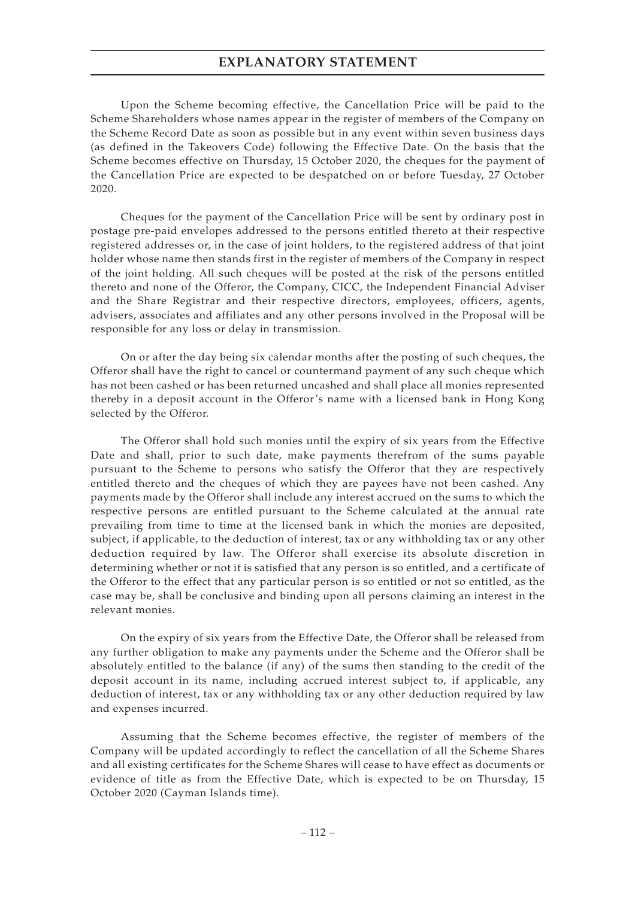Upon the Scheme becoming effective, the Cancellation Price will be paid to the Scheme Shareholders whose names appear in the register of members of the Company on the Scheme Record Date as soon as possible but in any event within seven business days (as defined in the Takeovers Code) following the Effective Date. On the basis that the Scheme becomes effective on Thursday, 15 October 2020, the cheques for the payment of the Cancellation Price are expected to be despatched on or before Tuesday, 27 October 2020.

Cheques for the payment of the Cancellation Price will be sent by ordinary post in postage pre-paid envelopes addressed to the persons entitled thereto at their respective registered addresses or, in the case of joint holders, to the registered address of that joint holder whose name then stands first in the register of members of the Company in respect of the joint holding. All such cheques will be posted at the risk of the persons entitled thereto and none of the Offeror, the Company, CICC, the Independent Financial Adviser and the Share Registrar and their respective directors, employees, officers, agents, advisers, associates and affiliates and any other persons involved in the Proposal will be responsible for any loss or delay in transmission.

On or after the day being six calendar months after the posting of such cheques, the Offeror shall have the right to cancel or countermand payment of any such cheque which has not been cashed or has been returned uncashed and shall place all monies represented thereby in a deposit account in the Offeror's name with a licensed bank in Hong Kong selected by the Offeror.

The Offeror shall hold such monies until the expiry of six years from the Effective Date and shall, prior to such date, make payments therefrom of the sums payable pursuant to the Scheme to persons who satisfy the Offeror that they are respectively entitled thereto and the cheques of which they are payees have not been cashed. Any payments made by the Offeror shall include any interest accrued on the sums to which the respective persons are entitled pursuant to the Scheme calculated at the annual rate prevailing from time to time at the licensed bank in which the monies are deposited, subject, if applicable, to the deduction of interest, tax or any withholding tax or any other deduction required by law. The Offeror shall exercise its absolute discretion in determining whether or not it is satisfied that any person is so entitled, and a certificate of the Offeror to the effect that any particular person is so entitled or not so entitled, as the case may be, shall be conclusive and binding upon all persons claiming an interest in the relevant monies.

On the expiry of six years from the Effective Date, the Offeror shall be released from any further obligation to make any payments under the Scheme and the Offeror shall be absolutely entitled to the balance (if any) of the sums then standing to the credit of the deposit account in its name, including accrued interest subject to, if applicable, any deduction of interest, tax or any withholding tax or any other deduction required by law and expenses incurred.

Assuming that the Scheme becomes effective, the register of members of the Company will be updated accordingly to reflect the cancellation of all the Scheme Shares and all existing certificates for the Scheme Shares will cease to have effect as documents or evidence of title as from the Effective Date, which is expected to be on Thursday, 15 October 2020 (Cayman Islands time).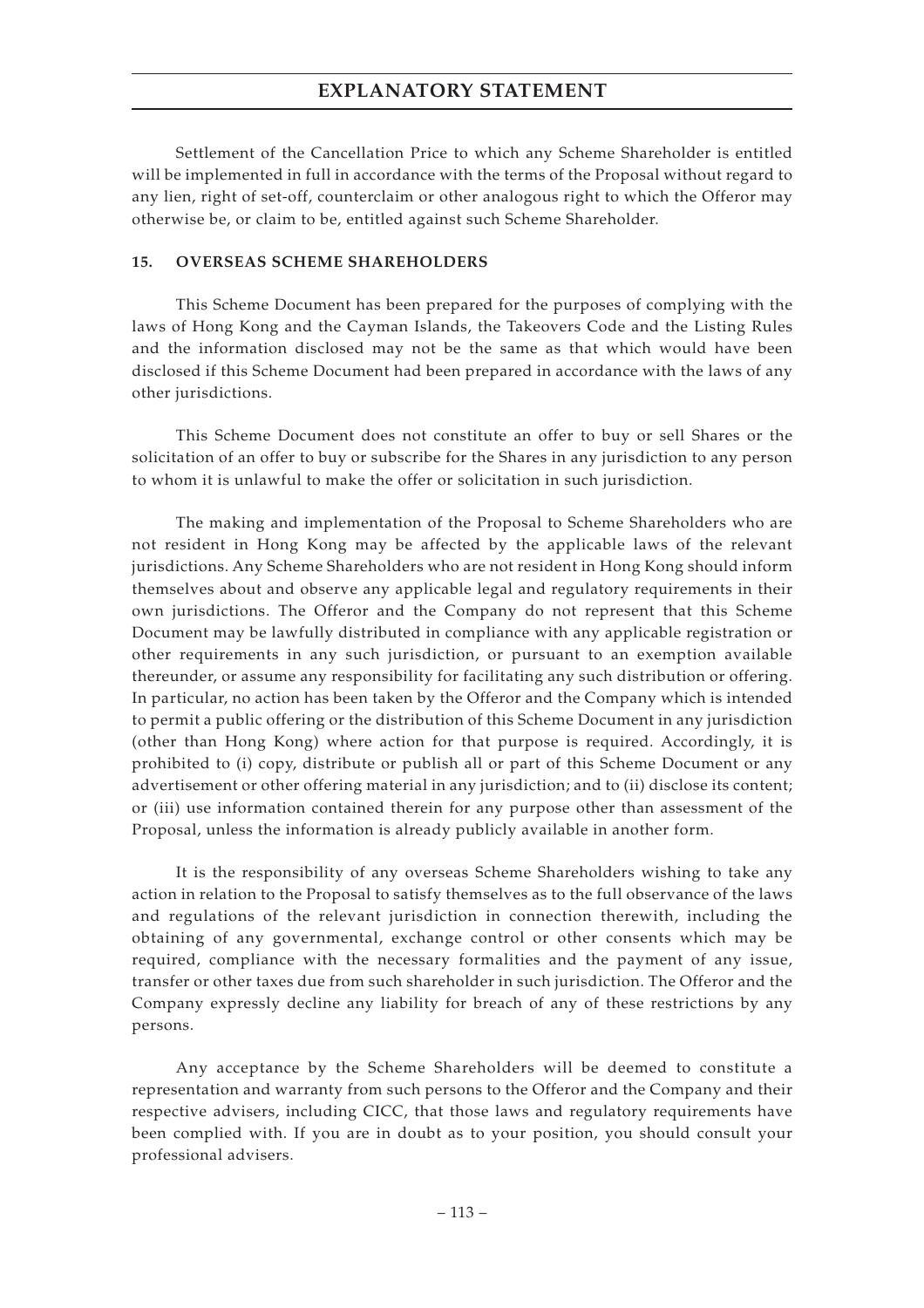Settlement of the Cancellation Price to which any Scheme Shareholder is entitled will be implemented in full in accordance with the terms of the Proposal without regard to any lien, right of set-off, counterclaim or other analogous right to which the Offeror may otherwise be, or claim to be, entitled against such Scheme Shareholder.

## 15. OVERSEAS SCHEME SHAREHOLDERS

This Scheme Document has been prepared for the purposes of complying with the laws of Hong Kong and the Cayman Islands, the Takeovers Code and the Listing Rules and the information disclosed may not be the same as that which would have been disclosed if this Scheme Document had been prepared in accordance with the laws of any other jurisdictions.

This Scheme Document does not constitute an offer to buy or sell Shares or the solicitation of an offer to buy or subscribe for the Shares in any jurisdiction to any person to whom it is unlawful to make the offer or solicitation in such jurisdiction.

The making and implementation of the Proposal to Scheme Shareholders who are not resident in Hong Kong may be affected by the applicable laws of the relevant jurisdictions. Any Scheme Shareholders who are not resident in Hong Kong should inform themselves about and observe any applicable legal and regulatory requirements in their own jurisdictions. The Offeror and the Company do not represent that this Scheme Document may be lawfully distributed in compliance with any applicable registration or other requirements in any such jurisdiction, or pursuant to an exemption available thereunder, or assume any responsibility for facilitating any such distribution or offering. In particular, no action has been taken by the Offeror and the Company which is intended to permit a public offering or the distribution of this Scheme Document in any jurisdiction (other than Hong Kong) where action for that purpose is required. Accordingly, it is prohibited to (i) copy, distribute or publish all or part of this Scheme Document or any advertisement or other offering material in any jurisdiction; and to (ii) disclose its content; or (iii) use information contained therein for any purpose other than assessment of the Proposal, unless the information is already publicly available in another form.

It is the responsibility of any overseas Scheme Shareholders wishing to take any action in relation to the Proposal to satisfy themselves as to the full observance of the laws and regulations of the relevant jurisdiction in connection therewith, including the obtaining of any governmental, exchange control or other consents which may be required, compliance with the necessary formalities and the payment of any issue, transfer or other taxes due from such shareholder in such jurisdiction. The Offeror and the Company expressly decline any liability for breach of any of these restrictions by any persons.

Any acceptance by the Scheme Shareholders will be deemed to constitute a representation and warranty from such persons to the Offeror and the Company and their respective advisers, including CICC, that those laws and regulatory requirements have been complied with. If you are in doubt as to your position, you should consult your professional advisers.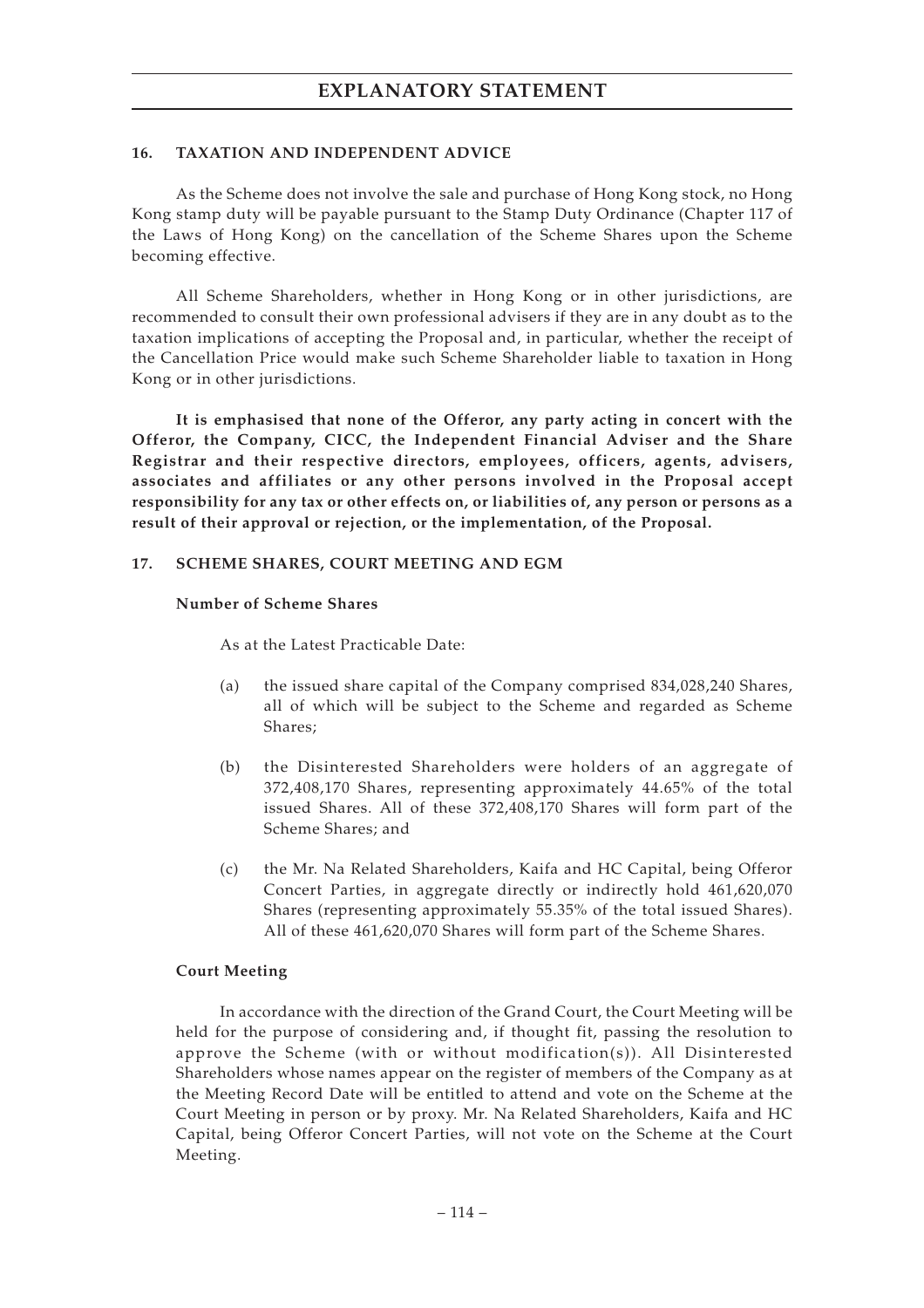## 16. TAXATION AND INDEPENDENT ADVICE

As the Scheme does not involve the sale and purchase of Hong Kong stock, no Hong Kong stamp duty will be payable pursuant to the Stamp Duty Ordinance (Chapter 117 of the Laws of Hong Kong) on the cancellation of the Scheme Shares upon the Scheme becoming effective.

All Scheme Shareholders, whether in Hong Kong or in other jurisdictions, are recommended to consult their own professional advisers if they are in any doubt as to the taxation implications of accepting the Proposal and, in particular, whether the receipt of the Cancellation Price would make such Scheme Shareholder liable to taxation in Hong Kong or in other jurisdictions.

**It is emphasised that none of the Offeror, any party acting in concert with the Offeror, the Company, CICC, the Independent Financial Adviser and the Share Registrar and their respective directors, employees, officers, agents, advisers, associates and affiliates or any other persons involved in the Proposal accept responsibility for any tax or other effects on, or liabilities of, any person or persons as a result of their approval or rejection, or the implementation, of the Proposal.**

## 17. SCHEME SHARES, COURT MEETING AND EGM

### Number of Scheme Shares

As at the Latest Practicable Date:

(a) the issued share capital of the Company comprised 834,028,240 Shares, all of which will be subject to the Scheme and regarded as Scheme Shares;

(b) the Disinterested Shareholders were holders of an aggregate of 372,408,170 Shares, representing approximately 44.65% of the total issued Shares. All of these 372,408,170 Shares will form part of the Scheme Shares; and

(c) the Mr. Na Related Shareholders, Kaifa and HC Capital, being Offeror Concert Parties, in aggregate directly or indirectly hold 461,620,070 Shares (representing approximately 55.35% of the total issued Shares). All of these 461,620,070 Shares will form part of the Scheme Shares.

### Court Meeting

In accordance with the direction of the Grand Court, the Court Meeting will be held for the purpose of considering and, if thought fit, passing the resolution to approve the Scheme (with or without modification(s)). All Disinterested Shareholders whose names appear on the register of members of the Company as at the Meeting Record Date will be entitled to attend and vote on the Scheme at the Court Meeting in person or by proxy. Mr. Na Related Shareholders, Kaifa and HC Capital, being Offeror Concert Parties, will not vote on the Scheme at the Court Meeting.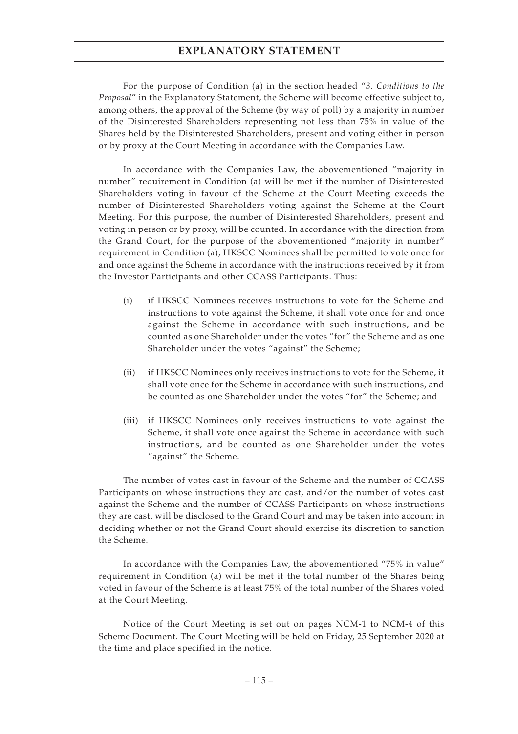For the purpose of Condition (a) in the section headed "*3. Conditions to the Proposal*" in the Explanatory Statement, the Scheme will become effective subject to, among others, the approval of the Scheme (by way of poll) by a majority in number of the Disinterested Shareholders representing not less than 75% in value of the Shares held by the Disinterested Shareholders, present and voting either in person or by proxy at the Court Meeting in accordance with the Companies Law.

In accordance with the Companies Law, the abovementioned "majority in number" requirement in Condition (a) will be met if the number of Disinterested Shareholders voting in favour of the Scheme at the Court Meeting exceeds the number of Disinterested Shareholders voting against the Scheme at the Court Meeting. For this purpose, the number of Disinterested Shareholders, present and voting in person or by proxy, will be counted. In accordance with the direction from the Grand Court, for the purpose of the abovementioned "majority in number" requirement in Condition (a), HKSCC Nominees shall be permitted to vote once for and once against the Scheme in accordance with the instructions received by it from the Investor Participants and other CCASS Participants. Thus:

(i) if HKSCC Nominees receives instructions to vote for the Scheme and instructions to vote against the Scheme, it shall vote once for and once against the Scheme in accordance with such instructions, and be counted as one Shareholder under the votes "for" the Scheme and as one Shareholder under the votes "against" the Scheme;

(ii) if HKSCC Nominees only receives instructions to vote for the Scheme, it shall vote once for the Scheme in accordance with such instructions, and be counted as one Shareholder under the votes "for" the Scheme; and

(iii) if HKSCC Nominees only receives instructions to vote against the Scheme, it shall vote once against the Scheme in accordance with such instructions, and be counted as one Shareholder under the votes "against" the Scheme.

The number of votes cast in favour of the Scheme and the number of CCASS Participants on whose instructions they are cast, and/or the number of votes cast against the Scheme and the number of CCASS Participants on whose instructions they are cast, will be disclosed to the Grand Court and may be taken into account in deciding whether or not the Grand Court should exercise its discretion to sanction the Scheme.

In accordance with the Companies Law, the abovementioned "75% in value" requirement in Condition (a) will be met if the total number of the Shares being voted in favour of the Scheme is at least 75% of the total number of the Shares voted at the Court Meeting.

Notice of the Court Meeting is set out on pages NCM-1 to NCM-4 of this Scheme Document. The Court Meeting will be held on Friday, 25 September 2020 at the time and place specified in the notice.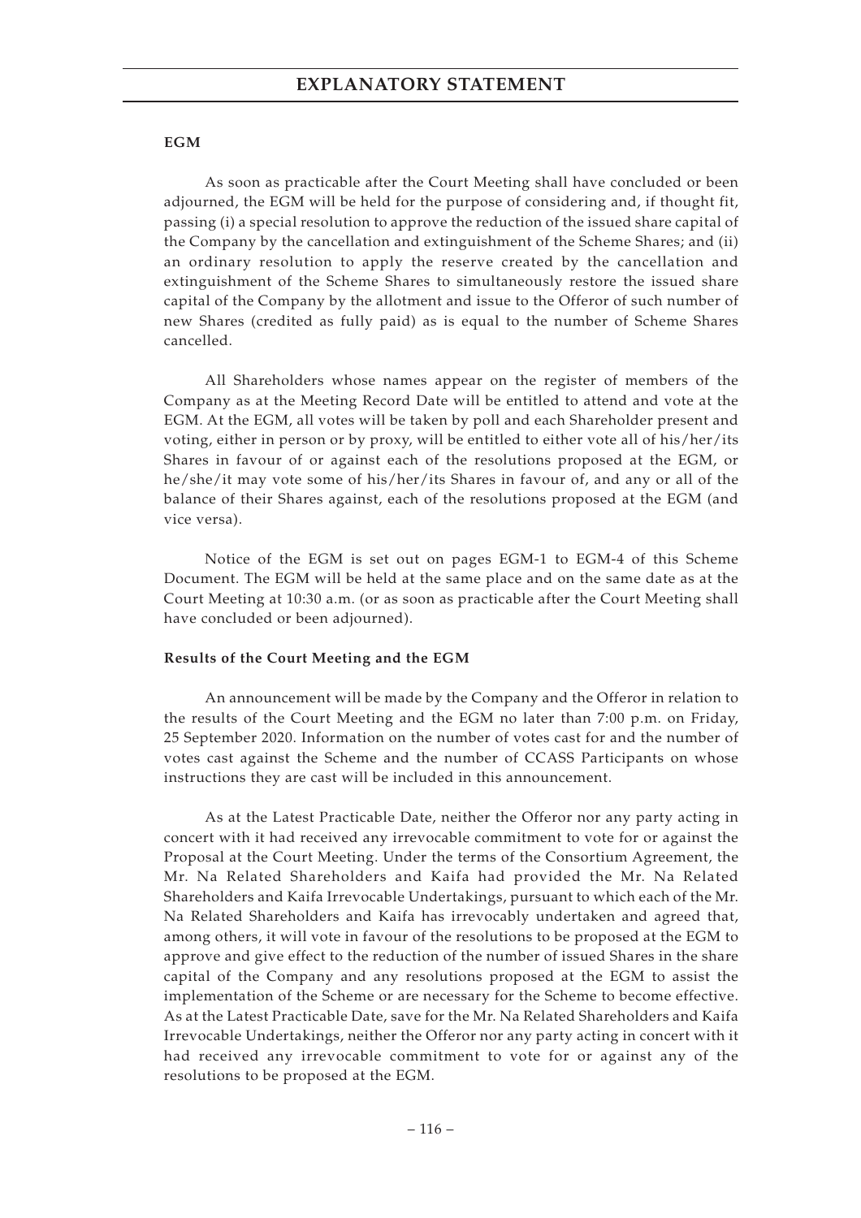**EGM**

As soon as practicable after the Court Meeting shall have concluded or been adjourned, the EGM will be held for the purpose of considering and, if thought fit, passing (i) a special resolution to approve the reduction of the issued share capital of the Company by the cancellation and extinguishment of the Scheme Shares; and (ii) an ordinary resolution to apply the reserve created by the cancellation and extinguishment of the Scheme Shares to simultaneously restore the issued share capital of the Company by the allotment and issue to the Offeror of such number of new Shares (credited as fully paid) as is equal to the number of Scheme Shares cancelled.

All Shareholders whose names appear on the register of members of the Company as at the Meeting Record Date will be entitled to attend and vote at the EGM. At the EGM, all votes will be taken by poll and each Shareholder present and voting, either in person or by proxy, will be entitled to either vote all of his/her/its Shares in favour of or against each of the resolutions proposed at the EGM, or he/she/it may vote some of his/her/its Shares in favour of, and any or all of the balance of their Shares against, each of the resolutions proposed at the EGM (and vice versa).

Notice of the EGM is set out on pages EGM-1 to EGM-4 of this Scheme Document. The EGM will be held at the same place and on the same date as at the Court Meeting at 10:30 a.m. (or as soon as practicable after the Court Meeting shall have concluded or been adjourned).

**Results of the Court Meeting and the EGM**

An announcement will be made by the Company and the Offeror in relation to the results of the Court Meeting and the EGM no later than 7:00 p.m. on Friday, 25 September 2020. Information on the number of votes cast for and the number of votes cast against the Scheme and the number of CCASS Participants on whose instructions they are cast will be included in this announcement.

As at the Latest Practicable Date, neither the Offeror nor any party acting in concert with it had received any irrevocable commitment to vote for or against the Proposal at the Court Meeting. Under the terms of the Consortium Agreement, the Mr. Na Related Shareholders and Kaifa had provided the Mr. Na Related Shareholders and Kaifa Irrevocable Undertakings, pursuant to which each of the Mr. Na Related Shareholders and Kaifa has irrevocably undertaken and agreed that, among others, it will vote in favour of the resolutions to be proposed at the EGM to approve and give effect to the reduction of the number of issued Shares in the share capital of the Company and any resolutions proposed at the EGM to assist the implementation of the Scheme or are necessary for the Scheme to become effective. As at the Latest Practicable Date, save for the Mr. Na Related Shareholders and Kaifa Irrevocable Undertakings, neither the Offeror nor any party acting in concert with it had received any irrevocable commitment to vote for or against any of the resolutions to be proposed at the EGM.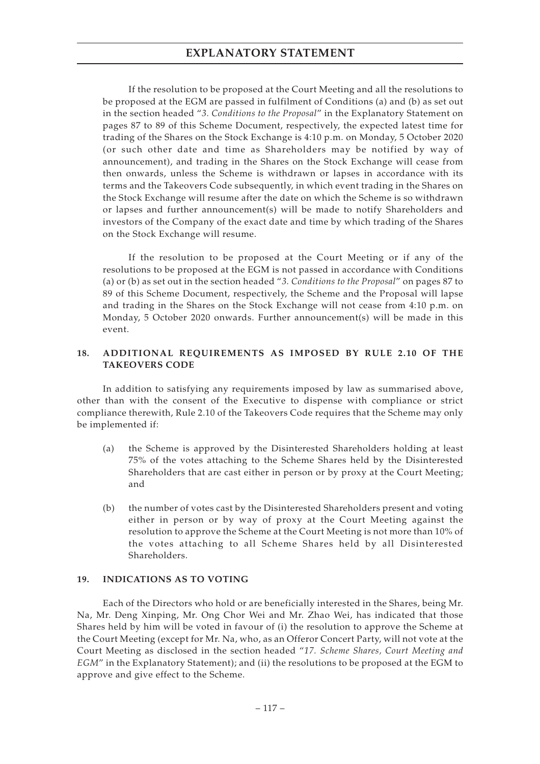If the resolution to be proposed at the Court Meeting and all the resolutions to be proposed at the EGM are passed in fulfilment of Conditions (a) and (b) as set out in the section headed "*3. Conditions to the Proposal*" in the Explanatory Statement on pages 87 to 89 of this Scheme Document, respectively, the expected latest time for trading of the Shares on the Stock Exchange is 4:10 p.m. on Monday, 5 October 2020 (or such other date and time as Shareholders may be notified by way of announcement), and trading in the Shares on the Stock Exchange will cease from then onwards, unless the Scheme is withdrawn or lapses in accordance with its terms and the Takeovers Code subsequently, in which event trading in the Shares on the Stock Exchange will resume after the date on which the Scheme is so withdrawn or lapses and further announcement(s) will be made to notify Shareholders and investors of the Company of the exact date and time by which trading of the Shares on the Stock Exchange will resume.

If the resolution to be proposed at the Court Meeting or if any of the resolutions to be proposed at the EGM is not passed in accordance with Conditions (a) or (b) as set out in the section headed "*3. Conditions to the Proposal*" on pages 87 to 89 of this Scheme Document, respectively, the Scheme and the Proposal will lapse and trading in the Shares on the Stock Exchange will not cease from 4:10 p.m. on Monday, 5 October 2020 onwards. Further announcement(s) will be made in this event.

## 18. ADDITIONAL REQUIREMENTS AS IMPOSED BY RULE 2.10 OF THE TAKEOVERS CODE

In addition to satisfying any requirements imposed by law as summarised above, other than with the consent of the Executive to dispense with compliance or strict compliance therewith, Rule 2.10 of the Takeovers Code requires that the Scheme may only be implemented if:

(a) the Scheme is approved by the Disinterested Shareholders holding at least 75% of the votes attaching to the Scheme Shares held by the Disinterested Shareholders that are cast either in person or by proxy at the Court Meeting; and

(b) the number of votes cast by the Disinterested Shareholders present and voting either in person or by way of proxy at the Court Meeting against the resolution to approve the Scheme at the Court Meeting is not more than 10% of the votes attaching to all Scheme Shares held by all Disinterested Shareholders.

## 19. INDICATIONS AS TO VOTING

Each of the Directors who hold or are beneficially interested in the Shares, being Mr. Na, Mr. Deng Xinping, Mr. Ong Chor Wei and Mr. Zhao Wei, has indicated that those Shares held by him will be voted in favour of (i) the resolution to approve the Scheme at the Court Meeting (except for Mr. Na, who, as an Offeror Concert Party, will not vote at the Court Meeting as disclosed in the section headed "*17. Scheme Shares, Court Meeting and EGM*" in the Explanatory Statement); and (ii) the resolutions to be proposed at the EGM to approve and give effect to the Scheme.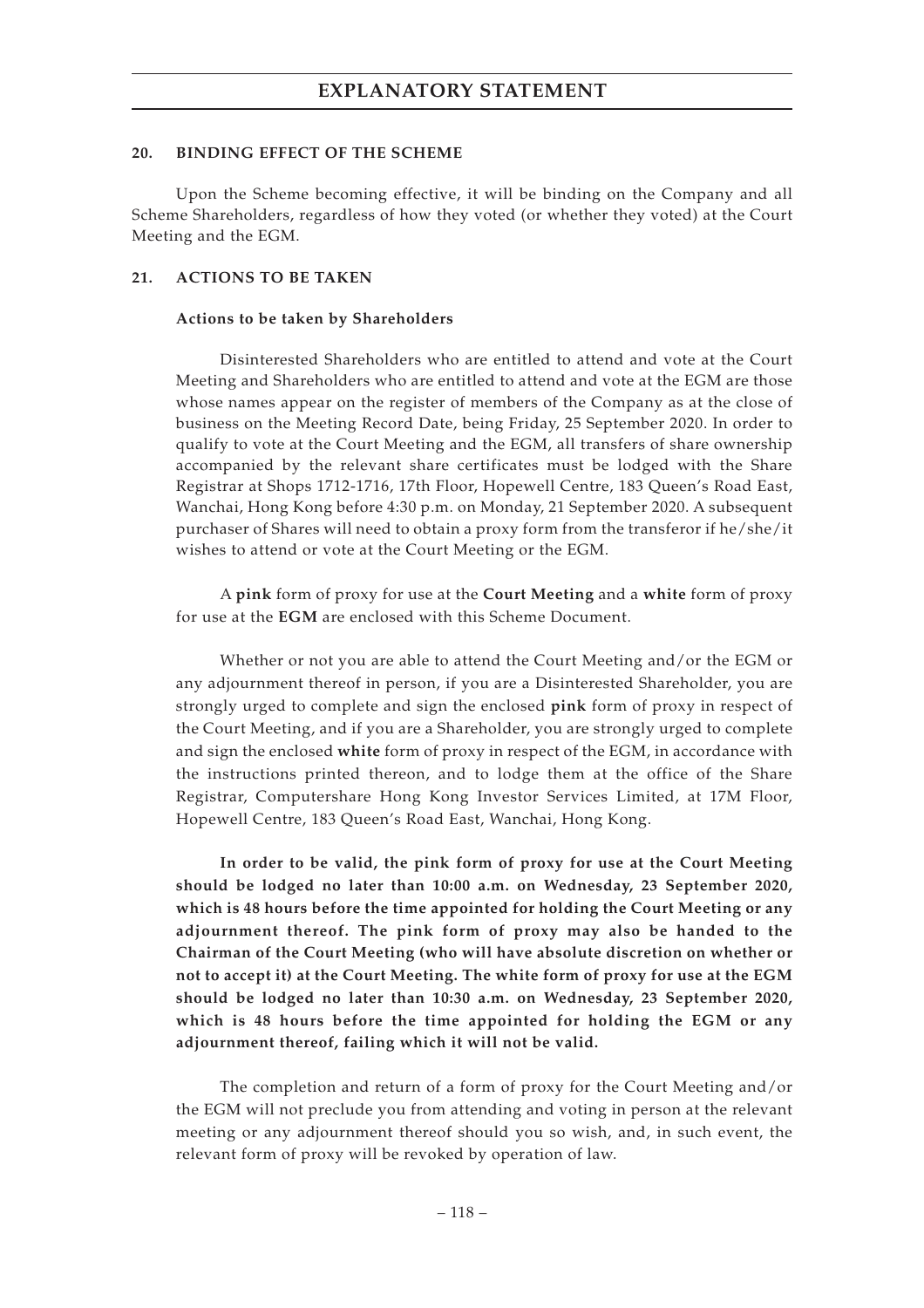### 20. BINDING EFFECT OF THE SCHEME

Upon the Scheme becoming effective, it will be binding on the Company and all Scheme Shareholders, regardless of how they voted (or whether they voted) at the Court Meeting and the EGM.

### 21. ACTIONS TO BE TAKEN

**Actions to be taken by Shareholders**

Disinterested Shareholders who are entitled to attend and vote at the Court Meeting and Shareholders who are entitled to attend and vote at the EGM are those whose names appear on the register of members of the Company as at the close of business on the Meeting Record Date, being Friday, 25 September 2020. In order to qualify to vote at the Court Meeting and the EGM, all transfers of share ownership accompanied by the relevant share certificates must be lodged with the Share Registrar at Shops 1712-1716, 17th Floor, Hopewell Centre, 183 Queen's Road East, Wanchai, Hong Kong before 4:30 p.m. on Monday, 21 September 2020. A subsequent purchaser of Shares will need to obtain a proxy form from the transferor if he/she/it wishes to attend or vote at the Court Meeting or the EGM.

A **pink** form of proxy for use at the **Court Meeting** and a **white** form of proxy for use at the **EGM** are enclosed with this Scheme Document.

Whether or not you are able to attend the Court Meeting and/or the EGM or any adjournment thereof in person, if you are a Disinterested Shareholder, you are strongly urged to complete and sign the enclosed **pink** form of proxy in respect of the Court Meeting, and if you are a Shareholder, you are strongly urged to complete and sign the enclosed **white** form of proxy in respect of the EGM, in accordance with the instructions printed thereon, and to lodge them at the office of the Share Registrar, Computershare Hong Kong Investor Services Limited, at 17M Floor, Hopewell Centre, 183 Queen's Road East, Wanchai, Hong Kong.

**In order to be valid, the pink form of proxy for use at the Court Meeting should be lodged no later than 10:00 a.m. on Wednesday, 23 September 2020, which is 48 hours before the time appointed for holding the Court Meeting or any adjournment thereof. The pink form of proxy may also be handed to the Chairman of the Court Meeting (who will have absolute discretion on whether or not to accept it) at the Court Meeting. The white form of proxy for use at the EGM should be lodged no later than 10:30 a.m. on Wednesday, 23 September 2020, which is 48 hours before the time appointed for holding the EGM or any adjournment thereof, failing which it will not be valid.**

The completion and return of a form of proxy for the Court Meeting and/or the EGM will not preclude you from attending and voting in person at the relevant meeting or any adjournment thereof should you so wish, and, in such event, the relevant form of proxy will be revoked by operation of law.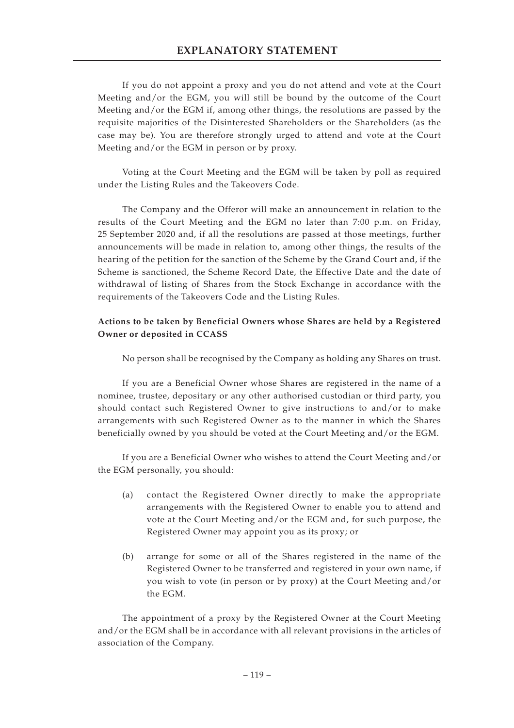If you do not appoint a proxy and you do not attend and vote at the Court Meeting and/or the EGM, you will still be bound by the outcome of the Court Meeting and/or the EGM if, among other things, the resolutions are passed by the requisite majorities of the Disinterested Shareholders or the Shareholders (as the case may be). You are therefore strongly urged to attend and vote at the Court Meeting and/or the EGM in person or by proxy.

Voting at the Court Meeting and the EGM will be taken by poll as required under the Listing Rules and the Takeovers Code.

The Company and the Offeror will make an announcement in relation to the results of the Court Meeting and the EGM no later than 7:00 p.m. on Friday, 25 September 2020 and, if all the resolutions are passed at those meetings, further announcements will be made in relation to, among other things, the results of the hearing of the petition for the sanction of the Scheme by the Grand Court and, if the Scheme is sanctioned, the Scheme Record Date, the Effective Date and the date of withdrawal of listing of Shares from the Stock Exchange in accordance with the requirements of the Takeovers Code and the Listing Rules.

**Actions to be taken by Beneficial Owners whose Shares are held by a Registered Owner or deposited in CCASS**

No person shall be recognised by the Company as holding any Shares on trust.

If you are a Beneficial Owner whose Shares are registered in the name of a nominee, trustee, depositary or any other authorised custodian or third party, you should contact such Registered Owner to give instructions to and/or to make arrangements with such Registered Owner as to the manner in which the Shares beneficially owned by you should be voted at the Court Meeting and/or the EGM.

If you are a Beneficial Owner who wishes to attend the Court Meeting and/or the EGM personally, you should:

(a) contact the Registered Owner directly to make the appropriate arrangements with the Registered Owner to enable you to attend and vote at the Court Meeting and/or the EGM and, for such purpose, the Registered Owner may appoint you as its proxy; or

(b) arrange for some or all of the Shares registered in the name of the Registered Owner to be transferred and registered in your own name, if you wish to vote (in person or by proxy) at the Court Meeting and/or the EGM.

The appointment of a proxy by the Registered Owner at the Court Meeting and/or the EGM shall be in accordance with all relevant provisions in the articles of association of the Company.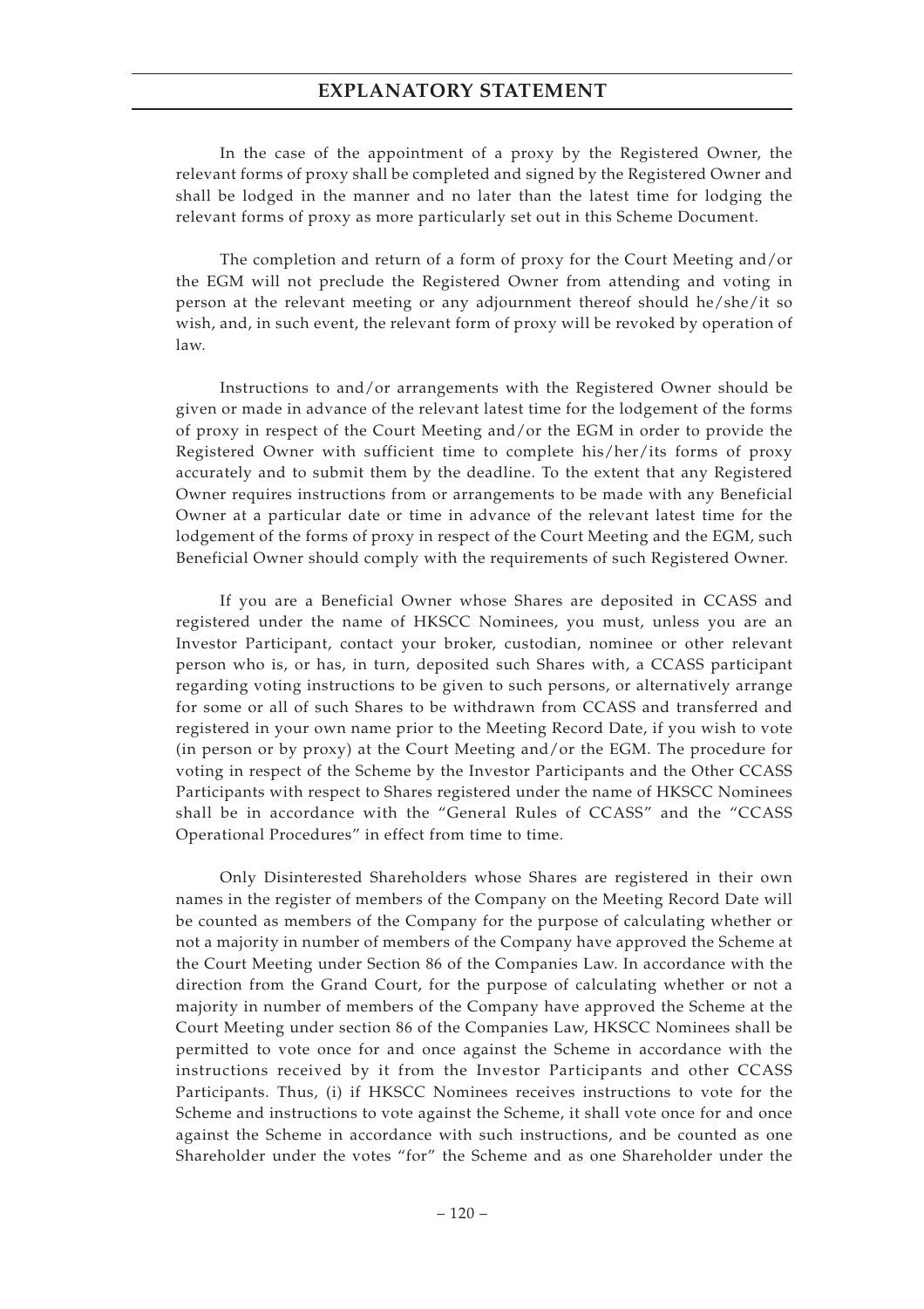In the case of the appointment of a proxy by the Registered Owner, the relevant forms of proxy shall be completed and signed by the Registered Owner and shall be lodged in the manner and no later than the latest time for lodging the relevant forms of proxy as more particularly set out in this Scheme Document.

The completion and return of a form of proxy for the Court Meeting and/or the EGM will not preclude the Registered Owner from attending and voting in person at the relevant meeting or any adjournment thereof should he/she/it so wish, and, in such event, the relevant form of proxy will be revoked by operation of law.

Instructions to and/or arrangements with the Registered Owner should be given or made in advance of the relevant latest time for the lodgement of the forms of proxy in respect of the Court Meeting and/or the EGM in order to provide the Registered Owner with sufficient time to complete his/her/its forms of proxy accurately and to submit them by the deadline. To the extent that any Registered Owner requires instructions from or arrangements to be made with any Beneficial Owner at a particular date or time in advance of the relevant latest time for the lodgement of the forms of proxy in respect of the Court Meeting and the EGM, such Beneficial Owner should comply with the requirements of such Registered Owner.

If you are a Beneficial Owner whose Shares are deposited in CCASS and registered under the name of HKSCC Nominees, you must, unless you are an Investor Participant, contact your broker, custodian, nominee or other relevant person who is, or has, in turn, deposited such Shares with, a CCASS participant regarding voting instructions to be given to such persons, or alternatively arrange for some or all of such Shares to be withdrawn from CCASS and transferred and registered in your own name prior to the Meeting Record Date, if you wish to vote (in person or by proxy) at the Court Meeting and/or the EGM. The procedure for voting in respect of the Scheme by the Investor Participants and the Other CCASS Participants with respect to Shares registered under the name of HKSCC Nominees shall be in accordance with the "General Rules of CCASS" and the "CCASS Operational Procedures" in effect from time to time.

Only Disinterested Shareholders whose Shares are registered in their own names in the register of members of the Company on the Meeting Record Date will be counted as members of the Company for the purpose of calculating whether or not a majority in number of members of the Company have approved the Scheme at the Court Meeting under Section 86 of the Companies Law. In accordance with the direction from the Grand Court, for the purpose of calculating whether or not a majority in number of members of the Company have approved the Scheme at the Court Meeting under section 86 of the Companies Law, HKSCC Nominees shall be permitted to vote once for and once against the Scheme in accordance with the instructions received by it from the Investor Participants and other CCASS Participants. Thus, (i) if HKSCC Nominees receives instructions to vote for the Scheme and instructions to vote against the Scheme, it shall vote once for and once against the Scheme in accordance with such instructions, and be counted as one Shareholder under the votes "for" the Scheme and as one Shareholder under the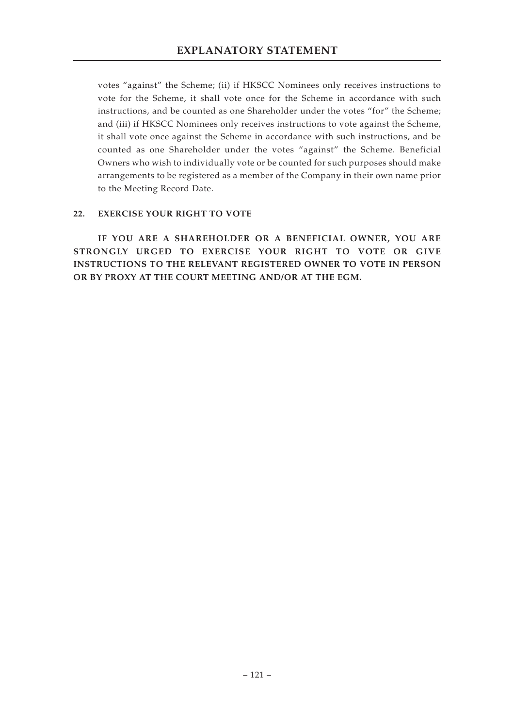votes "against" the Scheme; (ii) if HKSCC Nominees only receives instructions to vote for the Scheme, it shall vote once for the Scheme in accordance with such instructions, and be counted as one Shareholder under the votes "for" the Scheme; and (iii) if HKSCC Nominees only receives instructions to vote against the Scheme, it shall vote once against the Scheme in accordance with such instructions, and be counted as one Shareholder under the votes "against" the Scheme. Beneficial Owners who wish to individually vote or be counted for such purposes should make arrangements to be registered as a member of the Company in their own name prior to the Meeting Record Date.

### 22. EXERCISE YOUR RIGHT TO VOTE

**IF YOU ARE A SHAREHOLDER OR A BENEFICIAL OWNER, YOU ARE STRONGLY URGED TO EXERCISE YOUR RIGHT TO VOTE OR GIVE INSTRUCTIONS TO THE RELEVANT REGISTERED OWNER TO VOTE IN PERSON OR BY PROXY AT THE COURT MEETING AND/OR AT THE EGM.**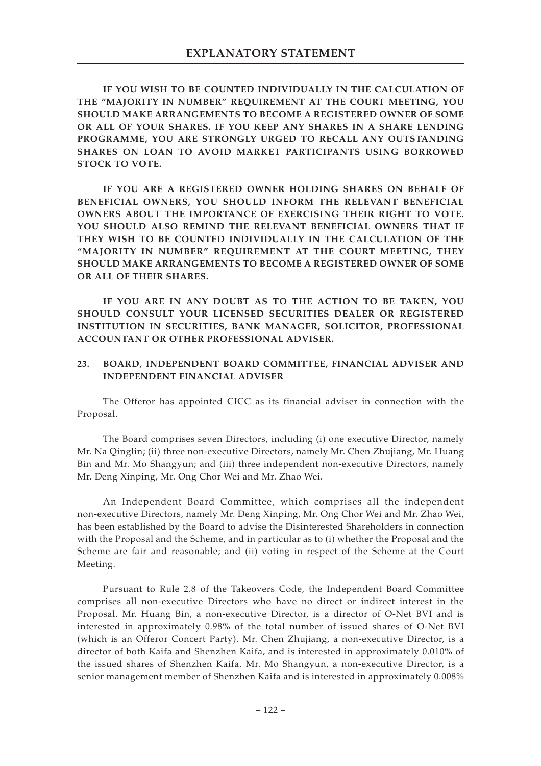**IF YOU WISH TO BE COUNTED INDIVIDUALLY IN THE CALCULATION OF THE "MAJORITY IN NUMBER" REQUIREMENT AT THE COURT MEETING, YOU SHOULD MAKE ARRANGEMENTS TO BECOME A REGISTERED OWNER OF SOME OR ALL OF YOUR SHARES. IF YOU KEEP ANY SHARES IN A SHARE LENDING PROGRAMME, YOU ARE STRONGLY URGED TO RECALL ANY OUTSTANDING SHARES ON LOAN TO AVOID MARKET PARTICIPANTS USING BORROWED STOCK TO VOTE.**

**IF YOU ARE A REGISTERED OWNER HOLDING SHARES ON BEHALF OF BENEFICIAL OWNERS, YOU SHOULD INFORM THE RELEVANT BENEFICIAL OWNERS ABOUT THE IMPORTANCE OF EXERCISING THEIR RIGHT TO VOTE. YOU SHOULD ALSO REMIND THE RELEVANT BENEFICIAL OWNERS THAT IF THEY WISH TO BE COUNTED INDIVIDUALLY IN THE CALCULATION OF THE "MAJORITY IN NUMBER" REQUIREMENT AT THE COURT MEETING, THEY SHOULD MAKE ARRANGEMENTS TO BECOME A REGISTERED OWNER OF SOME OR ALL OF THEIR SHARES.**

**IF YOU ARE IN ANY DOUBT AS TO THE ACTION TO BE TAKEN, YOU SHOULD CONSULT YOUR LICENSED SECURITIES DEALER OR REGISTERED INSTITUTION IN SECURITIES, BANK MANAGER, SOLICITOR, PROFESSIONAL ACCOUNTANT OR OTHER PROFESSIONAL ADVISER.**

## 23. BOARD, INDEPENDENT BOARD COMMITTEE, FINANCIAL ADVISER AND INDEPENDENT FINANCIAL ADVISER

The Offeror has appointed CICC as its financial adviser in connection with the Proposal.

The Board comprises seven Directors, including (i) one executive Director, namely Mr. Na Qinglin; (ii) three non-executive Directors, namely Mr. Chen Zhujiang, Mr. Huang Bin and Mr. Mo Shangyun; and (iii) three independent non-executive Directors, namely Mr. Deng Xinping, Mr. Ong Chor Wei and Mr. Zhao Wei.

An Independent Board Committee, which comprises all the independent non-executive Directors, namely Mr. Deng Xinping, Mr. Ong Chor Wei and Mr. Zhao Wei, has been established by the Board to advise the Disinterested Shareholders in connection with the Proposal and the Scheme, and in particular as to (i) whether the Proposal and the Scheme are fair and reasonable; and (ii) voting in respect of the Scheme at the Court Meeting.

Pursuant to Rule 2.8 of the Takeovers Code, the Independent Board Committee comprises all non-executive Directors who have no direct or indirect interest in the Proposal. Mr. Huang Bin, a non-executive Director, is a director of O-Net BVI and is interested in approximately 0.98% of the total number of issued shares of O-Net BVI (which is an Offeror Concert Party). Mr. Chen Zhujiang, a non-executive Director, is a director of both Kaifa and Shenzhen Kaifa, and is interested in approximately 0.010% of the issued shares of Shenzhen Kaifa. Mr. Mo Shangyun, a non-executive Director, is a senior management member of Shenzhen Kaifa and is interested in approximately 0.008%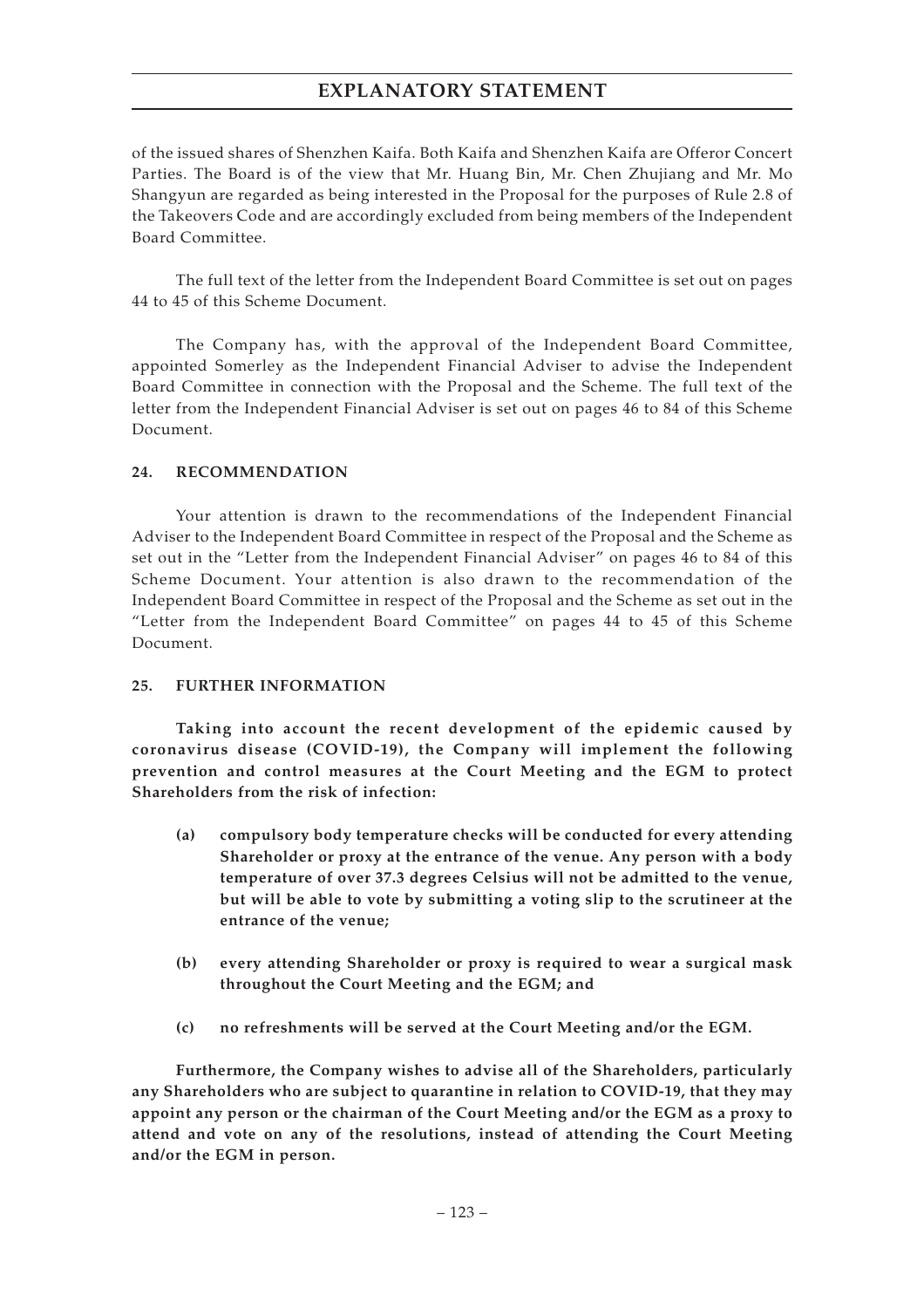of the issued shares of Shenzhen Kaifa. Both Kaifa and Shenzhen Kaifa are Offeror Concert Parties. The Board is of the view that Mr. Huang Bin, Mr. Chen Zhujiang and Mr. Mo Shangyun are regarded as being interested in the Proposal for the purposes of Rule 2.8 of the Takeovers Code and are accordingly excluded from being members of the Independent Board Committee.

The full text of the letter from the Independent Board Committee is set out on pages 44 to 45 of this Scheme Document.

The Company has, with the approval of the Independent Board Committee, appointed Somerley as the Independent Financial Adviser to advise the Independent Board Committee in connection with the Proposal and the Scheme. The full text of the letter from the Independent Financial Adviser is set out on pages 46 to 84 of this Scheme Document.

## 24. RECOMMENDATION

Your attention is drawn to the recommendations of the Independent Financial Adviser to the Independent Board Committee in respect of the Proposal and the Scheme as set out in the "Letter from the Independent Financial Adviser" on pages 46 to 84 of this Scheme Document. Your attention is also drawn to the recommendation of the Independent Board Committee in respect of the Proposal and the Scheme as set out in the "Letter from the Independent Board Committee" on pages 44 to 45 of this Scheme Document.

## 25. FURTHER INFORMATION

**Taking into account the recent development of the epidemic caused by coronavirus disease (COVID-19), the Company will implement the following prevention and control measures at the Court Meeting and the EGM to protect Shareholders from the risk of infection:**

- **(a) compulsory body temperature checks will be conducted for every attending Shareholder or proxy at the entrance of the venue. Any person with a body temperature of over 37.3 degrees Celsius will not be admitted to the venue, but will be able to vote by submitting a voting slip to the scrutineer at the entrance of the venue;**

- **(b) every attending Shareholder or proxy is required to wear a surgical mask throughout the Court Meeting and the EGM; and**

- **(c) no refreshments will be served at the Court Meeting and/or the EGM.**

**Furthermore, the Company wishes to advise all of the Shareholders, particularly any Shareholders who are subject to quarantine in relation to COVID-19, that they may appoint any person or the chairman of the Court Meeting and/or the EGM as a proxy to attend and vote on any of the resolutions, instead of attending the Court Meeting and/or the EGM in person.**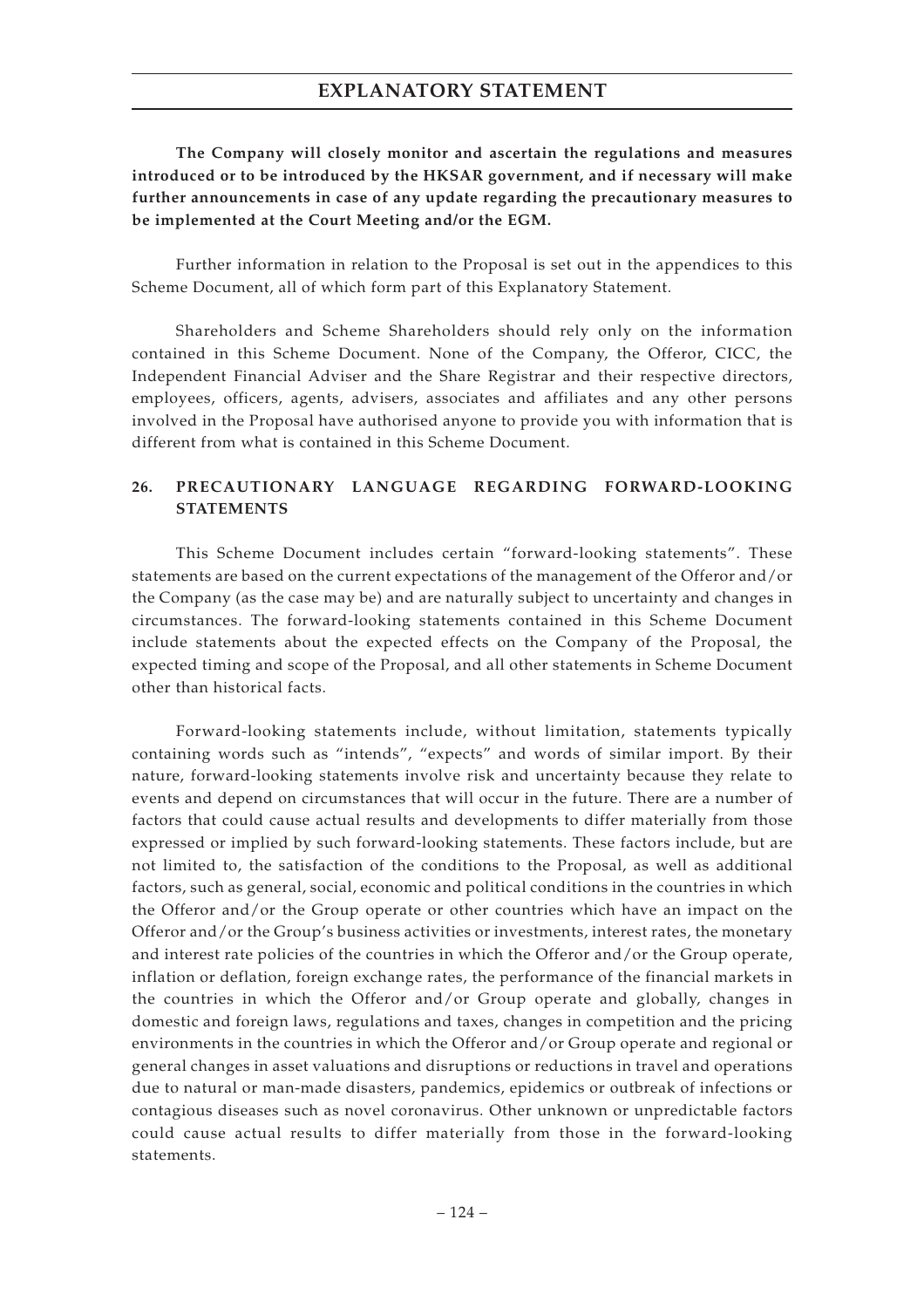**The Company will closely monitor and ascertain the regulations and measures introduced or to be introduced by the HKSAR government, and if necessary will make further announcements in case of any update regarding the precautionary measures to be implemented at the Court Meeting and/or the EGM.**

Further information in relation to the Proposal is set out in the appendices to this Scheme Document, all of which form part of this Explanatory Statement.

Shareholders and Scheme Shareholders should rely only on the information contained in this Scheme Document. None of the Company, the Offeror, CICC, the Independent Financial Adviser and the Share Registrar and their respective directors, employees, officers, agents, advisers, associates and affiliates and any other persons involved in the Proposal have authorised anyone to provide you with information that is different from what is contained in this Scheme Document.

## 26. PRECAUTIONARY LANGUAGE REGARDING FORWARD-LOOKING STATEMENTS

This Scheme Document includes certain "forward-looking statements". These statements are based on the current expectations of the management of the Offeror and/or the Company (as the case may be) and are naturally subject to uncertainty and changes in circumstances. The forward-looking statements contained in this Scheme Document include statements about the expected effects on the Company of the Proposal, the expected timing and scope of the Proposal, and all other statements in Scheme Document other than historical facts.

Forward-looking statements include, without limitation, statements typically containing words such as "intends", "expects" and words of similar import. By their nature, forward-looking statements involve risk and uncertainty because they relate to events and depend on circumstances that will occur in the future. There are a number of factors that could cause actual results and developments to differ materially from those expressed or implied by such forward-looking statements. These factors include, but are not limited to, the satisfaction of the conditions to the Proposal, as well as additional factors, such as general, social, economic and political conditions in the countries in which the Offeror and/or the Group operate or other countries which have an impact on the Offeror and/or the Group's business activities or investments, interest rates, the monetary and interest rate policies of the countries in which the Offeror and/or the Group operate, inflation or deflation, foreign exchange rates, the performance of the financial markets in the countries in which the Offeror and/or Group operate and globally, changes in domestic and foreign laws, regulations and taxes, changes in competition and the pricing environments in the countries in which the Offeror and/or Group operate and regional or general changes in asset valuations and disruptions or reductions in travel and operations due to natural or man-made disasters, pandemics, epidemics or outbreak of infections or contagious diseases such as novel coronavirus. Other unknown or unpredictable factors could cause actual results to differ materially from those in the forward-looking statements.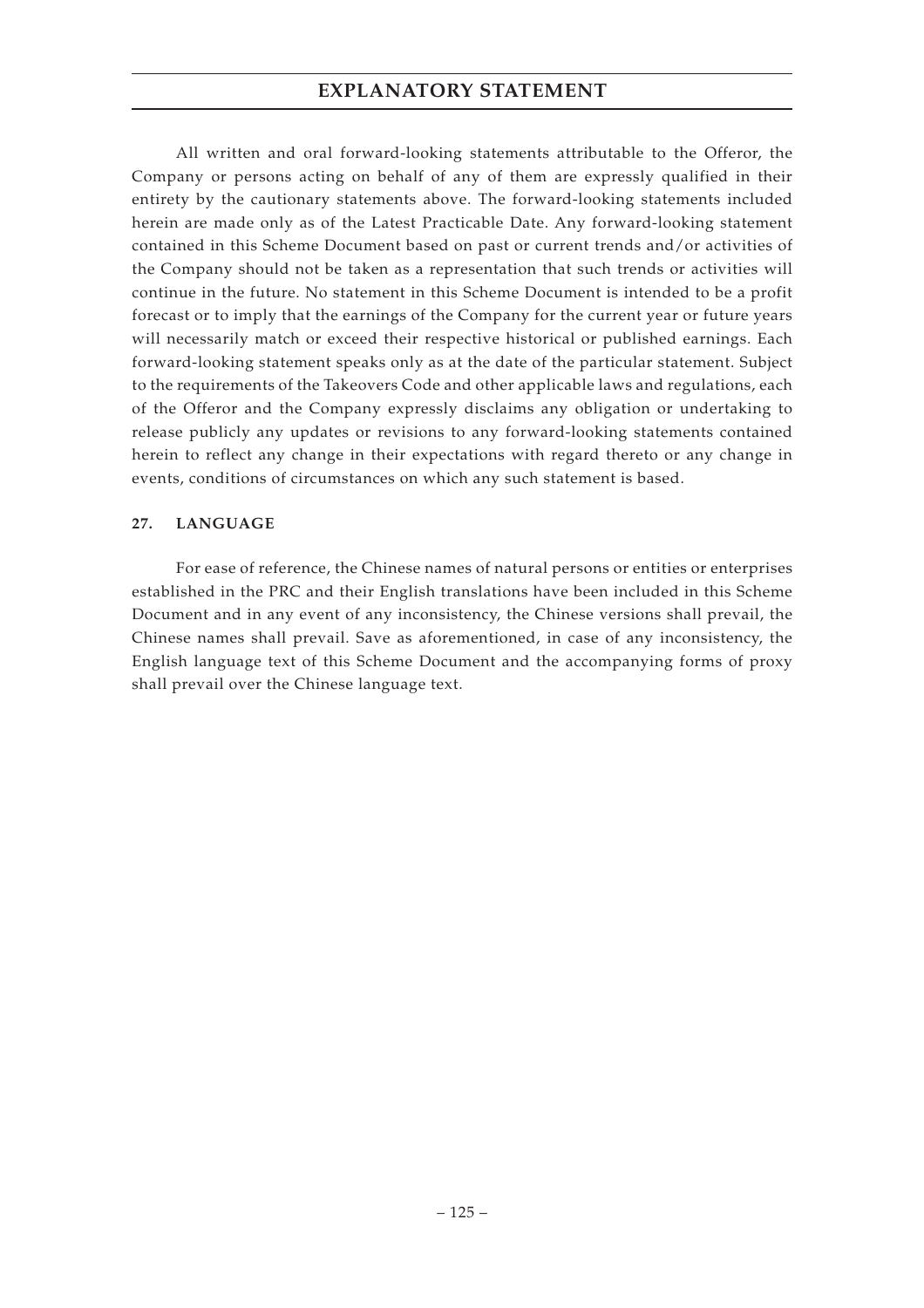All written and oral forward-looking statements attributable to the Offeror, the Company or persons acting on behalf of any of them are expressly qualified in their entirety by the cautionary statements above. The forward-looking statements included herein are made only as of the Latest Practicable Date. Any forward-looking statement contained in this Scheme Document based on past or current trends and/or activities of the Company should not be taken as a representation that such trends or activities will continue in the future. No statement in this Scheme Document is intended to be a profit forecast or to imply that the earnings of the Company for the current year or future years will necessarily match or exceed their respective historical or published earnings. Each forward-looking statement speaks only as at the date of the particular statement. Subject to the requirements of the Takeovers Code and other applicable laws and regulations, each of the Offeror and the Company expressly disclaims any obligation or undertaking to release publicly any updates or revisions to any forward-looking statements contained herein to reflect any change in their expectations with regard thereto or any change in events, conditions of circumstances on which any such statement is based.

## 27. LANGUAGE

For ease of reference, the Chinese names of natural persons or entities or enterprises established in the PRC and their English translations have been included in this Scheme Document and in any event of any inconsistency, the Chinese versions shall prevail, the Chinese names shall prevail. Save as aforementioned, in case of any inconsistency, the English language text of this Scheme Document and the accompanying forms of proxy shall prevail over the Chinese language text.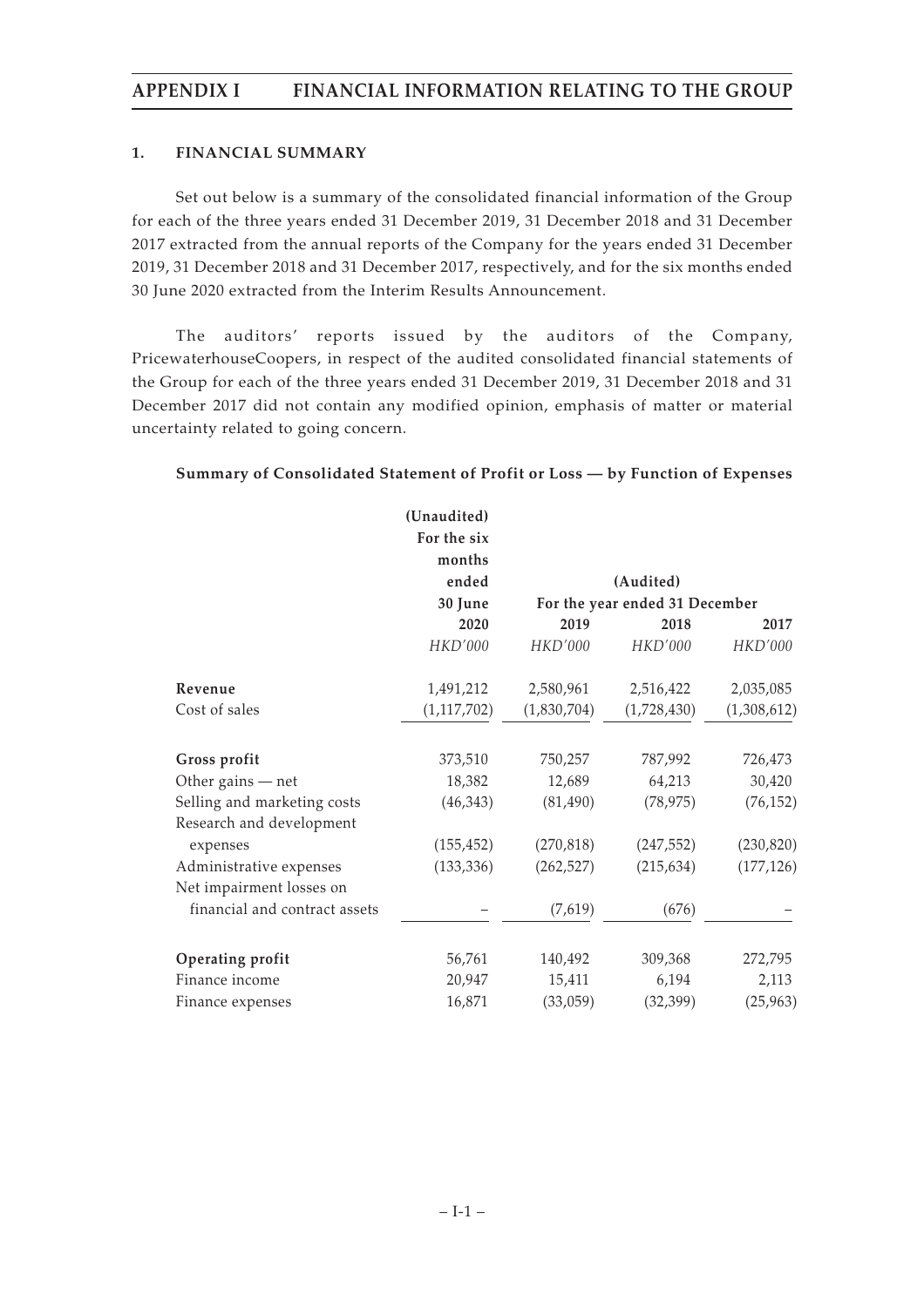## 1. FINANCIAL SUMMARY

Set out below is a summary of the consolidated financial information of the Group for each of the three years ended 31 December 2019, 31 December 2018 and 31 December 2017 extracted from the annual reports of the Company for the years ended 31 December 2019, 31 December 2018 and 31 December 2017, respectively, and for the six months ended 30 June 2020 extracted from the Interim Results Announcement.

The auditors' reports issued by the auditors of the Company, PricewaterhouseCoopers, in respect of the audited consolidated financial statements of the Group for each of the three years ended 31 December 2019, 31 December 2018 and 31 December 2017 did not contain any modified opinion, emphasis of matter or material uncertainty related to going concern.

**Summary of Consolidated Statement of Profit or Loss — by Function of Expenses**

| | (Unaudited) For the six months ended 30 June | (Audited) For the year ended 31 December | | |
|---|---|---|---|---|
| | 2020 | 2019 | 2018 | 2017 |
| | *HKD'000* | *HKD'000* | *HKD'000* | *HKD'000* |
| **Revenue** | 1,491,212 | 2,580,961 | 2,516,422 | 2,035,085 |
| Cost of sales | (1,117,702) | (1,830,704) | (1,728,430) | (1,308,612) |
| **Gross profit** | 373,510 | 750,257 | 787,992 | 726,473 |
| Other gains — net | 18,382 | 12,689 | 64,213 | 30,420 |
| Selling and marketing costs | (46,343) | (81,490) | (78,975) | (76,152) |
| Research and development expenses | (155,452) | (270,818) | (247,552) | (230,820) |
| Administrative expenses | (133,336) | (262,527) | (215,634) | (177,126) |
| Net impairment losses on financial and contract assets | – | (7,619) | (676) | – |
| **Operating profit** | 56,761 | 140,492 | 309,368 | 272,795 |
| Finance income | 20,947 | 15,411 | 6,194 | 2,113 |
| Finance expenses | 16,871 | (33,059) | (32,399) | (25,963) |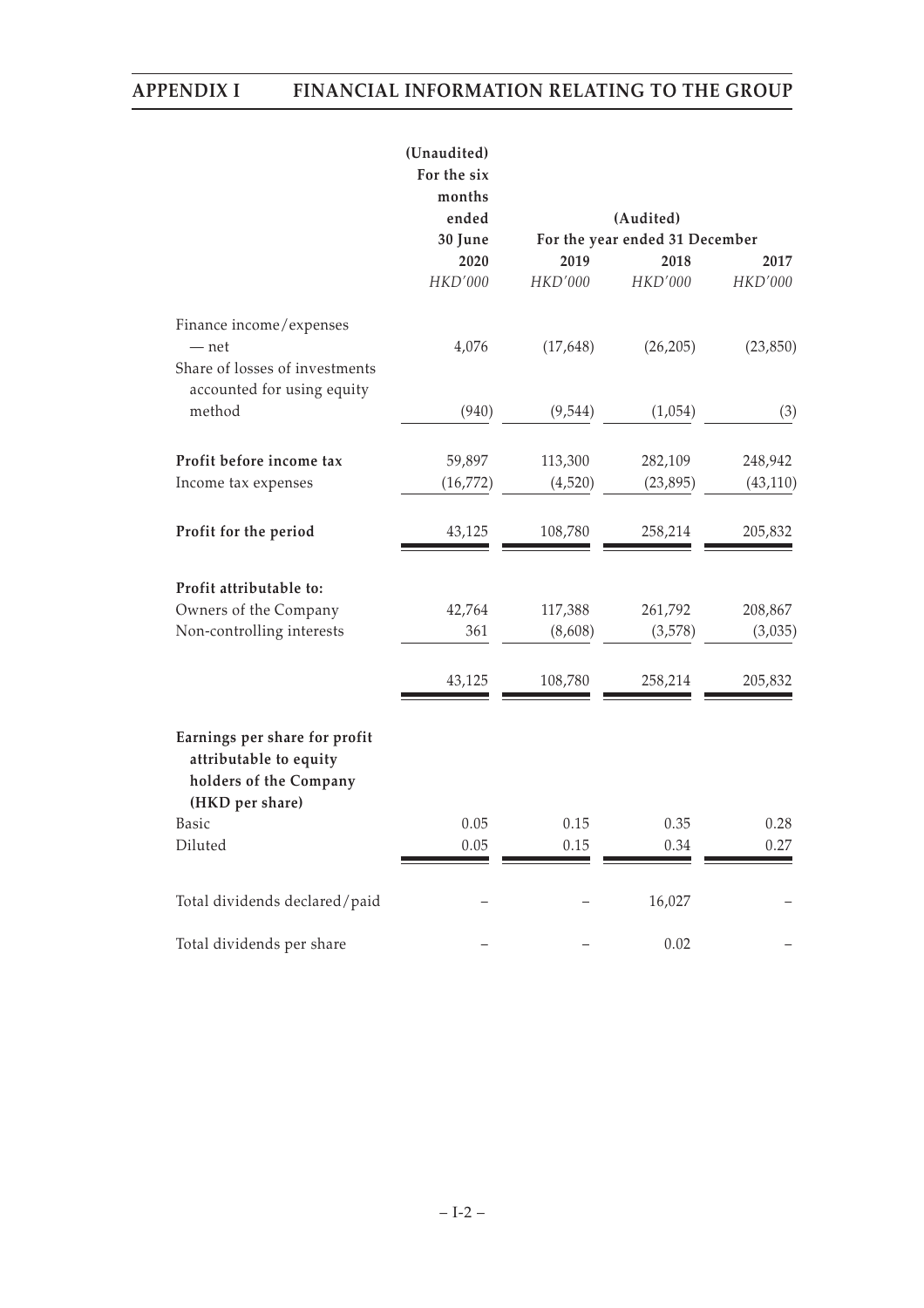| | (Unaudited) For the six months ended 30 June | (Audited) For the year ended 31 December | | |
|---|---|---|---|---|
| | 2020 | 2019 | 2018 | 2017 |
| | *HKD'000* | *HKD'000* | *HKD'000* | *HKD'000* |
| Finance income/expenses — net | 4,076 | (17,648) | (26,205) | (23,850) |
| Share of losses of investments accounted for using equity method | (940) | (9,544) | (1,054) | (3) |
| **Profit before income tax** | 59,897 | 113,300 | 282,109 | 248,942 |
| Income tax expenses | (16,772) | (4,520) | (23,895) | (43,110) |
| **Profit for the period** | 43,125 | 108,780 | 258,214 | 205,832 |
| **Profit attributable to:** | | | | |
| Owners of the Company | 42,764 | 117,388 | 261,792 | 208,867 |
| Non-controlling interests | 361 | (8,608) | (3,578) | (3,035) |
| | 43,125 | 108,780 | 258,214 | 205,832 |
| **Earnings per share for profit attributable to equity holders of the Company (HKD per share)** | | | | |
| Basic | 0.05 | 0.15 | 0.35 | 0.28 |
| Diluted | 0.05 | 0.15 | 0.34 | 0.27 |
| Total dividends declared/paid | – | – | 16,027 | – |
| Total dividends per share | – | – | 0.02 | – |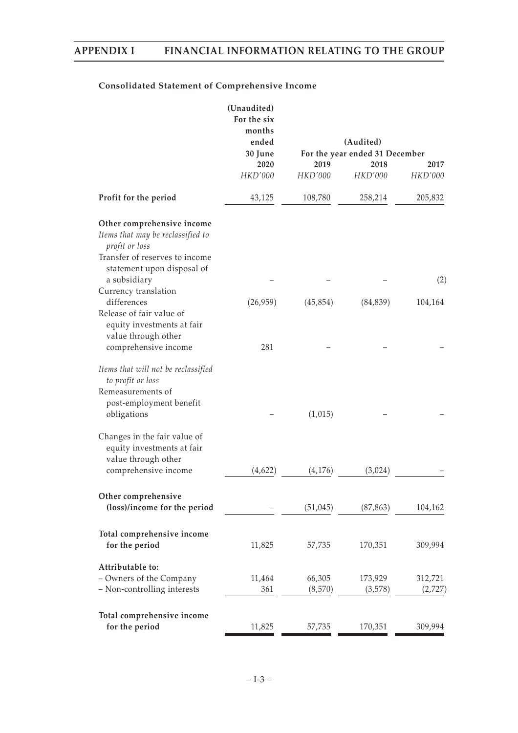### Consolidated Statement of Comprehensive Income

| | (Unaudited) For the six months ended 30 June 2020 | (Audited) For the year ended 31 December 2019 | 2018 | 2017 |
|---|---|---|---|---|
| | *HKD'000* | *HKD'000* | *HKD'000* | *HKD'000* |
| **Profit for the period** | 43,125 | 108,780 | 258,214 | 205,832 |
| **Other comprehensive income** | | | | |
| *Items that may be reclassified to profit or loss* | | | | |
| Transfer of reserves to income statement upon disposal of a subsidiary | – | – | – | (2) |
| Currency translation differences | (26,959) | (45,854) | (84,839) | 104,164 |
| Release of fair value of equity investments at fair value through other comprehensive income | 281 | – | – | – |
| *Items that will not be reclassified to profit or loss* | | | | |
| Remeasurements of post-employment benefit obligations | – | (1,015) | – | – |
| Changes in the fair value of equity investments at fair value through other comprehensive income | (4,622) | (4,176) | (3,024) | – |
| **Other comprehensive (loss)/income for the period** | – | (51,045) | (87,863) | 104,162 |
| **Total comprehensive income for the period** | 11,825 | 57,735 | 170,351 | 309,994 |
| **Attributable to:** | | | | |
| – Owners of the Company | 11,464 | 66,305 | 173,929 | 312,721 |
| – Non-controlling interests | 361 | (8,570) | (3,578) | (2,727) |
| **Total comprehensive income for the period** | 11,825 | 57,735 | 170,351 | 309,994 |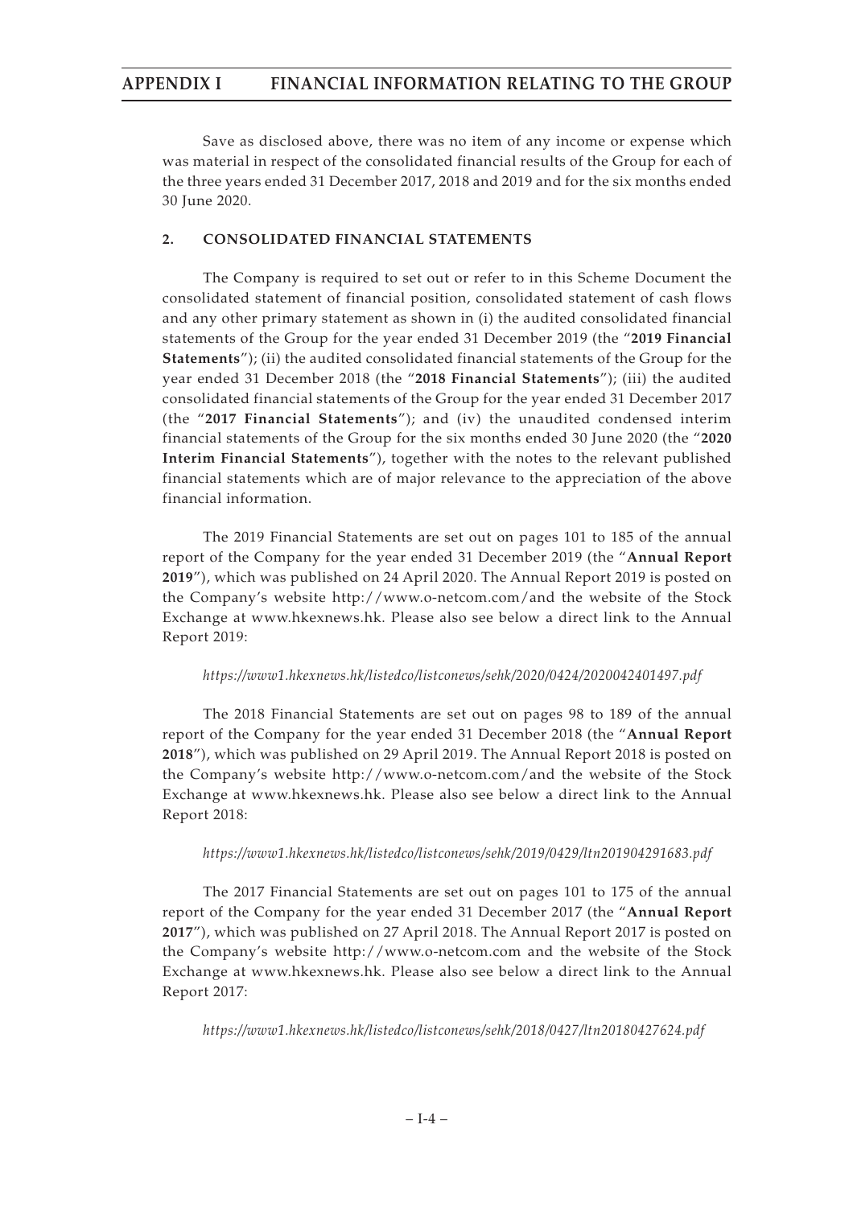Save as disclosed above, there was no item of any income or expense which was material in respect of the consolidated financial results of the Group for each of the three years ended 31 December 2017, 2018 and 2019 and for the six months ended 30 June 2020.

## 2. CONSOLIDATED FINANCIAL STATEMENTS

The Company is required to set out or refer to in this Scheme Document the consolidated statement of financial position, consolidated statement of cash flows and any other primary statement as shown in (i) the audited consolidated financial statements of the Group for the year ended 31 December 2019 (the "**2019 Financial Statements**"); (ii) the audited consolidated financial statements of the Group for the year ended 31 December 2018 (the "**2018 Financial Statements**"); (iii) the audited consolidated financial statements of the Group for the year ended 31 December 2017 (the "**2017 Financial Statements**"); and (iv) the unaudited condensed interim financial statements of the Group for the six months ended 30 June 2020 (the "**2020 Interim Financial Statements**"), together with the notes to the relevant published financial statements which are of major relevance to the appreciation of the above financial information.

The 2019 Financial Statements are set out on pages 101 to 185 of the annual report of the Company for the year ended 31 December 2019 (the "**Annual Report 2019**"), which was published on 24 April 2020. The Annual Report 2019 is posted on the Company's website http://www.o-netcom.com/and the website of the Stock Exchange at www.hkexnews.hk. Please also see below a direct link to the Annual Report 2019:

*https://www1.hkexnews.hk/listedco/listconews/sehk/2020/0424/2020042401497.pdf*

The 2018 Financial Statements are set out on pages 98 to 189 of the annual report of the Company for the year ended 31 December 2018 (the "**Annual Report 2018**"), which was published on 29 April 2019. The Annual Report 2018 is posted on the Company's website http://www.o-netcom.com/and the website of the Stock Exchange at www.hkexnews.hk. Please also see below a direct link to the Annual Report 2018:

*https://www1.hkexnews.hk/listedco/listconews/sehk/2019/0429/ltn201904291683.pdf*

The 2017 Financial Statements are set out on pages 101 to 175 of the annual report of the Company for the year ended 31 December 2017 (the "**Annual Report 2017**"), which was published on 27 April 2018. The Annual Report 2017 is posted on the Company's website http://www.o-netcom.com and the website of the Stock Exchange at www.hkexnews.hk. Please also see below a direct link to the Annual Report 2017:

*https://www1.hkexnews.hk/listedco/listconews/sehk/2018/0427/ltn20180427624.pdf*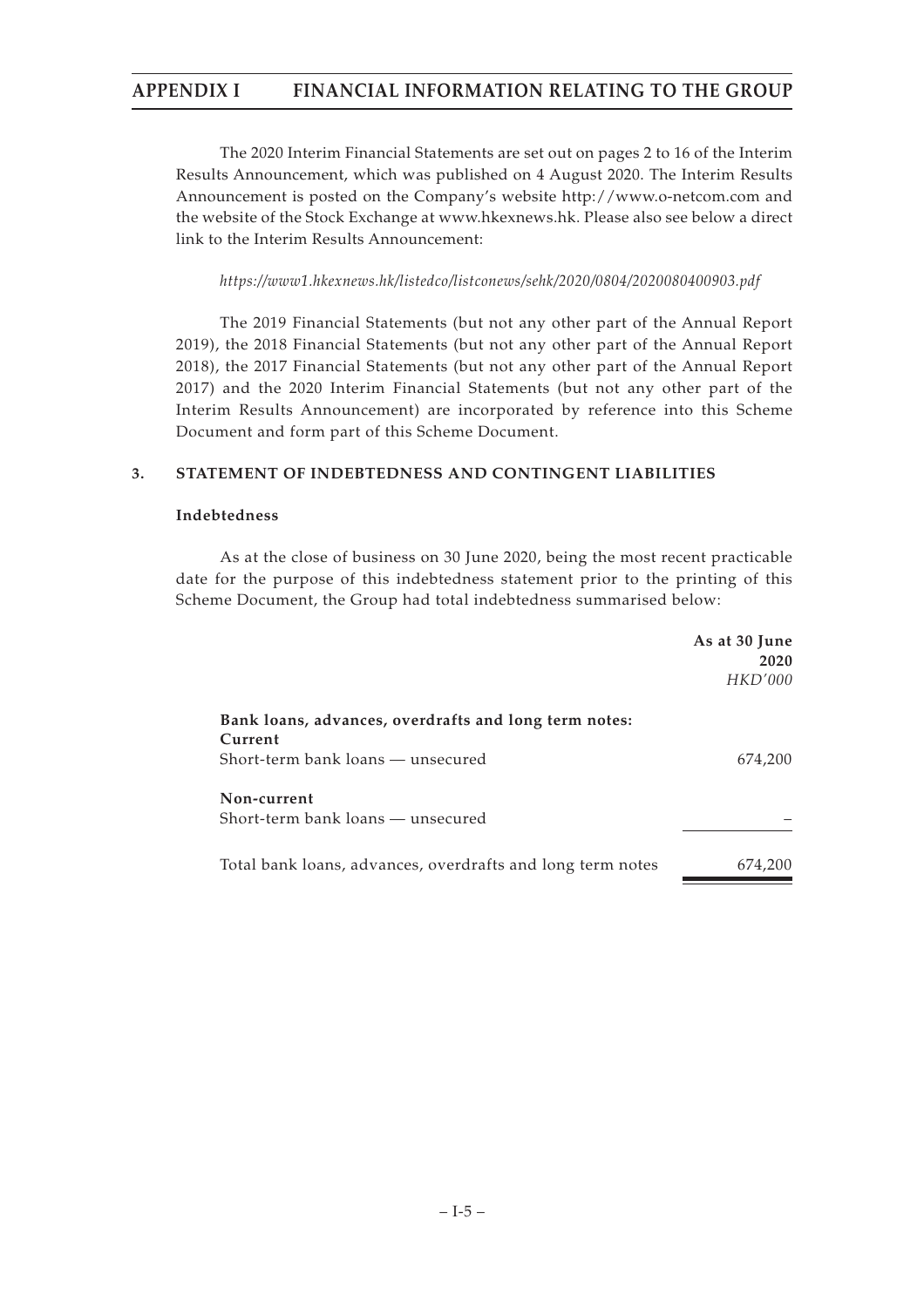The 2020 Interim Financial Statements are set out on pages 2 to 16 of the Interim Results Announcement, which was published on 4 August 2020. The Interim Results Announcement is posted on the Company's website http://www.o-netcom.com and the website of the Stock Exchange at www.hkexnews.hk. Please also see below a direct link to the Interim Results Announcement:

*https://www1.hkexnews.hk/listedco/listconews/sehk/2020/0804/2020080400903.pdf*

The 2019 Financial Statements (but not any other part of the Annual Report 2019), the 2018 Financial Statements (but not any other part of the Annual Report 2018), the 2017 Financial Statements (but not any other part of the Annual Report 2017) and the 2020 Interim Financial Statements (but not any other part of the Interim Results Announcement) are incorporated by reference into this Scheme Document and form part of this Scheme Document.

## 3. STATEMENT OF INDEBTEDNESS AND CONTINGENT LIABILITIES

### Indebtedness

As at the close of business on 30 June 2020, being the most recent practicable date for the purpose of this indebtedness statement prior to the printing of this Scheme Document, the Group had total indebtedness summarised below:

| | **As at 30 June 2020** *HKD'000* |
|---|---|
| **Bank loans, advances, overdrafts and long term notes:** | |
| **Current** | |
| Short-term bank loans — unsecured | 674,200 |
| **Non-current** | |
| Short-term bank loans — unsecured | – |
| Total bank loans, advances, overdrafts and long term notes | 674,200 |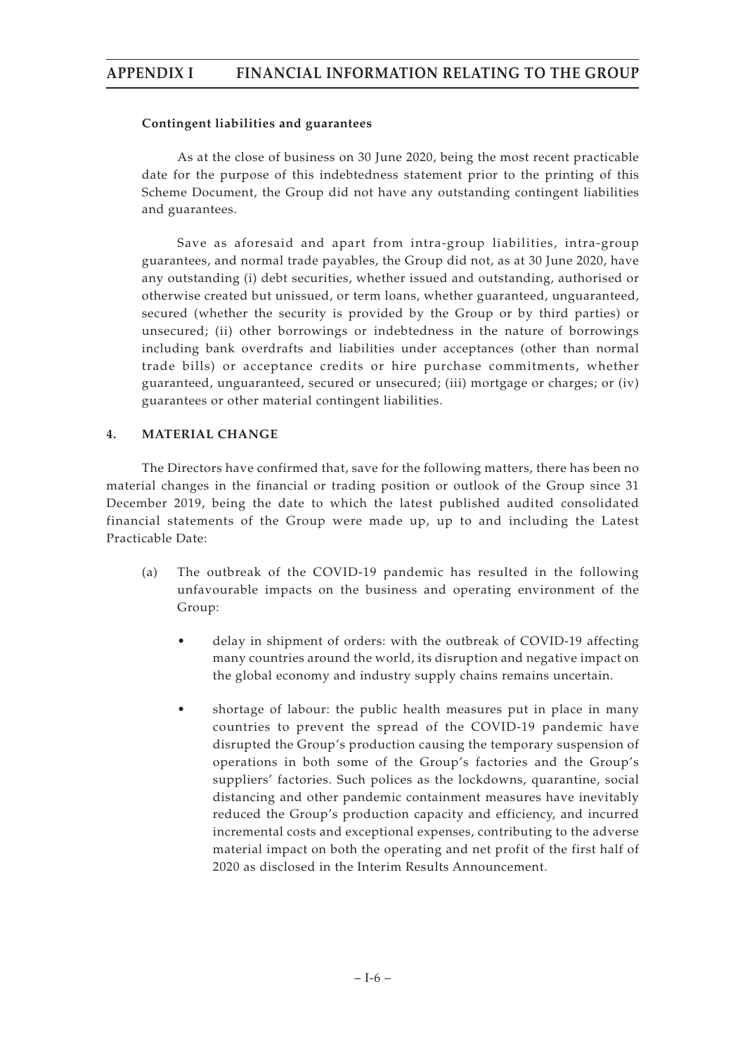#### Contingent liabilities and guarantees

As at the close of business on 30 June 2020, being the most recent practicable date for the purpose of this indebtedness statement prior to the printing of this Scheme Document, the Group did not have any outstanding contingent liabilities and guarantees.

Save as aforesaid and apart from intra-group liabilities, intra-group guarantees, and normal trade payables, the Group did not, as at 30 June 2020, have any outstanding (i) debt securities, whether issued and outstanding, authorised or otherwise created but unissued, or term loans, whether guaranteed, unguaranteed, secured (whether the security is provided by the Group or by third parties) or unsecured; (ii) other borrowings or indebtedness in the nature of borrowings including bank overdrafts and liabilities under acceptances (other than normal trade bills) or acceptance credits or hire purchase commitments, whether guaranteed, unguaranteed, secured or unsecured; (iii) mortgage or charges; or (iv) guarantees or other material contingent liabilities.

### 4. MATERIAL CHANGE

The Directors have confirmed that, save for the following matters, there has been no material changes in the financial or trading position or outlook of the Group since 31 December 2019, being the date to which the latest published audited consolidated financial statements of the Group were made up, up to and including the Latest Practicable Date:

(a) The outbreak of the COVID-19 pandemic has resulted in the following unfavourable impacts on the business and operating environment of the Group:

- delay in shipment of orders: with the outbreak of COVID-19 affecting many countries around the world, its disruption and negative impact on the global economy and industry supply chains remains uncertain.

- shortage of labour: the public health measures put in place in many countries to prevent the spread of the COVID-19 pandemic have disrupted the Group's production causing the temporary suspension of operations in both some of the Group's factories and the Group's suppliers' factories. Such polices as the lockdowns, quarantine, social distancing and other pandemic containment measures have inevitably reduced the Group's production capacity and efficiency, and incurred incremental costs and exceptional expenses, contributing to the adverse material impact on both the operating and net profit of the first half of 2020 as disclosed in the Interim Results Announcement.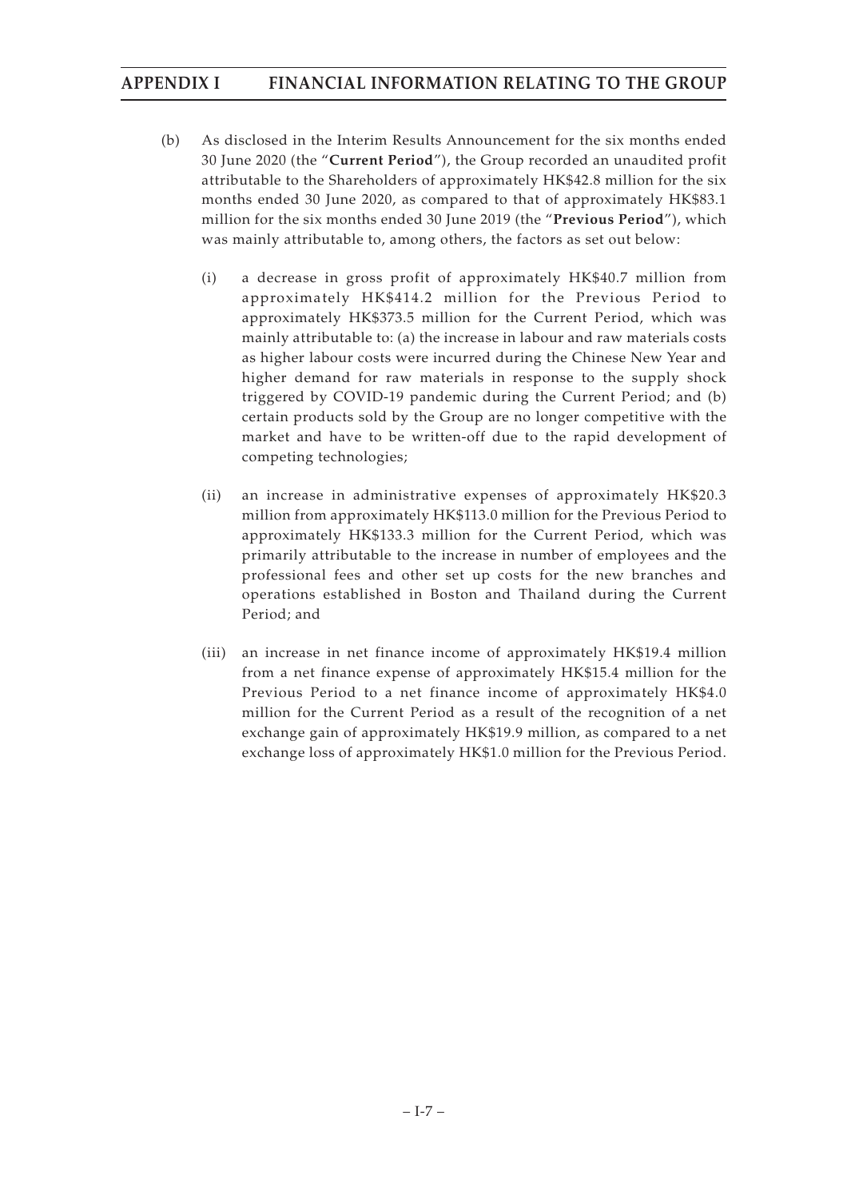(b) As disclosed in the Interim Results Announcement for the six months ended 30 June 2020 (the "**Current Period**"), the Group recorded an unaudited profit attributable to the Shareholders of approximately HK$42.8 million for the six months ended 30 June 2020, as compared to that of approximately HK$83.1 million for the six months ended 30 June 2019 (the "**Previous Period**"), which was mainly attributable to, among others, the factors as set out below:

   (i) a decrease in gross profit of approximately HK$40.7 million from approximately HK$414.2 million for the Previous Period to approximately HK$373.5 million for the Current Period, which was mainly attributable to: (a) the increase in labour and raw materials costs as higher labour costs were incurred during the Chinese New Year and higher demand for raw materials in response to the supply shock triggered by COVID-19 pandemic during the Current Period; and (b) certain products sold by the Group are no longer competitive with the market and have to be written-off due to the rapid development of competing technologies;

   (ii) an increase in administrative expenses of approximately HK$20.3 million from approximately HK$113.0 million for the Previous Period to approximately HK$133.3 million for the Current Period, which was primarily attributable to the increase in number of employees and the professional fees and other set up costs for the new branches and operations established in Boston and Thailand during the Current Period; and

   (iii) an increase in net finance income of approximately HK$19.4 million from a net finance expense of approximately HK$15.4 million for the Previous Period to a net finance income of approximately HK$4.0 million for the Current Period as a result of the recognition of a net exchange gain of approximately HK$19.9 million, as compared to a net exchange loss of approximately HK$1.0 million for the Previous Period.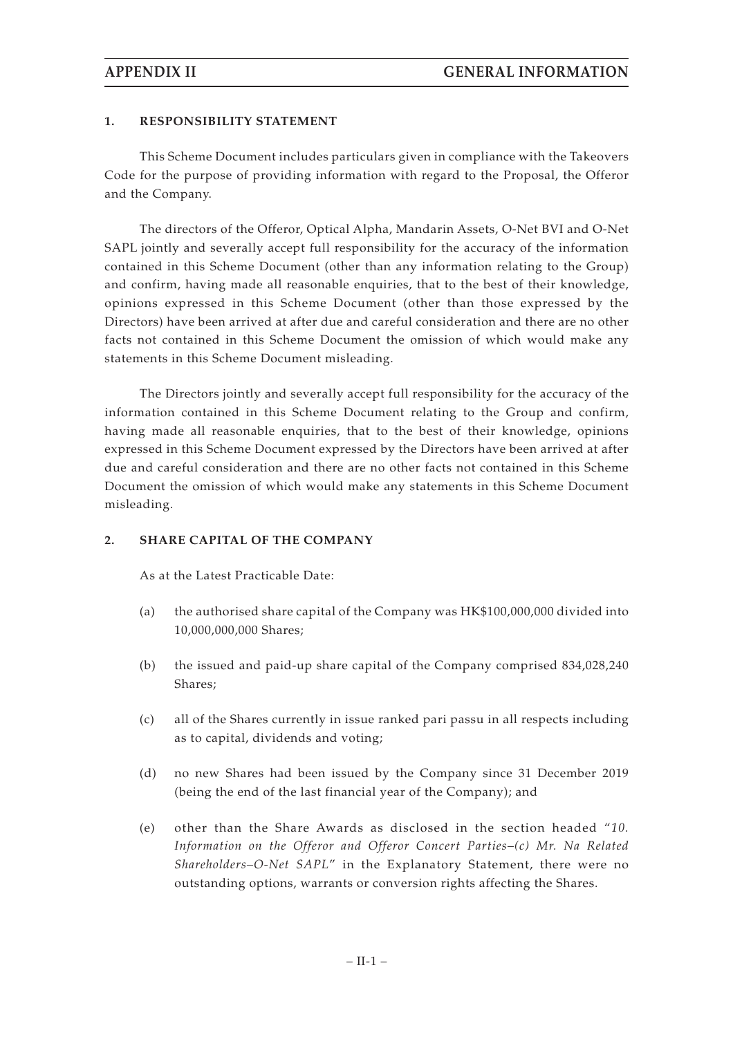## 1. RESPONSIBILITY STATEMENT

This Scheme Document includes particulars given in compliance with the Takeovers Code for the purpose of providing information with regard to the Proposal, the Offeror and the Company.

The directors of the Offeror, Optical Alpha, Mandarin Assets, O-Net BVI and O-Net SAPL jointly and severally accept full responsibility for the accuracy of the information contained in this Scheme Document (other than any information relating to the Group) and confirm, having made all reasonable enquiries, that to the best of their knowledge, opinions expressed in this Scheme Document (other than those expressed by the Directors) have been arrived at after due and careful consideration and there are no other facts not contained in this Scheme Document the omission of which would make any statements in this Scheme Document misleading.

The Directors jointly and severally accept full responsibility for the accuracy of the information contained in this Scheme Document relating to the Group and confirm, having made all reasonable enquiries, that to the best of their knowledge, opinions expressed in this Scheme Document expressed by the Directors have been arrived at after due and careful consideration and there are no other facts not contained in this Scheme Document the omission of which would make any statements in this Scheme Document misleading.

## 2. SHARE CAPITAL OF THE COMPANY

As at the Latest Practicable Date:

(a) the authorised share capital of the Company was HK$100,000,000 divided into 10,000,000,000 Shares;

(b) the issued and paid-up share capital of the Company comprised 834,028,240 Shares;

(c) all of the Shares currently in issue ranked pari passu in all respects including as to capital, dividends and voting;

(d) no new Shares had been issued by the Company since 31 December 2019 (being the end of the last financial year of the Company); and

(e) other than the Share Awards as disclosed in the section headed "*10. Information on the Offeror and Offeror Concert Parties–(c) Mr. Na Related Shareholders–O-Net SAPL*" in the Explanatory Statement, there were no outstanding options, warrants or conversion rights affecting the Shares.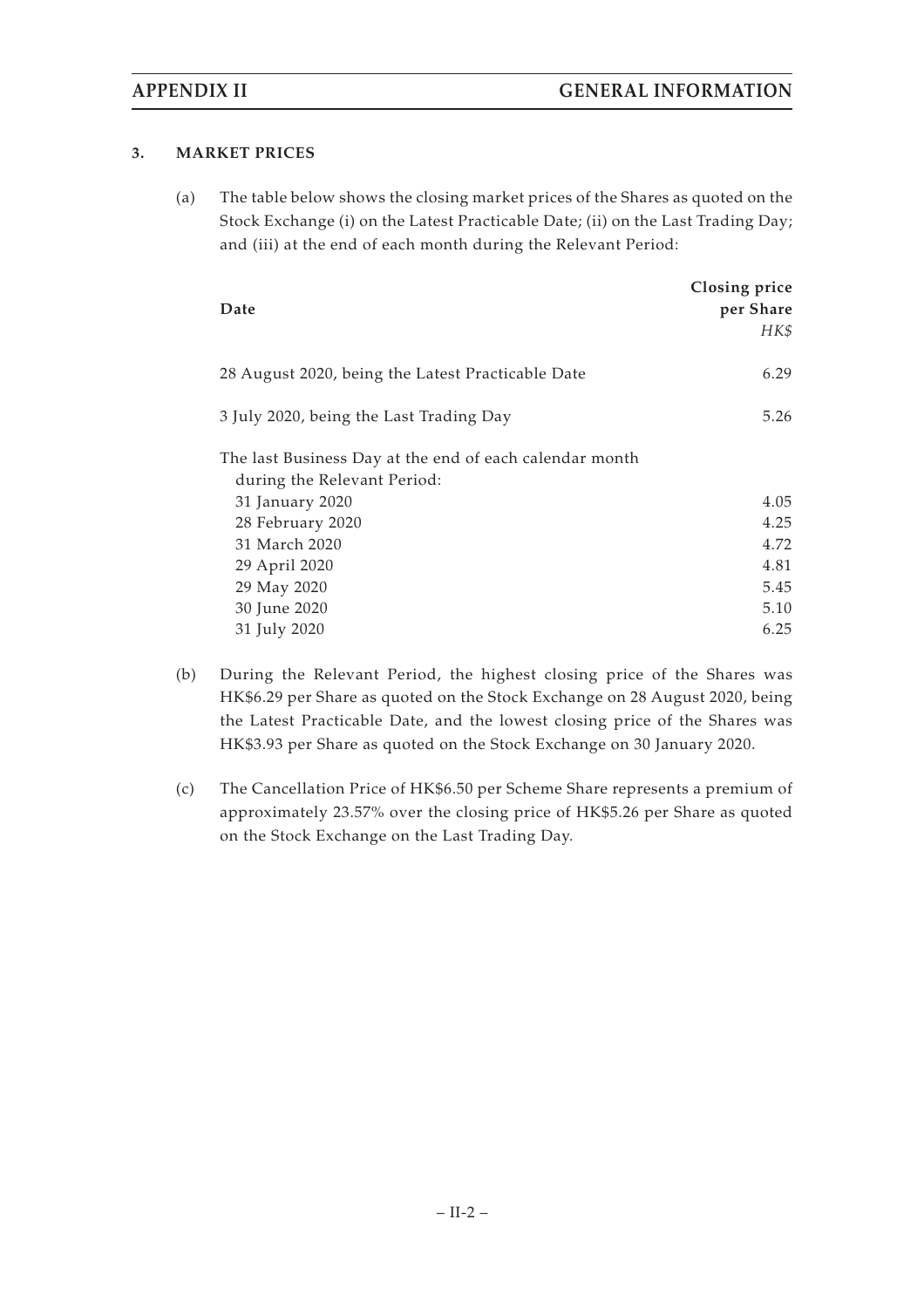### 3. MARKET PRICES

(a) The table below shows the closing market prices of the Shares as quoted on the Stock Exchange (i) on the Latest Practicable Date; (ii) on the Last Trading Day; and (iii) at the end of each month during the Relevant Period:

| Date | Closing price per Share *HK$* |
|---|---|
| 28 August 2020, being the Latest Practicable Date | 6.29 |
| 3 July 2020, being the Last Trading Day | 5.26 |
| The last Business Day at the end of each calendar month during the Relevant Period: | |
| 31 January 2020 | 4.05 |
| 28 February 2020 | 4.25 |
| 31 March 2020 | 4.72 |
| 29 April 2020 | 4.81 |
| 29 May 2020 | 5.45 |
| 30 June 2020 | 5.10 |
| 31 July 2020 | 6.25 |

(b) During the Relevant Period, the highest closing price of the Shares was HK$6.29 per Share as quoted on the Stock Exchange on 28 August 2020, being the Latest Practicable Date, and the lowest closing price of the Shares was HK$3.93 per Share as quoted on the Stock Exchange on 30 January 2020.

(c) The Cancellation Price of HK$6.50 per Scheme Share represents a premium of approximately 23.57% over the closing price of HK$5.26 per Share as quoted on the Stock Exchange on the Last Trading Day.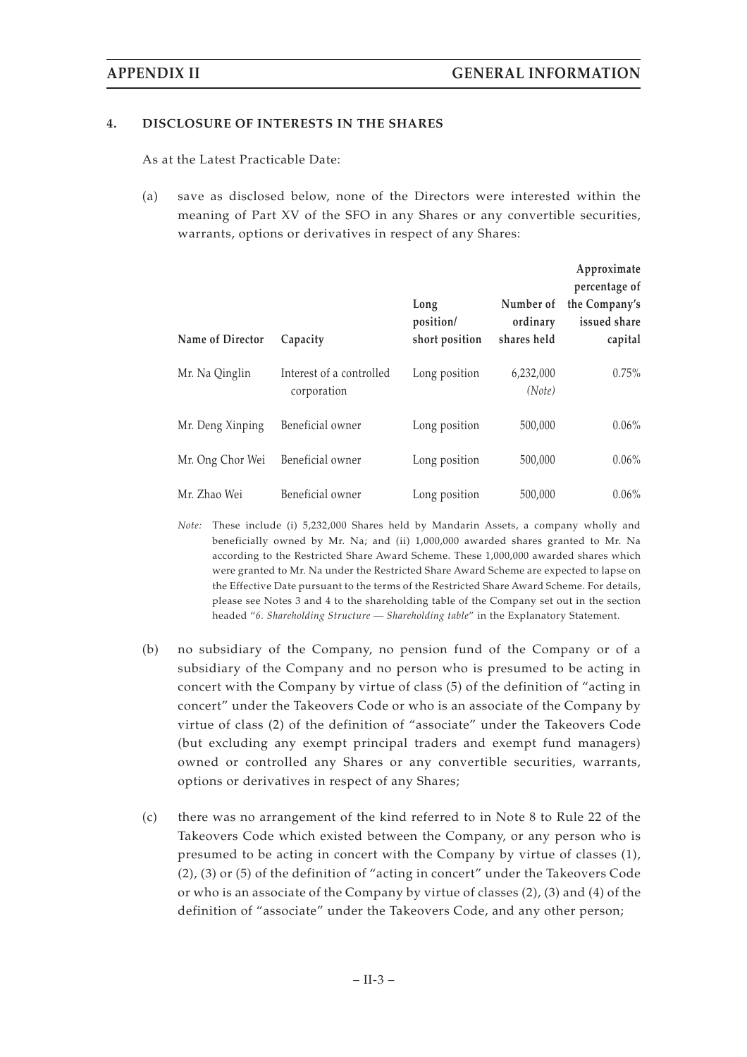## 4. DISCLOSURE OF INTERESTS IN THE SHARES

As at the Latest Practicable Date:

(a) save as disclosed below, none of the Directors were interested within the meaning of Part XV of the SFO in any Shares or any convertible securities, warrants, options or derivatives in respect of any Shares:

| Name of Director | Capacity | Long position/ short position | Number of ordinary shares held | Approximate percentage of the Company's issued share capital |
|---|---|---|---|---|
| Mr. Na Qinglin | Interest of a controlled corporation | Long position | 6,232,000 *(Note)* | 0.75% |
| Mr. Deng Xinping | Beneficial owner | Long position | 500,000 | 0.06% |
| Mr. Ong Chor Wei | Beneficial owner | Long position | 500,000 | 0.06% |
| Mr. Zhao Wei | Beneficial owner | Long position | 500,000 | 0.06% |

*Note:* These include (i) 5,232,000 Shares held by Mandarin Assets, a company wholly and beneficially owned by Mr. Na; and (ii) 1,000,000 awarded shares granted to Mr. Na according to the Restricted Share Award Scheme. These 1,000,000 awarded shares which were granted to Mr. Na under the Restricted Share Award Scheme are expected to lapse on the Effective Date pursuant to the terms of the Restricted Share Award Scheme. For details, please see Notes 3 and 4 to the shareholding table of the Company set out in the section headed "*6. Shareholding Structure — Shareholding table*" in the Explanatory Statement.

(b) no subsidiary of the Company, no pension fund of the Company or of a subsidiary of the Company and no person who is presumed to be acting in concert with the Company by virtue of class (5) of the definition of "acting in concert" under the Takeovers Code or who is an associate of the Company by virtue of class (2) of the definition of "associate" under the Takeovers Code (but excluding any exempt principal traders and exempt fund managers) owned or controlled any Shares or any convertible securities, warrants, options or derivatives in respect of any Shares;

(c) there was no arrangement of the kind referred to in Note 8 to Rule 22 of the Takeovers Code which existed between the Company, or any person who is presumed to be acting in concert with the Company by virtue of classes (1), (2), (3) or (5) of the definition of "acting in concert" under the Takeovers Code or who is an associate of the Company by virtue of classes (2), (3) and (4) of the definition of "associate" under the Takeovers Code, and any other person;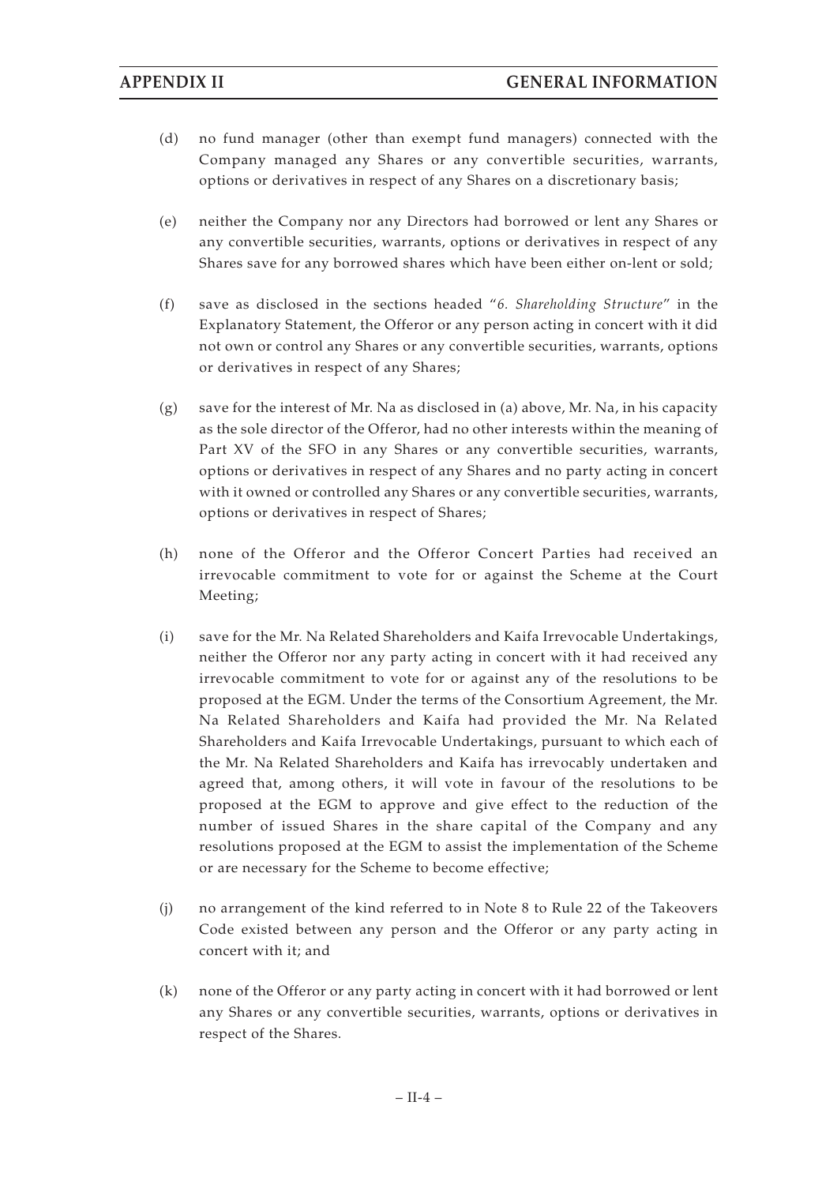(d) no fund manager (other than exempt fund managers) connected with the Company managed any Shares or any convertible securities, warrants, options or derivatives in respect of any Shares on a discretionary basis;

(e) neither the Company nor any Directors had borrowed or lent any Shares or any convertible securities, warrants, options or derivatives in respect of any Shares save for any borrowed shares which have been either on-lent or sold;

(f) save as disclosed in the sections headed "*6. Shareholding Structure*" in the Explanatory Statement, the Offeror or any person acting in concert with it did not own or control any Shares or any convertible securities, warrants, options or derivatives in respect of any Shares;

(g) save for the interest of Mr. Na as disclosed in (a) above, Mr. Na, in his capacity as the sole director of the Offeror, had no other interests within the meaning of Part XV of the SFO in any Shares or any convertible securities, warrants, options or derivatives in respect of any Shares and no party acting in concert with it owned or controlled any Shares or any convertible securities, warrants, options or derivatives in respect of Shares;

(h) none of the Offeror and the Offeror Concert Parties had received an irrevocable commitment to vote for or against the Scheme at the Court Meeting;

(i) save for the Mr. Na Related Shareholders and Kaifa Irrevocable Undertakings, neither the Offeror nor any party acting in concert with it had received any irrevocable commitment to vote for or against any of the resolutions to be proposed at the EGM. Under the terms of the Consortium Agreement, the Mr. Na Related Shareholders and Kaifa had provided the Mr. Na Related Shareholders and Kaifa Irrevocable Undertakings, pursuant to which each of the Mr. Na Related Shareholders and Kaifa has irrevocably undertaken and agreed that, among others, it will vote in favour of the resolutions to be proposed at the EGM to approve and give effect to the reduction of the number of issued Shares in the share capital of the Company and any resolutions proposed at the EGM to assist the implementation of the Scheme or are necessary for the Scheme to become effective;

(j) no arrangement of the kind referred to in Note 8 to Rule 22 of the Takeovers Code existed between any person and the Offeror or any party acting in concert with it; and

(k) none of the Offeror or any party acting in concert with it had borrowed or lent any Shares or any convertible securities, warrants, options or derivatives in respect of the Shares.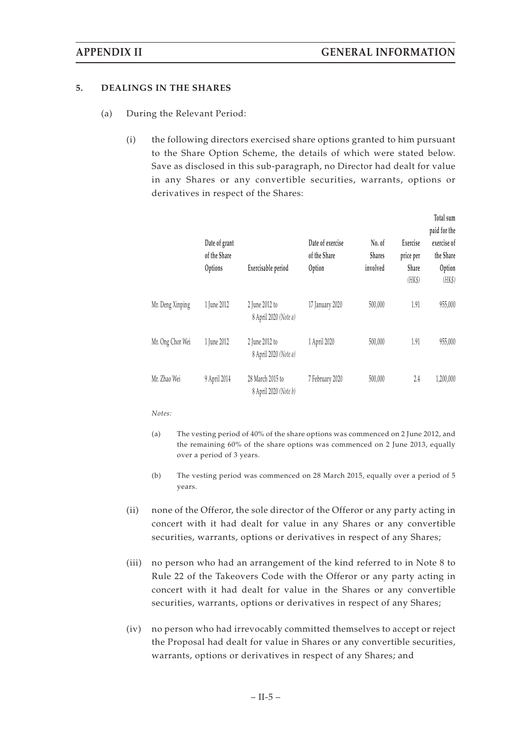## 5. DEALINGS IN THE SHARES

(a) During the Relevant Period:

(i) the following directors exercised share options granted to him pursuant to the Share Option Scheme, the details of which were stated below. Save as disclosed in this sub-paragraph, no Director had dealt for value in any Shares or any convertible securities, warrants, options or derivatives in respect of the Shares:

| | Date of grant of the Share Options | Exercisable period | Date of exercise of the Share Option | No. of Shares involved | Exercise price per Share *(HK$)* | Total sum paid for the exercise of the Share Option *(HK$)* |
|---|---|---|---|---|---|---|
| Mr. Deng Xinping | 1 June 2012 | 2 June 2012 to 8 April 2020 *(Note a)* | 17 January 2020 | 500,000 | 1.91 | 955,000 |
| Mr. Ong Chor Wei | 1 June 2012 | 2 June 2012 to 8 April 2020 *(Note a)* | 1 April 2020 | 500,000 | 1.91 | 955,000 |
| Mr. Zhao Wei | 9 April 2014 | 28 March 2015 to 8 April 2020 *(Note b)* | 7 February 2020 | 500,000 | 2.4 | 1,200,000 |

*Notes:*

(a) The vesting period of 40% of the share options was commenced on 2 June 2012, and the remaining 60% of the share options was commenced on 2 June 2013, equally over a period of 3 years.

(b) The vesting period was commenced on 28 March 2015, equally over a period of 5 years.

(ii) none of the Offeror, the sole director of the Offeror or any party acting in concert with it had dealt for value in any Shares or any convertible securities, warrants, options or derivatives in respect of any Shares;

(iii) no person who had an arrangement of the kind referred to in Note 8 to Rule 22 of the Takeovers Code with the Offeror or any party acting in concert with it had dealt for value in the Shares or any convertible securities, warrants, options or derivatives in respect of any Shares;

(iv) no person who had irrevocably committed themselves to accept or reject the Proposal had dealt for value in Shares or any convertible securities, warrants, options or derivatives in respect of any Shares; and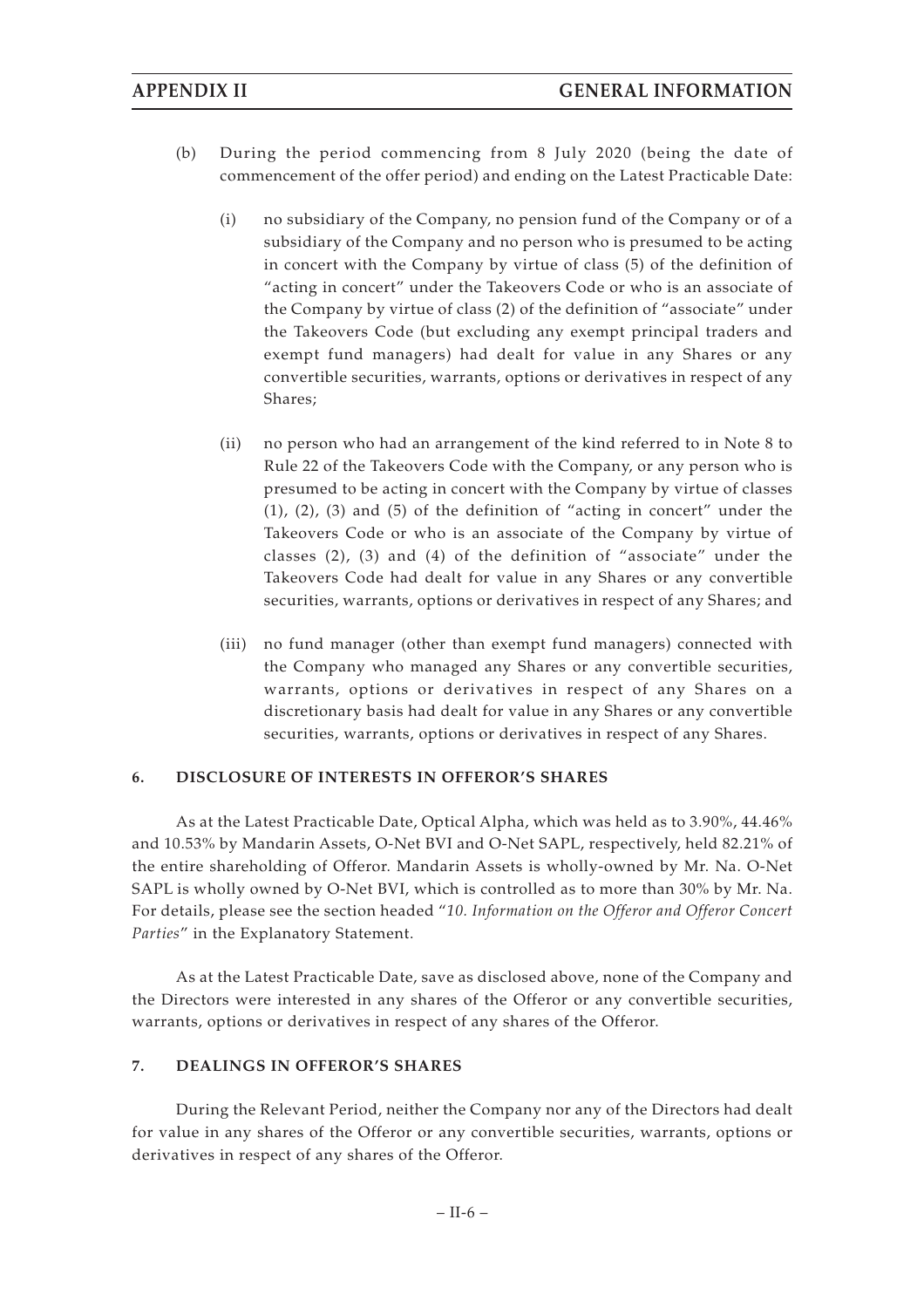(b) During the period commencing from 8 July 2020 (being the date of commencement of the offer period) and ending on the Latest Practicable Date:

(i) no subsidiary of the Company, no pension fund of the Company or of a subsidiary of the Company and no person who is presumed to be acting in concert with the Company by virtue of class (5) of the definition of "acting in concert" under the Takeovers Code or who is an associate of the Company by virtue of class (2) of the definition of "associate" under the Takeovers Code (but excluding any exempt principal traders and exempt fund managers) had dealt for value in any Shares or any convertible securities, warrants, options or derivatives in respect of any Shares;

(ii) no person who had an arrangement of the kind referred to in Note 8 to Rule 22 of the Takeovers Code with the Company, or any person who is presumed to be acting in concert with the Company by virtue of classes (1), (2), (3) and (5) of the definition of "acting in concert" under the Takeovers Code or who is an associate of the Company by virtue of classes (2), (3) and (4) of the definition of "associate" under the Takeovers Code had dealt for value in any Shares or any convertible securities, warrants, options or derivatives in respect of any Shares; and

(iii) no fund manager (other than exempt fund managers) connected with the Company who managed any Shares or any convertible securities, warrants, options or derivatives in respect of any Shares on a discretionary basis had dealt for value in any Shares or any convertible securities, warrants, options or derivatives in respect of any Shares.

## 6. DISCLOSURE OF INTERESTS IN OFFEROR'S SHARES

As at the Latest Practicable Date, Optical Alpha, which was held as to 3.90%, 44.46% and 10.53% by Mandarin Assets, O-Net BVI and O-Net SAPL, respectively, held 82.21% of the entire shareholding of Offeror. Mandarin Assets is wholly-owned by Mr. Na. O-Net SAPL is wholly owned by O-Net BVI, which is controlled as to more than 30% by Mr. Na. For details, please see the section headed "*10. Information on the Offeror and Offeror Concert Parties*" in the Explanatory Statement.

As at the Latest Practicable Date, save as disclosed above, none of the Company and the Directors were interested in any shares of the Offeror or any convertible securities, warrants, options or derivatives in respect of any shares of the Offeror.

## 7. DEALINGS IN OFFEROR'S SHARES

During the Relevant Period, neither the Company nor any of the Directors had dealt for value in any shares of the Offeror or any convertible securities, warrants, options or derivatives in respect of any shares of the Offeror.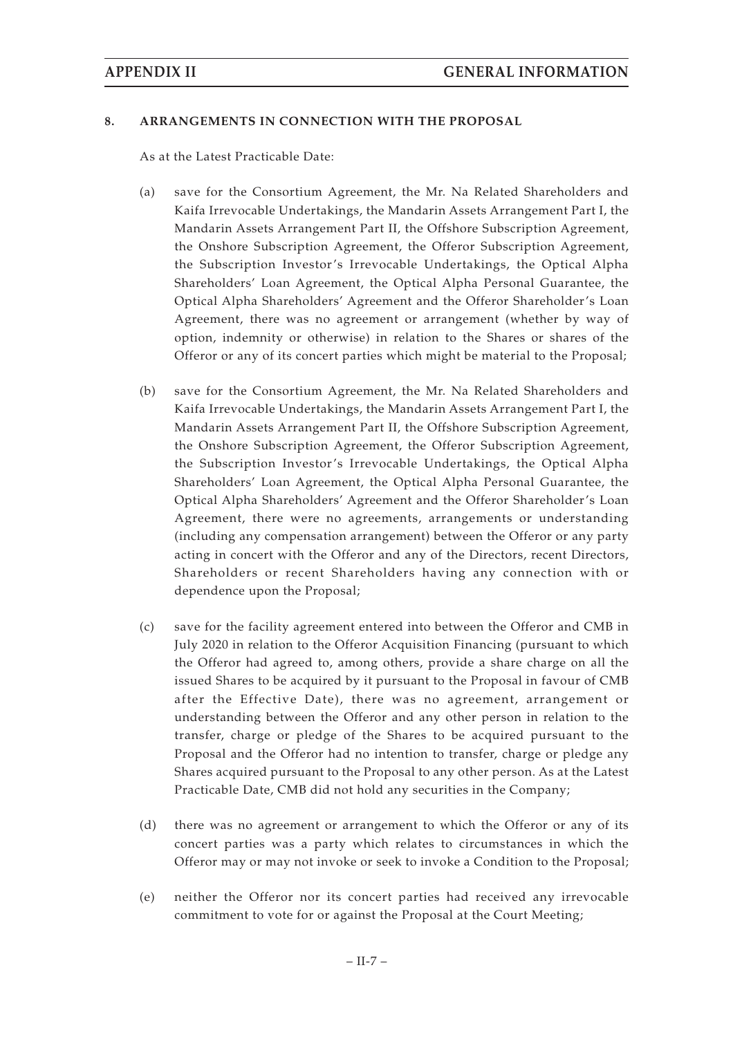## 8. ARRANGEMENTS IN CONNECTION WITH THE PROPOSAL

As at the Latest Practicable Date:

(a) save for the Consortium Agreement, the Mr. Na Related Shareholders and Kaifa Irrevocable Undertakings, the Mandarin Assets Arrangement Part I, the Mandarin Assets Arrangement Part II, the Offshore Subscription Agreement, the Onshore Subscription Agreement, the Offeror Subscription Agreement, the Subscription Investor's Irrevocable Undertakings, the Optical Alpha Shareholders' Loan Agreement, the Optical Alpha Personal Guarantee, the Optical Alpha Shareholders' Agreement and the Offeror Shareholder's Loan Agreement, there was no agreement or arrangement (whether by way of option, indemnity or otherwise) in relation to the Shares or shares of the Offeror or any of its concert parties which might be material to the Proposal;

(b) save for the Consortium Agreement, the Mr. Na Related Shareholders and Kaifa Irrevocable Undertakings, the Mandarin Assets Arrangement Part I, the Mandarin Assets Arrangement Part II, the Offshore Subscription Agreement, the Onshore Subscription Agreement, the Offeror Subscription Agreement, the Subscription Investor's Irrevocable Undertakings, the Optical Alpha Shareholders' Loan Agreement, the Optical Alpha Personal Guarantee, the Optical Alpha Shareholders' Agreement and the Offeror Shareholder's Loan Agreement, there were no agreements, arrangements or understanding (including any compensation arrangement) between the Offeror or any party acting in concert with the Offeror and any of the Directors, recent Directors, Shareholders or recent Shareholders having any connection with or dependence upon the Proposal;

(c) save for the facility agreement entered into between the Offeror and CMB in July 2020 in relation to the Offeror Acquisition Financing (pursuant to which the Offeror had agreed to, among others, provide a share charge on all the issued Shares to be acquired by it pursuant to the Proposal in favour of CMB after the Effective Date), there was no agreement, arrangement or understanding between the Offeror and any other person in relation to the transfer, charge or pledge of the Shares to be acquired pursuant to the Proposal and the Offeror had no intention to transfer, charge or pledge any Shares acquired pursuant to the Proposal to any other person. As at the Latest Practicable Date, CMB did not hold any securities in the Company;

(d) there was no agreement or arrangement to which the Offeror or any of its concert parties was a party which relates to circumstances in which the Offeror may or may not invoke or seek to invoke a Condition to the Proposal;

(e) neither the Offeror nor its concert parties had received any irrevocable commitment to vote for or against the Proposal at the Court Meeting;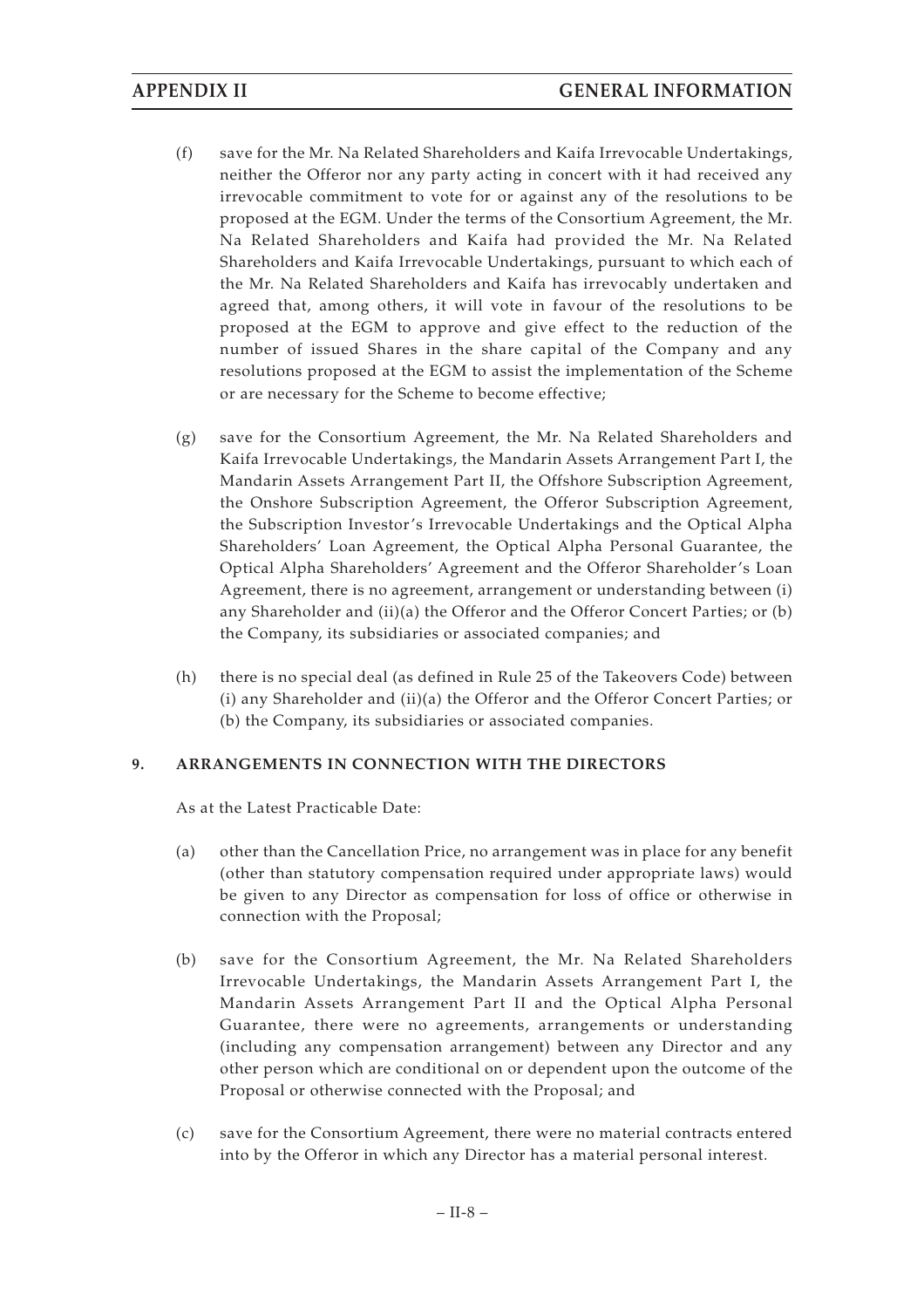(f) save for the Mr. Na Related Shareholders and Kaifa Irrevocable Undertakings, neither the Offeror nor any party acting in concert with it had received any irrevocable commitment to vote for or against any of the resolutions to be proposed at the EGM. Under the terms of the Consortium Agreement, the Mr. Na Related Shareholders and Kaifa had provided the Mr. Na Related Shareholders and Kaifa Irrevocable Undertakings, pursuant to which each of the Mr. Na Related Shareholders and Kaifa has irrevocably undertaken and agreed that, among others, it will vote in favour of the resolutions to be proposed at the EGM to approve and give effect to the reduction of the number of issued Shares in the share capital of the Company and any resolutions proposed at the EGM to assist the implementation of the Scheme or are necessary for the Scheme to become effective;

(g) save for the Consortium Agreement, the Mr. Na Related Shareholders and Kaifa Irrevocable Undertakings, the Mandarin Assets Arrangement Part I, the Mandarin Assets Arrangement Part II, the Offshore Subscription Agreement, the Onshore Subscription Agreement, the Offeror Subscription Agreement, the Subscription Investor's Irrevocable Undertakings and the Optical Alpha Shareholders' Loan Agreement, the Optical Alpha Personal Guarantee, the Optical Alpha Shareholders' Agreement and the Offeror Shareholder's Loan Agreement, there is no agreement, arrangement or understanding between (i) any Shareholder and (ii)(a) the Offeror and the Offeror Concert Parties; or (b) the Company, its subsidiaries or associated companies; and

(h) there is no special deal (as defined in Rule 25 of the Takeovers Code) between (i) any Shareholder and (ii)(a) the Offeror and the Offeror Concert Parties; or (b) the Company, its subsidiaries or associated companies.

## 9. ARRANGEMENTS IN CONNECTION WITH THE DIRECTORS

As at the Latest Practicable Date:

(a) other than the Cancellation Price, no arrangement was in place for any benefit (other than statutory compensation required under appropriate laws) would be given to any Director as compensation for loss of office or otherwise in connection with the Proposal;

(b) save for the Consortium Agreement, the Mr. Na Related Shareholders Irrevocable Undertakings, the Mandarin Assets Arrangement Part I, the Mandarin Assets Arrangement Part II and the Optical Alpha Personal Guarantee, there were no agreements, arrangements or understanding (including any compensation arrangement) between any Director and any other person which are conditional on or dependent upon the outcome of the Proposal or otherwise connected with the Proposal; and

(c) save for the Consortium Agreement, there were no material contracts entered into by the Offeror in which any Director has a material personal interest.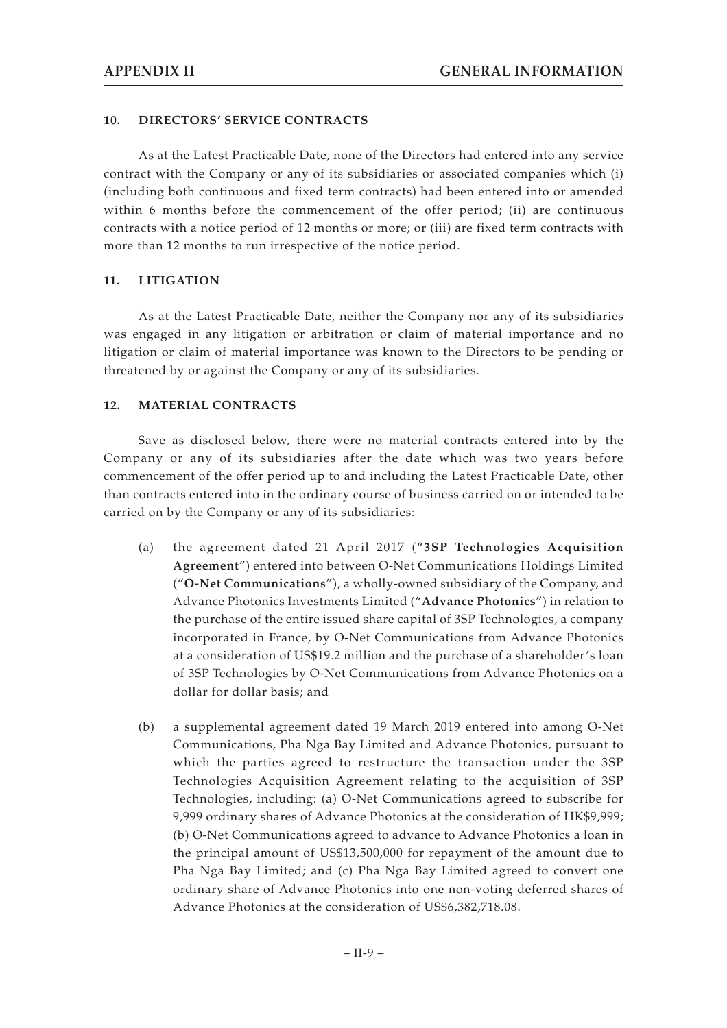## 10. DIRECTORS' SERVICE CONTRACTS

As at the Latest Practicable Date, none of the Directors had entered into any service contract with the Company or any of its subsidiaries or associated companies which (i) (including both continuous and fixed term contracts) had been entered into or amended within 6 months before the commencement of the offer period; (ii) are continuous contracts with a notice period of 12 months or more; or (iii) are fixed term contracts with more than 12 months to run irrespective of the notice period.

## 11. LITIGATION

As at the Latest Practicable Date, neither the Company nor any of its subsidiaries was engaged in any litigation or arbitration or claim of material importance and no litigation or claim of material importance was known to the Directors to be pending or threatened by or against the Company or any of its subsidiaries.

## 12. MATERIAL CONTRACTS

Save as disclosed below, there were no material contracts entered into by the Company or any of its subsidiaries after the date which was two years before commencement of the offer period up to and including the Latest Practicable Date, other than contracts entered into in the ordinary course of business carried on or intended to be carried on by the Company or any of its subsidiaries:

(a) the agreement dated 21 April 2017 ("**3SP Technologies Acquisition Agreement**") entered into between O-Net Communications Holdings Limited ("**O-Net Communications**"), a wholly-owned subsidiary of the Company, and Advance Photonics Investments Limited ("**Advance Photonics**") in relation to the purchase of the entire issued share capital of 3SP Technologies, a company incorporated in France, by O-Net Communications from Advance Photonics at a consideration of US$19.2 million and the purchase of a shareholder's loan of 3SP Technologies by O-Net Communications from Advance Photonics on a dollar for dollar basis; and

(b) a supplemental agreement dated 19 March 2019 entered into among O-Net Communications, Pha Nga Bay Limited and Advance Photonics, pursuant to which the parties agreed to restructure the transaction under the 3SP Technologies Acquisition Agreement relating to the acquisition of 3SP Technologies, including: (a) O-Net Communications agreed to subscribe for 9,999 ordinary shares of Advance Photonics at the consideration of HK$9,999; (b) O-Net Communications agreed to advance to Advance Photonics a loan in the principal amount of US$13,500,000 for repayment of the amount due to Pha Nga Bay Limited; and (c) Pha Nga Bay Limited agreed to convert one ordinary share of Advance Photonics into one non-voting deferred shares of Advance Photonics at the consideration of US$6,382,718.08.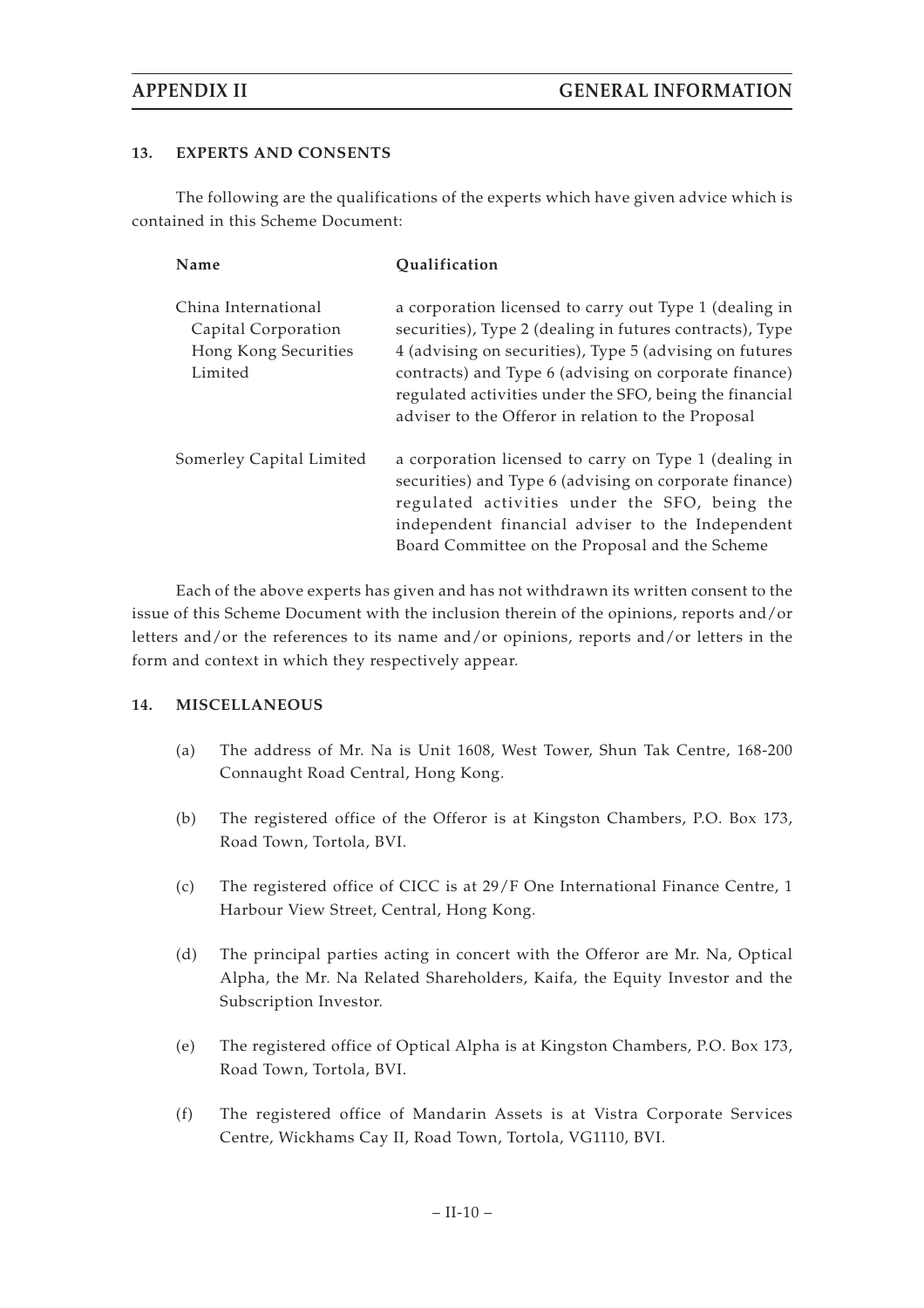## 13. EXPERTS AND CONSENTS

The following are the qualifications of the experts which have given advice which is contained in this Scheme Document:

| Name | Qualification |
|---|---|
| China International Capital Corporation Hong Kong Securities Limited | a corporation licensed to carry out Type 1 (dealing in securities), Type 2 (dealing in futures contracts), Type 4 (advising on securities), Type 5 (advising on futures contracts) and Type 6 (advising on corporate finance) regulated activities under the SFO, being the financial adviser to the Offeror in relation to the Proposal |
| Somerley Capital Limited | a corporation licensed to carry on Type 1 (dealing in securities) and Type 6 (advising on corporate finance) regulated activities under the SFO, being the independent financial adviser to the Independent Board Committee on the Proposal and the Scheme |

Each of the above experts has given and has not withdrawn its written consent to the issue of this Scheme Document with the inclusion therein of the opinions, reports and/or letters and/or the references to its name and/or opinions, reports and/or letters in the form and context in which they respectively appear.

## 14. MISCELLANEOUS

(a) The address of Mr. Na is Unit 1608, West Tower, Shun Tak Centre, 168-200 Connaught Road Central, Hong Kong.

(b) The registered office of the Offeror is at Kingston Chambers, P.O. Box 173, Road Town, Tortola, BVI.

(c) The registered office of CICC is at 29/F One International Finance Centre, 1 Harbour View Street, Central, Hong Kong.

(d) The principal parties acting in concert with the Offeror are Mr. Na, Optical Alpha, the Mr. Na Related Shareholders, Kaifa, the Equity Investor and the Subscription Investor.

(e) The registered office of Optical Alpha is at Kingston Chambers, P.O. Box 173, Road Town, Tortola, BVI.

(f) The registered office of Mandarin Assets is at Vistra Corporate Services Centre, Wickhams Cay II, Road Town, Tortola, VG1110, BVI.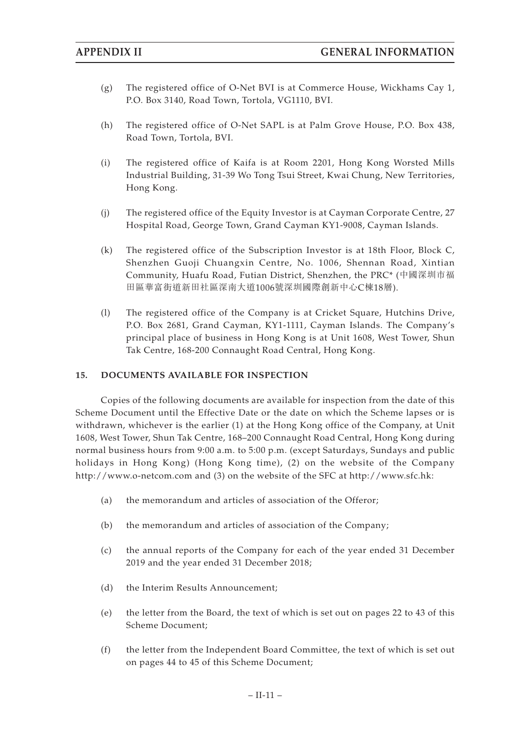(g) The registered office of O-Net BVI is at Commerce House, Wickhams Cay 1, P.O. Box 3140, Road Town, Tortola, VG1110, BVI.

(h) The registered office of O-Net SAPL is at Palm Grove House, P.O. Box 438, Road Town, Tortola, BVI.

(i) The registered office of Kaifa is at Room 2201, Hong Kong Worsted Mills Industrial Building, 31-39 Wo Tong Tsui Street, Kwai Chung, New Territories, Hong Kong.

(j) The registered office of the Equity Investor is at Cayman Corporate Centre, 27 Hospital Road, George Town, Grand Cayman KY1-9008, Cayman Islands.

(k) The registered office of the Subscription Investor is at 18th Floor, Block C, Shenzhen Guoji Chuangxin Centre, No. 1006, Shennan Road, Xintian Community, Huafu Road, Futian District, Shenzhen, the PRC* (中國深圳市福田區華富街道新田社區深南大道1006號深圳國際創新中心C棟18層).

(l) The registered office of the Company is at Cricket Square, Hutchins Drive, P.O. Box 2681, Grand Cayman, KY1-1111, Cayman Islands. The Company's principal place of business in Hong Kong is at Unit 1608, West Tower, Shun Tak Centre, 168-200 Connaught Road Central, Hong Kong.

## 15. DOCUMENTS AVAILABLE FOR INSPECTION

Copies of the following documents are available for inspection from the date of this Scheme Document until the Effective Date or the date on which the Scheme lapses or is withdrawn, whichever is the earlier (1) at the Hong Kong office of the Company, at Unit 1608, West Tower, Shun Tak Centre, 168–200 Connaught Road Central, Hong Kong during normal business hours from 9:00 a.m. to 5:00 p.m. (except Saturdays, Sundays and public holidays in Hong Kong) (Hong Kong time), (2) on the website of the Company http://www.o-netcom.com and (3) on the website of the SFC at http://www.sfc.hk:

(a) the memorandum and articles of association of the Offeror;

(b) the memorandum and articles of association of the Company;

(c) the annual reports of the Company for each of the year ended 31 December 2019 and the year ended 31 December 2018;

(d) the Interim Results Announcement;

(e) the letter from the Board, the text of which is set out on pages 22 to 43 of this Scheme Document;

(f) the letter from the Independent Board Committee, the text of which is set out on pages 44 to 45 of this Scheme Document;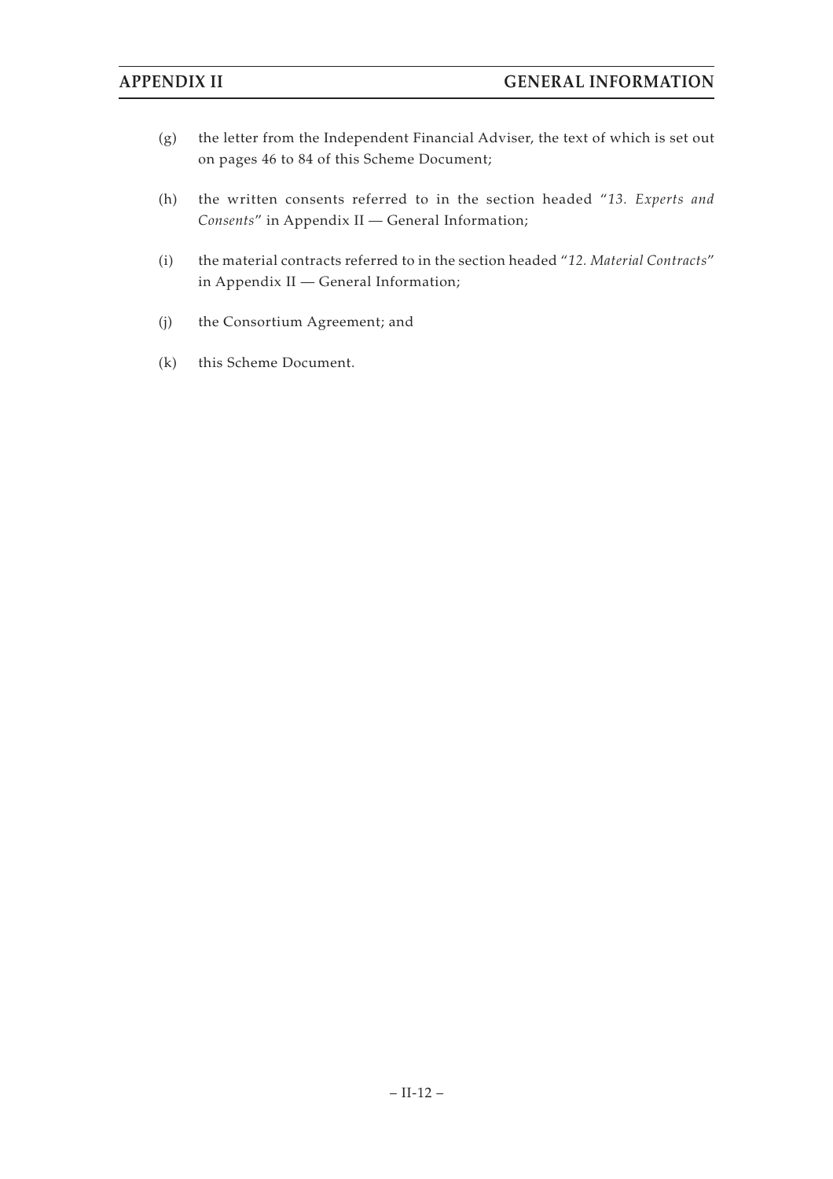(g) the letter from the Independent Financial Adviser, the text of which is set out on pages 46 to 84 of this Scheme Document;

(h) the written consents referred to in the section headed "*13. Experts and Consents*" in Appendix II — General Information;

(i) the material contracts referred to in the section headed "*12. Material Contracts*" in Appendix II — General Information;

(j) the Consortium Agreement; and

(k) this Scheme Document.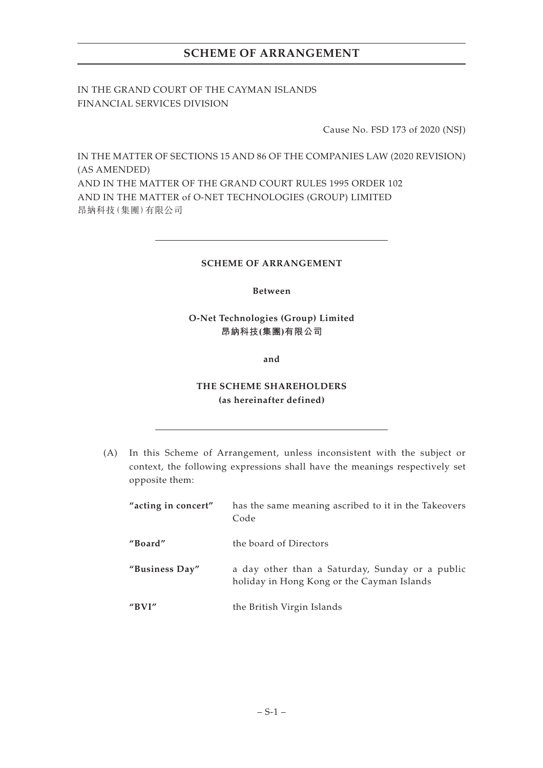# SCHEME OF ARRANGEMENT

IN THE GRAND COURT OF THE CAYMAN ISLANDS
FINANCIAL SERVICES DIVISION

Cause No. FSD 173 of 2020 (NSJ)

IN THE MATTER OF SECTIONS 15 AND 86 OF THE COMPANIES LAW (2020 REVISION) (AS AMENDED)
AND IN THE MATTER OF THE GRAND COURT RULES 1995 ORDER 102
AND IN THE MATTER of O-NET TECHNOLOGIES (GROUP) LIMITED
昂納科技(集團)有限公司

---

**SCHEME OF ARRANGEMENT**

**Between**

**O-Net Technologies (Group) Limited**
**昂納科技(集團)有限公司**

**and**

**THE SCHEME SHAREHOLDERS**
**(as hereinafter defined)**

---

(A) In this Scheme of Arrangement, unless inconsistent with the subject or context, the following expressions shall have the meanings respectively set opposite them:

| | |
|---|---|
| **"acting in concert"** | has the same meaning ascribed to it in the Takeovers Code |
| **"Board"** | the board of Directors |
| **"Business Day"** | a day other than a Saturday, Sunday or a public holiday in Hong Kong or the Cayman Islands |
| **"BVI"** | the British Virgin Islands |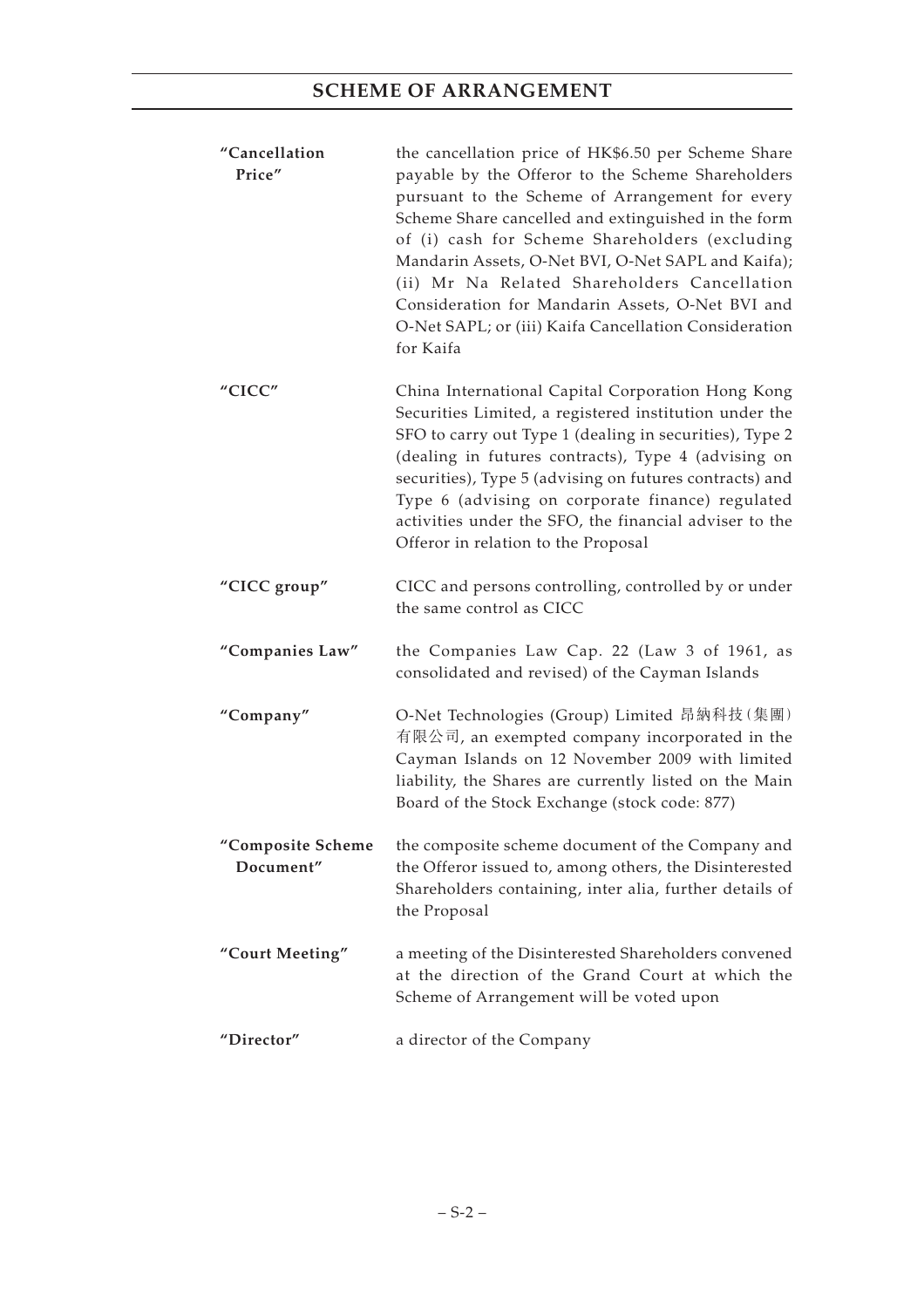| | |
|---|---|
| **"Cancellation Price"** | the cancellation price of HK$6.50 per Scheme Share payable by the Offeror to the Scheme Shareholders pursuant to the Scheme of Arrangement for every Scheme Share cancelled and extinguished in the form of (i) cash for Scheme Shareholders (excluding Mandarin Assets, O-Net BVI, O-Net SAPL and Kaifa); (ii) Mr Na Related Shareholders Cancellation Consideration for Mandarin Assets, O-Net BVI and O-Net SAPL; or (iii) Kaifa Cancellation Consideration for Kaifa |
| **"CICC"** | China International Capital Corporation Hong Kong Securities Limited, a registered institution under the SFO to carry out Type 1 (dealing in securities), Type 2 (dealing in futures contracts), Type 4 (advising on securities), Type 5 (advising on futures contracts) and Type 6 (advising on corporate finance) regulated activities under the SFO, the financial adviser to the Offeror in relation to the Proposal |
| **"CICC group"** | CICC and persons controlling, controlled by or under the same control as CICC |
| **"Companies Law"** | the Companies Law Cap. 22 (Law 3 of 1961, as consolidated and revised) of the Cayman Islands |
| **"Company"** | O-Net Technologies (Group) Limited 昂納科技(集團)有限公司, an exempted company incorporated in the Cayman Islands on 12 November 2009 with limited liability, the Shares are currently listed on the Main Board of the Stock Exchange (stock code: 877) |
| **"Composite Scheme Document"** | the composite scheme document of the Company and the Offeror issued to, among others, the Disinterested Shareholders containing, inter alia, further details of the Proposal |
| **"Court Meeting"** | a meeting of the Disinterested Shareholders convened at the direction of the Grand Court at which the Scheme of Arrangement will be voted upon |
| **"Director"** | a director of the Company |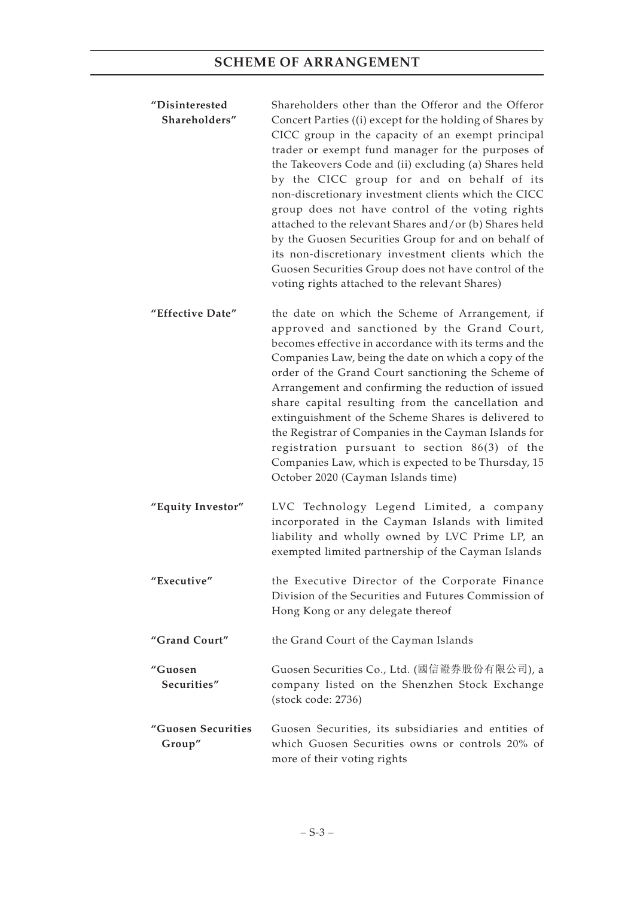| | |
|---|---|
| **"Disinterested Shareholders"** | Shareholders other than the Offeror and the Offeror Concert Parties ((i) except for the holding of Shares by CICC group in the capacity of an exempt principal trader or exempt fund manager for the purposes of the Takeovers Code and (ii) excluding (a) Shares held by the CICC group for and on behalf of its non-discretionary investment clients which the CICC group does not have control of the voting rights attached to the relevant Shares and/or (b) Shares held by the Guosen Securities Group for and on behalf of its non-discretionary investment clients which the Guosen Securities Group does not have control of the voting rights attached to the relevant Shares) |
| **"Effective Date"** | the date on which the Scheme of Arrangement, if approved and sanctioned by the Grand Court, becomes effective in accordance with its terms and the Companies Law, being the date on which a copy of the order of the Grand Court sanctioning the Scheme of Arrangement and confirming the reduction of issued share capital resulting from the cancellation and extinguishment of the Scheme Shares is delivered to the Registrar of Companies in the Cayman Islands for registration pursuant to section 86(3) of the Companies Law, which is expected to be Thursday, 15 October 2020 (Cayman Islands time) |
| **"Equity Investor"** | LVC Technology Legend Limited, a company incorporated in the Cayman Islands with limited liability and wholly owned by LVC Prime LP, an exempted limited partnership of the Cayman Islands |
| **"Executive"** | the Executive Director of the Corporate Finance Division of the Securities and Futures Commission of Hong Kong or any delegate thereof |
| **"Grand Court"** | the Grand Court of the Cayman Islands |
| **"Guosen Securities"** | Guosen Securities Co., Ltd. (國信證券股份有限公司), a company listed on the Shenzhen Stock Exchange (stock code: 2736) |
| **"Guosen Securities Group"** | Guosen Securities, its subsidiaries and entities of which Guosen Securities owns or controls 20% of more of their voting rights |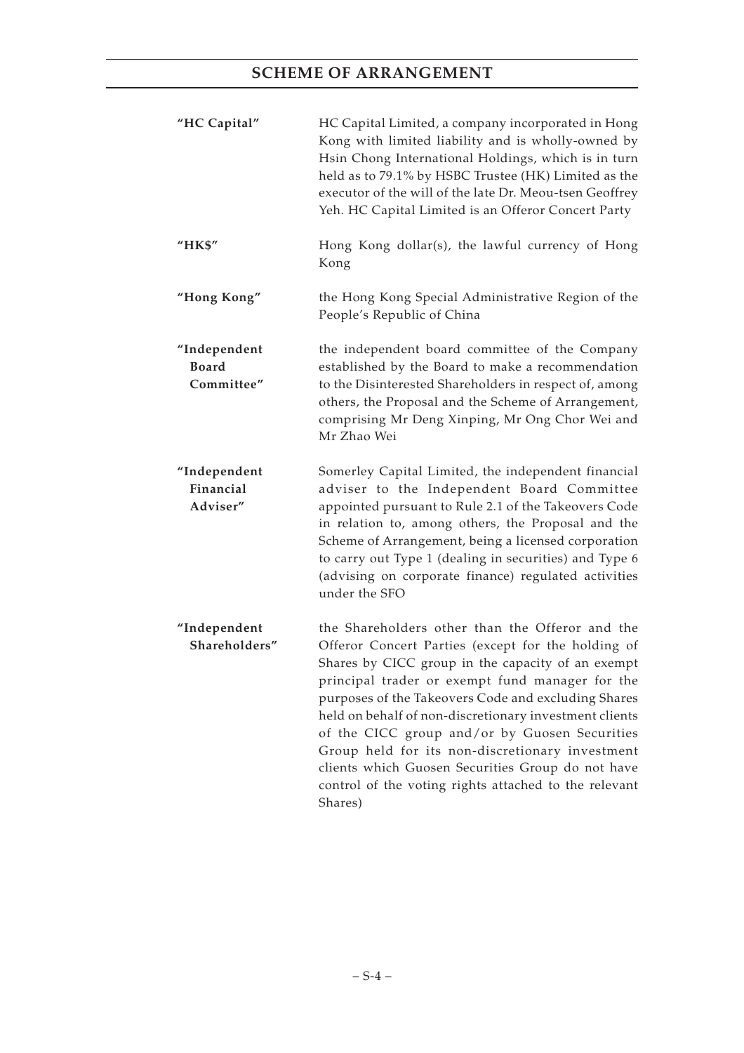| | |
|---|---|
| **"HC Capital"** | HC Capital Limited, a company incorporated in Hong Kong with limited liability and is wholly-owned by Hsin Chong International Holdings, which is in turn held as to 79.1% by HSBC Trustee (HK) Limited as the executor of the will of the late Dr. Meou-tsen Geoffrey Yeh. HC Capital Limited is an Offeror Concert Party |
| **"HK$"** | Hong Kong dollar(s), the lawful currency of Hong Kong |
| **"Hong Kong"** | the Hong Kong Special Administrative Region of the People's Republic of China |
| **"Independent Board Committee"** | the independent board committee of the Company established by the Board to make a recommendation to the Disinterested Shareholders in respect of, among others, the Proposal and the Scheme of Arrangement, comprising Mr Deng Xinping, Mr Ong Chor Wei and Mr Zhao Wei |
| **"Independent Financial Adviser"** | Somerley Capital Limited, the independent financial adviser to the Independent Board Committee appointed pursuant to Rule 2.1 of the Takeovers Code in relation to, among others, the Proposal and the Scheme of Arrangement, being a licensed corporation to carry out Type 1 (dealing in securities) and Type 6 (advising on corporate finance) regulated activities under the SFO |
| **"Independent Shareholders"** | the Shareholders other than the Offeror and the Offeror Concert Parties (except for the holding of Shares by CICC group in the capacity of an exempt principal trader or exempt fund manager for the purposes of the Takeovers Code and excluding Shares held on behalf of non-discretionary investment clients of the CICC group and/or by Guosen Securities Group held for its non-discretionary investment clients which Guosen Securities Group do not have control of the voting rights attached to the relevant Shares) |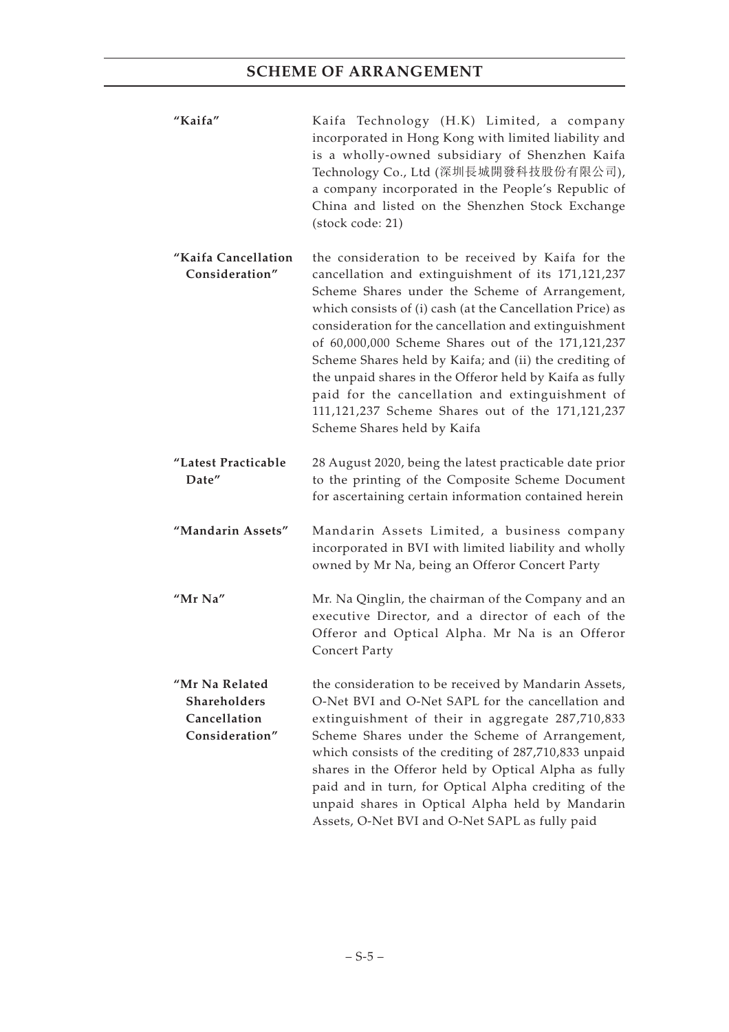| | |
|---|---|
| **"Kaifa"** | Kaifa Technology (H.K) Limited, a company incorporated in Hong Kong with limited liability and is a wholly-owned subsidiary of Shenzhen Kaifa Technology Co., Ltd (深圳長城開發科技股份有限公司), a company incorporated in the People's Republic of China and listed on the Shenzhen Stock Exchange (stock code: 21) |
| **"Kaifa Cancellation Consideration"** | the consideration to be received by Kaifa for the cancellation and extinguishment of its 171,121,237 Scheme Shares under the Scheme of Arrangement, which consists of (i) cash (at the Cancellation Price) as consideration for the cancellation and extinguishment of 60,000,000 Scheme Shares out of the 171,121,237 Scheme Shares held by Kaifa; and (ii) the crediting of the unpaid shares in the Offeror held by Kaifa as fully paid for the cancellation and extinguishment of 111,121,237 Scheme Shares out of the 171,121,237 Scheme Shares held by Kaifa |
| **"Latest Practicable Date"** | 28 August 2020, being the latest practicable date prior to the printing of the Composite Scheme Document for ascertaining certain information contained herein |
| **"Mandarin Assets"** | Mandarin Assets Limited, a business company incorporated in BVI with limited liability and wholly owned by Mr Na, being an Offeror Concert Party |
| **"Mr Na"** | Mr. Na Qinglin, the chairman of the Company and an executive Director, and a director of each of the Offeror and Optical Alpha. Mr Na is an Offeror Concert Party |
| **"Mr Na Related Shareholders Cancellation Consideration"** | the consideration to be received by Mandarin Assets, O-Net BVI and O-Net SAPL for the cancellation and extinguishment of their in aggregate 287,710,833 Scheme Shares under the Scheme of Arrangement, which consists of the crediting of 287,710,833 unpaid shares in the Offeror held by Optical Alpha as fully paid and in turn, for Optical Alpha crediting of the unpaid shares in Optical Alpha held by Mandarin Assets, O-Net BVI and O-Net SAPL as fully paid |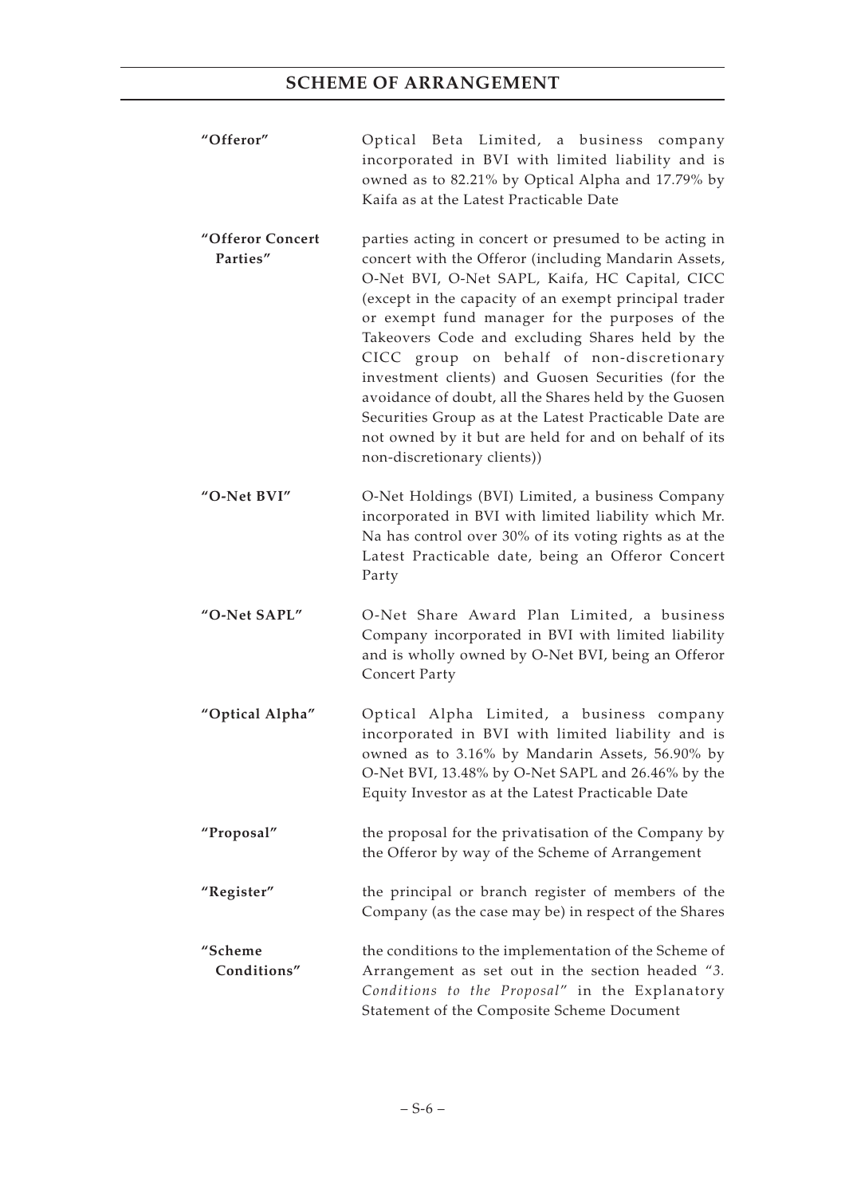| | |
|---|---|
| **"Offeror"** | Optical Beta Limited, a business company incorporated in BVI with limited liability and is owned as to 82.21% by Optical Alpha and 17.79% by Kaifa as at the Latest Practicable Date |
| **"Offeror Concert Parties"** | parties acting in concert or presumed to be acting in concert with the Offeror (including Mandarin Assets, O-Net BVI, O-Net SAPL, Kaifa, HC Capital, CICC (except in the capacity of an exempt principal trader or exempt fund manager for the purposes of the Takeovers Code and excluding Shares held by the CICC group on behalf of non-discretionary investment clients) and Guosen Securities (for the avoidance of doubt, all the Shares held by the Guosen Securities Group as at the Latest Practicable Date are not owned by it but are held for and on behalf of its non-discretionary clients)) |
| **"O-Net BVI"** | O-Net Holdings (BVI) Limited, a business Company incorporated in BVI with limited liability which Mr. Na has control over 30% of its voting rights as at the Latest Practicable date, being an Offeror Concert Party |
| **"O-Net SAPL"** | O-Net Share Award Plan Limited, a business Company incorporated in BVI with limited liability and is wholly owned by O-Net BVI, being an Offeror Concert Party |
| **"Optical Alpha"** | Optical Alpha Limited, a business company incorporated in BVI with limited liability and is owned as to 3.16% by Mandarin Assets, 56.90% by O-Net BVI, 13.48% by O-Net SAPL and 26.46% by the Equity Investor as at the Latest Practicable Date |
| **"Proposal"** | the proposal for the privatisation of the Company by the Offeror by way of the Scheme of Arrangement |
| **"Register"** | the principal or branch register of members of the Company (as the case may be) in respect of the Shares |
| **"Scheme Conditions"** | the conditions to the implementation of the Scheme of Arrangement as set out in the section headed "*3. Conditions to the Proposal*" in the Explanatory Statement of the Composite Scheme Document |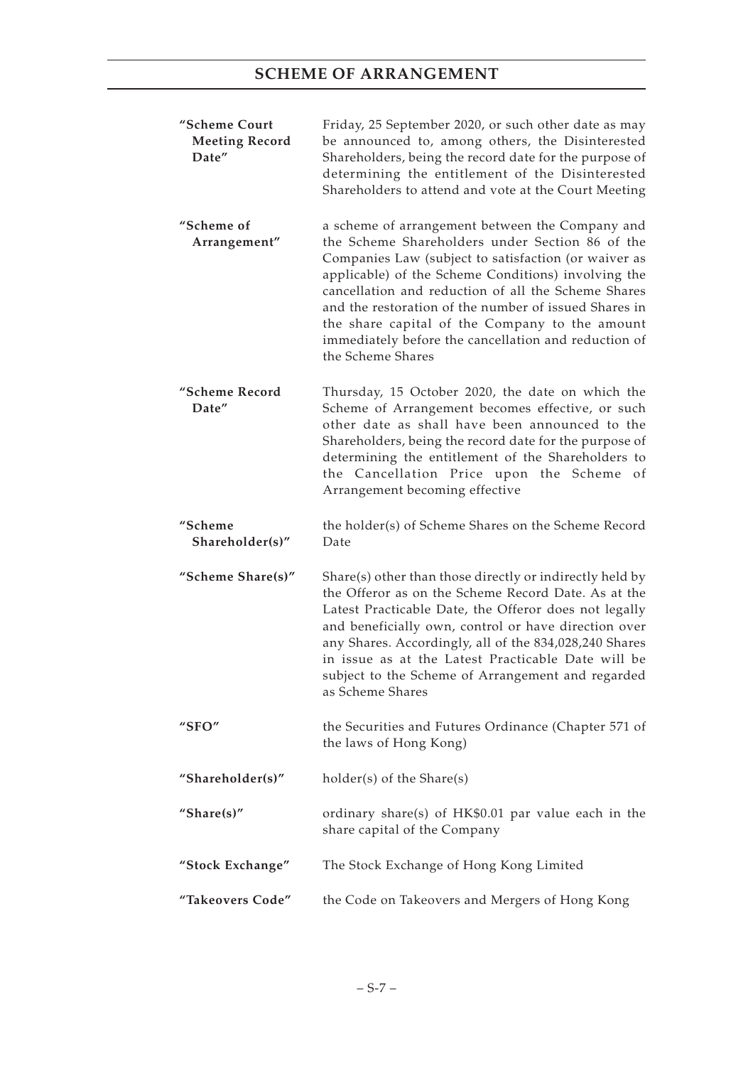| | |
|---|---|
| **"Scheme Court Meeting Record Date"** | Friday, 25 September 2020, or such other date as may be announced to, among others, the Disinterested Shareholders, being the record date for the purpose of determining the entitlement of the Disinterested Shareholders to attend and vote at the Court Meeting |
| **"Scheme of Arrangement"** | a scheme of arrangement between the Company and the Scheme Shareholders under Section 86 of the Companies Law (subject to satisfaction (or waiver as applicable) of the Scheme Conditions) involving the cancellation and reduction of all the Scheme Shares and the restoration of the number of issued Shares in the share capital of the Company to the amount immediately before the cancellation and reduction of the Scheme Shares |
| **"Scheme Record Date"** | Thursday, 15 October 2020, the date on which the Scheme of Arrangement becomes effective, or such other date as shall have been announced to the Shareholders, being the record date for the purpose of determining the entitlement of the Shareholders to the Cancellation Price upon the Scheme of Arrangement becoming effective |
| **"Scheme Shareholder(s)"** | the holder(s) of Scheme Shares on the Scheme Record Date |
| **"Scheme Share(s)"** | Share(s) other than those directly or indirectly held by the Offeror as on the Scheme Record Date. As at the Latest Practicable Date, the Offeror does not legally and beneficially own, control or have direction over any Shares. Accordingly, all of the 834,028,240 Shares in issue as at the Latest Practicable Date will be subject to the Scheme of Arrangement and regarded as Scheme Shares |
| **"SFO"** | the Securities and Futures Ordinance (Chapter 571 of the laws of Hong Kong) |
| **"Shareholder(s)"** | holder(s) of the Share(s) |
| **"Share(s)"** | ordinary share(s) of HK$0.01 par value each in the share capital of the Company |
| **"Stock Exchange"** | The Stock Exchange of Hong Kong Limited |
| **"Takeovers Code"** | the Code on Takeovers and Mergers of Hong Kong |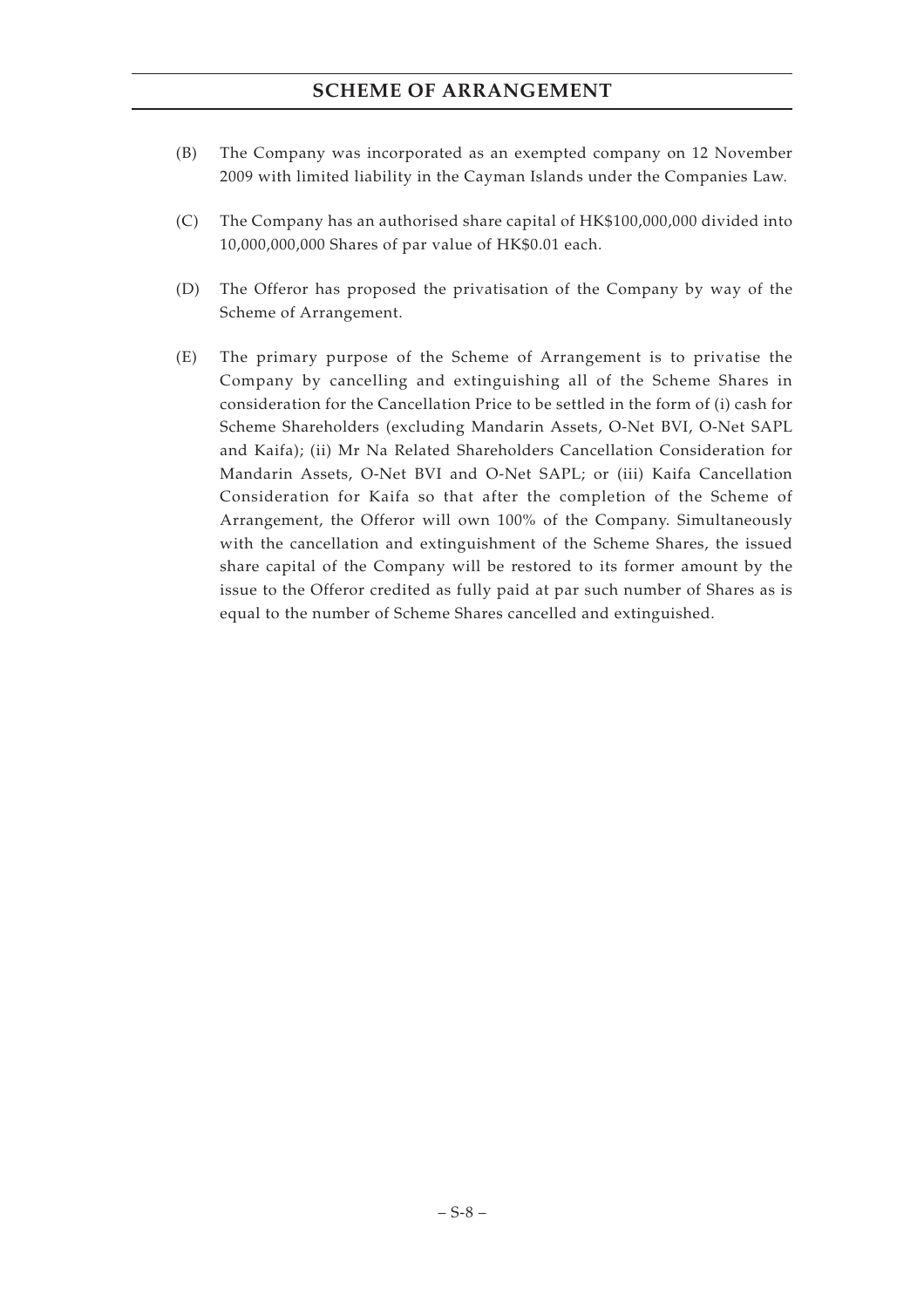(B) The Company was incorporated as an exempted company on 12 November 2009 with limited liability in the Cayman Islands under the Companies Law.

(C) The Company has an authorised share capital of HK$100,000,000 divided into 10,000,000,000 Shares of par value of HK$0.01 each.

(D) The Offeror has proposed the privatisation of the Company by way of the Scheme of Arrangement.

(E) The primary purpose of the Scheme of Arrangement is to privatise the Company by cancelling and extinguishing all of the Scheme Shares in consideration for the Cancellation Price to be settled in the form of (i) cash for Scheme Shareholders (excluding Mandarin Assets, O-Net BVI, O-Net SAPL and Kaifa); (ii) Mr Na Related Shareholders Cancellation Consideration for Mandarin Assets, O-Net BVI and O-Net SAPL; or (iii) Kaifa Cancellation Consideration for Kaifa so that after the completion of the Scheme of Arrangement, the Offeror will own 100% of the Company. Simultaneously with the cancellation and extinguishment of the Scheme Shares, the issued share capital of the Company will be restored to its former amount by the issue to the Offeror credited as fully paid at par such number of Shares as is equal to the number of Scheme Shares cancelled and extinguished.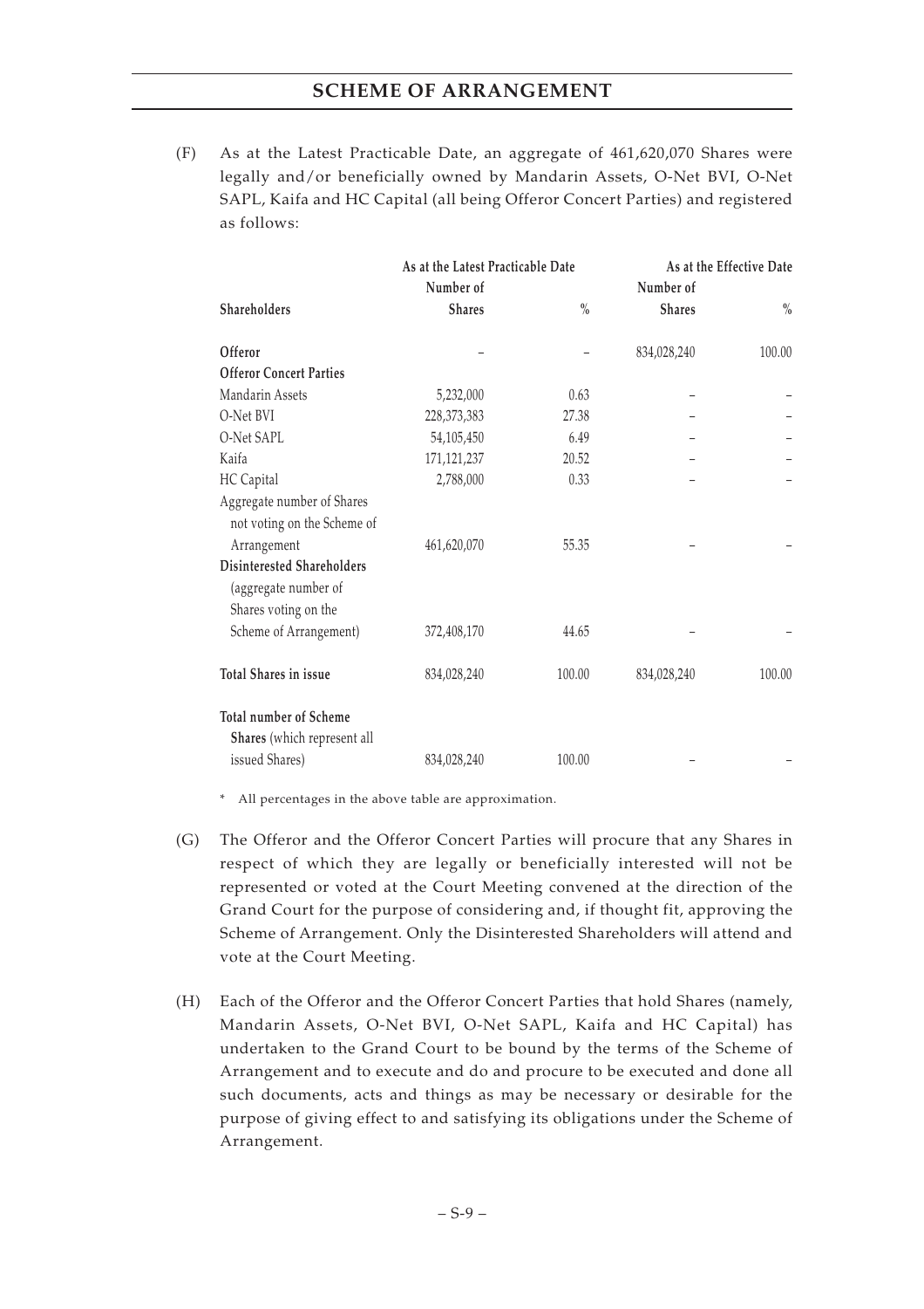(F) As at the Latest Practicable Date, an aggregate of 461,620,070 Shares were legally and/or beneficially owned by Mandarin Assets, O-Net BVI, O-Net SAPL, Kaifa and HC Capital (all being Offeror Concert Parties) and registered as follows:

| | As at the Latest Practicable Date | | As at the Effective Date | |
|---|---|---|---|---|
| **Shareholders** | **Number of Shares** | **%** | **Number of Shares** | **%** |
| **Offeror** | – | – | 834,028,240 | 100.00 |
| **Offeror Concert Parties** | | | | |
| Mandarin Assets | 5,232,000 | 0.63 | – | – |
| O-Net BVI | 228,373,383 | 27.38 | – | – |
| O-Net SAPL | 54,105,450 | 6.49 | – | – |
| Kaifa | 171,121,237 | 20.52 | – | – |
| HC Capital | 2,788,000 | 0.33 | – | – |
| Aggregate number of Shares not voting on the Scheme of Arrangement | 461,620,070 | 55.35 | – | – |
| **Disinterested Shareholders** (aggregate number of Shares voting on the Scheme of Arrangement) | 372,408,170 | 44.65 | – | – |
| **Total Shares in issue** | 834,028,240 | 100.00 | 834,028,240 | 100.00 |
| **Total number of Scheme Shares** (which represent all issued Shares) | 834,028,240 | 100.00 | – | – |

\* All percentages in the above table are approximation.

(G) The Offeror and the Offeror Concert Parties will procure that any Shares in respect of which they are legally or beneficially interested will not be represented or voted at the Court Meeting convened at the direction of the Grand Court for the purpose of considering and, if thought fit, approving the Scheme of Arrangement. Only the Disinterested Shareholders will attend and vote at the Court Meeting.

(H) Each of the Offeror and the Offeror Concert Parties that hold Shares (namely, Mandarin Assets, O-Net BVI, O-Net SAPL, Kaifa and HC Capital) has undertaken to the Grand Court to be bound by the terms of the Scheme of Arrangement and to execute and do and procure to be executed and done all such documents, acts and things as may be necessary or desirable for the purpose of giving effect to and satisfying its obligations under the Scheme of Arrangement.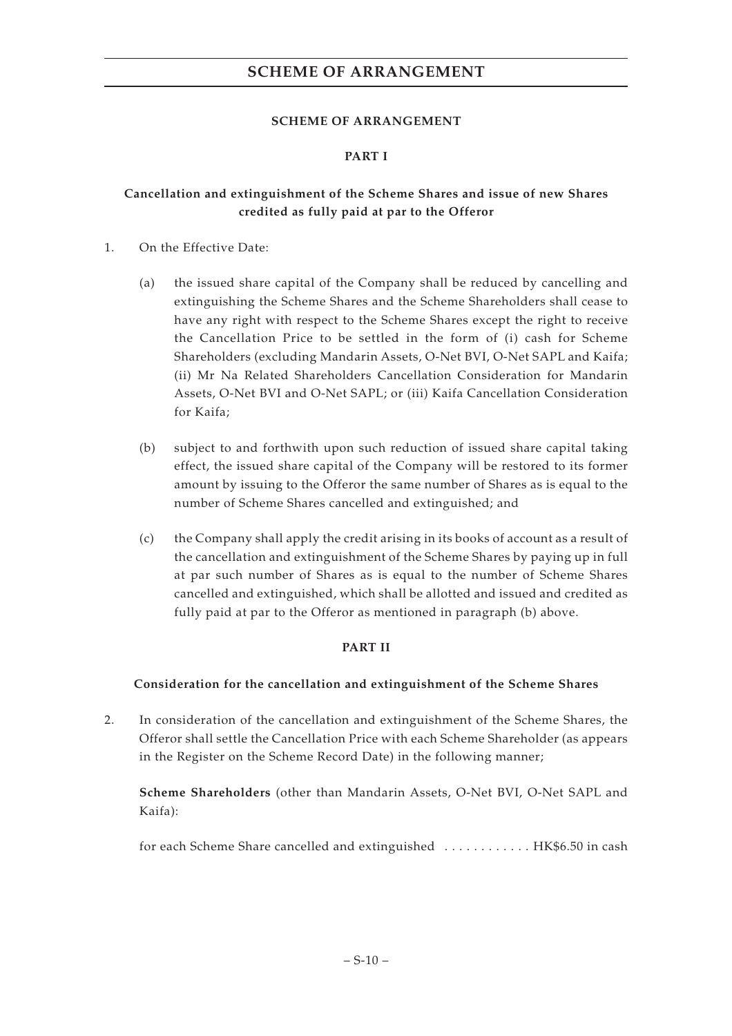## SCHEME OF ARRANGEMENT

### PART I

**Cancellation and extinguishment of the Scheme Shares and issue of new Shares credited as fully paid at par to the Offeror**

1. On the Effective Date:

   (a) the issued share capital of the Company shall be reduced by cancelling and extinguishing the Scheme Shares and the Scheme Shareholders shall cease to have any right with respect to the Scheme Shares except the right to receive the Cancellation Price to be settled in the form of (i) cash for Scheme Shareholders (excluding Mandarin Assets, O-Net BVI, O-Net SAPL and Kaifa; (ii) Mr Na Related Shareholders Cancellation Consideration for Mandarin Assets, O-Net BVI and O-Net SAPL; or (iii) Kaifa Cancellation Consideration for Kaifa;

   (b) subject to and forthwith upon such reduction of issued share capital taking effect, the issued share capital of the Company will be restored to its former amount by issuing to the Offeror the same number of Shares as is equal to the number of Scheme Shares cancelled and extinguished; and

   (c) the Company shall apply the credit arising in its books of account as a result of the cancellation and extinguishment of the Scheme Shares by paying up in full at par such number of Shares as is equal to the number of Scheme Shares cancelled and extinguished, which shall be allotted and issued and credited as fully paid at par to the Offeror as mentioned in paragraph (b) above.

### PART II

**Consideration for the cancellation and extinguishment of the Scheme Shares**

2. In consideration of the cancellation and extinguishment of the Scheme Shares, the Offeror shall settle the Cancellation Price with each Scheme Shareholder (as appears in the Register on the Scheme Record Date) in the following manner;

   **Scheme Shareholders** (other than Mandarin Assets, O-Net BVI, O-Net SAPL and Kaifa):

   for each Scheme Share cancelled and extinguished ............ HK$6.50 in cash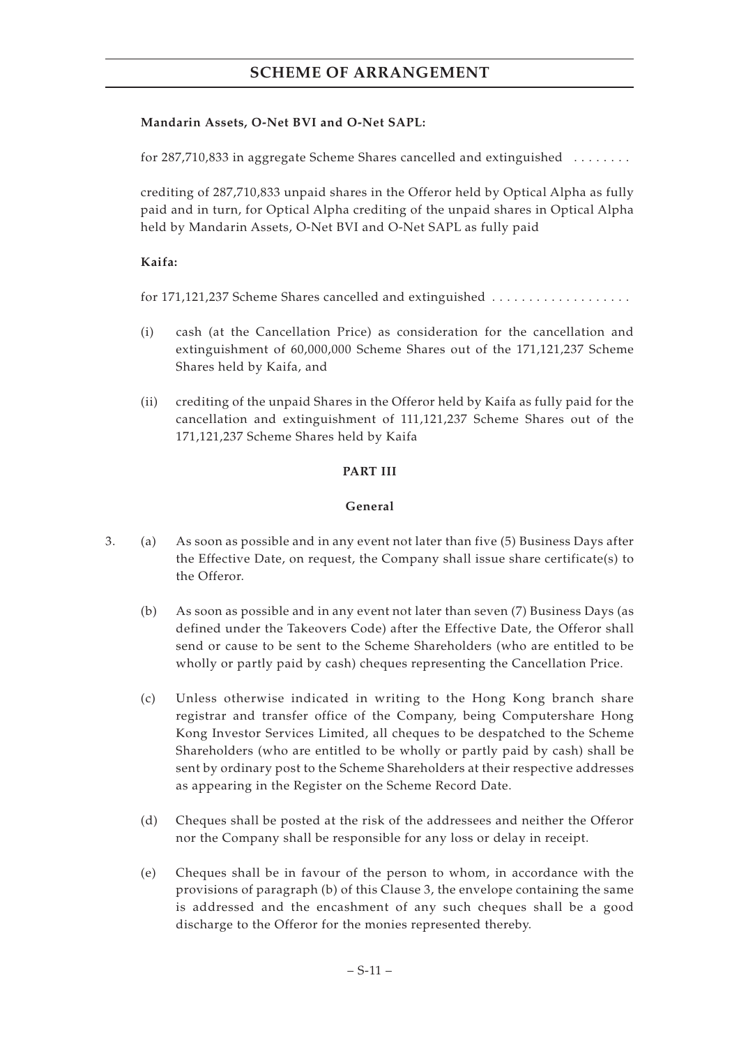**Mandarin Assets, O-Net BVI and O-Net SAPL:**

for 287,710,833 in aggregate Scheme Shares cancelled and extinguished . . . . . . . .

crediting of 287,710,833 unpaid shares in the Offeror held by Optical Alpha as fully paid and in turn, for Optical Alpha crediting of the unpaid shares in Optical Alpha held by Mandarin Assets, O-Net BVI and O-Net SAPL as fully paid

**Kaifa:**

for 171,121,237 Scheme Shares cancelled and extinguished . . . . . . . . . . . . . . . . . . .

(i) cash (at the Cancellation Price) as consideration for the cancellation and extinguishment of 60,000,000 Scheme Shares out of the 171,121,237 Scheme Shares held by Kaifa, and

(ii) crediting of the unpaid Shares in the Offeror held by Kaifa as fully paid for the cancellation and extinguishment of 111,121,237 Scheme Shares out of the 171,121,237 Scheme Shares held by Kaifa

## PART III

### General

3. (a) As soon as possible and in any event not later than five (5) Business Days after the Effective Date, on request, the Company shall issue share certificate(s) to the Offeror.

   (b) As soon as possible and in any event not later than seven (7) Business Days (as defined under the Takeovers Code) after the Effective Date, the Offeror shall send or cause to be sent to the Scheme Shareholders (who are entitled to be wholly or partly paid by cash) cheques representing the Cancellation Price.

   (c) Unless otherwise indicated in writing to the Hong Kong branch share registrar and transfer office of the Company, being Computershare Hong Kong Investor Services Limited, all cheques to be despatched to the Scheme Shareholders (who are entitled to be wholly or partly paid by cash) shall be sent by ordinary post to the Scheme Shareholders at their respective addresses as appearing in the Register on the Scheme Record Date.

   (d) Cheques shall be posted at the risk of the addressees and neither the Offeror nor the Company shall be responsible for any loss or delay in receipt.

   (e) Cheques shall be in favour of the person to whom, in accordance with the provisions of paragraph (b) of this Clause 3, the envelope containing the same is addressed and the encashment of any such cheques shall be a good discharge to the Offeror for the monies represented thereby.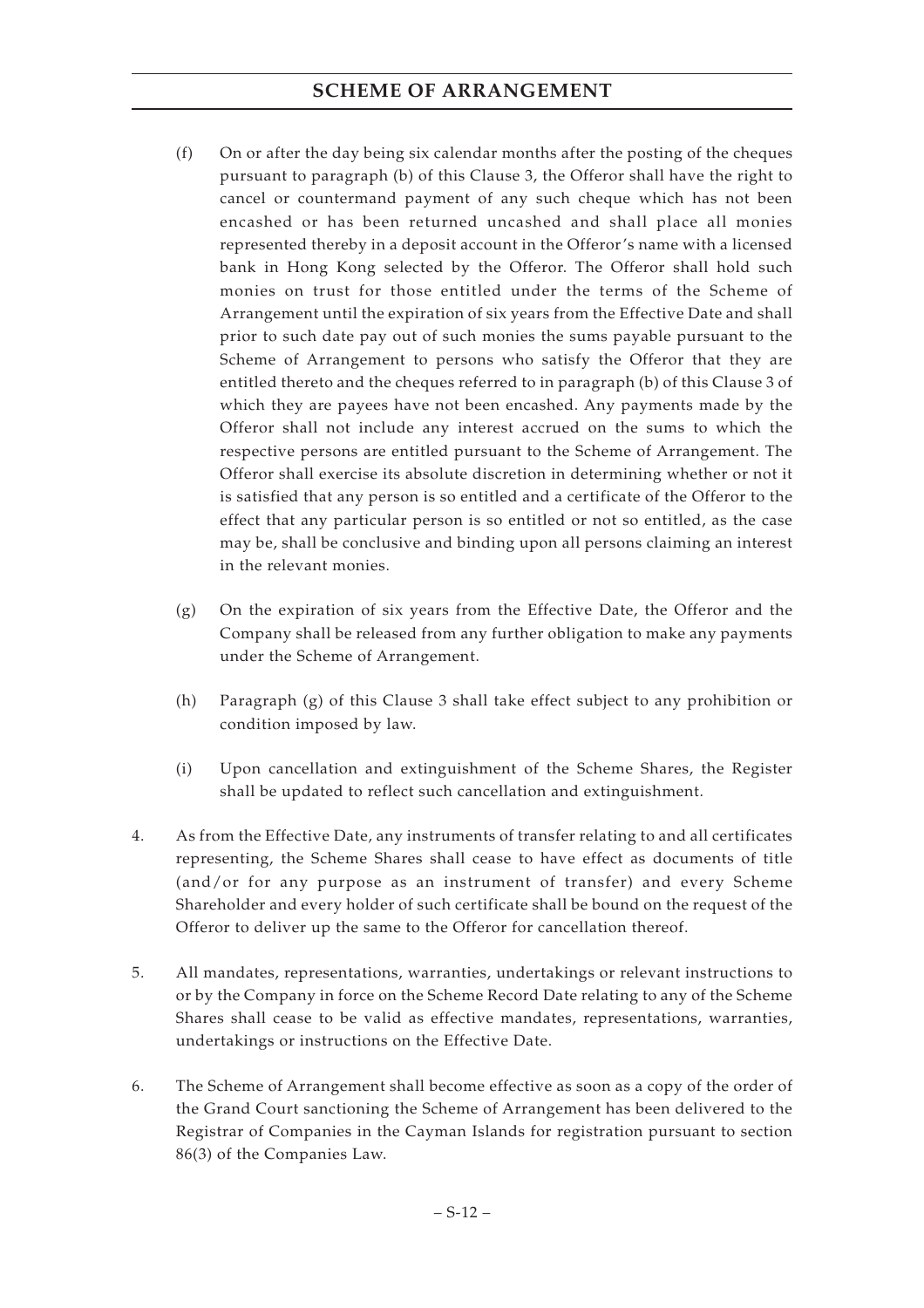(f) On or after the day being six calendar months after the posting of the cheques pursuant to paragraph (b) of this Clause 3, the Offeror shall have the right to cancel or countermand payment of any such cheque which has not been encashed or has been returned uncashed and shall place all monies represented thereby in a deposit account in the Offeror's name with a licensed bank in Hong Kong selected by the Offeror. The Offeror shall hold such monies on trust for those entitled under the terms of the Scheme of Arrangement until the expiration of six years from the Effective Date and shall prior to such date pay out of such monies the sums payable pursuant to the Scheme of Arrangement to persons who satisfy the Offeror that they are entitled thereto and the cheques referred to in paragraph (b) of this Clause 3 of which they are payees have not been encashed. Any payments made by the Offeror shall not include any interest accrued on the sums to which the respective persons are entitled pursuant to the Scheme of Arrangement. The Offeror shall exercise its absolute discretion in determining whether or not it is satisfied that any person is so entitled and a certificate of the Offeror to the effect that any particular person is so entitled or not so entitled, as the case may be, shall be conclusive and binding upon all persons claiming an interest in the relevant monies.

(g) On the expiration of six years from the Effective Date, the Offeror and the Company shall be released from any further obligation to make any payments under the Scheme of Arrangement.

(h) Paragraph (g) of this Clause 3 shall take effect subject to any prohibition or condition imposed by law.

(i) Upon cancellation and extinguishment of the Scheme Shares, the Register shall be updated to reflect such cancellation and extinguishment.

4. As from the Effective Date, any instruments of transfer relating to and all certificates representing, the Scheme Shares shall cease to have effect as documents of title (and/or for any purpose as an instrument of transfer) and every Scheme Shareholder and every holder of such certificate shall be bound on the request of the Offeror to deliver up the same to the Offeror for cancellation thereof.

5. All mandates, representations, warranties, undertakings or relevant instructions to or by the Company in force on the Scheme Record Date relating to any of the Scheme Shares shall cease to be valid as effective mandates, representations, warranties, undertakings or instructions on the Effective Date.

6. The Scheme of Arrangement shall become effective as soon as a copy of the order of the Grand Court sanctioning the Scheme of Arrangement has been delivered to the Registrar of Companies in the Cayman Islands for registration pursuant to section 86(3) of the Companies Law.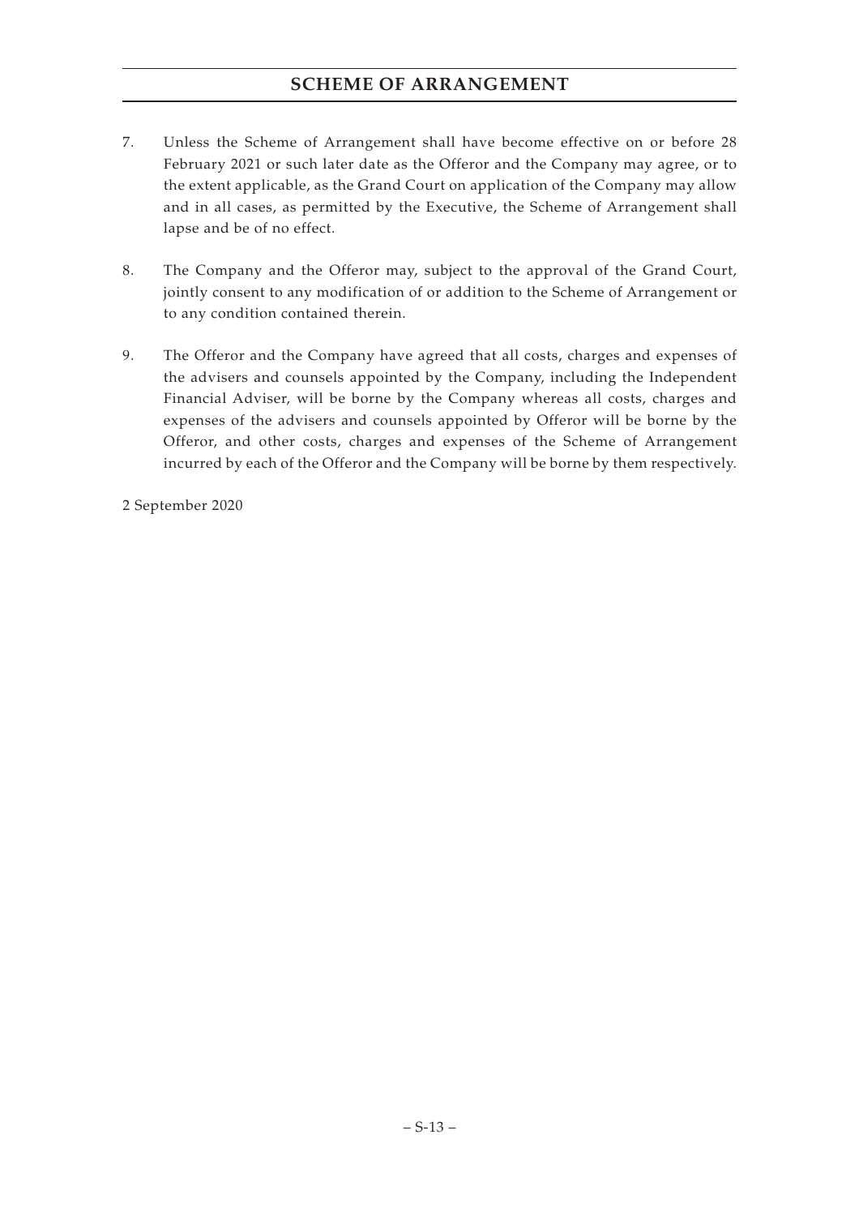7. Unless the Scheme of Arrangement shall have become effective on or before 28 February 2021 or such later date as the Offeror and the Company may agree, or to the extent applicable, as the Grand Court on application of the Company may allow and in all cases, as permitted by the Executive, the Scheme of Arrangement shall lapse and be of no effect.

8. The Company and the Offeror may, subject to the approval of the Grand Court, jointly consent to any modification of or addition to the Scheme of Arrangement or to any condition contained therein.

9. The Offeror and the Company have agreed that all costs, charges and expenses of the advisers and counsels appointed by the Company, including the Independent Financial Adviser, will be borne by the Company whereas all costs, charges and expenses of the advisers and counsels appointed by Offeror will be borne by the Offeror, and other costs, charges and expenses of the Scheme of Arrangement incurred by each of the Offeror and the Company will be borne by them respectively.

2 September 2020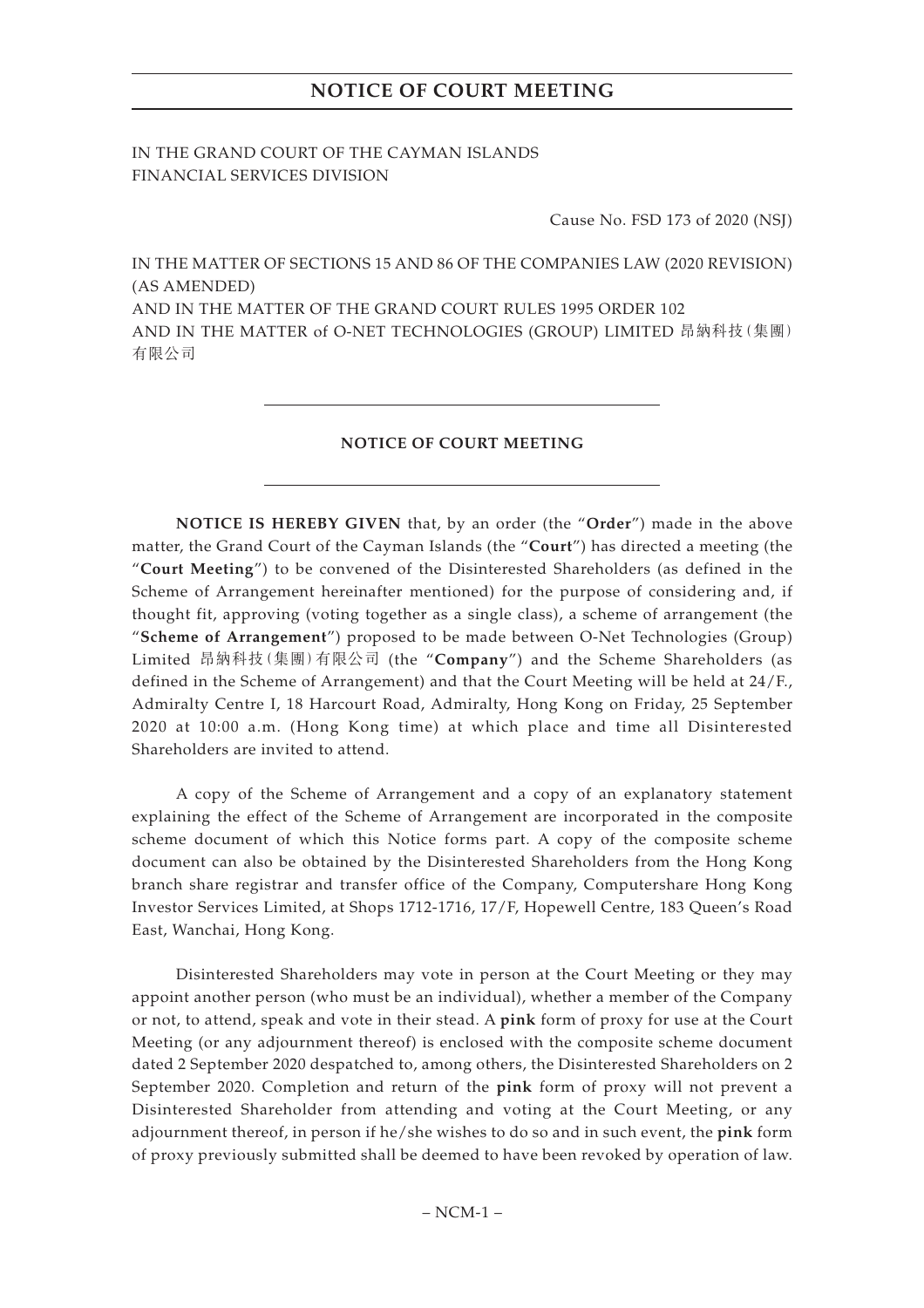# NOTICE OF COURT MEETING

IN THE GRAND COURT OF THE CAYMAN ISLANDS
FINANCIAL SERVICES DIVISION

Cause No. FSD 173 of 2020 (NSJ)

IN THE MATTER OF SECTIONS 15 AND 86 OF THE COMPANIES LAW (2020 REVISION) (AS AMENDED)
AND IN THE MATTER OF THE GRAND COURT RULES 1995 ORDER 102
AND IN THE MATTER of O-NET TECHNOLOGIES (GROUP) LIMITED 昂納科技(集團)有限公司

## NOTICE OF COURT MEETING

**NOTICE IS HEREBY GIVEN** that, by an order (the "**Order**") made in the above matter, the Grand Court of the Cayman Islands (the "**Court**") has directed a meeting (the "**Court Meeting**") to be convened of the Disinterested Shareholders (as defined in the Scheme of Arrangement hereinafter mentioned) for the purpose of considering and, if thought fit, approving (voting together as a single class), a scheme of arrangement (the "**Scheme of Arrangement**") proposed to be made between O-Net Technologies (Group) Limited 昂納科技(集團)有限公司 (the "**Company**") and the Scheme Shareholders (as defined in the Scheme of Arrangement) and that the Court Meeting will be held at 24/F., Admiralty Centre I, 18 Harcourt Road, Admiralty, Hong Kong on Friday, 25 September 2020 at 10:00 a.m. (Hong Kong time) at which place and time all Disinterested Shareholders are invited to attend.

A copy of the Scheme of Arrangement and a copy of an explanatory statement explaining the effect of the Scheme of Arrangement are incorporated in the composite scheme document of which this Notice forms part. A copy of the composite scheme document can also be obtained by the Disinterested Shareholders from the Hong Kong branch share registrar and transfer office of the Company, Computershare Hong Kong Investor Services Limited, at Shops 1712-1716, 17/F, Hopewell Centre, 183 Queen's Road East, Wanchai, Hong Kong.

Disinterested Shareholders may vote in person at the Court Meeting or they may appoint another person (who must be an individual), whether a member of the Company or not, to attend, speak and vote in their stead. A **pink** form of proxy for use at the Court Meeting (or any adjournment thereof) is enclosed with the composite scheme document dated 2 September 2020 despatched to, among others, the Disinterested Shareholders on 2 September 2020. Completion and return of the **pink** form of proxy will not prevent a Disinterested Shareholder from attending and voting at the Court Meeting, or any adjournment thereof, in person if he/she wishes to do so and in such event, the **pink** form of proxy previously submitted shall be deemed to have been revoked by operation of law.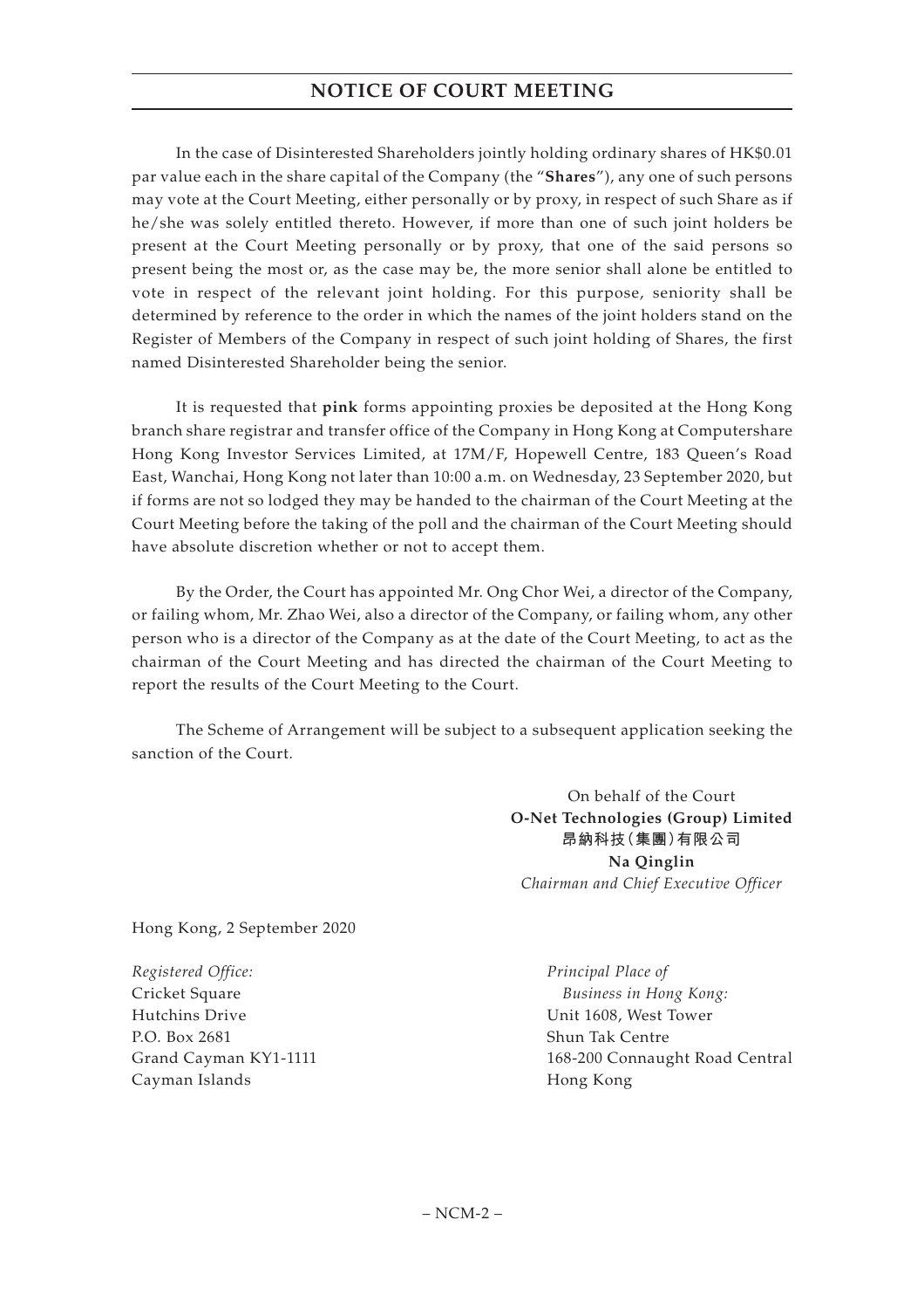## NOTICE OF COURT MEETING

In the case of Disinterested Shareholders jointly holding ordinary shares of HK$0.01 par value each in the share capital of the Company (the "**Shares**"), any one of such persons may vote at the Court Meeting, either personally or by proxy, in respect of such Share as if he/she was solely entitled thereto. However, if more than one of such joint holders be present at the Court Meeting personally or by proxy, that one of the said persons so present being the most or, as the case may be, the more senior shall alone be entitled to vote in respect of the relevant joint holding. For this purpose, seniority shall be determined by reference to the order in which the names of the joint holders stand on the Register of Members of the Company in respect of such joint holding of Shares, the first named Disinterested Shareholder being the senior.

It is requested that **pink** forms appointing proxies be deposited at the Hong Kong branch share registrar and transfer office of the Company in Hong Kong at Computershare Hong Kong Investor Services Limited, at 17M/F, Hopewell Centre, 183 Queen's Road East, Wanchai, Hong Kong not later than 10:00 a.m. on Wednesday, 23 September 2020, but if forms are not so lodged they may be handed to the chairman of the Court Meeting at the Court Meeting before the taking of the poll and the chairman of the Court Meeting should have absolute discretion whether or not to accept them.

By the Order, the Court has appointed Mr. Ong Chor Wei, a director of the Company, or failing whom, Mr. Zhao Wei, also a director of the Company, or failing whom, any other person who is a director of the Company as at the date of the Court Meeting, to act as the chairman of the Court Meeting and has directed the chairman of the Court Meeting to report the results of the Court Meeting to the Court.

The Scheme of Arrangement will be subject to a subsequent application seeking the sanction of the Court.

On behalf of the Court
**O-Net Technologies (Group) Limited**
**昂納科技(集團)有限公司**
**Na Qinglin**
*Chairman and Chief Executive Officer*

Hong Kong, 2 September 2020

*Registered Office:*
Cricket Square
Hutchins Drive
P.O. Box 2681
Grand Cayman KY1-1111
Cayman Islands

*Principal Place of Business in Hong Kong:*
Unit 1608, West Tower
Shun Tak Centre
168-200 Connaught Road Central
Hong Kong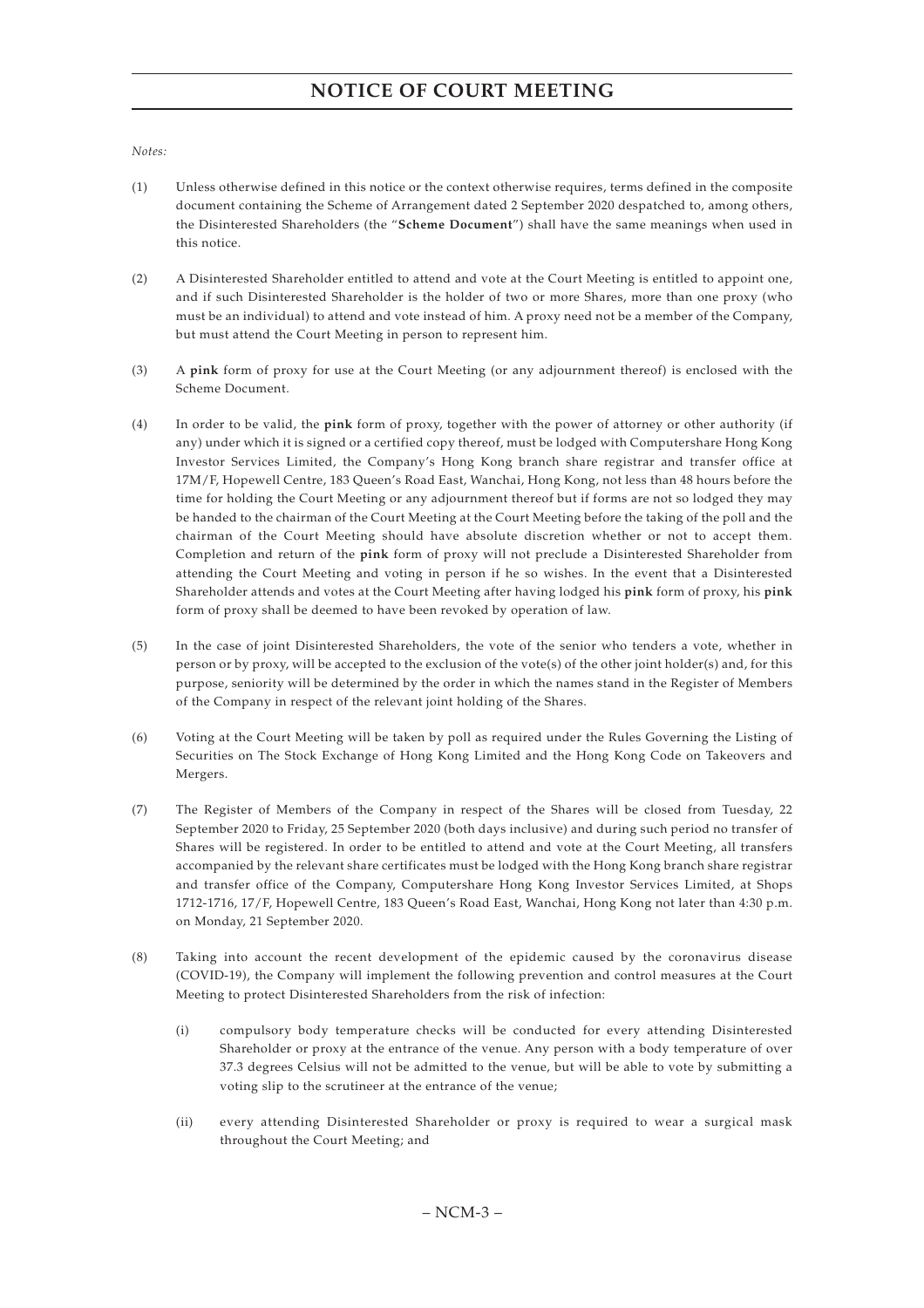# NOTICE OF COURT MEETING

*Notes:*

(1) Unless otherwise defined in this notice or the context otherwise requires, terms defined in the composite document containing the Scheme of Arrangement dated 2 September 2020 despatched to, among others, the Disinterested Shareholders (the "**Scheme Document**") shall have the same meanings when used in this notice.

(2) A Disinterested Shareholder entitled to attend and vote at the Court Meeting is entitled to appoint one, and if such Disinterested Shareholder is the holder of two or more Shares, more than one proxy (who must be an individual) to attend and vote instead of him. A proxy need not be a member of the Company, but must attend the Court Meeting in person to represent him.

(3) A **pink** form of proxy for use at the Court Meeting (or any adjournment thereof) is enclosed with the Scheme Document.

(4) In order to be valid, the **pink** form of proxy, together with the power of attorney or other authority (if any) under which it is signed or a certified copy thereof, must be lodged with Computershare Hong Kong Investor Services Limited, the Company's Hong Kong branch share registrar and transfer office at 17M/F, Hopewell Centre, 183 Queen's Road East, Wanchai, Hong Kong, not less than 48 hours before the time for holding the Court Meeting or any adjournment thereof but if forms are not so lodged they may be handed to the chairman of the Court Meeting at the Court Meeting before the taking of the poll and the chairman of the Court Meeting should have absolute discretion whether or not to accept them. Completion and return of the **pink** form of proxy will not preclude a Disinterested Shareholder from attending the Court Meeting and voting in person if he so wishes. In the event that a Disinterested Shareholder attends and votes at the Court Meeting after having lodged his **pink** form of proxy, his **pink** form of proxy shall be deemed to have been revoked by operation of law.

(5) In the case of joint Disinterested Shareholders, the vote of the senior who tenders a vote, whether in person or by proxy, will be accepted to the exclusion of the vote(s) of the other joint holder(s) and, for this purpose, seniority will be determined by the order in which the names stand in the Register of Members of the Company in respect of the relevant joint holding of the Shares.

(6) Voting at the Court Meeting will be taken by poll as required under the Rules Governing the Listing of Securities on The Stock Exchange of Hong Kong Limited and the Hong Kong Code on Takeovers and Mergers.

(7) The Register of Members of the Company in respect of the Shares will be closed from Tuesday, 22 September 2020 to Friday, 25 September 2020 (both days inclusive) and during such period no transfer of Shares will be registered. In order to be entitled to attend and vote at the Court Meeting, all transfers accompanied by the relevant share certificates must be lodged with the Hong Kong branch share registrar and transfer office of the Company, Computershare Hong Kong Investor Services Limited, at Shops 1712-1716, 17/F, Hopewell Centre, 183 Queen's Road East, Wanchai, Hong Kong not later than 4:30 p.m. on Monday, 21 September 2020.

(8) Taking into account the recent development of the epidemic caused by the coronavirus disease (COVID-19), the Company will implement the following prevention and control measures at the Court Meeting to protect Disinterested Shareholders from the risk of infection:

   (i) compulsory body temperature checks will be conducted for every attending Disinterested Shareholder or proxy at the entrance of the venue. Any person with a body temperature of over 37.3 degrees Celsius will not be admitted to the venue, but will be able to vote by submitting a voting slip to the scrutineer at the entrance of the venue;

   (ii) every attending Disinterested Shareholder or proxy is required to wear a surgical mask throughout the Court Meeting; and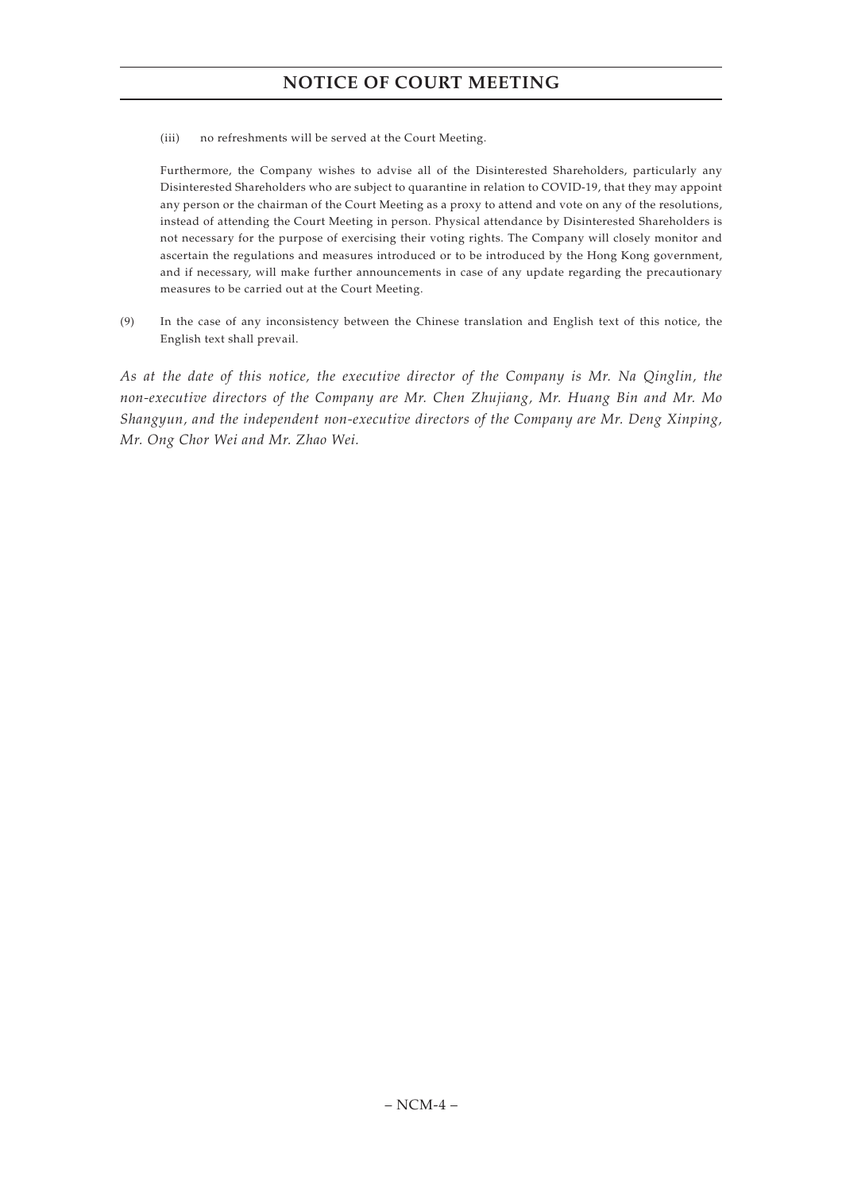(iii) no refreshments will be served at the Court Meeting.

Furthermore, the Company wishes to advise all of the Disinterested Shareholders, particularly any Disinterested Shareholders who are subject to quarantine in relation to COVID-19, that they may appoint any person or the chairman of the Court Meeting as a proxy to attend and vote on any of the resolutions, instead of attending the Court Meeting in person. Physical attendance by Disinterested Shareholders is not necessary for the purpose of exercising their voting rights. The Company will closely monitor and ascertain the regulations and measures introduced or to be introduced by the Hong Kong government, and if necessary, will make further announcements in case of any update regarding the precautionary measures to be carried out at the Court Meeting.

(9) In the case of any inconsistency between the Chinese translation and English text of this notice, the English text shall prevail.

*As at the date of this notice, the executive director of the Company is Mr. Na Qinglin, the non-executive directors of the Company are Mr. Chen Zhujiang, Mr. Huang Bin and Mr. Mo Shangyun, and the independent non-executive directors of the Company are Mr. Deng Xinping, Mr. Ong Chor Wei and Mr. Zhao Wei.*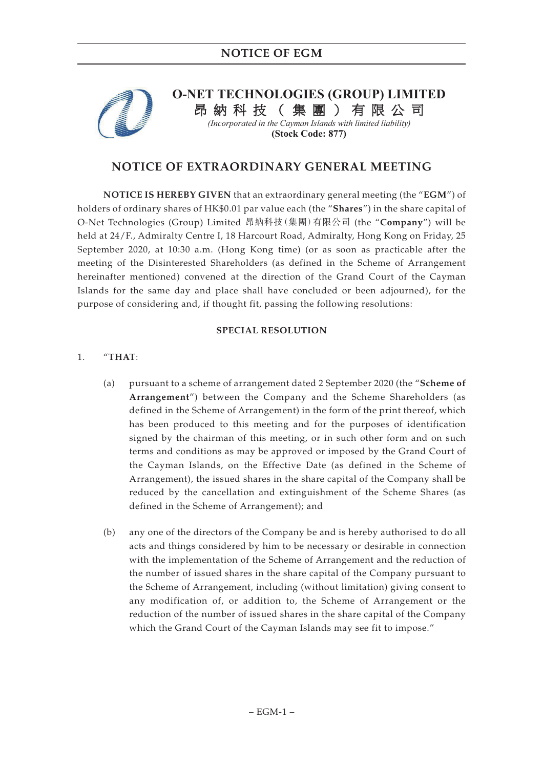# O-NET TECHNOLOGIES (GROUP) LIMITED

# 昂納科技(集團)有限公司

*(Incorporated in the Cayman Islands with limited liability)*

**(Stock Code: 877)**

## NOTICE OF EXTRAORDINARY GENERAL MEETING

**NOTICE IS HEREBY GIVEN** that an extraordinary general meeting (the "**EGM**") of holders of ordinary shares of HK$0.01 par value each (the "**Shares**") in the share capital of O-Net Technologies (Group) Limited 昂納科技(集團)有限公司 (the "**Company**") will be held at 24/F., Admiralty Centre I, 18 Harcourt Road, Admiralty, Hong Kong on Friday, 25 September 2020, at 10:30 a.m. (Hong Kong time) (or as soon as practicable after the meeting of the Disinterested Shareholders (as defined in the Scheme of Arrangement hereinafter mentioned) convened at the direction of the Grand Court of the Cayman Islands for the same day and place shall have concluded or been adjourned), for the purpose of considering and, if thought fit, passing the following resolutions:

**SPECIAL RESOLUTION**

1. "**THAT**:

   (a) pursuant to a scheme of arrangement dated 2 September 2020 (the "**Scheme of Arrangement**") between the Company and the Scheme Shareholders (as defined in the Scheme of Arrangement) in the form of the print thereof, which has been produced to this meeting and for the purposes of identification signed by the chairman of this meeting, or in such other form and on such terms and conditions as may be approved or imposed by the Grand Court of the Cayman Islands, on the Effective Date (as defined in the Scheme of Arrangement), the issued shares in the share capital of the Company shall be reduced by the cancellation and extinguishment of the Scheme Shares (as defined in the Scheme of Arrangement); and

   (b) any one of the directors of the Company be and is hereby authorised to do all acts and things considered by him to be necessary or desirable in connection with the implementation of the Scheme of Arrangement and the reduction of the number of issued shares in the share capital of the Company pursuant to the Scheme of Arrangement, including (without limitation) giving consent to any modification of, or addition to, the Scheme of Arrangement or the reduction of the number of issued shares in the share capital of the Company which the Grand Court of the Cayman Islands may see fit to impose."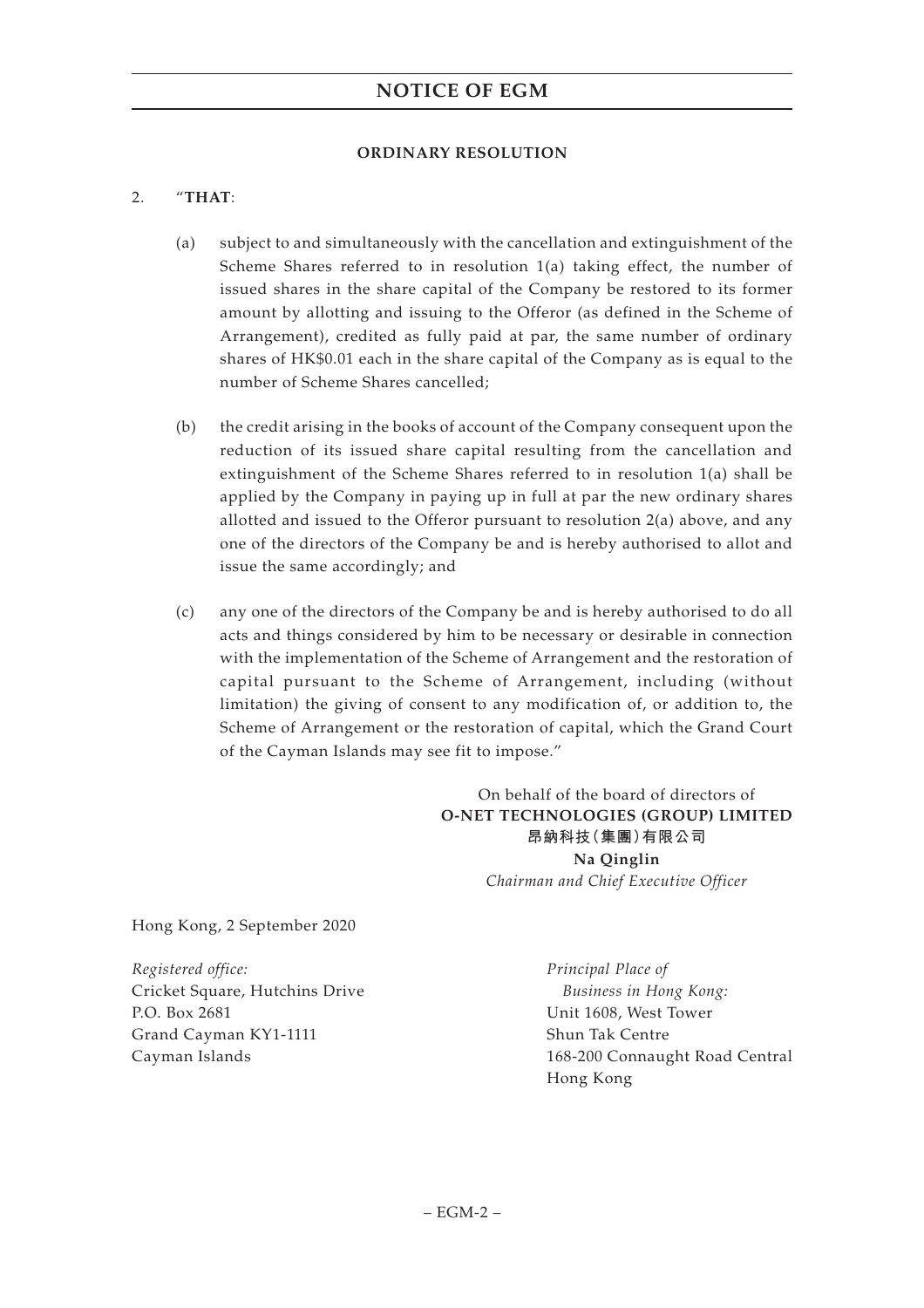### ORDINARY RESOLUTION

2. "**THAT**:

   (a) subject to and simultaneously with the cancellation and extinguishment of the Scheme Shares referred to in resolution 1(a) taking effect, the number of issued shares in the share capital of the Company be restored to its former amount by allotting and issuing to the Offeror (as defined in the Scheme of Arrangement), credited as fully paid at par, the same number of ordinary shares of HK$0.01 each in the share capital of the Company as is equal to the number of Scheme Shares cancelled;

   (b) the credit arising in the books of account of the Company consequent upon the reduction of its issued share capital resulting from the cancellation and extinguishment of the Scheme Shares referred to in resolution 1(a) shall be applied by the Company in paying up in full at par the new ordinary shares allotted and issued to the Offeror pursuant to resolution 2(a) above, and any one of the directors of the Company be and is hereby authorised to allot and issue the same accordingly; and

   (c) any one of the directors of the Company be and is hereby authorised to do all acts and things considered by him to be necessary or desirable in connection with the implementation of the Scheme of Arrangement and the restoration of capital pursuant to the Scheme of Arrangement, including (without limitation) the giving of consent to any modification of, or addition to, the Scheme of Arrangement or the restoration of capital, which the Grand Court of the Cayman Islands may see fit to impose."

On behalf of the board of directors of
**O-NET TECHNOLOGIES (GROUP) LIMITED**
**昂納科技(集團)有限公司**
**Na Qinglin**
*Chairman and Chief Executive Officer*

Hong Kong, 2 September 2020

*Registered office:*
Cricket Square, Hutchins Drive
P.O. Box 2681
Grand Cayman KY1-1111
Cayman Islands

*Principal Place of Business in Hong Kong:*
Unit 1608, West Tower
Shun Tak Centre
168-200 Connaught Road Central
Hong Kong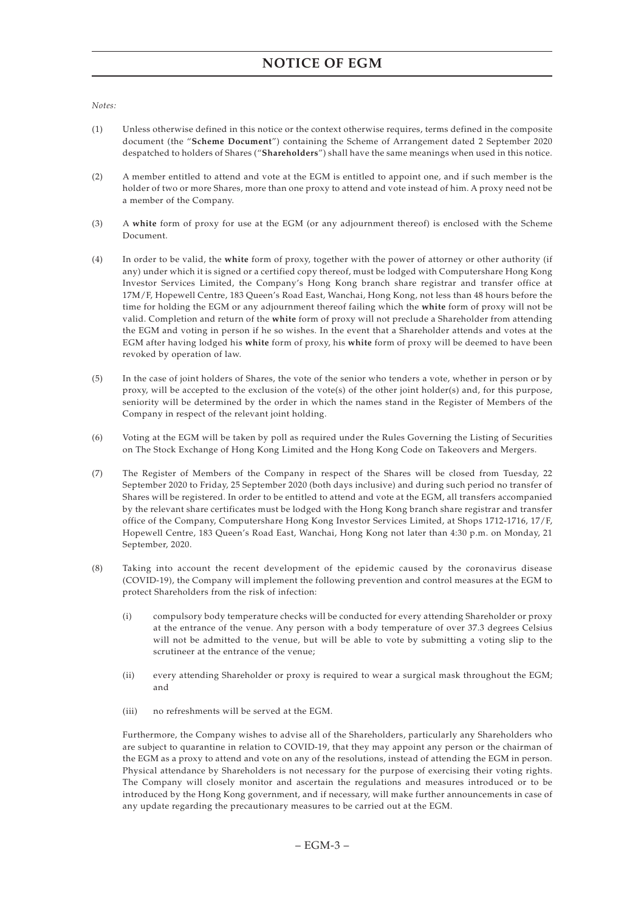# NOTICE OF EGM

*Notes:*

(1) Unless otherwise defined in this notice or the context otherwise requires, terms defined in the composite document (the "**Scheme Document**") containing the Scheme of Arrangement dated 2 September 2020 despatched to holders of Shares ("**Shareholders**") shall have the same meanings when used in this notice.

(2) A member entitled to attend and vote at the EGM is entitled to appoint one, and if such member is the holder of two or more Shares, more than one proxy to attend and vote instead of him. A proxy need not be a member of the Company.

(3) A **white** form of proxy for use at the EGM (or any adjournment thereof) is enclosed with the Scheme Document.

(4) In order to be valid, the **white** form of proxy, together with the power of attorney or other authority (if any) under which it is signed or a certified copy thereof, must be lodged with Computershare Hong Kong Investor Services Limited, the Company's Hong Kong branch share registrar and transfer office at 17M/F, Hopewell Centre, 183 Queen's Road East, Wanchai, Hong Kong, not less than 48 hours before the time for holding the EGM or any adjournment thereof failing which the **white** form of proxy will not be valid. Completion and return of the **white** form of proxy will not preclude a Shareholder from attending the EGM and voting in person if he so wishes. In the event that a Shareholder attends and votes at the EGM after having lodged his **white** form of proxy, his **white** form of proxy will be deemed to have been revoked by operation of law.

(5) In the case of joint holders of Shares, the vote of the senior who tenders a vote, whether in person or by proxy, will be accepted to the exclusion of the vote(s) of the other joint holder(s) and, for this purpose, seniority will be determined by the order in which the names stand in the Register of Members of the Company in respect of the relevant joint holding.

(6) Voting at the EGM will be taken by poll as required under the Rules Governing the Listing of Securities on The Stock Exchange of Hong Kong Limited and the Hong Kong Code on Takeovers and Mergers.

(7) The Register of Members of the Company in respect of the Shares will be closed from Tuesday, 22 September 2020 to Friday, 25 September 2020 (both days inclusive) and during such period no transfer of Shares will be registered. In order to be entitled to attend and vote at the EGM, all transfers accompanied by the relevant share certificates must be lodged with the Hong Kong branch share registrar and transfer office of the Company, Computershare Hong Kong Investor Services Limited, at Shops 1712-1716, 17/F, Hopewell Centre, 183 Queen's Road East, Wanchai, Hong Kong not later than 4:30 p.m. on Monday, 21 September, 2020.

(8) Taking into account the recent development of the epidemic caused by the coronavirus disease (COVID-19), the Company will implement the following prevention and control measures at the EGM to protect Shareholders from the risk of infection:

   (i) compulsory body temperature checks will be conducted for every attending Shareholder or proxy at the entrance of the venue. Any person with a body temperature of over 37.3 degrees Celsius will not be admitted to the venue, but will be able to vote by submitting a voting slip to the scrutineer at the entrance of the venue;

   (ii) every attending Shareholder or proxy is required to wear a surgical mask throughout the EGM; and

   (iii) no refreshments will be served at the EGM.

   Furthermore, the Company wishes to advise all of the Shareholders, particularly any Shareholders who are subject to quarantine in relation to COVID-19, that they may appoint any person or the chairman of the EGM as a proxy to attend and vote on any of the resolutions, instead of attending the EGM in person. Physical attendance by Shareholders is not necessary for the purpose of exercising their voting rights. The Company will closely monitor and ascertain the regulations and measures introduced or to be introduced by the Hong Kong government, and if necessary, will make further announcements in case of any update regarding the precautionary measures to be carried out at the EGM.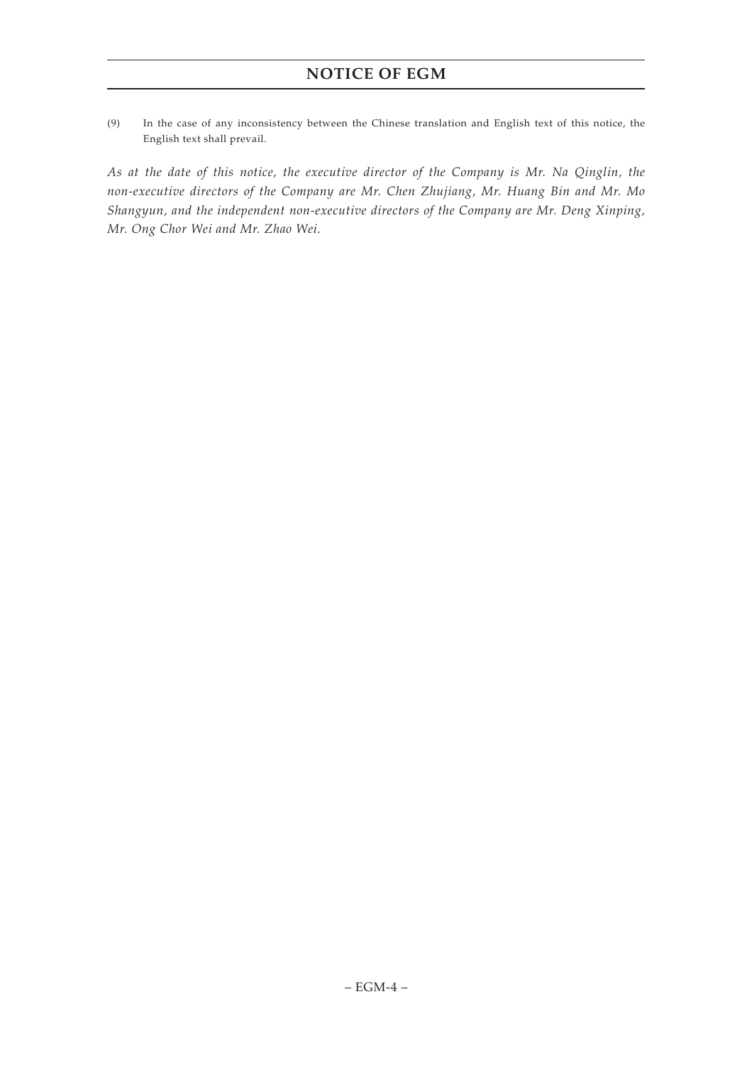(9) In the case of any inconsistency between the Chinese translation and English text of this notice, the English text shall prevail.

*As at the date of this notice, the executive director of the Company is Mr. Na Qinglin, the non-executive directors of the Company are Mr. Chen Zhujiang, Mr. Huang Bin and Mr. Mo Shangyun, and the independent non-executive directors of the Company are Mr. Deng Xinping, Mr. Ong Chor Wei and Mr. Zhao Wei.*